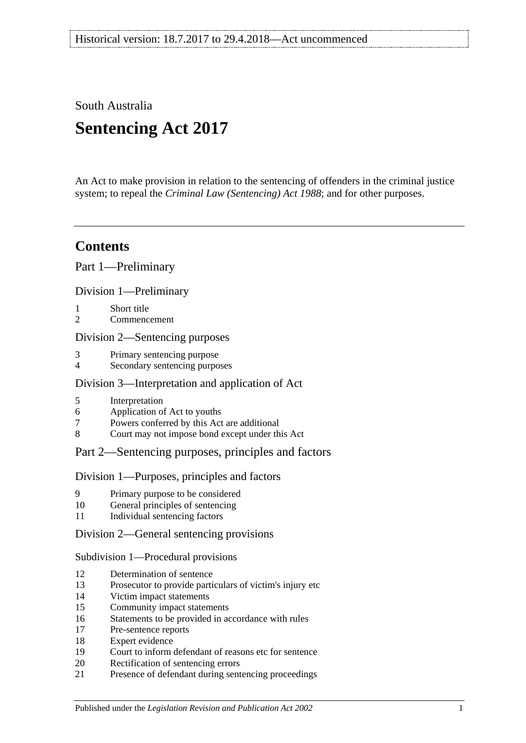Historical version: 18.7.2017 to 29.4.2018—Act uncommenced

South Australia

# Sentencing Act 2017

An Act to make provision in relation to the sentencing of offenders in the criminal justice system; to repeal the *Criminal Law (Sentencing) Act 1988*; and for other purposes.

---

## Contents

Part 1—Preliminary

Division 1—Preliminary

1 Short title
2 Commencement

Division 2—Sentencing purposes

3 Primary sentencing purpose
4 Secondary sentencing purposes

Division 3—Interpretation and application of Act

5 Interpretation
6 Application of Act to youths
7 Powers conferred by this Act are additional
8 Court may not impose bond except under this Act

Part 2—Sentencing purposes, principles and factors

Division 1—Purposes, principles and factors

9 Primary purpose to be considered
10 General principles of sentencing
11 Individual sentencing factors

Division 2—General sentencing provisions

Subdivision 1—Procedural provisions

12 Determination of sentence
13 Prosecutor to provide particulars of victim's injury etc
14 Victim impact statements
15 Community impact statements
16 Statements to be provided in accordance with rules
17 Pre-sentence reports
18 Expert evidence
19 Court to inform defendant of reasons etc for sentence
20 Rectification of sentencing errors
21 Presence of defendant during sentencing proceedings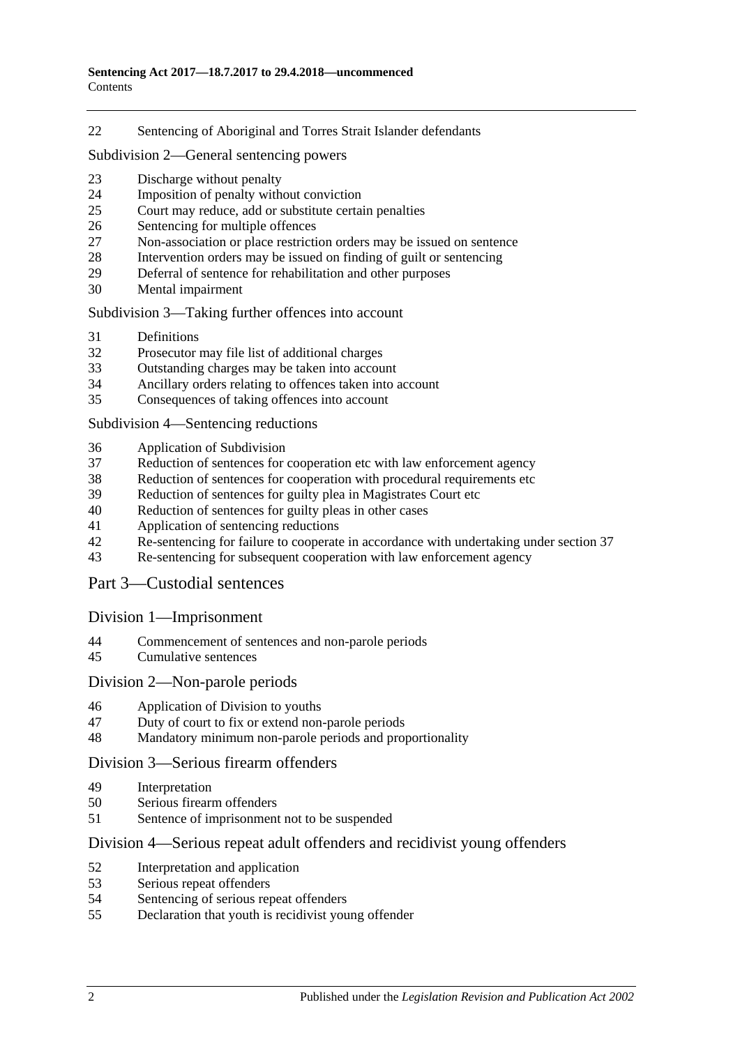22 Sentencing of Aboriginal and Torres Strait Islander defendants

Subdivision 2—General sentencing powers

23 Discharge without penalty
24 Imposition of penalty without conviction
25 Court may reduce, add or substitute certain penalties
26 Sentencing for multiple offences
27 Non-association or place restriction orders may be issued on sentence
28 Intervention orders may be issued on finding of guilt or sentencing
29 Deferral of sentence for rehabilitation and other purposes
30 Mental impairment

Subdivision 3—Taking further offences into account

31 Definitions
32 Prosecutor may file list of additional charges
33 Outstanding charges may be taken into account
34 Ancillary orders relating to offences taken into account
35 Consequences of taking offences into account

Subdivision 4—Sentencing reductions

36 Application of Subdivision
37 Reduction of sentences for cooperation etc with law enforcement agency
38 Reduction of sentences for cooperation with procedural requirements etc
39 Reduction of sentences for guilty plea in Magistrates Court etc
40 Reduction of sentences for guilty pleas in other cases
41 Application of sentencing reductions
42 Re-sentencing for failure to cooperate in accordance with undertaking under section 37
43 Re-sentencing for subsequent cooperation with law enforcement agency

## Part 3—Custodial sentences

### Division 1—Imprisonment

44 Commencement of sentences and non-parole periods
45 Cumulative sentences

### Division 2—Non-parole periods

46 Application of Division to youths
47 Duty of court to fix or extend non-parole periods
48 Mandatory minimum non-parole periods and proportionality

### Division 3—Serious firearm offenders

49 Interpretation
50 Serious firearm offenders
51 Sentence of imprisonment not to be suspended

### Division 4—Serious repeat adult offenders and recidivist young offenders

52 Interpretation and application
53 Serious repeat offenders
54 Sentencing of serious repeat offenders
55 Declaration that youth is recidivist young offender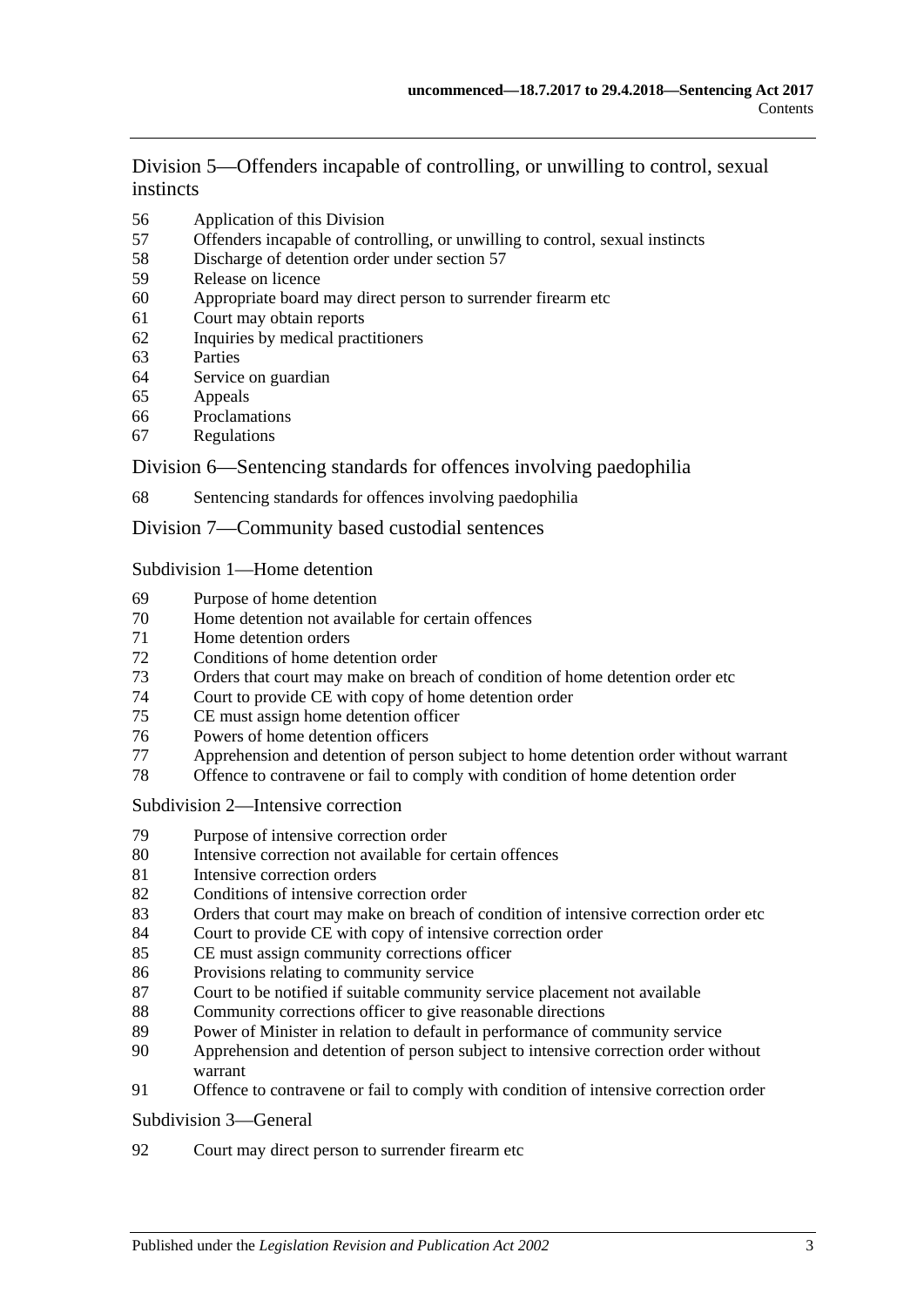## Division 5—Offenders incapable of controlling, or unwilling to control, sexual instincts

56 Application of this Division
57 Offenders incapable of controlling, or unwilling to control, sexual instincts
58 Discharge of detention order under section 57
59 Release on licence
60 Appropriate board may direct person to surrender firearm etc
61 Court may obtain reports
62 Inquiries by medical practitioners
63 Parties
64 Service on guardian
65 Appeals
66 Proclamations
67 Regulations

## Division 6—Sentencing standards for offences involving paedophilia

68 Sentencing standards for offences involving paedophilia

## Division 7—Community based custodial sentences

### Subdivision 1—Home detention

69 Purpose of home detention
70 Home detention not available for certain offences
71 Home detention orders
72 Conditions of home detention order
73 Orders that court may make on breach of condition of home detention order etc
74 Court to provide CE with copy of home detention order
75 CE must assign home detention officer
76 Powers of home detention officers
77 Apprehension and detention of person subject to home detention order without warrant
78 Offence to contravene or fail to comply with condition of home detention order

### Subdivision 2—Intensive correction

79 Purpose of intensive correction order
80 Intensive correction not available for certain offences
81 Intensive correction orders
82 Conditions of intensive correction order
83 Orders that court may make on breach of condition of intensive correction order etc
84 Court to provide CE with copy of intensive correction order
85 CE must assign community corrections officer
86 Provisions relating to community service
87 Court to be notified if suitable community service placement not available
88 Community corrections officer to give reasonable directions
89 Power of Minister in relation to default in performance of community service
90 Apprehension and detention of person subject to intensive correction order without warrant
91 Offence to contravene or fail to comply with condition of intensive correction order

### Subdivision 3—General

92 Court may direct person to surrender firearm etc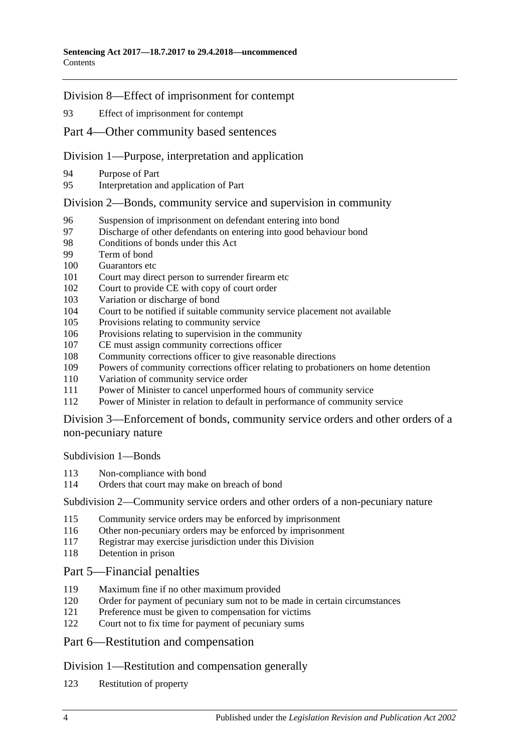## Division 8—Effect of imprisonment for contempt

93 Effect of imprisonment for contempt

# Part 4—Other community based sentences

## Division 1—Purpose, interpretation and application

94 Purpose of Part
95 Interpretation and application of Part

## Division 2—Bonds, community service and supervision in community

96 Suspension of imprisonment on defendant entering into bond
97 Discharge of other defendants on entering into good behaviour bond
98 Conditions of bonds under this Act
99 Term of bond
100 Guarantors etc
101 Court may direct person to surrender firearm etc
102 Court to provide CE with copy of court order
103 Variation or discharge of bond
104 Court to be notified if suitable community service placement not available
105 Provisions relating to community service
106 Provisions relating to supervision in the community
107 CE must assign community corrections officer
108 Community corrections officer to give reasonable directions
109 Powers of community corrections officer relating to probationers on home detention
110 Variation of community service order
111 Power of Minister to cancel unperformed hours of community service
112 Power of Minister in relation to default in performance of community service

## Division 3—Enforcement of bonds, community service orders and other orders of a non-pecuniary nature

### Subdivision 1—Bonds

113 Non-compliance with bond
114 Orders that court may make on breach of bond

### Subdivision 2—Community service orders and other orders of a non-pecuniary nature

115 Community service orders may be enforced by imprisonment
116 Other non-pecuniary orders may be enforced by imprisonment
117 Registrar may exercise jurisdiction under this Division
118 Detention in prison

# Part 5—Financial penalties

119 Maximum fine if no other maximum provided
120 Order for payment of pecuniary sum not to be made in certain circumstances
121 Preference must be given to compensation for victims
122 Court not to fix time for payment of pecuniary sums

# Part 6—Restitution and compensation

## Division 1—Restitution and compensation generally

123 Restitution of property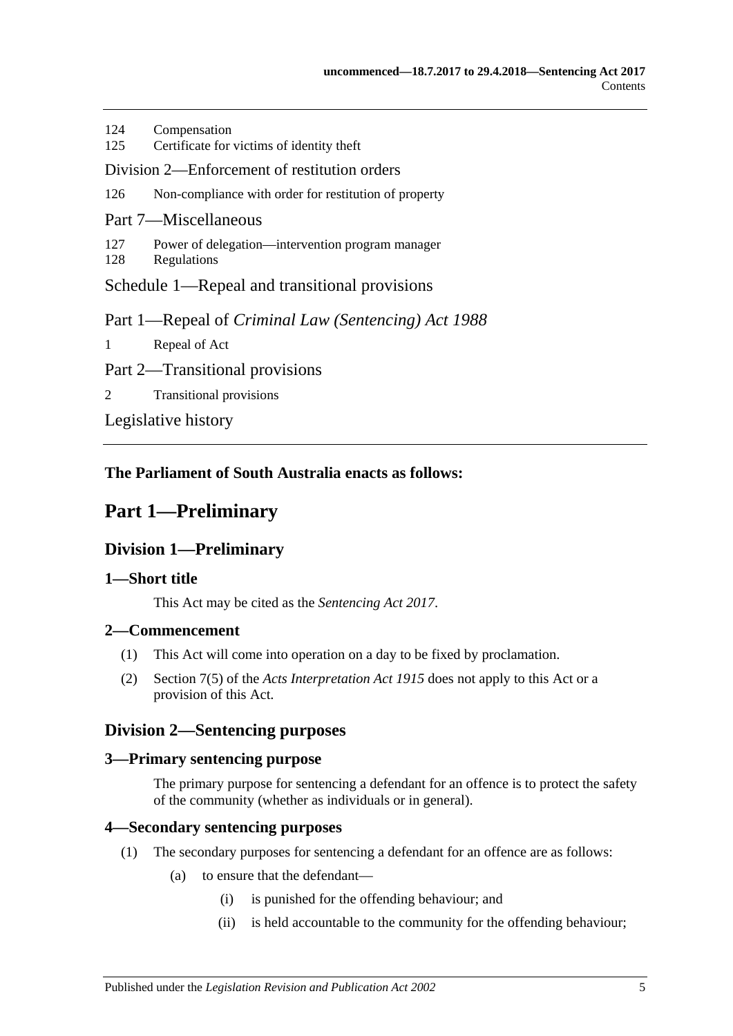124 Compensation
125 Certificate for victims of identity theft

Division 2—Enforcement of restitution orders

126 Non-compliance with order for restitution of property

Part 7—Miscellaneous

127 Power of delegation—intervention program manager
128 Regulations

Schedule 1—Repeal and transitional provisions

Part 1—Repeal of *Criminal Law (Sentencing) Act 1988*

1 Repeal of Act

Part 2—Transitional provisions

2 Transitional provisions

Legislative history

**The Parliament of South Australia enacts as follows:**

# Part 1—Preliminary

## Division 1—Preliminary

### 1—Short title

This Act may be cited as the *Sentencing Act 2017*.

### 2—Commencement

(1) This Act will come into operation on a day to be fixed by proclamation.

(2) Section 7(5) of the *Acts Interpretation Act 1915* does not apply to this Act or a provision of this Act.

## Division 2—Sentencing purposes

### 3—Primary sentencing purpose

The primary purpose for sentencing a defendant for an offence is to protect the safety of the community (whether as individuals or in general).

### 4—Secondary sentencing purposes

(1) The secondary purposes for sentencing a defendant for an offence are as follows:

(a) to ensure that the defendant—

(i) is punished for the offending behaviour; and

(ii) is held accountable to the community for the offending behaviour;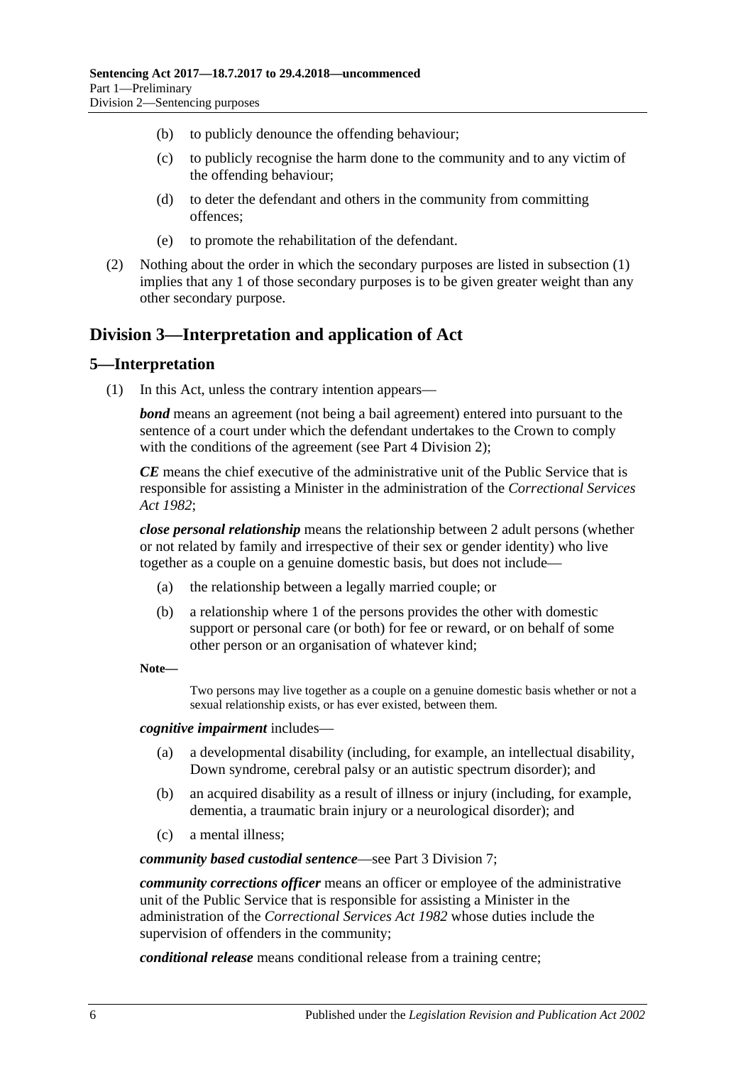(b) to publicly denounce the offending behaviour;

(c) to publicly recognise the harm done to the community and to any victim of the offending behaviour;

(d) to deter the defendant and others in the community from committing offences;

(e) to promote the rehabilitation of the defendant.

(2) Nothing about the order in which the secondary purposes are listed in subsection (1) implies that any 1 of those secondary purposes is to be given greater weight than any other secondary purpose.

## Division 3—Interpretation and application of Act

### 5—Interpretation

(1) In this Act, unless the contrary intention appears—

***bond*** means an agreement (not being a bail agreement) entered into pursuant to the sentence of a court under which the defendant undertakes to the Crown to comply with the conditions of the agreement (see Part 4 Division 2);

***CE*** means the chief executive of the administrative unit of the Public Service that is responsible for assisting a Minister in the administration of the *Correctional Services Act 1982*;

***close personal relationship*** means the relationship between 2 adult persons (whether or not related by family and irrespective of their sex or gender identity) who live together as a couple on a genuine domestic basis, but does not include—

(a) the relationship between a legally married couple; or

(b) a relationship where 1 of the persons provides the other with domestic support or personal care (or both) for fee or reward, or on behalf of some other person or an organisation of whatever kind;

**Note—**

Two persons may live together as a couple on a genuine domestic basis whether or not a sexual relationship exists, or has ever existed, between them.

***cognitive impairment*** includes—

(a) a developmental disability (including, for example, an intellectual disability, Down syndrome, cerebral palsy or an autistic spectrum disorder); and

(b) an acquired disability as a result of illness or injury (including, for example, dementia, a traumatic brain injury or a neurological disorder); and

(c) a mental illness;

***community based custodial sentence***—see Part 3 Division 7;

***community corrections officer*** means an officer or employee of the administrative unit of the Public Service that is responsible for assisting a Minister in the administration of the *Correctional Services Act 1982* whose duties include the supervision of offenders in the community;

***conditional release*** means conditional release from a training centre;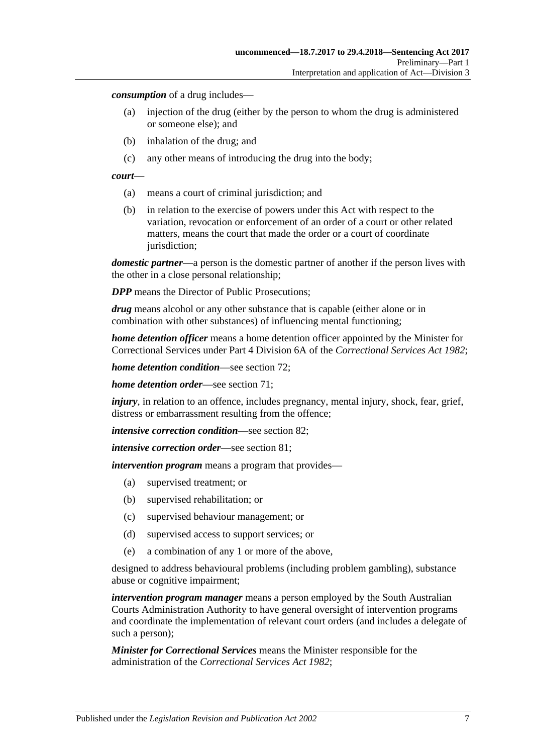***consumption*** of a drug includes—

- (a) injection of the drug (either by the person to whom the drug is administered or someone else); and
- (b) inhalation of the drug; and
- (c) any other means of introducing the drug into the body;

***court***—

- (a) means a court of criminal jurisdiction; and
- (b) in relation to the exercise of powers under this Act with respect to the variation, revocation or enforcement of an order of a court or other related matters, means the court that made the order or a court of coordinate jurisdiction;

***domestic partner***—a person is the domestic partner of another if the person lives with the other in a close personal relationship;

***DPP*** means the Director of Public Prosecutions;

***drug*** means alcohol or any other substance that is capable (either alone or in combination with other substances) of influencing mental functioning;

***home detention officer*** means a home detention officer appointed by the Minister for Correctional Services under Part 4 Division 6A of the *Correctional Services Act 1982*;

***home detention condition***—see section 72;

***home detention order***—see section 71;

***injury***, in relation to an offence, includes pregnancy, mental injury, shock, fear, grief, distress or embarrassment resulting from the offence;

***intensive correction condition***—see section 82;

***intensive correction order***—see section 81;

***intervention program*** means a program that provides—

- (a) supervised treatment; or
- (b) supervised rehabilitation; or
- (c) supervised behaviour management; or
- (d) supervised access to support services; or
- (e) a combination of any 1 or more of the above,

designed to address behavioural problems (including problem gambling), substance abuse or cognitive impairment;

***intervention program manager*** means a person employed by the South Australian Courts Administration Authority to have general oversight of intervention programs and coordinate the implementation of relevant court orders (and includes a delegate of such a person);

***Minister for Correctional Services*** means the Minister responsible for the administration of the *Correctional Services Act 1982*;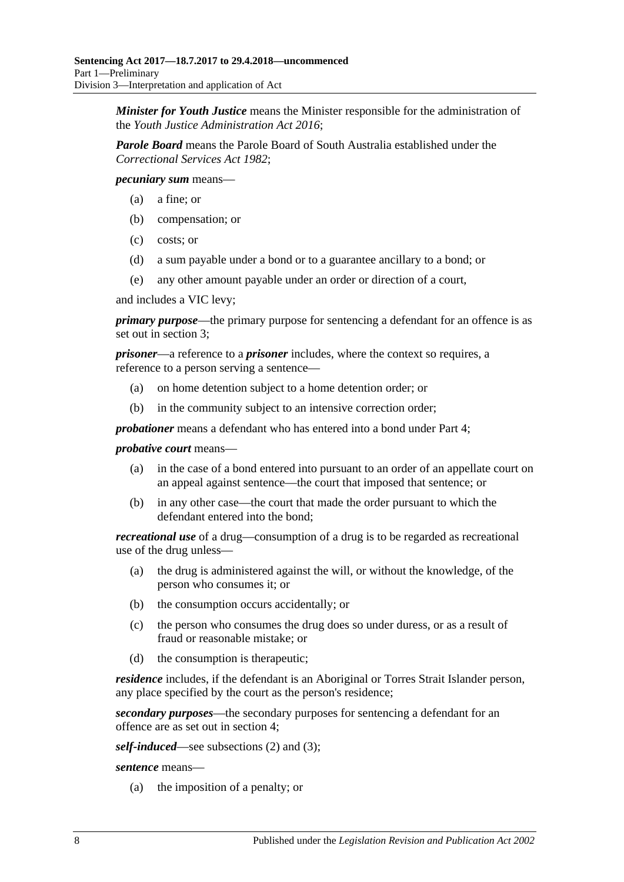***Minister for Youth Justice*** means the Minister responsible for the administration of the *Youth Justice Administration Act 2016*;

***Parole Board*** means the Parole Board of South Australia established under the *Correctional Services Act 1982*;

***pecuniary sum*** means—

(a) a fine; or

(b) compensation; or

(c) costs; or

(d) a sum payable under a bond or to a guarantee ancillary to a bond; or

(e) any other amount payable under an order or direction of a court,

and includes a VIC levy;

***primary purpose***—the primary purpose for sentencing a defendant for an offence is as set out in section 3;

***prisoner***—a reference to a ***prisoner*** includes, where the context so requires, a reference to a person serving a sentence—

(a) on home detention subject to a home detention order; or

(b) in the community subject to an intensive correction order;

***probationer*** means a defendant who has entered into a bond under Part 4;

***probative court*** means—

(a) in the case of a bond entered into pursuant to an order of an appellate court on an appeal against sentence—the court that imposed that sentence; or

(b) in any other case—the court that made the order pursuant to which the defendant entered into the bond;

***recreational use*** of a drug—consumption of a drug is to be regarded as recreational use of the drug unless—

(a) the drug is administered against the will, or without the knowledge, of the person who consumes it; or

(b) the consumption occurs accidentally; or

(c) the person who consumes the drug does so under duress, or as a result of fraud or reasonable mistake; or

(d) the consumption is therapeutic;

***residence*** includes, if the defendant is an Aboriginal or Torres Strait Islander person, any place specified by the court as the person's residence;

***secondary purposes***—the secondary purposes for sentencing a defendant for an offence are as set out in section 4;

***self-induced***—see subsections (2) and (3);

***sentence*** means—

(a) the imposition of a penalty; or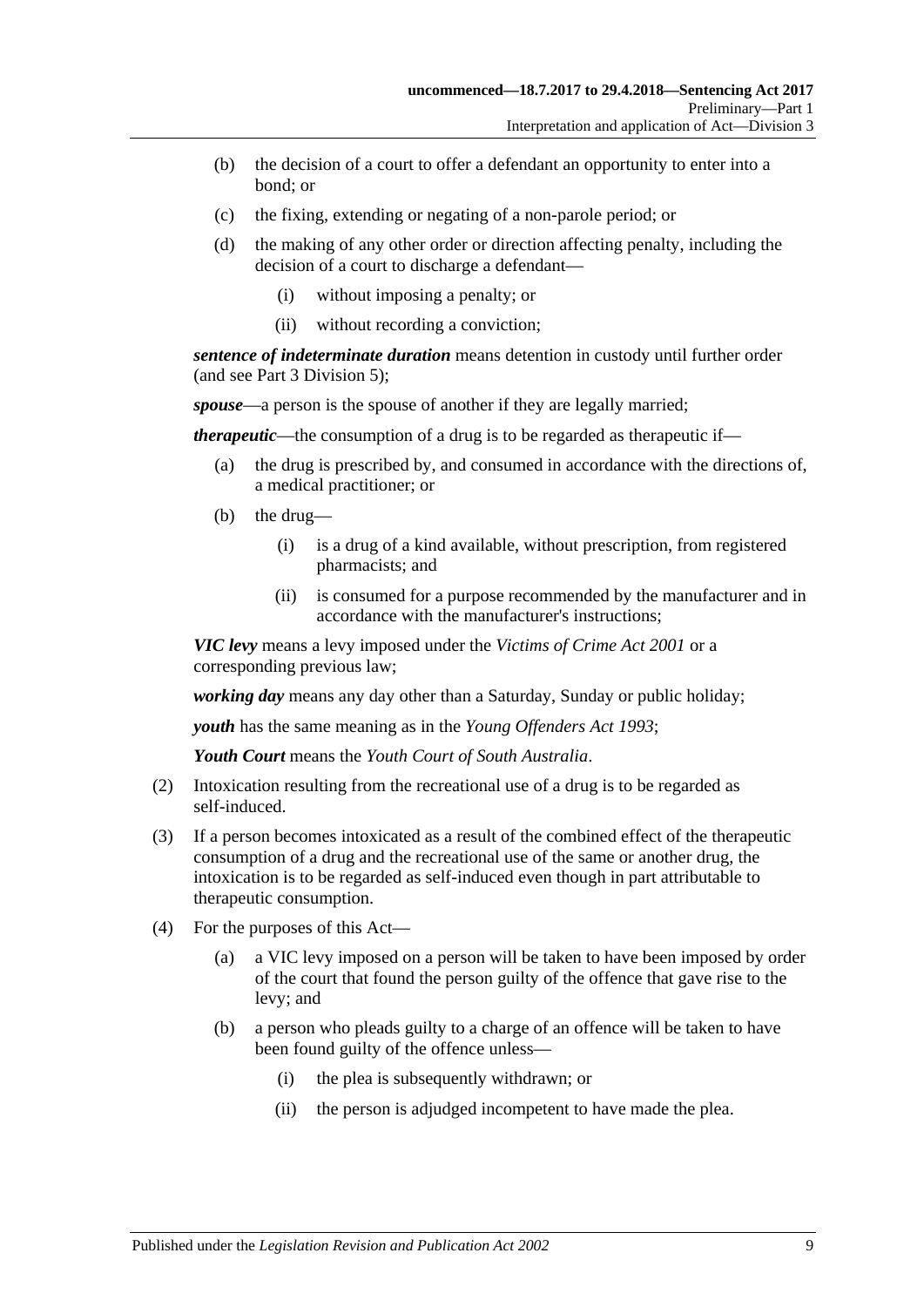(b) the decision of a court to offer a defendant an opportunity to enter into a bond; or

(c) the fixing, extending or negating of a non-parole period; or

(d) the making of any other order or direction affecting penalty, including the decision of a court to discharge a defendant—

  (i) without imposing a penalty; or

  (ii) without recording a conviction;

***sentence of indeterminate duration*** means detention in custody until further order (and see Part 3 Division 5);

***spouse***—a person is the spouse of another if they are legally married;

***therapeutic***—the consumption of a drug is to be regarded as therapeutic if—

(a) the drug is prescribed by, and consumed in accordance with the directions of, a medical practitioner; or

(b) the drug—

  (i) is a drug of a kind available, without prescription, from registered pharmacists; and

  (ii) is consumed for a purpose recommended by the manufacturer and in accordance with the manufacturer's instructions;

***VIC levy*** means a levy imposed under the *Victims of Crime Act 2001* or a corresponding previous law;

***working day*** means any day other than a Saturday, Sunday or public holiday;

***youth*** has the same meaning as in the *Young Offenders Act 1993*;

***Youth Court*** means the *Youth Court of South Australia*.

(2) Intoxication resulting from the recreational use of a drug is to be regarded as self-induced.

(3) If a person becomes intoxicated as a result of the combined effect of the therapeutic consumption of a drug and the recreational use of the same or another drug, the intoxication is to be regarded as self-induced even though in part attributable to therapeutic consumption.

(4) For the purposes of this Act—

(a) a VIC levy imposed on a person will be taken to have been imposed by order of the court that found the person guilty of the offence that gave rise to the levy; and

(b) a person who pleads guilty to a charge of an offence will be taken to have been found guilty of the offence unless—

  (i) the plea is subsequently withdrawn; or

  (ii) the person is adjudged incompetent to have made the plea.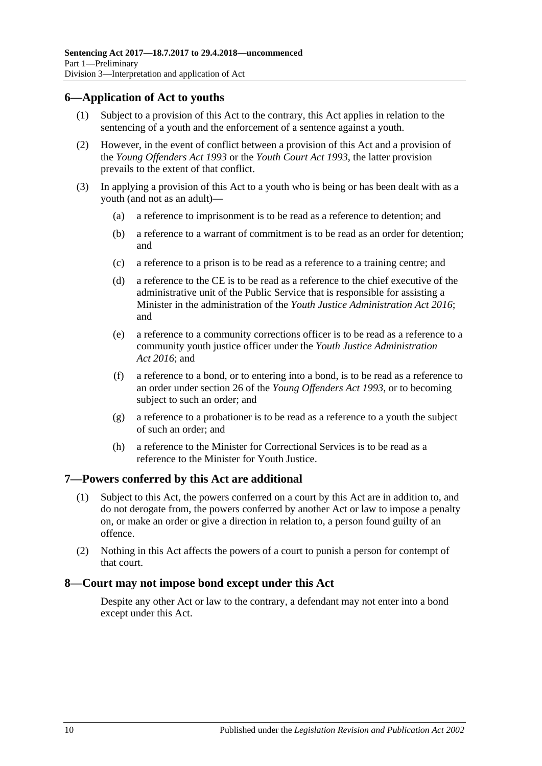## 6—Application of Act to youths

(1) Subject to a provision of this Act to the contrary, this Act applies in relation to the sentencing of a youth and the enforcement of a sentence against a youth.

(2) However, in the event of conflict between a provision of this Act and a provision of the *Young Offenders Act 1993* or the *Youth Court Act 1993*, the latter provision prevails to the extent of that conflict.

(3) In applying a provision of this Act to a youth who is being or has been dealt with as a youth (and not as an adult)—

(a) a reference to imprisonment is to be read as a reference to detention; and

(b) a reference to a warrant of commitment is to be read as an order for detention; and

(c) a reference to a prison is to be read as a reference to a training centre; and

(d) a reference to the CE is to be read as a reference to the chief executive of the administrative unit of the Public Service that is responsible for assisting a Minister in the administration of the *Youth Justice Administration Act 2016*; and

(e) a reference to a community corrections officer is to be read as a reference to a community youth justice officer under the *Youth Justice Administration Act 2016*; and

(f) a reference to a bond, or to entering into a bond, is to be read as a reference to an order under section 26 of the *Young Offenders Act 1993*, or to becoming subject to such an order; and

(g) a reference to a probationer is to be read as a reference to a youth the subject of such an order; and

(h) a reference to the Minister for Correctional Services is to be read as a reference to the Minister for Youth Justice.

## 7—Powers conferred by this Act are additional

(1) Subject to this Act, the powers conferred on a court by this Act are in addition to, and do not derogate from, the powers conferred by another Act or law to impose a penalty on, or make an order or give a direction in relation to, a person found guilty of an offence.

(2) Nothing in this Act affects the powers of a court to punish a person for contempt of that court.

## 8—Court may not impose bond except under this Act

Despite any other Act or law to the contrary, a defendant may not enter into a bond except under this Act.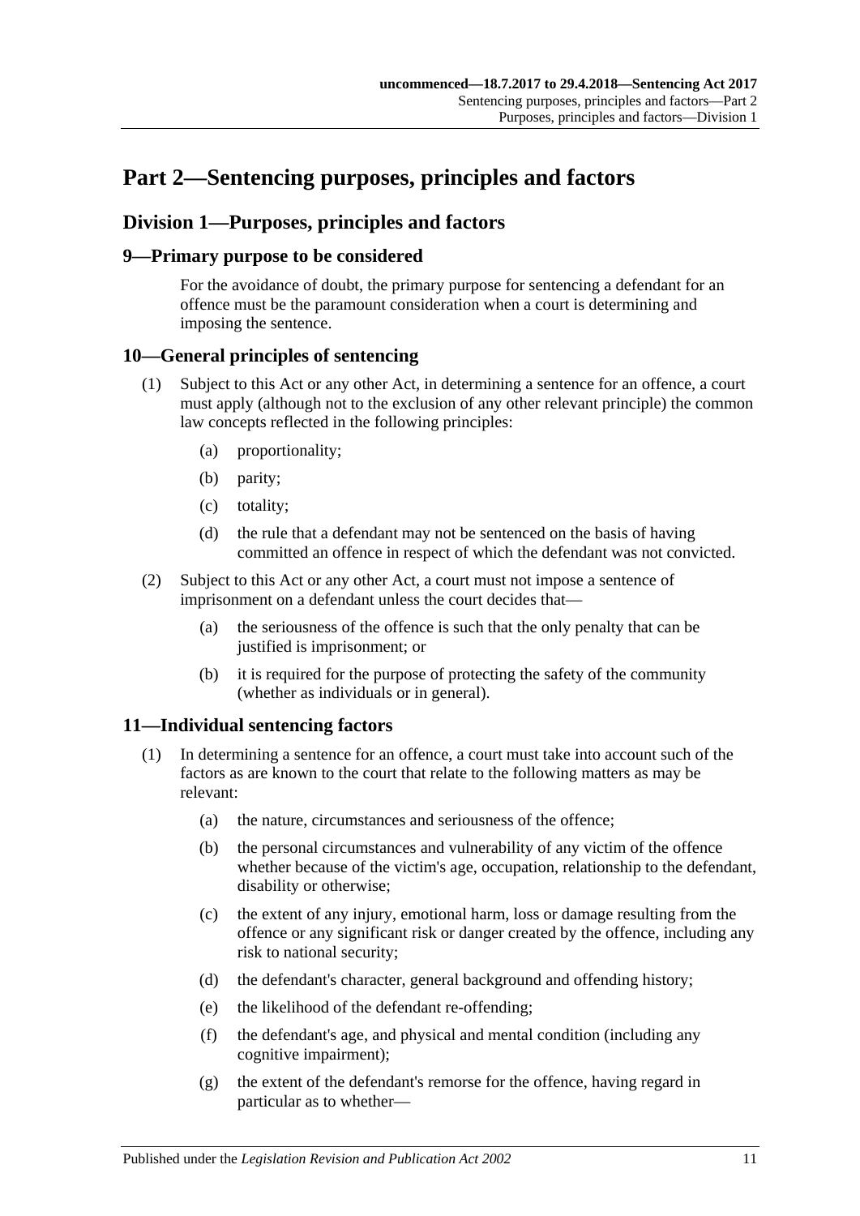# Part 2—Sentencing purposes, principles and factors

## Division 1—Purposes, principles and factors

### 9—Primary purpose to be considered

For the avoidance of doubt, the primary purpose for sentencing a defendant for an offence must be the paramount consideration when a court is determining and imposing the sentence.

### 10—General principles of sentencing

(1) Subject to this Act or any other Act, in determining a sentence for an offence, a court must apply (although not to the exclusion of any other relevant principle) the common law concepts reflected in the following principles:

(a) proportionality;

(b) parity;

(c) totality;

(d) the rule that a defendant may not be sentenced on the basis of having committed an offence in respect of which the defendant was not convicted.

(2) Subject to this Act or any other Act, a court must not impose a sentence of imprisonment on a defendant unless the court decides that—

(a) the seriousness of the offence is such that the only penalty that can be justified is imprisonment; or

(b) it is required for the purpose of protecting the safety of the community (whether as individuals or in general).

### 11—Individual sentencing factors

(1) In determining a sentence for an offence, a court must take into account such of the factors as are known to the court that relate to the following matters as may be relevant:

(a) the nature, circumstances and seriousness of the offence;

(b) the personal circumstances and vulnerability of any victim of the offence whether because of the victim's age, occupation, relationship to the defendant, disability or otherwise;

(c) the extent of any injury, emotional harm, loss or damage resulting from the offence or any significant risk or danger created by the offence, including any risk to national security;

(d) the defendant's character, general background and offending history;

(e) the likelihood of the defendant re-offending;

(f) the defendant's age, and physical and mental condition (including any cognitive impairment);

(g) the extent of the defendant's remorse for the offence, having regard in particular as to whether—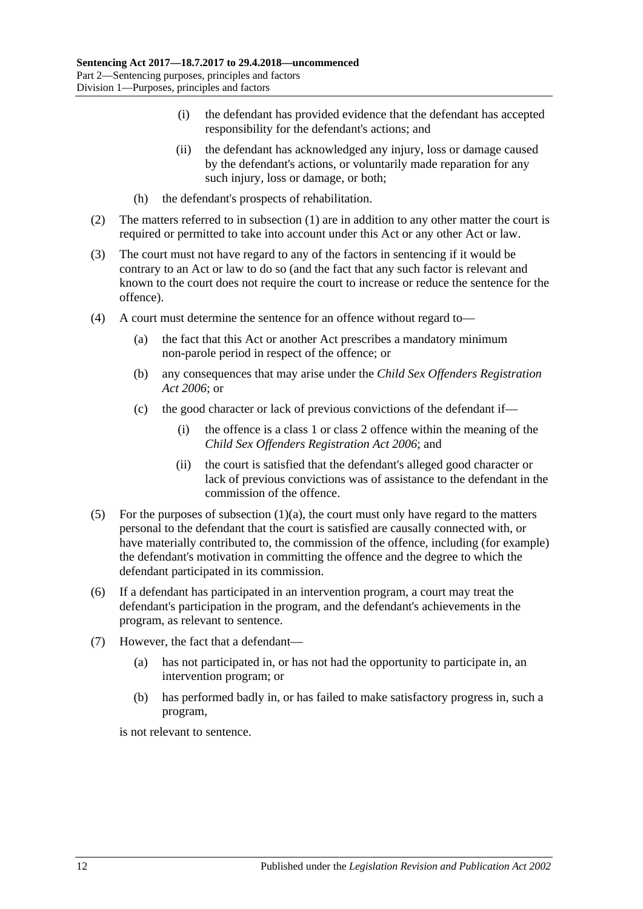(i) the defendant has provided evidence that the defendant has accepted responsibility for the defendant's actions; and

(ii) the defendant has acknowledged any injury, loss or damage caused by the defendant's actions, or voluntarily made reparation for any such injury, loss or damage, or both;

(h) the defendant's prospects of rehabilitation.

(2) The matters referred to in subsection (1) are in addition to any other matter the court is required or permitted to take into account under this Act or any other Act or law.

(3) The court must not have regard to any of the factors in sentencing if it would be contrary to an Act or law to do so (and the fact that any such factor is relevant and known to the court does not require the court to increase or reduce the sentence for the offence).

(4) A court must determine the sentence for an offence without regard to—

(a) the fact that this Act or another Act prescribes a mandatory minimum non-parole period in respect of the offence; or

(b) any consequences that may arise under the *Child Sex Offenders Registration Act 2006*; or

(c) the good character or lack of previous convictions of the defendant if—

(i) the offence is a class 1 or class 2 offence within the meaning of the *Child Sex Offenders Registration Act 2006*; and

(ii) the court is satisfied that the defendant's alleged good character or lack of previous convictions was of assistance to the defendant in the commission of the offence.

(5) For the purposes of subsection (1)(a), the court must only have regard to the matters personal to the defendant that the court is satisfied are causally connected with, or have materially contributed to, the commission of the offence, including (for example) the defendant's motivation in committing the offence and the degree to which the defendant participated in its commission.

(6) If a defendant has participated in an intervention program, a court may treat the defendant's participation in the program, and the defendant's achievements in the program, as relevant to sentence.

(7) However, the fact that a defendant—

(a) has not participated in, or has not had the opportunity to participate in, an intervention program; or

(b) has performed badly in, or has failed to make satisfactory progress in, such a program,

is not relevant to sentence.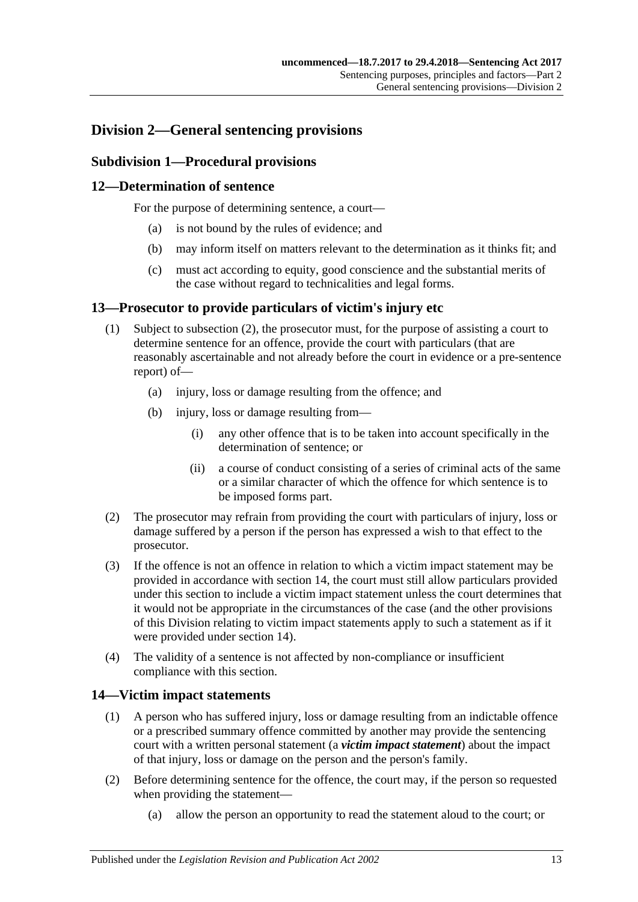## Division 2—General sentencing provisions

### Subdivision 1—Procedural provisions

### 12—Determination of sentence

For the purpose of determining sentence, a court—

(a) is not bound by the rules of evidence; and

(b) may inform itself on matters relevant to the determination as it thinks fit; and

(c) must act according to equity, good conscience and the substantial merits of the case without regard to technicalities and legal forms.

### 13—Prosecutor to provide particulars of victim's injury etc

(1) Subject to subsection (2), the prosecutor must, for the purpose of assisting a court to determine sentence for an offence, provide the court with particulars (that are reasonably ascertainable and not already before the court in evidence or a pre-sentence report) of—

(a) injury, loss or damage resulting from the offence; and

(b) injury, loss or damage resulting from—

(i) any other offence that is to be taken into account specifically in the determination of sentence; or

(ii) a course of conduct consisting of a series of criminal acts of the same or a similar character of which the offence for which sentence is to be imposed forms part.

(2) The prosecutor may refrain from providing the court with particulars of injury, loss or damage suffered by a person if the person has expressed a wish to that effect to the prosecutor.

(3) If the offence is not an offence in relation to which a victim impact statement may be provided in accordance with section 14, the court must still allow particulars provided under this section to include a victim impact statement unless the court determines that it would not be appropriate in the circumstances of the case (and the other provisions of this Division relating to victim impact statements apply to such a statement as if it were provided under section 14).

(4) The validity of a sentence is not affected by non-compliance or insufficient compliance with this section.

### 14—Victim impact statements

(1) A person who has suffered injury, loss or damage resulting from an indictable offence or a prescribed summary offence committed by another may provide the sentencing court with a written personal statement (a ***victim impact statement***) about the impact of that injury, loss or damage on the person and the person's family.

(2) Before determining sentence for the offence, the court may, if the person so requested when providing the statement—

(a) allow the person an opportunity to read the statement aloud to the court; or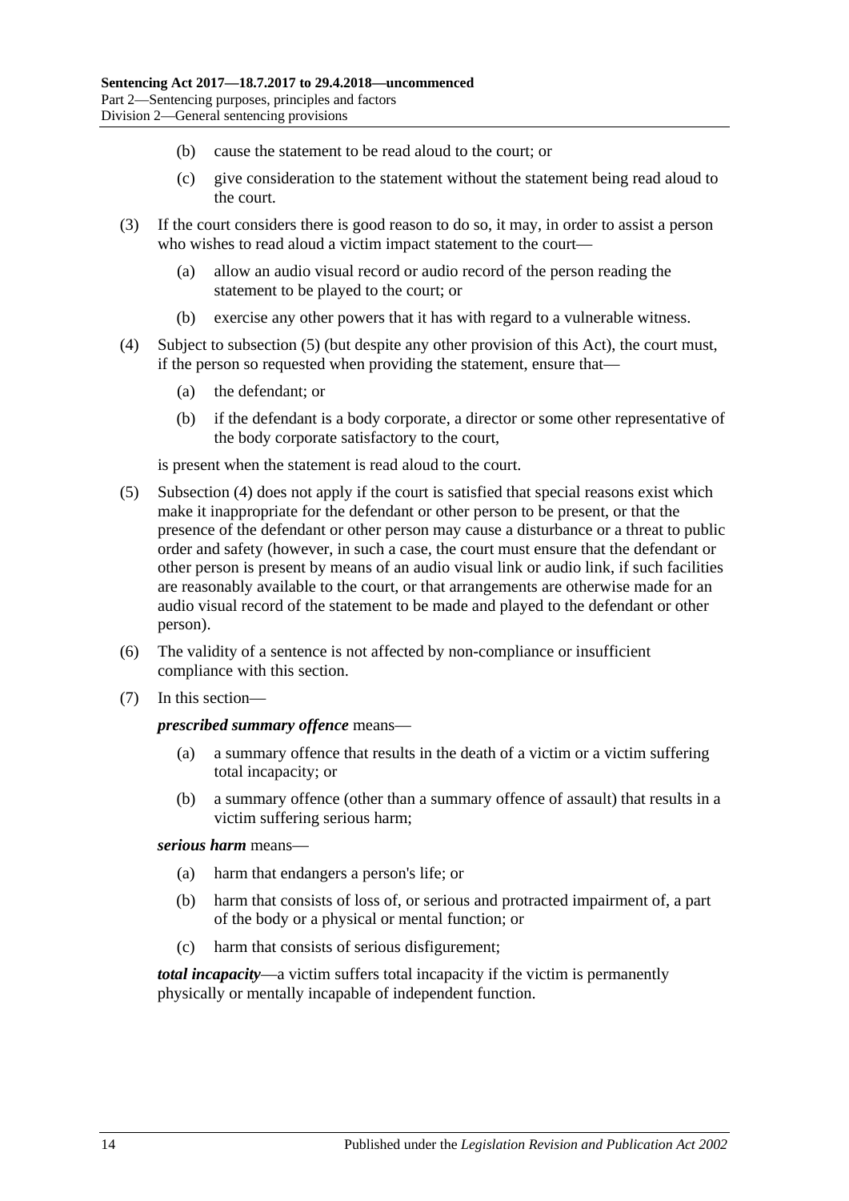(b) cause the statement to be read aloud to the court; or

(c) give consideration to the statement without the statement being read aloud to the court.

(3) If the court considers there is good reason to do so, it may, in order to assist a person who wishes to read aloud a victim impact statement to the court—

(a) allow an audio visual record or audio record of the person reading the statement to be played to the court; or

(b) exercise any other powers that it has with regard to a vulnerable witness.

(4) Subject to subsection (5) (but despite any other provision of this Act), the court must, if the person so requested when providing the statement, ensure that—

(a) the defendant; or

(b) if the defendant is a body corporate, a director or some other representative of the body corporate satisfactory to the court,

is present when the statement is read aloud to the court.

(5) Subsection (4) does not apply if the court is satisfied that special reasons exist which make it inappropriate for the defendant or other person to be present, or that the presence of the defendant or other person may cause a disturbance or a threat to public order and safety (however, in such a case, the court must ensure that the defendant or other person is present by means of an audio visual link or audio link, if such facilities are reasonably available to the court, or that arrangements are otherwise made for an audio visual record of the statement to be made and played to the defendant or other person).

(6) The validity of a sentence is not affected by non-compliance or insufficient compliance with this section.

(7) In this section—

***prescribed summary offence*** means—

(a) a summary offence that results in the death of a victim or a victim suffering total incapacity; or

(b) a summary offence (other than a summary offence of assault) that results in a victim suffering serious harm;

***serious harm*** means—

(a) harm that endangers a person's life; or

(b) harm that consists of loss of, or serious and protracted impairment of, a part of the body or a physical or mental function; or

(c) harm that consists of serious disfigurement;

***total incapacity***—a victim suffers total incapacity if the victim is permanently physically or mentally incapable of independent function.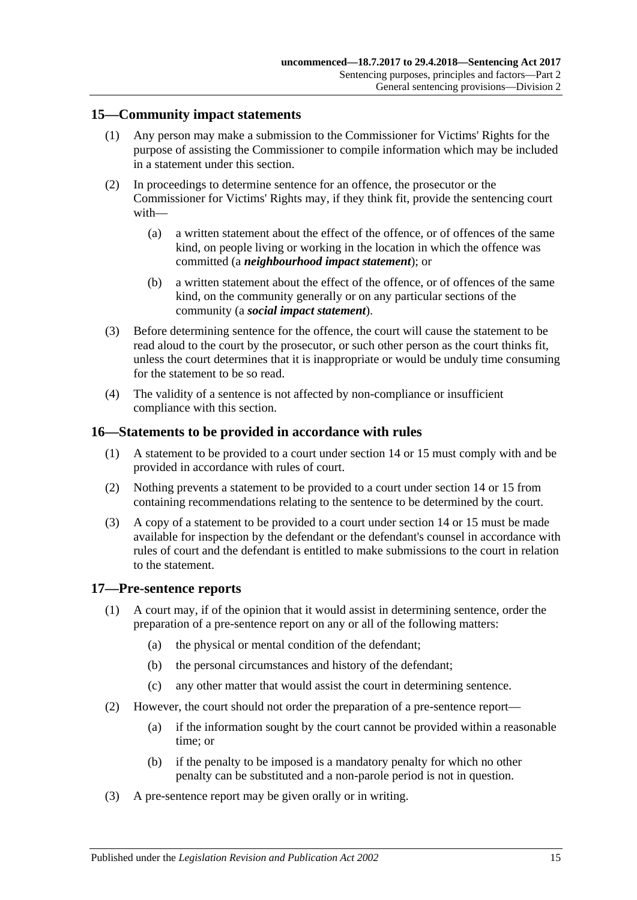## 15—Community impact statements

(1) Any person may make a submission to the Commissioner for Victims' Rights for the purpose of assisting the Commissioner to compile information which may be included in a statement under this section.

(2) In proceedings to determine sentence for an offence, the prosecutor or the Commissioner for Victims' Rights may, if they think fit, provide the sentencing court with—

(a) a written statement about the effect of the offence, or of offences of the same kind, on people living or working in the location in which the offence was committed (a ***neighbourhood impact statement***); or

(b) a written statement about the effect of the offence, or of offences of the same kind, on the community generally or on any particular sections of the community (a ***social impact statement***).

(3) Before determining sentence for the offence, the court will cause the statement to be read aloud to the court by the prosecutor, or such other person as the court thinks fit, unless the court determines that it is inappropriate or would be unduly time consuming for the statement to be so read.

(4) The validity of a sentence is not affected by non-compliance or insufficient compliance with this section.

## 16—Statements to be provided in accordance with rules

(1) A statement to be provided to a court under section 14 or 15 must comply with and be provided in accordance with rules of court.

(2) Nothing prevents a statement to be provided to a court under section 14 or 15 from containing recommendations relating to the sentence to be determined by the court.

(3) A copy of a statement to be provided to a court under section 14 or 15 must be made available for inspection by the defendant or the defendant's counsel in accordance with rules of court and the defendant is entitled to make submissions to the court in relation to the statement.

## 17—Pre-sentence reports

(1) A court may, if of the opinion that it would assist in determining sentence, order the preparation of a pre-sentence report on any or all of the following matters:

(a) the physical or mental condition of the defendant;

(b) the personal circumstances and history of the defendant;

(c) any other matter that would assist the court in determining sentence.

(2) However, the court should not order the preparation of a pre-sentence report—

(a) if the information sought by the court cannot be provided within a reasonable time; or

(b) if the penalty to be imposed is a mandatory penalty for which no other penalty can be substituted and a non-parole period is not in question.

(3) A pre-sentence report may be given orally or in writing.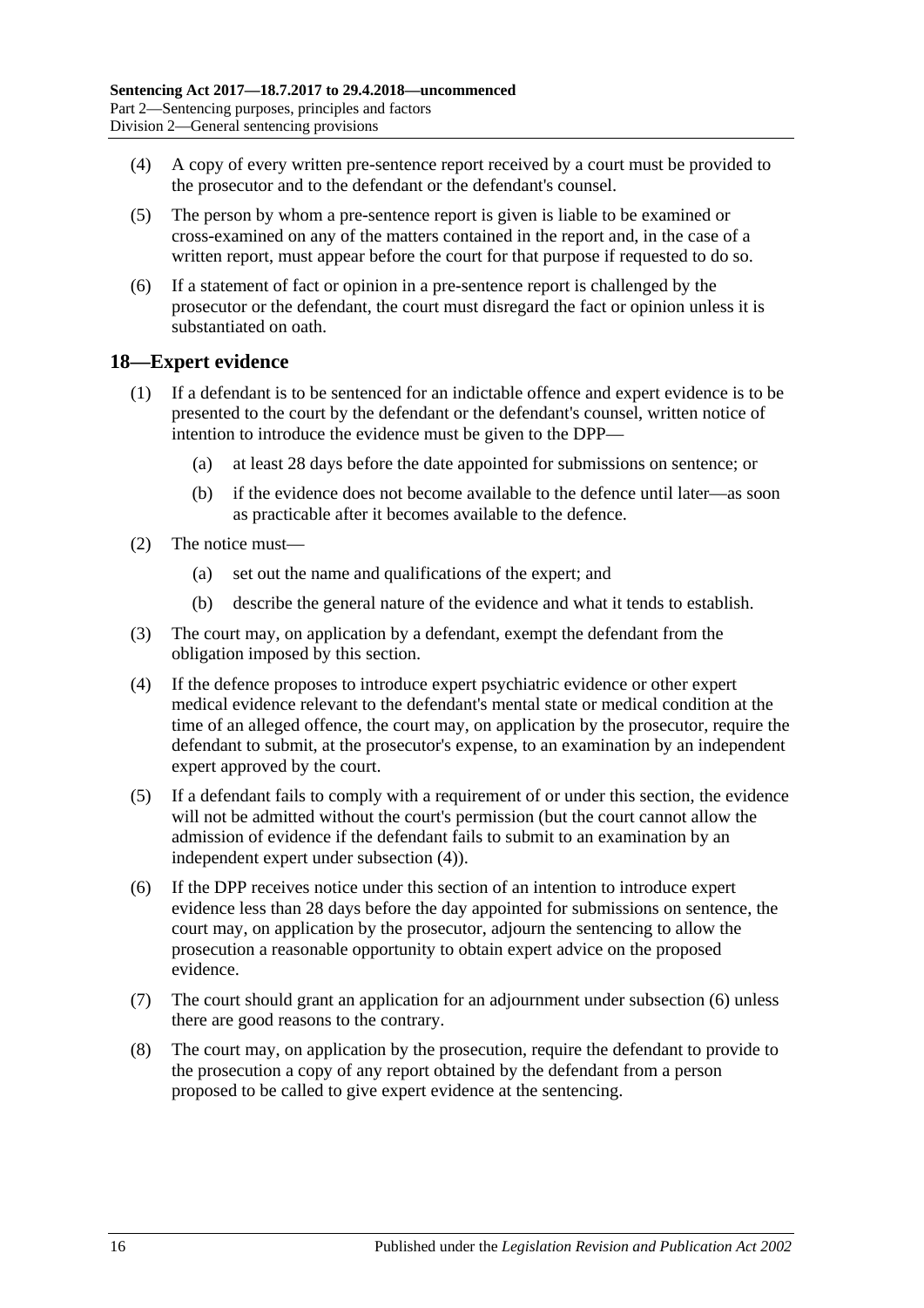(4) A copy of every written pre-sentence report received by a court must be provided to the prosecutor and to the defendant or the defendant's counsel.

(5) The person by whom a pre-sentence report is given is liable to be examined or cross-examined on any of the matters contained in the report and, in the case of a written report, must appear before the court for that purpose if requested to do so.

(6) If a statement of fact or opinion in a pre-sentence report is challenged by the prosecutor or the defendant, the court must disregard the fact or opinion unless it is substantiated on oath.

## 18—Expert evidence

(1) If a defendant is to be sentenced for an indictable offence and expert evidence is to be presented to the court by the defendant or the defendant's counsel, written notice of intention to introduce the evidence must be given to the DPP—

(a) at least 28 days before the date appointed for submissions on sentence; or

(b) if the evidence does not become available to the defence until later—as soon as practicable after it becomes available to the defence.

(2) The notice must—

(a) set out the name and qualifications of the expert; and

(b) describe the general nature of the evidence and what it tends to establish.

(3) The court may, on application by a defendant, exempt the defendant from the obligation imposed by this section.

(4) If the defence proposes to introduce expert psychiatric evidence or other expert medical evidence relevant to the defendant's mental state or medical condition at the time of an alleged offence, the court may, on application by the prosecutor, require the defendant to submit, at the prosecutor's expense, to an examination by an independent expert approved by the court.

(5) If a defendant fails to comply with a requirement of or under this section, the evidence will not be admitted without the court's permission (but the court cannot allow the admission of evidence if the defendant fails to submit to an examination by an independent expert under subsection (4)).

(6) If the DPP receives notice under this section of an intention to introduce expert evidence less than 28 days before the day appointed for submissions on sentence, the court may, on application by the prosecutor, adjourn the sentencing to allow the prosecution a reasonable opportunity to obtain expert advice on the proposed evidence.

(7) The court should grant an application for an adjournment under subsection (6) unless there are good reasons to the contrary.

(8) The court may, on application by the prosecution, require the defendant to provide to the prosecution a copy of any report obtained by the defendant from a person proposed to be called to give expert evidence at the sentencing.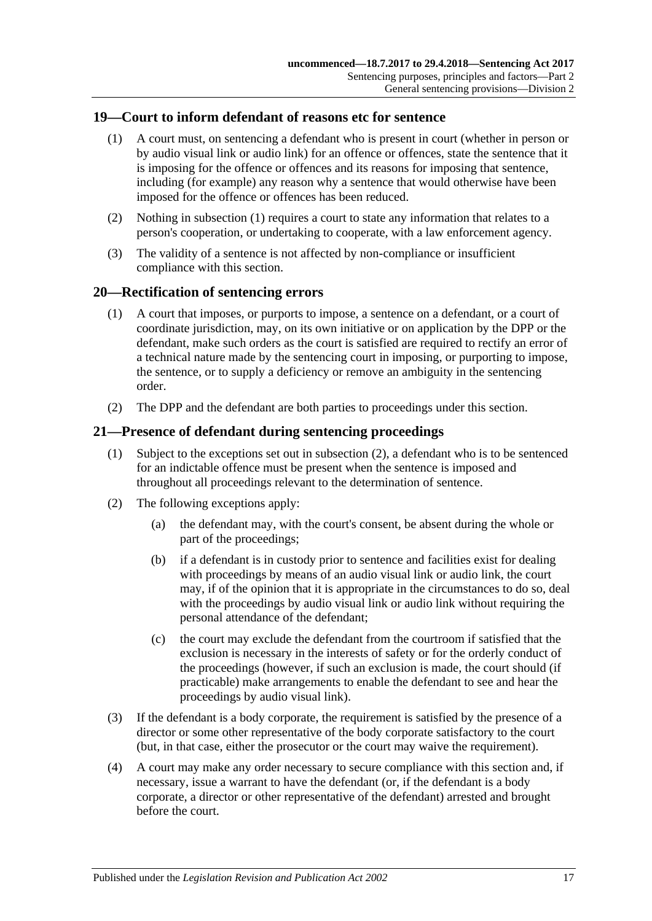## 19—Court to inform defendant of reasons etc for sentence

(1) A court must, on sentencing a defendant who is present in court (whether in person or by audio visual link or audio link) for an offence or offences, state the sentence that it is imposing for the offence or offences and its reasons for imposing that sentence, including (for example) any reason why a sentence that would otherwise have been imposed for the offence or offences has been reduced.

(2) Nothing in subsection (1) requires a court to state any information that relates to a person's cooperation, or undertaking to cooperate, with a law enforcement agency.

(3) The validity of a sentence is not affected by non-compliance or insufficient compliance with this section.

## 20—Rectification of sentencing errors

(1) A court that imposes, or purports to impose, a sentence on a defendant, or a court of coordinate jurisdiction, may, on its own initiative or on application by the DPP or the defendant, make such orders as the court is satisfied are required to rectify an error of a technical nature made by the sentencing court in imposing, or purporting to impose, the sentence, or to supply a deficiency or remove an ambiguity in the sentencing order.

(2) The DPP and the defendant are both parties to proceedings under this section.

## 21—Presence of defendant during sentencing proceedings

(1) Subject to the exceptions set out in subsection (2), a defendant who is to be sentenced for an indictable offence must be present when the sentence is imposed and throughout all proceedings relevant to the determination of sentence.

(2) The following exceptions apply:

(a) the defendant may, with the court's consent, be absent during the whole or part of the proceedings;

(b) if a defendant is in custody prior to sentence and facilities exist for dealing with proceedings by means of an audio visual link or audio link, the court may, if of the opinion that it is appropriate in the circumstances to do so, deal with the proceedings by audio visual link or audio link without requiring the personal attendance of the defendant;

(c) the court may exclude the defendant from the courtroom if satisfied that the exclusion is necessary in the interests of safety or for the orderly conduct of the proceedings (however, if such an exclusion is made, the court should (if practicable) make arrangements to enable the defendant to see and hear the proceedings by audio visual link).

(3) If the defendant is a body corporate, the requirement is satisfied by the presence of a director or some other representative of the body corporate satisfactory to the court (but, in that case, either the prosecutor or the court may waive the requirement).

(4) A court may make any order necessary to secure compliance with this section and, if necessary, issue a warrant to have the defendant (or, if the defendant is a body corporate, a director or other representative of the defendant) arrested and brought before the court.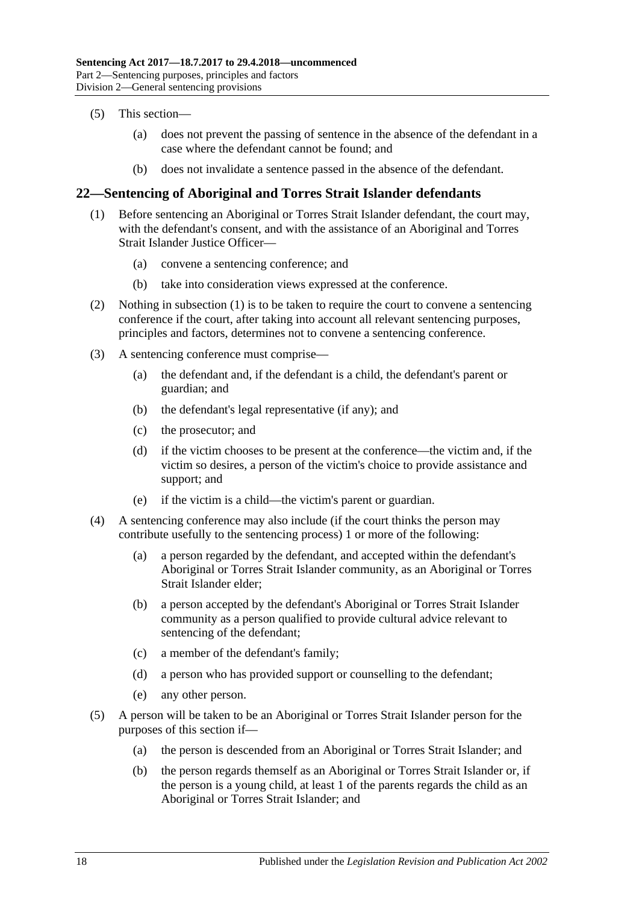(5) This section—

(a) does not prevent the passing of sentence in the absence of the defendant in a case where the defendant cannot be found; and

(b) does not invalidate a sentence passed in the absence of the defendant.

## 22—Sentencing of Aboriginal and Torres Strait Islander defendants

(1) Before sentencing an Aboriginal or Torres Strait Islander defendant, the court may, with the defendant's consent, and with the assistance of an Aboriginal and Torres Strait Islander Justice Officer—

(a) convene a sentencing conference; and

(b) take into consideration views expressed at the conference.

(2) Nothing in subsection (1) is to be taken to require the court to convene a sentencing conference if the court, after taking into account all relevant sentencing purposes, principles and factors, determines not to convene a sentencing conference.

(3) A sentencing conference must comprise—

(a) the defendant and, if the defendant is a child, the defendant's parent or guardian; and

(b) the defendant's legal representative (if any); and

(c) the prosecutor; and

(d) if the victim chooses to be present at the conference—the victim and, if the victim so desires, a person of the victim's choice to provide assistance and support; and

(e) if the victim is a child—the victim's parent or guardian.

(4) A sentencing conference may also include (if the court thinks the person may contribute usefully to the sentencing process) 1 or more of the following:

(a) a person regarded by the defendant, and accepted within the defendant's Aboriginal or Torres Strait Islander community, as an Aboriginal or Torres Strait Islander elder;

(b) a person accepted by the defendant's Aboriginal or Torres Strait Islander community as a person qualified to provide cultural advice relevant to sentencing of the defendant;

(c) a member of the defendant's family;

(d) a person who has provided support or counselling to the defendant;

(e) any other person.

(5) A person will be taken to be an Aboriginal or Torres Strait Islander person for the purposes of this section if—

(a) the person is descended from an Aboriginal or Torres Strait Islander; and

(b) the person regards themself as an Aboriginal or Torres Strait Islander or, if the person is a young child, at least 1 of the parents regards the child as an Aboriginal or Torres Strait Islander; and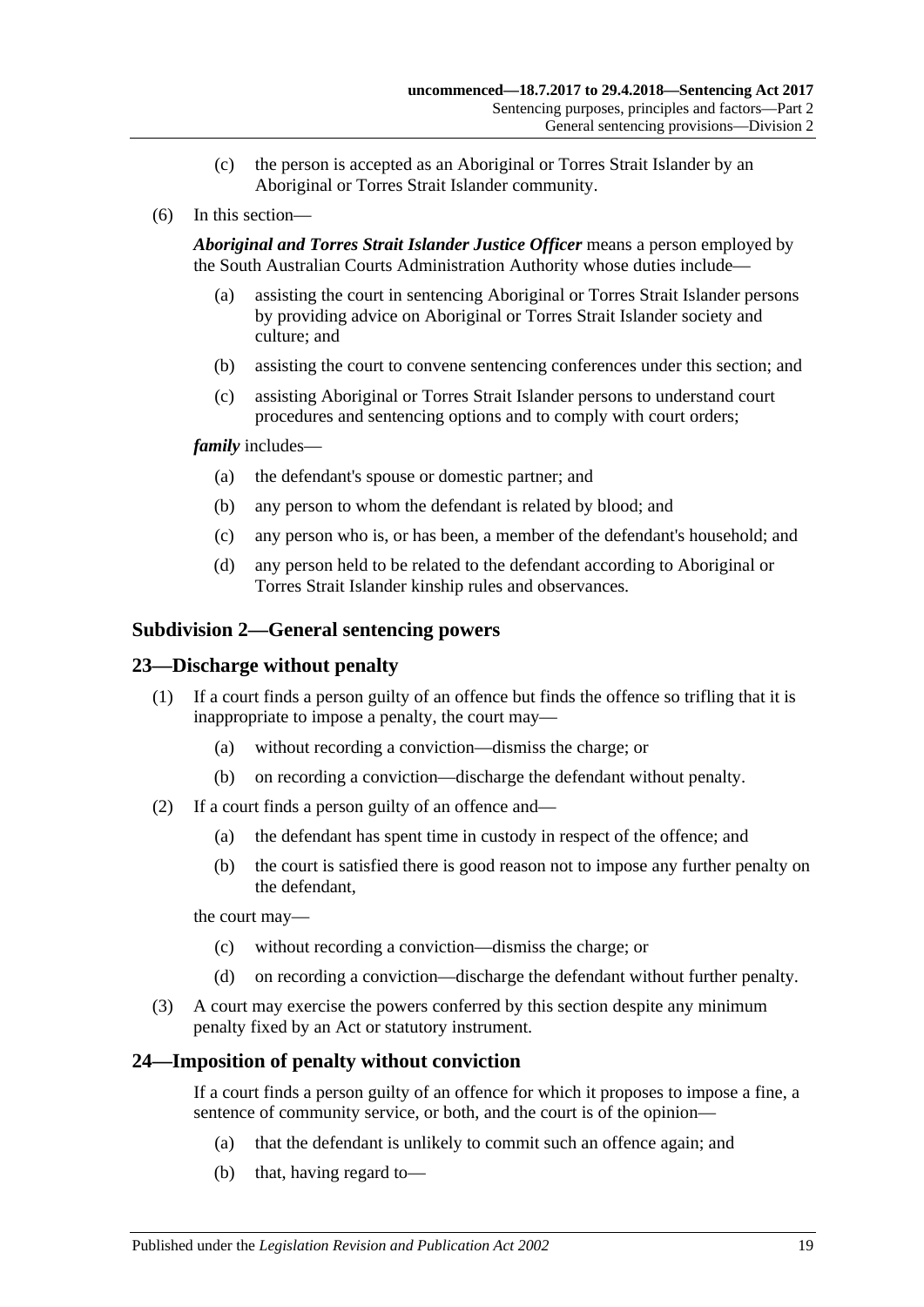(c) the person is accepted as an Aboriginal or Torres Strait Islander by an Aboriginal or Torres Strait Islander community.

(6) In this section—

***Aboriginal and Torres Strait Islander Justice Officer*** means a person employed by the South Australian Courts Administration Authority whose duties include—

(a) assisting the court in sentencing Aboriginal or Torres Strait Islander persons by providing advice on Aboriginal or Torres Strait Islander society and culture; and

(b) assisting the court to convene sentencing conferences under this section; and

(c) assisting Aboriginal or Torres Strait Islander persons to understand court procedures and sentencing options and to comply with court orders;

***family*** includes—

(a) the defendant's spouse or domestic partner; and

(b) any person to whom the defendant is related by blood; and

(c) any person who is, or has been, a member of the defendant's household; and

(d) any person held to be related to the defendant according to Aboriginal or Torres Strait Islander kinship rules and observances.

### Subdivision 2—General sentencing powers

### 23—Discharge without penalty

(1) If a court finds a person guilty of an offence but finds the offence so trifling that it is inappropriate to impose a penalty, the court may—

(a) without recording a conviction—dismiss the charge; or

(b) on recording a conviction—discharge the defendant without penalty.

(2) If a court finds a person guilty of an offence and—

(a) the defendant has spent time in custody in respect of the offence; and

(b) the court is satisfied there is good reason not to impose any further penalty on the defendant,

the court may—

(c) without recording a conviction—dismiss the charge; or

(d) on recording a conviction—discharge the defendant without further penalty.

(3) A court may exercise the powers conferred by this section despite any minimum penalty fixed by an Act or statutory instrument.

### 24—Imposition of penalty without conviction

If a court finds a person guilty of an offence for which it proposes to impose a fine, a sentence of community service, or both, and the court is of the opinion—

(a) that the defendant is unlikely to commit such an offence again; and

(b) that, having regard to—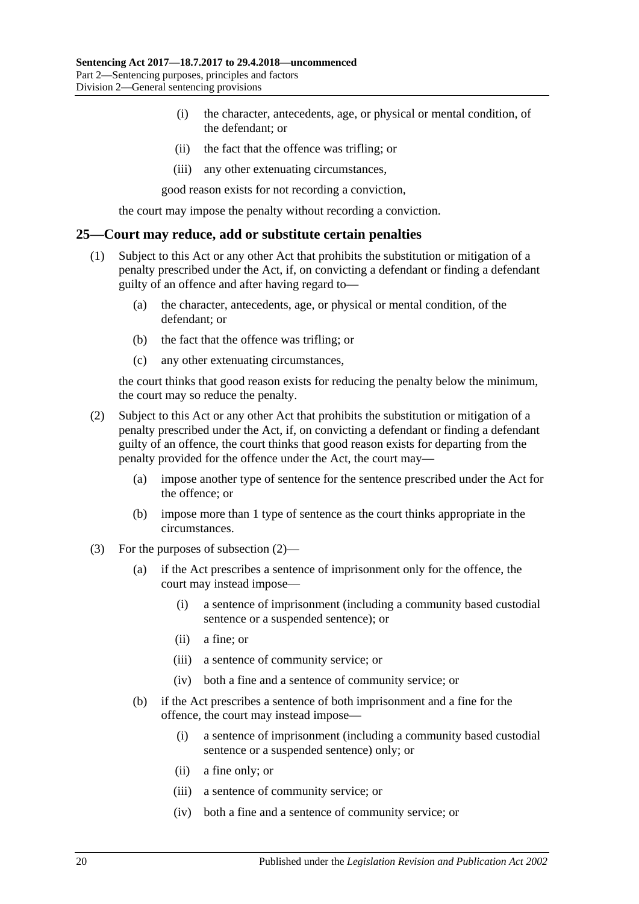(i) the character, antecedents, age, or physical or mental condition, of the defendant; or

(ii) the fact that the offence was trifling; or

(iii) any other extenuating circumstances,

good reason exists for not recording a conviction,

the court may impose the penalty without recording a conviction.

## 25—Court may reduce, add or substitute certain penalties

(1) Subject to this Act or any other Act that prohibits the substitution or mitigation of a penalty prescribed under the Act, if, on convicting a defendant or finding a defendant guilty of an offence and after having regard to—

(a) the character, antecedents, age, or physical or mental condition, of the defendant; or

(b) the fact that the offence was trifling; or

(c) any other extenuating circumstances,

the court thinks that good reason exists for reducing the penalty below the minimum, the court may so reduce the penalty.

(2) Subject to this Act or any other Act that prohibits the substitution or mitigation of a penalty prescribed under the Act, if, on convicting a defendant or finding a defendant guilty of an offence, the court thinks that good reason exists for departing from the penalty provided for the offence under the Act, the court may—

(a) impose another type of sentence for the sentence prescribed under the Act for the offence; or

(b) impose more than 1 type of sentence as the court thinks appropriate in the circumstances.

(3) For the purposes of subsection (2)—

(a) if the Act prescribes a sentence of imprisonment only for the offence, the court may instead impose—

(i) a sentence of imprisonment (including a community based custodial sentence or a suspended sentence); or

(ii) a fine; or

(iii) a sentence of community service; or

(iv) both a fine and a sentence of community service; or

(b) if the Act prescribes a sentence of both imprisonment and a fine for the offence, the court may instead impose—

(i) a sentence of imprisonment (including a community based custodial sentence or a suspended sentence) only; or

(ii) a fine only; or

(iii) a sentence of community service; or

(iv) both a fine and a sentence of community service; or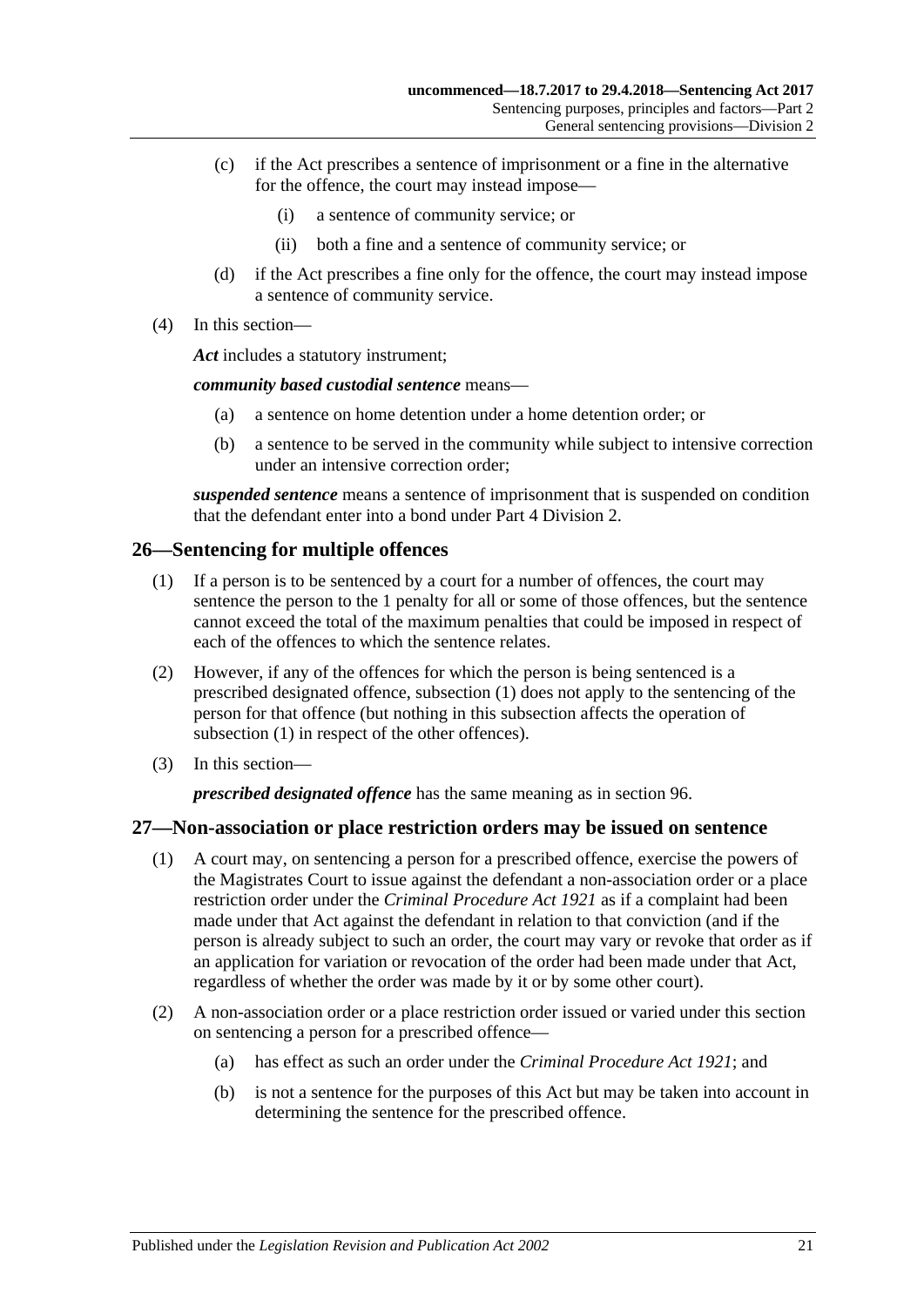(c) if the Act prescribes a sentence of imprisonment or a fine in the alternative for the offence, the court may instead impose—

(i) a sentence of community service; or

(ii) both a fine and a sentence of community service; or

(d) if the Act prescribes a fine only for the offence, the court may instead impose a sentence of community service.

(4) In this section—

***Act*** includes a statutory instrument;

***community based custodial sentence*** means—

(a) a sentence on home detention under a home detention order; or

(b) a sentence to be served in the community while subject to intensive correction under an intensive correction order;

***suspended sentence*** means a sentence of imprisonment that is suspended on condition that the defendant enter into a bond under Part 4 Division 2.

## 26—Sentencing for multiple offences

(1) If a person is to be sentenced by a court for a number of offences, the court may sentence the person to the 1 penalty for all or some of those offences, but the sentence cannot exceed the total of the maximum penalties that could be imposed in respect of each of the offences to which the sentence relates.

(2) However, if any of the offences for which the person is being sentenced is a prescribed designated offence, subsection (1) does not apply to the sentencing of the person for that offence (but nothing in this subsection affects the operation of subsection (1) in respect of the other offences).

(3) In this section—

***prescribed designated offence*** has the same meaning as in section 96.

## 27—Non-association or place restriction orders may be issued on sentence

(1) A court may, on sentencing a person for a prescribed offence, exercise the powers of the Magistrates Court to issue against the defendant a non-association order or a place restriction order under the *Criminal Procedure Act 1921* as if a complaint had been made under that Act against the defendant in relation to that conviction (and if the person is already subject to such an order, the court may vary or revoke that order as if an application for variation or revocation of the order had been made under that Act, regardless of whether the order was made by it or by some other court).

(2) A non-association order or a place restriction order issued or varied under this section on sentencing a person for a prescribed offence—

(a) has effect as such an order under the *Criminal Procedure Act 1921*; and

(b) is not a sentence for the purposes of this Act but may be taken into account in determining the sentence for the prescribed offence.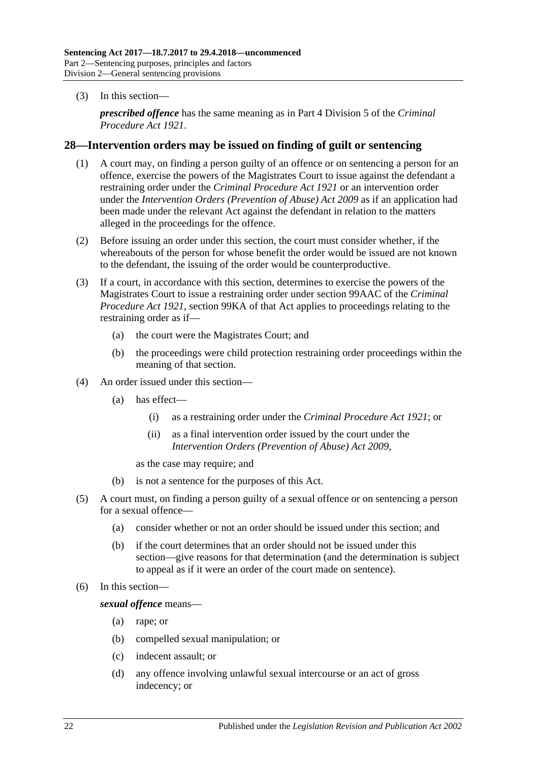(3) In this section—

***prescribed offence*** has the same meaning as in Part 4 Division 5 of the *Criminal Procedure Act 1921*.

## 28—Intervention orders may be issued on finding of guilt or sentencing

(1) A court may, on finding a person guilty of an offence or on sentencing a person for an offence, exercise the powers of the Magistrates Court to issue against the defendant a restraining order under the *Criminal Procedure Act 1921* or an intervention order under the *Intervention Orders (Prevention of Abuse) Act 2009* as if an application had been made under the relevant Act against the defendant in relation to the matters alleged in the proceedings for the offence.

(2) Before issuing an order under this section, the court must consider whether, if the whereabouts of the person for whose benefit the order would be issued are not known to the defendant, the issuing of the order would be counterproductive.

(3) If a court, in accordance with this section, determines to exercise the powers of the Magistrates Court to issue a restraining order under section 99AAC of the *Criminal Procedure Act 1921*, section 99KA of that Act applies to proceedings relating to the restraining order as if—

  (a) the court were the Magistrates Court; and

  (b) the proceedings were child protection restraining order proceedings within the meaning of that section.

(4) An order issued under this section—

  (a) has effect—

    (i) as a restraining order under the *Criminal Procedure Act 1921*; or

    (ii) as a final intervention order issued by the court under the *Intervention Orders (Prevention of Abuse) Act 2009*,

  as the case may require; and

  (b) is not a sentence for the purposes of this Act.

(5) A court must, on finding a person guilty of a sexual offence or on sentencing a person for a sexual offence—

  (a) consider whether or not an order should be issued under this section; and

  (b) if the court determines that an order should not be issued under this section—give reasons for that determination (and the determination is subject to appeal as if it were an order of the court made on sentence).

(6) In this section—

***sexual offence*** means—

  (a) rape; or

  (b) compelled sexual manipulation; or

  (c) indecent assault; or

  (d) any offence involving unlawful sexual intercourse or an act of gross indecency; or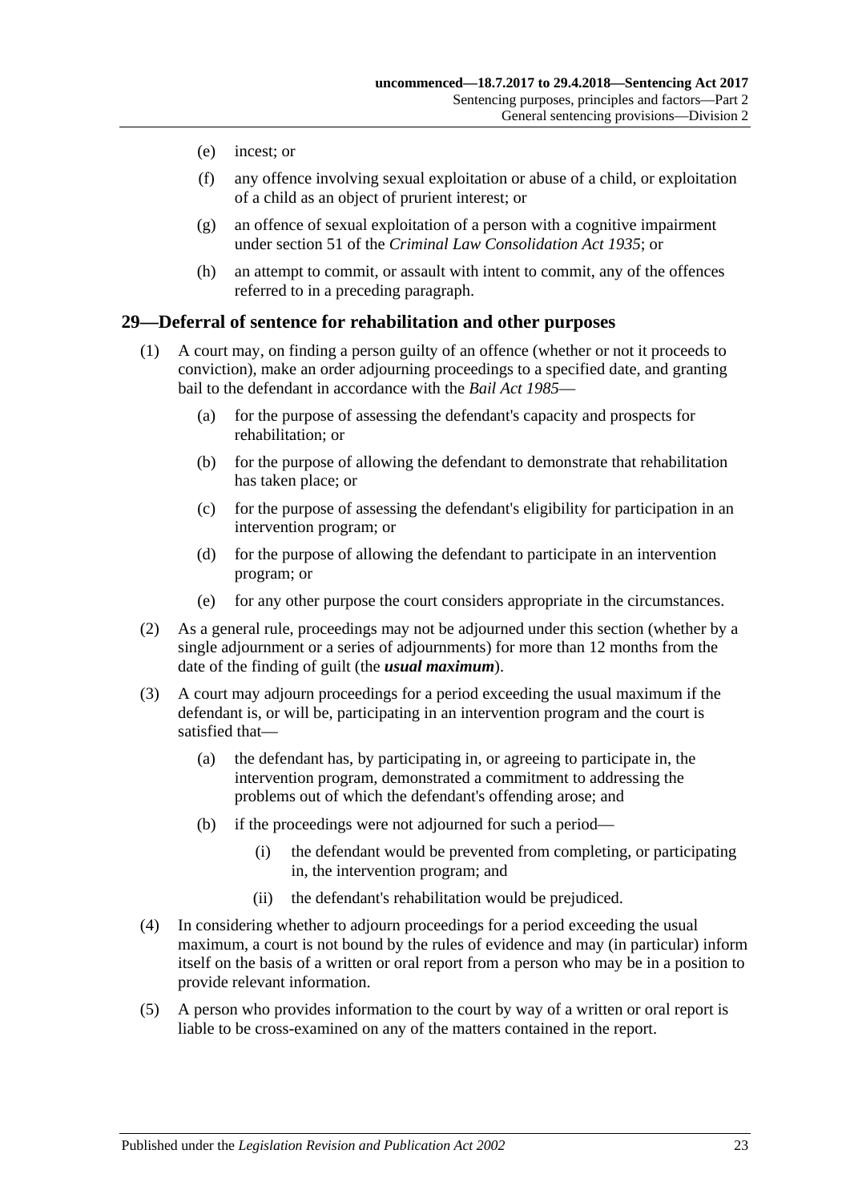(e) incest; or

(f) any offence involving sexual exploitation or abuse of a child, or exploitation of a child as an object of prurient interest; or

(g) an offence of sexual exploitation of a person with a cognitive impairment under section 51 of the *Criminal Law Consolidation Act 1935*; or

(h) an attempt to commit, or assault with intent to commit, any of the offences referred to in a preceding paragraph.

## 29—Deferral of sentence for rehabilitation and other purposes

(1) A court may, on finding a person guilty of an offence (whether or not it proceeds to conviction), make an order adjourning proceedings to a specified date, and granting bail to the defendant in accordance with the *Bail Act 1985*—

(a) for the purpose of assessing the defendant's capacity and prospects for rehabilitation; or

(b) for the purpose of allowing the defendant to demonstrate that rehabilitation has taken place; or

(c) for the purpose of assessing the defendant's eligibility for participation in an intervention program; or

(d) for the purpose of allowing the defendant to participate in an intervention program; or

(e) for any other purpose the court considers appropriate in the circumstances.

(2) As a general rule, proceedings may not be adjourned under this section (whether by a single adjournment or a series of adjournments) for more than 12 months from the date of the finding of guilt (the ***usual maximum***).

(3) A court may adjourn proceedings for a period exceeding the usual maximum if the defendant is, or will be, participating in an intervention program and the court is satisfied that—

(a) the defendant has, by participating in, or agreeing to participate in, the intervention program, demonstrated a commitment to addressing the problems out of which the defendant's offending arose; and

(b) if the proceedings were not adjourned for such a period—

(i) the defendant would be prevented from completing, or participating in, the intervention program; and

(ii) the defendant's rehabilitation would be prejudiced.

(4) In considering whether to adjourn proceedings for a period exceeding the usual maximum, a court is not bound by the rules of evidence and may (in particular) inform itself on the basis of a written or oral report from a person who may be in a position to provide relevant information.

(5) A person who provides information to the court by way of a written or oral report is liable to be cross-examined on any of the matters contained in the report.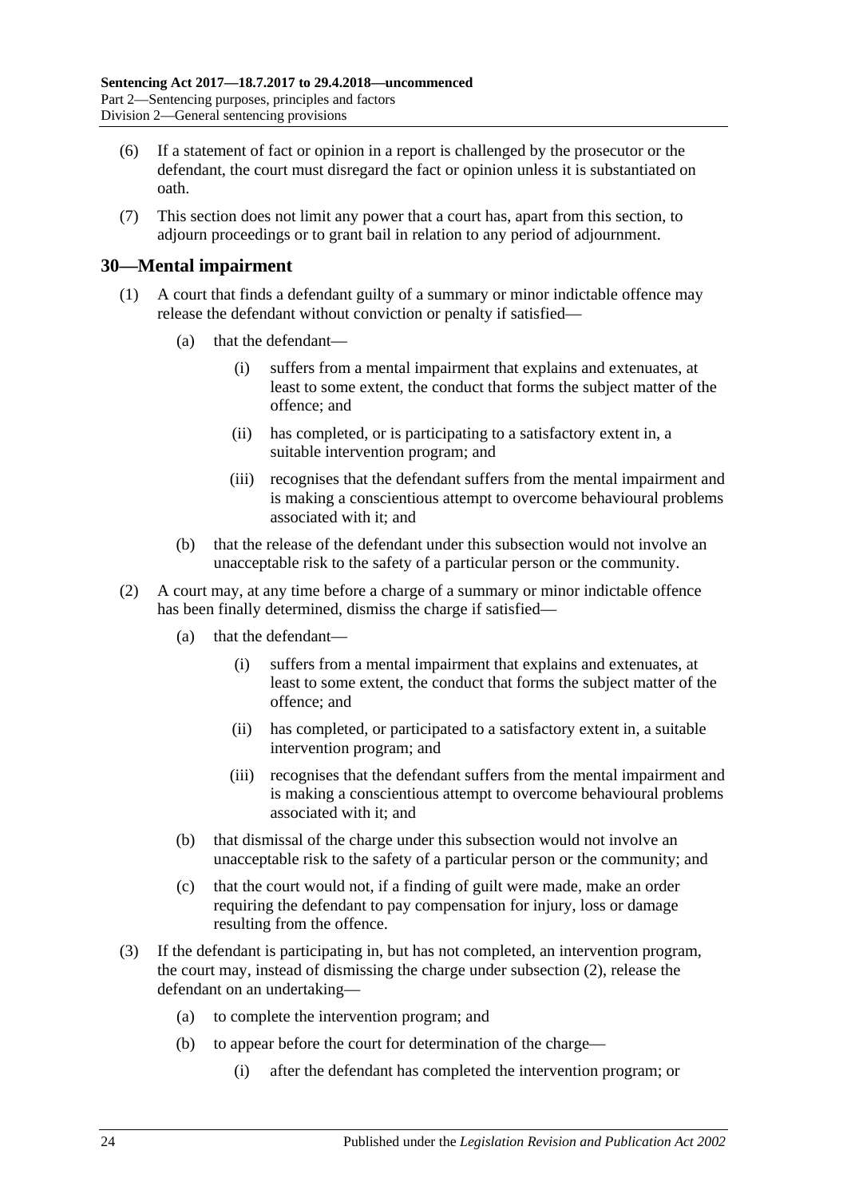(6) If a statement of fact or opinion in a report is challenged by the prosecutor or the defendant, the court must disregard the fact or opinion unless it is substantiated on oath.

(7) This section does not limit any power that a court has, apart from this section, to adjourn proceedings or to grant bail in relation to any period of adjournment.

## 30—Mental impairment

(1) A court that finds a defendant guilty of a summary or minor indictable offence may release the defendant without conviction or penalty if satisfied—

(a) that the defendant—

(i) suffers from a mental impairment that explains and extenuates, at least to some extent, the conduct that forms the subject matter of the offence; and

(ii) has completed, or is participating to a satisfactory extent in, a suitable intervention program; and

(iii) recognises that the defendant suffers from the mental impairment and is making a conscientious attempt to overcome behavioural problems associated with it; and

(b) that the release of the defendant under this subsection would not involve an unacceptable risk to the safety of a particular person or the community.

(2) A court may, at any time before a charge of a summary or minor indictable offence has been finally determined, dismiss the charge if satisfied—

(a) that the defendant—

(i) suffers from a mental impairment that explains and extenuates, at least to some extent, the conduct that forms the subject matter of the offence; and

(ii) has completed, or participated to a satisfactory extent in, a suitable intervention program; and

(iii) recognises that the defendant suffers from the mental impairment and is making a conscientious attempt to overcome behavioural problems associated with it; and

(b) that dismissal of the charge under this subsection would not involve an unacceptable risk to the safety of a particular person or the community; and

(c) that the court would not, if a finding of guilt were made, make an order requiring the defendant to pay compensation for injury, loss or damage resulting from the offence.

(3) If the defendant is participating in, but has not completed, an intervention program, the court may, instead of dismissing the charge under subsection (2), release the defendant on an undertaking—

(a) to complete the intervention program; and

(b) to appear before the court for determination of the charge—

(i) after the defendant has completed the intervention program; or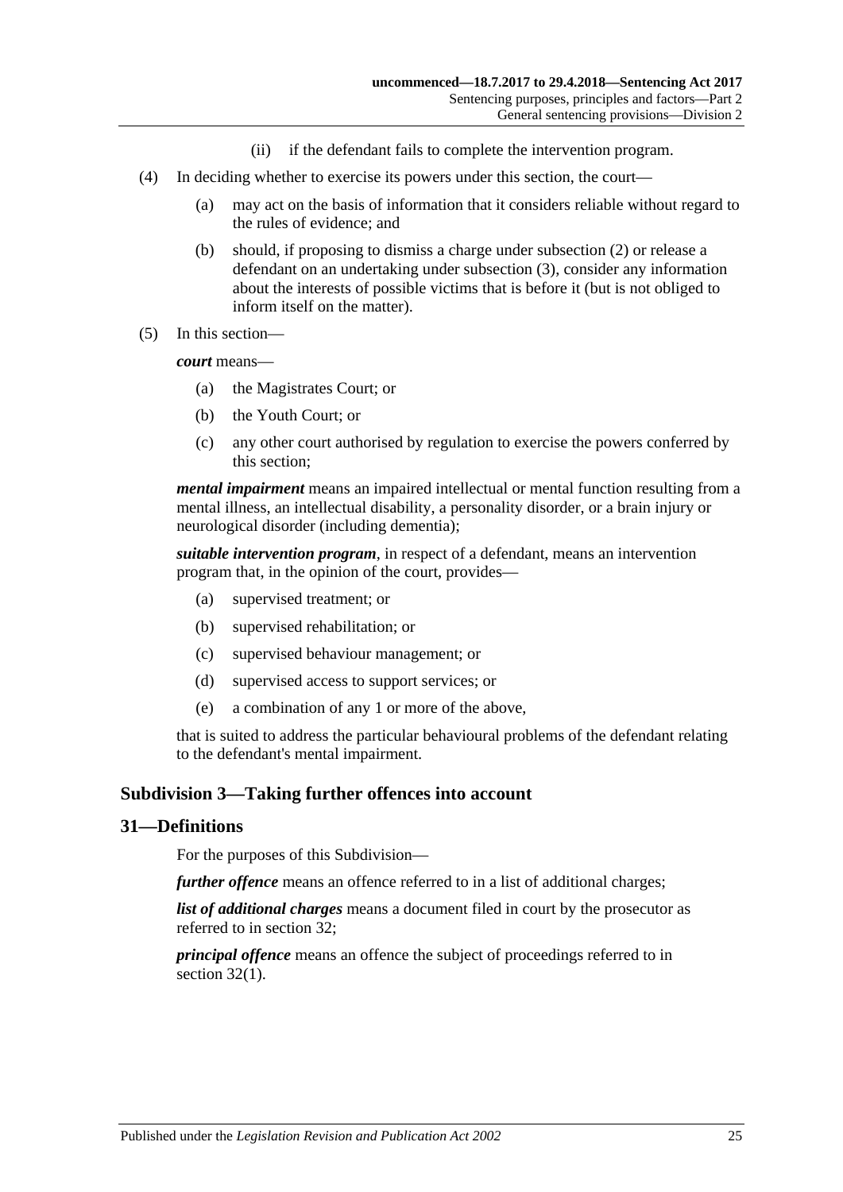(ii) if the defendant fails to complete the intervention program.

(4) In deciding whether to exercise its powers under this section, the court—

(a) may act on the basis of information that it considers reliable without regard to the rules of evidence; and

(b) should, if proposing to dismiss a charge under subsection (2) or release a defendant on an undertaking under subsection (3), consider any information about the interests of possible victims that is before it (but is not obliged to inform itself on the matter).

(5) In this section—

***court*** means—

(a) the Magistrates Court; or

(b) the Youth Court; or

(c) any other court authorised by regulation to exercise the powers conferred by this section;

***mental impairment*** means an impaired intellectual or mental function resulting from a mental illness, an intellectual disability, a personality disorder, or a brain injury or neurological disorder (including dementia);

***suitable intervention program***, in respect of a defendant, means an intervention program that, in the opinion of the court, provides—

(a) supervised treatment; or

(b) supervised rehabilitation; or

(c) supervised behaviour management; or

(d) supervised access to support services; or

(e) a combination of any 1 or more of the above,

that is suited to address the particular behavioural problems of the defendant relating to the defendant's mental impairment.

### Subdivision 3—Taking further offences into account

## 31—Definitions

For the purposes of this Subdivision—

***further offence*** means an offence referred to in a list of additional charges;

***list of additional charges*** means a document filed in court by the prosecutor as referred to in section 32;

***principal offence*** means an offence the subject of proceedings referred to in section 32(1).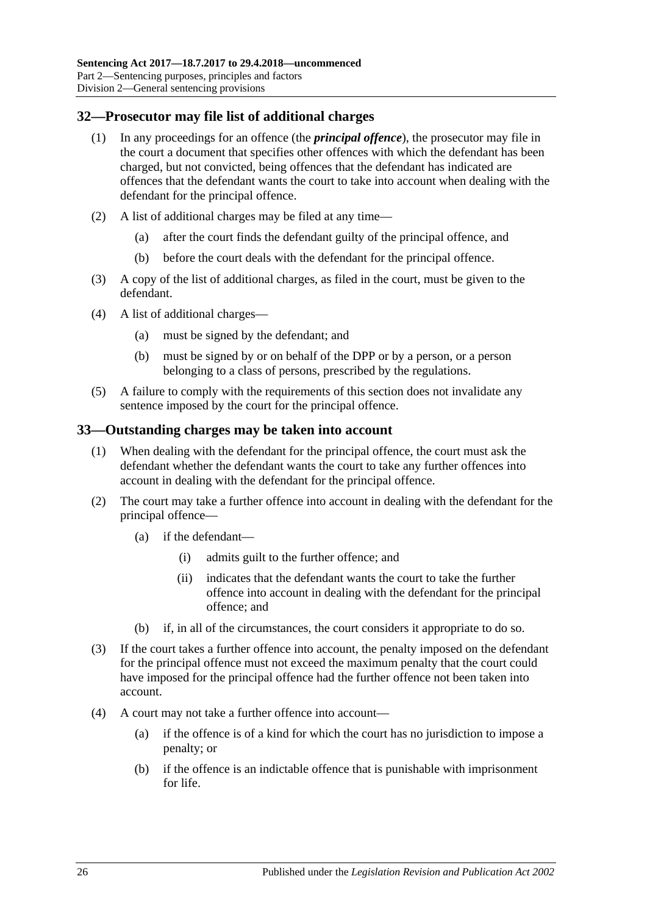## 32—Prosecutor may file list of additional charges

(1) In any proceedings for an offence (the ***principal offence***), the prosecutor may file in the court a document that specifies other offences with which the defendant has been charged, but not convicted, being offences that the defendant has indicated are offences that the defendant wants the court to take into account when dealing with the defendant for the principal offence.

(2) A list of additional charges may be filed at any time—

(a) after the court finds the defendant guilty of the principal offence, and

(b) before the court deals with the defendant for the principal offence.

(3) A copy of the list of additional charges, as filed in the court, must be given to the defendant.

(4) A list of additional charges—

(a) must be signed by the defendant; and

(b) must be signed by or on behalf of the DPP or by a person, or a person belonging to a class of persons, prescribed by the regulations.

(5) A failure to comply with the requirements of this section does not invalidate any sentence imposed by the court for the principal offence.

## 33—Outstanding charges may be taken into account

(1) When dealing with the defendant for the principal offence, the court must ask the defendant whether the defendant wants the court to take any further offences into account in dealing with the defendant for the principal offence.

(2) The court may take a further offence into account in dealing with the defendant for the principal offence—

(a) if the defendant—

(i) admits guilt to the further offence; and

(ii) indicates that the defendant wants the court to take the further offence into account in dealing with the defendant for the principal offence; and

(b) if, in all of the circumstances, the court considers it appropriate to do so.

(3) If the court takes a further offence into account, the penalty imposed on the defendant for the principal offence must not exceed the maximum penalty that the court could have imposed for the principal offence had the further offence not been taken into account.

(4) A court may not take a further offence into account—

(a) if the offence is of a kind for which the court has no jurisdiction to impose a penalty; or

(b) if the offence is an indictable offence that is punishable with imprisonment for life.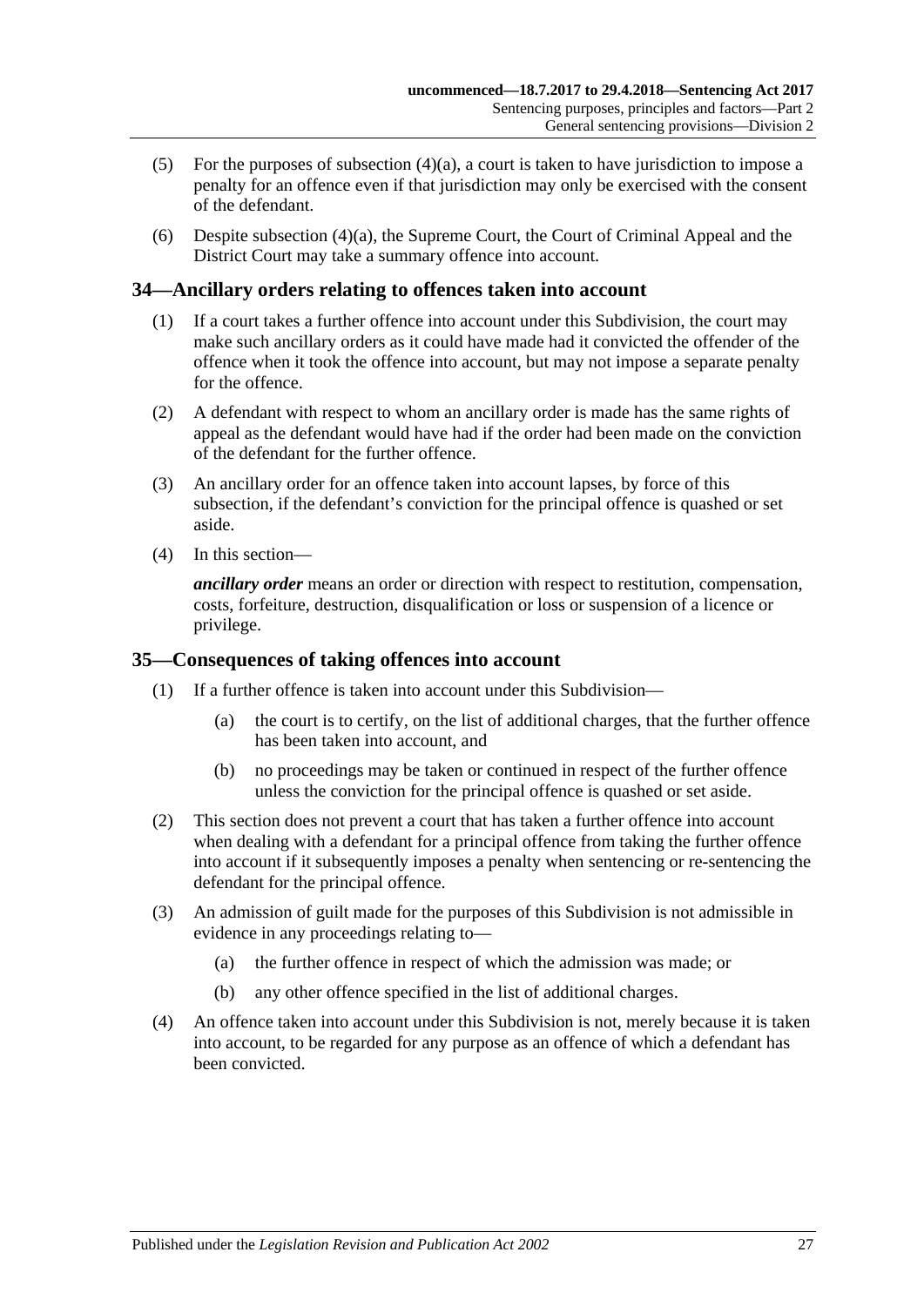(5) For the purposes of subsection (4)(a), a court is taken to have jurisdiction to impose a penalty for an offence even if that jurisdiction may only be exercised with the consent of the defendant.

(6) Despite subsection (4)(a), the Supreme Court, the Court of Criminal Appeal and the District Court may take a summary offence into account.

## 34—Ancillary orders relating to offences taken into account

(1) If a court takes a further offence into account under this Subdivision, the court may make such ancillary orders as it could have made had it convicted the offender of the offence when it took the offence into account, but may not impose a separate penalty for the offence.

(2) A defendant with respect to whom an ancillary order is made has the same rights of appeal as the defendant would have had if the order had been made on the conviction of the defendant for the further offence.

(3) An ancillary order for an offence taken into account lapses, by force of this subsection, if the defendant's conviction for the principal offence is quashed or set aside.

(4) In this section—

***ancillary order*** means an order or direction with respect to restitution, compensation, costs, forfeiture, destruction, disqualification or loss or suspension of a licence or privilege.

## 35—Consequences of taking offences into account

(1) If a further offence is taken into account under this Subdivision—

(a) the court is to certify, on the list of additional charges, that the further offence has been taken into account, and

(b) no proceedings may be taken or continued in respect of the further offence unless the conviction for the principal offence is quashed or set aside.

(2) This section does not prevent a court that has taken a further offence into account when dealing with a defendant for a principal offence from taking the further offence into account if it subsequently imposes a penalty when sentencing or re-sentencing the defendant for the principal offence.

(3) An admission of guilt made for the purposes of this Subdivision is not admissible in evidence in any proceedings relating to—

(a) the further offence in respect of which the admission was made; or

(b) any other offence specified in the list of additional charges.

(4) An offence taken into account under this Subdivision is not, merely because it is taken into account, to be regarded for any purpose as an offence of which a defendant has been convicted.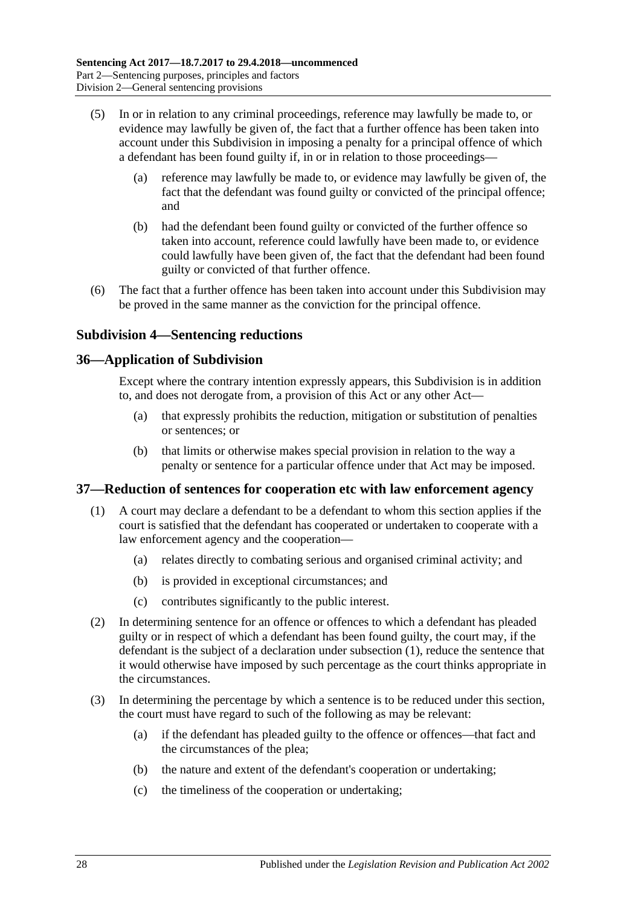(5) In or in relation to any criminal proceedings, reference may lawfully be made to, or evidence may lawfully be given of, the fact that a further offence has been taken into account under this Subdivision in imposing a penalty for a principal offence of which a defendant has been found guilty if, in or in relation to those proceedings—

(a) reference may lawfully be made to, or evidence may lawfully be given of, the fact that the defendant was found guilty or convicted of the principal offence; and

(b) had the defendant been found guilty or convicted of the further offence so taken into account, reference could lawfully have been made to, or evidence could lawfully have been given of, the fact that the defendant had been found guilty or convicted of that further offence.

(6) The fact that a further offence has been taken into account under this Subdivision may be proved in the same manner as the conviction for the principal offence.

## Subdivision 4—Sentencing reductions

### 36—Application of Subdivision

Except where the contrary intention expressly appears, this Subdivision is in addition to, and does not derogate from, a provision of this Act or any other Act—

(a) that expressly prohibits the reduction, mitigation or substitution of penalties or sentences; or

(b) that limits or otherwise makes special provision in relation to the way a penalty or sentence for a particular offence under that Act may be imposed.

### 37—Reduction of sentences for cooperation etc with law enforcement agency

(1) A court may declare a defendant to be a defendant to whom this section applies if the court is satisfied that the defendant has cooperated or undertaken to cooperate with a law enforcement agency and the cooperation—

(a) relates directly to combating serious and organised criminal activity; and

(b) is provided in exceptional circumstances; and

(c) contributes significantly to the public interest.

(2) In determining sentence for an offence or offences to which a defendant has pleaded guilty or in respect of which a defendant has been found guilty, the court may, if the defendant is the subject of a declaration under subsection (1), reduce the sentence that it would otherwise have imposed by such percentage as the court thinks appropriate in the circumstances.

(3) In determining the percentage by which a sentence is to be reduced under this section, the court must have regard to such of the following as may be relevant:

(a) if the defendant has pleaded guilty to the offence or offences—that fact and the circumstances of the plea;

(b) the nature and extent of the defendant's cooperation or undertaking;

(c) the timeliness of the cooperation or undertaking;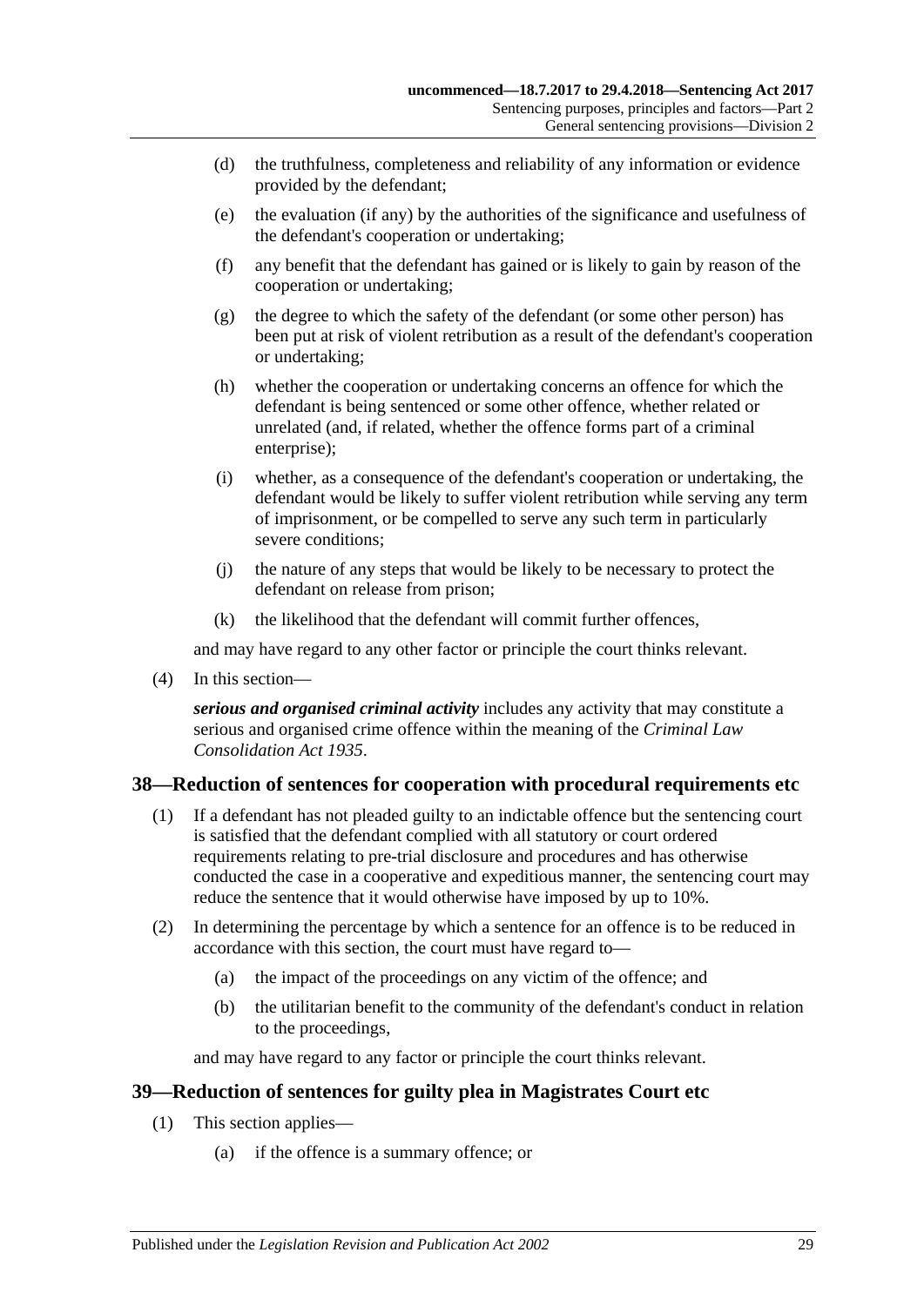(d) the truthfulness, completeness and reliability of any information or evidence provided by the defendant;

(e) the evaluation (if any) by the authorities of the significance and usefulness of the defendant's cooperation or undertaking;

(f) any benefit that the defendant has gained or is likely to gain by reason of the cooperation or undertaking;

(g) the degree to which the safety of the defendant (or some other person) has been put at risk of violent retribution as a result of the defendant's cooperation or undertaking;

(h) whether the cooperation or undertaking concerns an offence for which the defendant is being sentenced or some other offence, whether related or unrelated (and, if related, whether the offence forms part of a criminal enterprise);

(i) whether, as a consequence of the defendant's cooperation or undertaking, the defendant would be likely to suffer violent retribution while serving any term of imprisonment, or be compelled to serve any such term in particularly severe conditions;

(j) the nature of any steps that would be likely to be necessary to protect the defendant on release from prison;

(k) the likelihood that the defendant will commit further offences,

and may have regard to any other factor or principle the court thinks relevant.

(4) In this section—

***serious and organised criminal activity*** includes any activity that may constitute a serious and organised crime offence within the meaning of the *Criminal Law Consolidation Act 1935*.

## 38—Reduction of sentences for cooperation with procedural requirements etc

(1) If a defendant has not pleaded guilty to an indictable offence but the sentencing court is satisfied that the defendant complied with all statutory or court ordered requirements relating to pre-trial disclosure and procedures and has otherwise conducted the case in a cooperative and expeditious manner, the sentencing court may reduce the sentence that it would otherwise have imposed by up to 10%.

(2) In determining the percentage by which a sentence for an offence is to be reduced in accordance with this section, the court must have regard to—

(a) the impact of the proceedings on any victim of the offence; and

(b) the utilitarian benefit to the community of the defendant's conduct in relation to the proceedings,

and may have regard to any factor or principle the court thinks relevant.

## 39—Reduction of sentences for guilty plea in Magistrates Court etc

(1) This section applies—

(a) if the offence is a summary offence; or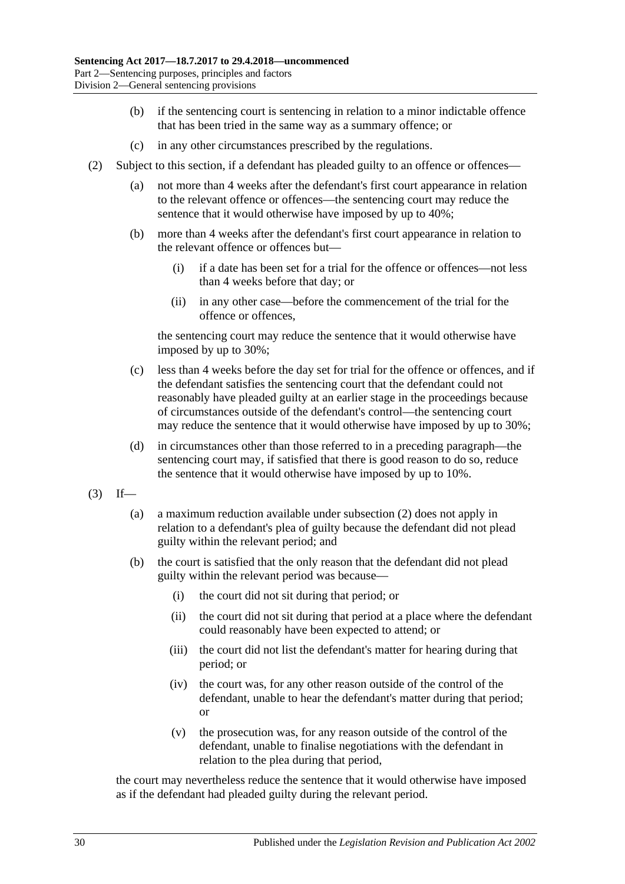(b) if the sentencing court is sentencing in relation to a minor indictable offence that has been tried in the same way as a summary offence; or

(c) in any other circumstances prescribed by the regulations.

(2) Subject to this section, if a defendant has pleaded guilty to an offence or offences—

(a) not more than 4 weeks after the defendant's first court appearance in relation to the relevant offence or offences—the sentencing court may reduce the sentence that it would otherwise have imposed by up to 40%;

(b) more than 4 weeks after the defendant's first court appearance in relation to the relevant offence or offences but—

(i) if a date has been set for a trial for the offence or offences—not less than 4 weeks before that day; or

(ii) in any other case—before the commencement of the trial for the offence or offences,

the sentencing court may reduce the sentence that it would otherwise have imposed by up to 30%;

(c) less than 4 weeks before the day set for trial for the offence or offences, and if the defendant satisfies the sentencing court that the defendant could not reasonably have pleaded guilty at an earlier stage in the proceedings because of circumstances outside of the defendant's control—the sentencing court may reduce the sentence that it would otherwise have imposed by up to 30%;

(d) in circumstances other than those referred to in a preceding paragraph—the sentencing court may, if satisfied that there is good reason to do so, reduce the sentence that it would otherwise have imposed by up to 10%.

(3) If—

(a) a maximum reduction available under subsection (2) does not apply in relation to a defendant's plea of guilty because the defendant did not plead guilty within the relevant period; and

(b) the court is satisfied that the only reason that the defendant did not plead guilty within the relevant period was because—

(i) the court did not sit during that period; or

(ii) the court did not sit during that period at a place where the defendant could reasonably have been expected to attend; or

(iii) the court did not list the defendant's matter for hearing during that period; or

(iv) the court was, for any other reason outside of the control of the defendant, unable to hear the defendant's matter during that period; or

(v) the prosecution was, for any reason outside of the control of the defendant, unable to finalise negotiations with the defendant in relation to the plea during that period,

the court may nevertheless reduce the sentence that it would otherwise have imposed as if the defendant had pleaded guilty during the relevant period.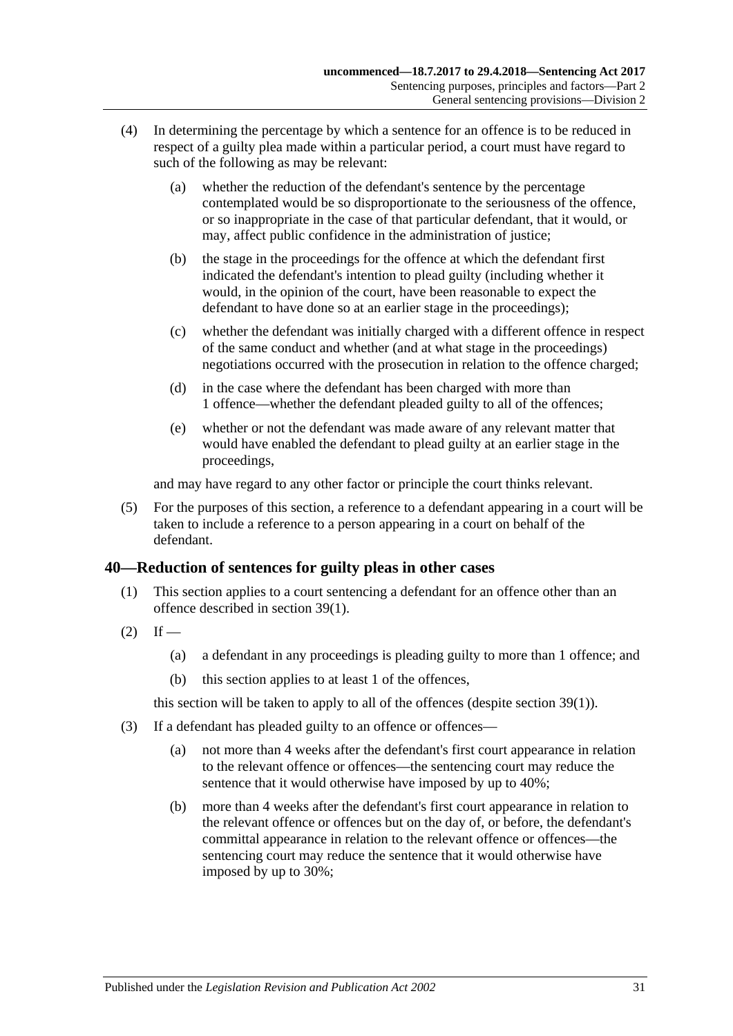(4) In determining the percentage by which a sentence for an offence is to be reduced in respect of a guilty plea made within a particular period, a court must have regard to such of the following as may be relevant:

(a) whether the reduction of the defendant's sentence by the percentage contemplated would be so disproportionate to the seriousness of the offence, or so inappropriate in the case of that particular defendant, that it would, or may, affect public confidence in the administration of justice;

(b) the stage in the proceedings for the offence at which the defendant first indicated the defendant's intention to plead guilty (including whether it would, in the opinion of the court, have been reasonable to expect the defendant to have done so at an earlier stage in the proceedings);

(c) whether the defendant was initially charged with a different offence in respect of the same conduct and whether (and at what stage in the proceedings) negotiations occurred with the prosecution in relation to the offence charged;

(d) in the case where the defendant has been charged with more than 1 offence—whether the defendant pleaded guilty to all of the offences;

(e) whether or not the defendant was made aware of any relevant matter that would have enabled the defendant to plead guilty at an earlier stage in the proceedings,

and may have regard to any other factor or principle the court thinks relevant.

(5) For the purposes of this section, a reference to a defendant appearing in a court will be taken to include a reference to a person appearing in a court on behalf of the defendant.

## 40—Reduction of sentences for guilty pleas in other cases

(1) This section applies to a court sentencing a defendant for an offence other than an offence described in section 39(1).

(2) If —

(a) a defendant in any proceedings is pleading guilty to more than 1 offence; and

(b) this section applies to at least 1 of the offences,

this section will be taken to apply to all of the offences (despite section 39(1)).

(3) If a defendant has pleaded guilty to an offence or offences—

(a) not more than 4 weeks after the defendant's first court appearance in relation to the relevant offence or offences—the sentencing court may reduce the sentence that it would otherwise have imposed by up to 40%;

(b) more than 4 weeks after the defendant's first court appearance in relation to the relevant offence or offences but on the day of, or before, the defendant's committal appearance in relation to the relevant offence or offences—the sentencing court may reduce the sentence that it would otherwise have imposed by up to 30%;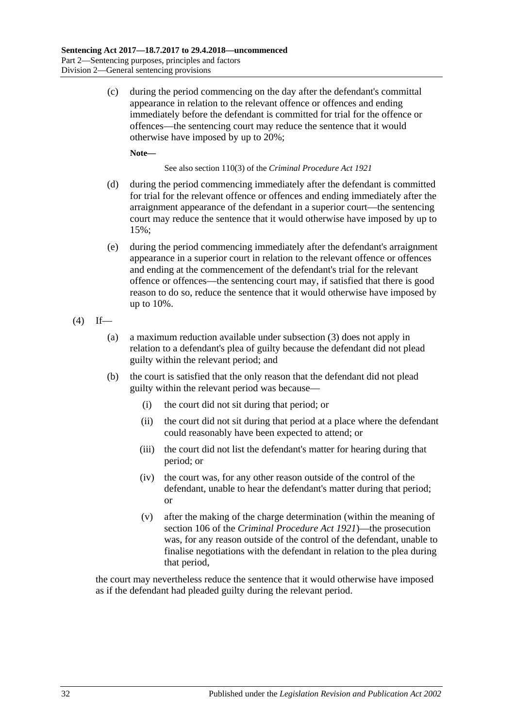(c) during the period commencing on the day after the defendant's committal appearance in relation to the relevant offence or offences and ending immediately before the defendant is committed for trial for the offence or offences—the sentencing court may reduce the sentence that it would otherwise have imposed by up to 20%;

**Note—**

See also section 110(3) of the *Criminal Procedure Act 1921*

(d) during the period commencing immediately after the defendant is committed for trial for the relevant offence or offences and ending immediately after the arraignment appearance of the defendant in a superior court—the sentencing court may reduce the sentence that it would otherwise have imposed by up to 15%;

(e) during the period commencing immediately after the defendant's arraignment appearance in a superior court in relation to the relevant offence or offences and ending at the commencement of the defendant's trial for the relevant offence or offences—the sentencing court may, if satisfied that there is good reason to do so, reduce the sentence that it would otherwise have imposed by up to 10%.

(4) If—

(a) a maximum reduction available under subsection (3) does not apply in relation to a defendant's plea of guilty because the defendant did not plead guilty within the relevant period; and

(b) the court is satisfied that the only reason that the defendant did not plead guilty within the relevant period was because—

(i) the court did not sit during that period; or

(ii) the court did not sit during that period at a place where the defendant could reasonably have been expected to attend; or

(iii) the court did not list the defendant's matter for hearing during that period; or

(iv) the court was, for any other reason outside of the control of the defendant, unable to hear the defendant's matter during that period; or

(v) after the making of the charge determination (within the meaning of section 106 of the *Criminal Procedure Act 1921*)—the prosecution was, for any reason outside of the control of the defendant, unable to finalise negotiations with the defendant in relation to the plea during that period,

the court may nevertheless reduce the sentence that it would otherwise have imposed as if the defendant had pleaded guilty during the relevant period.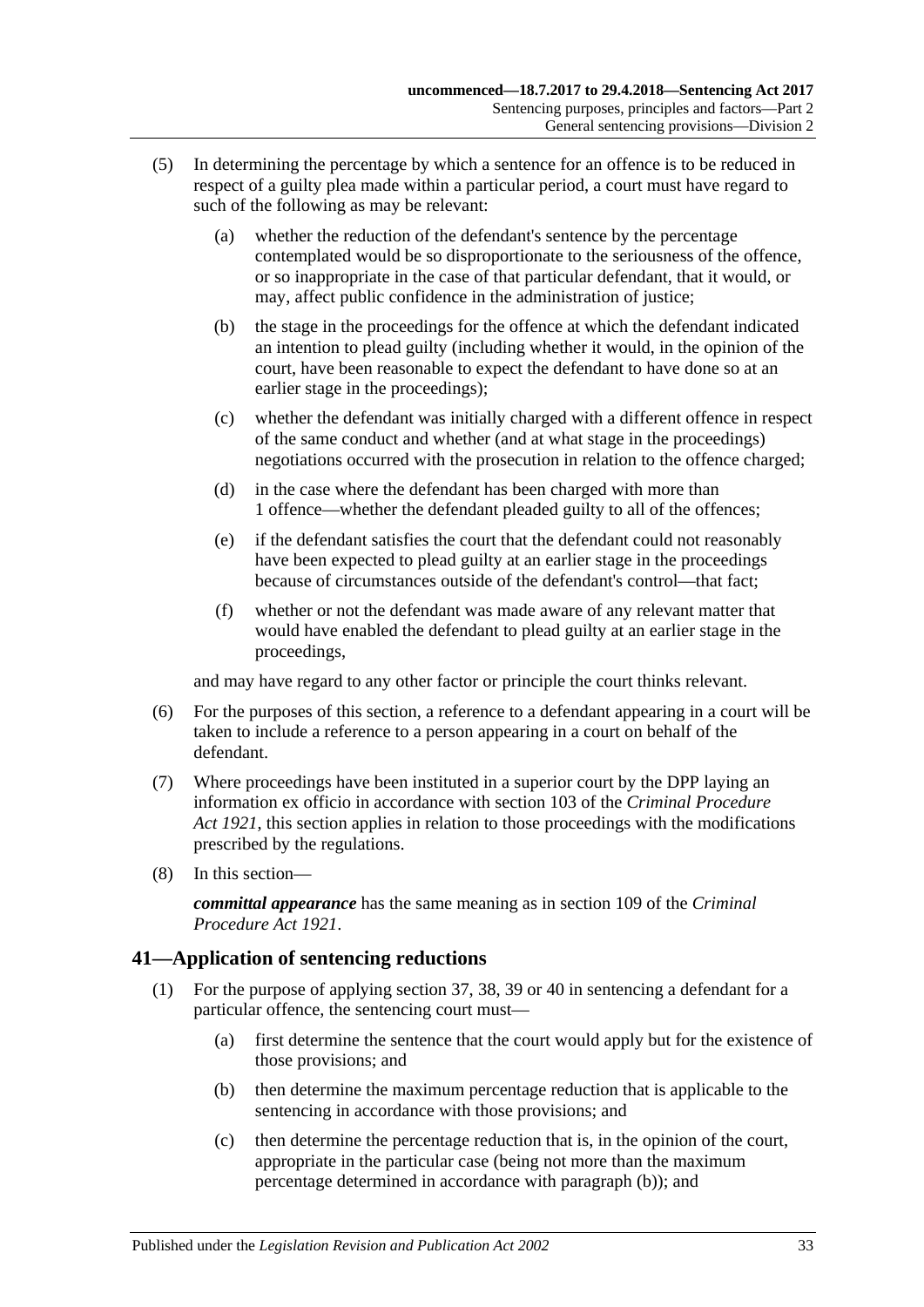(5) In determining the percentage by which a sentence for an offence is to be reduced in respect of a guilty plea made within a particular period, a court must have regard to such of the following as may be relevant:

(a) whether the reduction of the defendant's sentence by the percentage contemplated would be so disproportionate to the seriousness of the offence, or so inappropriate in the case of that particular defendant, that it would, or may, affect public confidence in the administration of justice;

(b) the stage in the proceedings for the offence at which the defendant indicated an intention to plead guilty (including whether it would, in the opinion of the court, have been reasonable to expect the defendant to have done so at an earlier stage in the proceedings);

(c) whether the defendant was initially charged with a different offence in respect of the same conduct and whether (and at what stage in the proceedings) negotiations occurred with the prosecution in relation to the offence charged;

(d) in the case where the defendant has been charged with more than 1 offence—whether the defendant pleaded guilty to all of the offences;

(e) if the defendant satisfies the court that the defendant could not reasonably have been expected to plead guilty at an earlier stage in the proceedings because of circumstances outside of the defendant's control—that fact;

(f) whether or not the defendant was made aware of any relevant matter that would have enabled the defendant to plead guilty at an earlier stage in the proceedings,

and may have regard to any other factor or principle the court thinks relevant.

(6) For the purposes of this section, a reference to a defendant appearing in a court will be taken to include a reference to a person appearing in a court on behalf of the defendant.

(7) Where proceedings have been instituted in a superior court by the DPP laying an information ex officio in accordance with section 103 of the *Criminal Procedure Act 1921*, this section applies in relation to those proceedings with the modifications prescribed by the regulations.

(8) In this section—

***committal appearance*** has the same meaning as in section 109 of the *Criminal Procedure Act 1921*.

## 41—Application of sentencing reductions

(1) For the purpose of applying section 37, 38, 39 or 40 in sentencing a defendant for a particular offence, the sentencing court must—

(a) first determine the sentence that the court would apply but for the existence of those provisions; and

(b) then determine the maximum percentage reduction that is applicable to the sentencing in accordance with those provisions; and

(c) then determine the percentage reduction that is, in the opinion of the court, appropriate in the particular case (being not more than the maximum percentage determined in accordance with paragraph (b)); and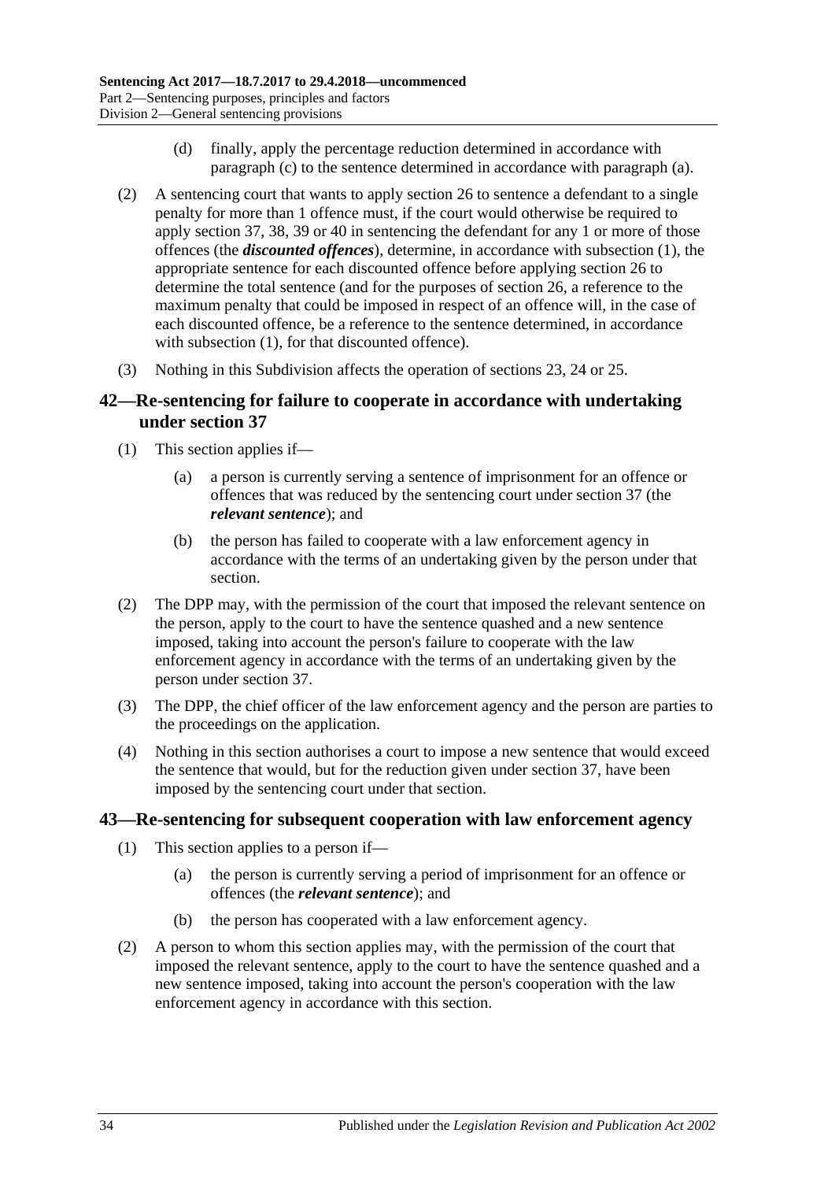(d) finally, apply the percentage reduction determined in accordance with paragraph (c) to the sentence determined in accordance with paragraph (a).

(2) A sentencing court that wants to apply section 26 to sentence a defendant to a single penalty for more than 1 offence must, if the court would otherwise be required to apply section 37, 38, 39 or 40 in sentencing the defendant for any 1 or more of those offences (the ***discounted offences***), determine, in accordance with subsection (1), the appropriate sentence for each discounted offence before applying section 26 to determine the total sentence (and for the purposes of section 26, a reference to the maximum penalty that could be imposed in respect of an offence will, in the case of each discounted offence, be a reference to the sentence determined, in accordance with subsection (1), for that discounted offence).

(3) Nothing in this Subdivision affects the operation of sections 23, 24 or 25.

## 42—Re-sentencing for failure to cooperate in accordance with undertaking under section 37

(1) This section applies if—

(a) a person is currently serving a sentence of imprisonment for an offence or offences that was reduced by the sentencing court under section 37 (the ***relevant sentence***); and

(b) the person has failed to cooperate with a law enforcement agency in accordance with the terms of an undertaking given by the person under that section.

(2) The DPP may, with the permission of the court that imposed the relevant sentence on the person, apply to the court to have the sentence quashed and a new sentence imposed, taking into account the person's failure to cooperate with the law enforcement agency in accordance with the terms of an undertaking given by the person under section 37.

(3) The DPP, the chief officer of the law enforcement agency and the person are parties to the proceedings on the application.

(4) Nothing in this section authorises a court to impose a new sentence that would exceed the sentence that would, but for the reduction given under section 37, have been imposed by the sentencing court under that section.

## 43—Re-sentencing for subsequent cooperation with law enforcement agency

(1) This section applies to a person if—

(a) the person is currently serving a period of imprisonment for an offence or offences (the ***relevant sentence***); and

(b) the person has cooperated with a law enforcement agency.

(2) A person to whom this section applies may, with the permission of the court that imposed the relevant sentence, apply to the court to have the sentence quashed and a new sentence imposed, taking into account the person's cooperation with the law enforcement agency in accordance with this section.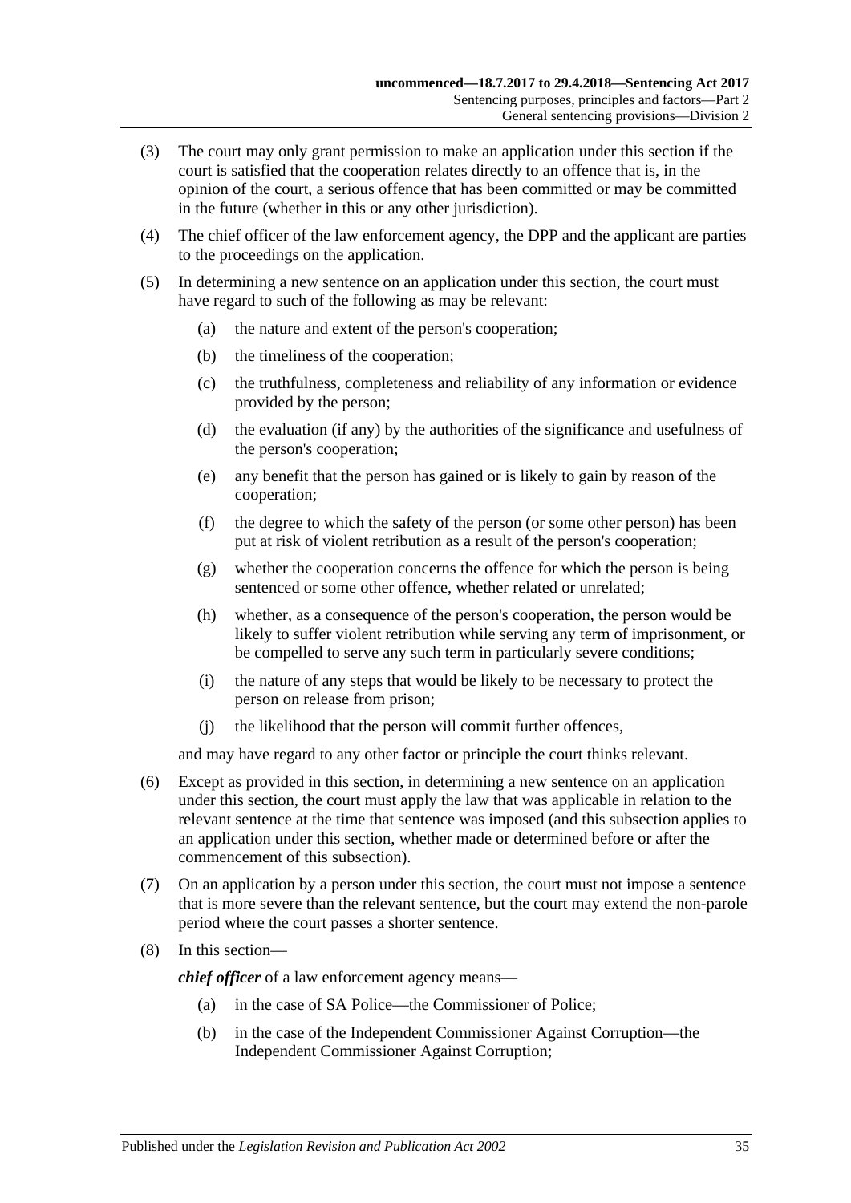(3) The court may only grant permission to make an application under this section if the court is satisfied that the cooperation relates directly to an offence that is, in the opinion of the court, a serious offence that has been committed or may be committed in the future (whether in this or any other jurisdiction).

(4) The chief officer of the law enforcement agency, the DPP and the applicant are parties to the proceedings on the application.

(5) In determining a new sentence on an application under this section, the court must have regard to such of the following as may be relevant:

   (a) the nature and extent of the person's cooperation;

   (b) the timeliness of the cooperation;

   (c) the truthfulness, completeness and reliability of any information or evidence provided by the person;

   (d) the evaluation (if any) by the authorities of the significance and usefulness of the person's cooperation;

   (e) any benefit that the person has gained or is likely to gain by reason of the cooperation;

   (f) the degree to which the safety of the person (or some other person) has been put at risk of violent retribution as a result of the person's cooperation;

   (g) whether the cooperation concerns the offence for which the person is being sentenced or some other offence, whether related or unrelated;

   (h) whether, as a consequence of the person's cooperation, the person would be likely to suffer violent retribution while serving any term of imprisonment, or be compelled to serve any such term in particularly severe conditions;

   (i) the nature of any steps that would be likely to be necessary to protect the person on release from prison;

   (j) the likelihood that the person will commit further offences,

and may have regard to any other factor or principle the court thinks relevant.

(6) Except as provided in this section, in determining a new sentence on an application under this section, the court must apply the law that was applicable in relation to the relevant sentence at the time that sentence was imposed (and this subsection applies to an application under this section, whether made or determined before or after the commencement of this subsection).

(7) On an application by a person under this section, the court must not impose a sentence that is more severe than the relevant sentence, but the court may extend the non-parole period where the court passes a shorter sentence.

(8) In this section—

***chief officer*** of a law enforcement agency means—

   (a) in the case of SA Police—the Commissioner of Police;

   (b) in the case of the Independent Commissioner Against Corruption—the Independent Commissioner Against Corruption;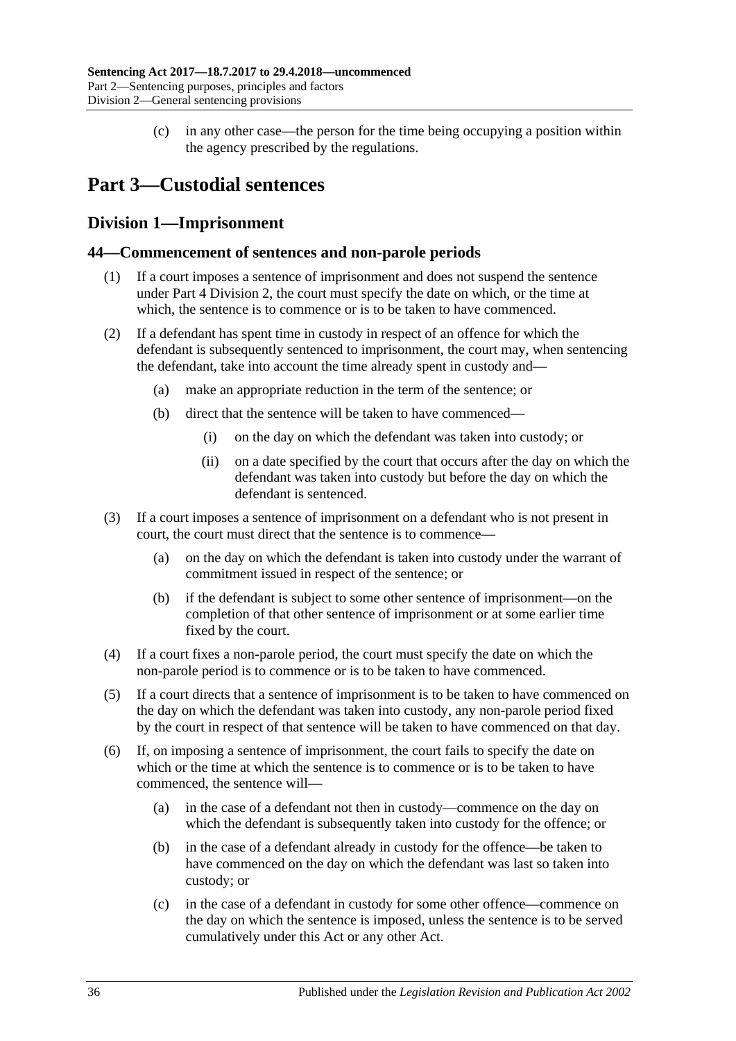(c) in any other case—the person for the time being occupying a position within the agency prescribed by the regulations.

# Part 3—Custodial sentences

## Division 1—Imprisonment

### 44—Commencement of sentences and non-parole periods

(1) If a court imposes a sentence of imprisonment and does not suspend the sentence under Part 4 Division 2, the court must specify the date on which, or the time at which, the sentence is to commence or is to be taken to have commenced.

(2) If a defendant has spent time in custody in respect of an offence for which the defendant is subsequently sentenced to imprisonment, the court may, when sentencing the defendant, take into account the time already spent in custody and—

(a) make an appropriate reduction in the term of the sentence; or

(b) direct that the sentence will be taken to have commenced—

(i) on the day on which the defendant was taken into custody; or

(ii) on a date specified by the court that occurs after the day on which the defendant was taken into custody but before the day on which the defendant is sentenced.

(3) If a court imposes a sentence of imprisonment on a defendant who is not present in court, the court must direct that the sentence is to commence—

(a) on the day on which the defendant is taken into custody under the warrant of commitment issued in respect of the sentence; or

(b) if the defendant is subject to some other sentence of imprisonment—on the completion of that other sentence of imprisonment or at some earlier time fixed by the court.

(4) If a court fixes a non-parole period, the court must specify the date on which the non-parole period is to commence or is to be taken to have commenced.

(5) If a court directs that a sentence of imprisonment is to be taken to have commenced on the day on which the defendant was taken into custody, any non-parole period fixed by the court in respect of that sentence will be taken to have commenced on that day.

(6) If, on imposing a sentence of imprisonment, the court fails to specify the date on which or the time at which the sentence is to commence or is to be taken to have commenced, the sentence will—

(a) in the case of a defendant not then in custody—commence on the day on which the defendant is subsequently taken into custody for the offence; or

(b) in the case of a defendant already in custody for the offence—be taken to have commenced on the day on which the defendant was last so taken into custody; or

(c) in the case of a defendant in custody for some other offence—commence on the day on which the sentence is imposed, unless the sentence is to be served cumulatively under this Act or any other Act.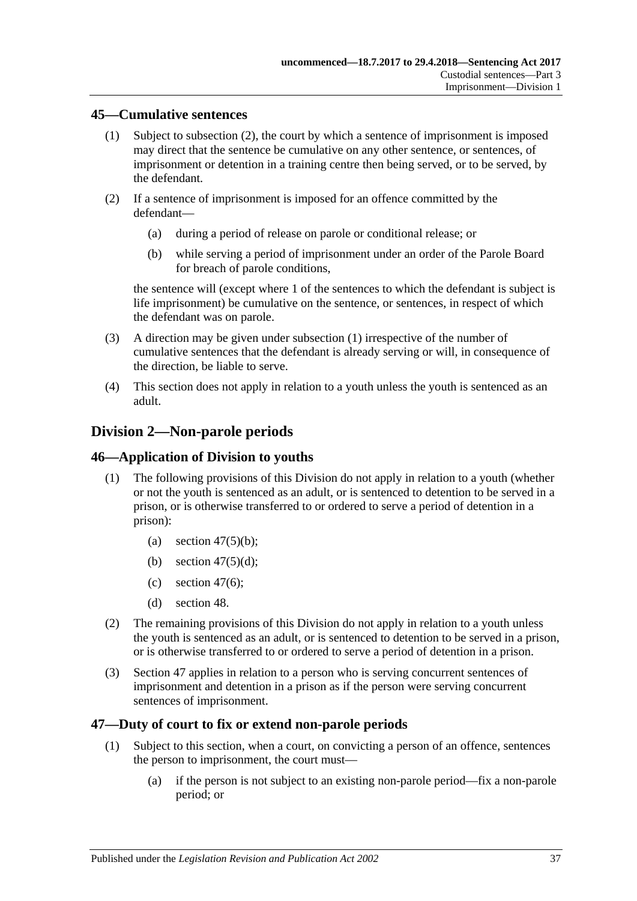## 45—Cumulative sentences

(1) Subject to subsection (2), the court by which a sentence of imprisonment is imposed may direct that the sentence be cumulative on any other sentence, or sentences, of imprisonment or detention in a training centre then being served, or to be served, by the defendant.

(2) If a sentence of imprisonment is imposed for an offence committed by the defendant—

- (a) during a period of release on parole or conditional release; or
- (b) while serving a period of imprisonment under an order of the Parole Board for breach of parole conditions,

the sentence will (except where 1 of the sentences to which the defendant is subject is life imprisonment) be cumulative on the sentence, or sentences, in respect of which the defendant was on parole.

(3) A direction may be given under subsection (1) irrespective of the number of cumulative sentences that the defendant is already serving or will, in consequence of the direction, be liable to serve.

(4) This section does not apply in relation to a youth unless the youth is sentenced as an adult.

# Division 2—Non-parole periods

## 46—Application of Division to youths

(1) The following provisions of this Division do not apply in relation to a youth (whether or not the youth is sentenced as an adult, or is sentenced to detention to be served in a prison, or is otherwise transferred to or ordered to serve a period of detention in a prison):

- (a) section 47(5)(b);
- (b) section 47(5)(d);
- (c) section 47(6);
- (d) section 48.

(2) The remaining provisions of this Division do not apply in relation to a youth unless the youth is sentenced as an adult, or is sentenced to detention to be served in a prison, or is otherwise transferred to or ordered to serve a period of detention in a prison.

(3) Section 47 applies in relation to a person who is serving concurrent sentences of imprisonment and detention in a prison as if the person were serving concurrent sentences of imprisonment.

## 47—Duty of court to fix or extend non-parole periods

(1) Subject to this section, when a court, on convicting a person of an offence, sentences the person to imprisonment, the court must—

- (a) if the person is not subject to an existing non-parole period—fix a non-parole period; or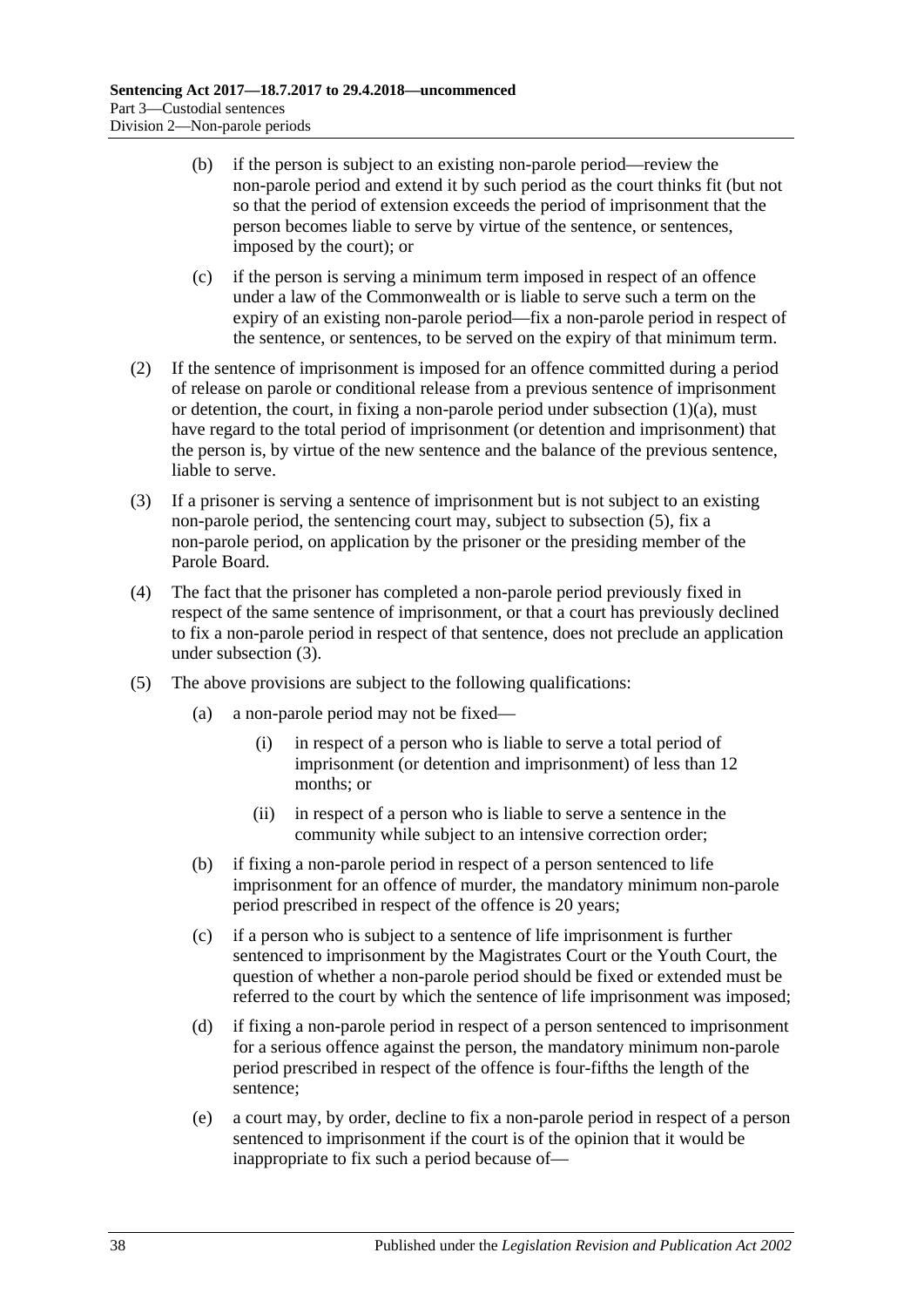(b) if the person is subject to an existing non-parole period—review the non-parole period and extend it by such period as the court thinks fit (but not so that the period of extension exceeds the period of imprisonment that the person becomes liable to serve by virtue of the sentence, or sentences, imposed by the court); or

(c) if the person is serving a minimum term imposed in respect of an offence under a law of the Commonwealth or is liable to serve such a term on the expiry of an existing non-parole period—fix a non-parole period in respect of the sentence, or sentences, to be served on the expiry of that minimum term.

(2) If the sentence of imprisonment is imposed for an offence committed during a period of release on parole or conditional release from a previous sentence of imprisonment or detention, the court, in fixing a non-parole period under subsection (1)(a), must have regard to the total period of imprisonment (or detention and imprisonment) that the person is, by virtue of the new sentence and the balance of the previous sentence, liable to serve.

(3) If a prisoner is serving a sentence of imprisonment but is not subject to an existing non-parole period, the sentencing court may, subject to subsection (5), fix a non-parole period, on application by the prisoner or the presiding member of the Parole Board.

(4) The fact that the prisoner has completed a non-parole period previously fixed in respect of the same sentence of imprisonment, or that a court has previously declined to fix a non-parole period in respect of that sentence, does not preclude an application under subsection (3).

(5) The above provisions are subject to the following qualifications:

(a) a non-parole period may not be fixed—

(i) in respect of a person who is liable to serve a total period of imprisonment (or detention and imprisonment) of less than 12 months; or

(ii) in respect of a person who is liable to serve a sentence in the community while subject to an intensive correction order;

(b) if fixing a non-parole period in respect of a person sentenced to life imprisonment for an offence of murder, the mandatory minimum non-parole period prescribed in respect of the offence is 20 years;

(c) if a person who is subject to a sentence of life imprisonment is further sentenced to imprisonment by the Magistrates Court or the Youth Court, the question of whether a non-parole period should be fixed or extended must be referred to the court by which the sentence of life imprisonment was imposed;

(d) if fixing a non-parole period in respect of a person sentenced to imprisonment for a serious offence against the person, the mandatory minimum non-parole period prescribed in respect of the offence is four-fifths the length of the sentence;

(e) a court may, by order, decline to fix a non-parole period in respect of a person sentenced to imprisonment if the court is of the opinion that it would be inappropriate to fix such a period because of—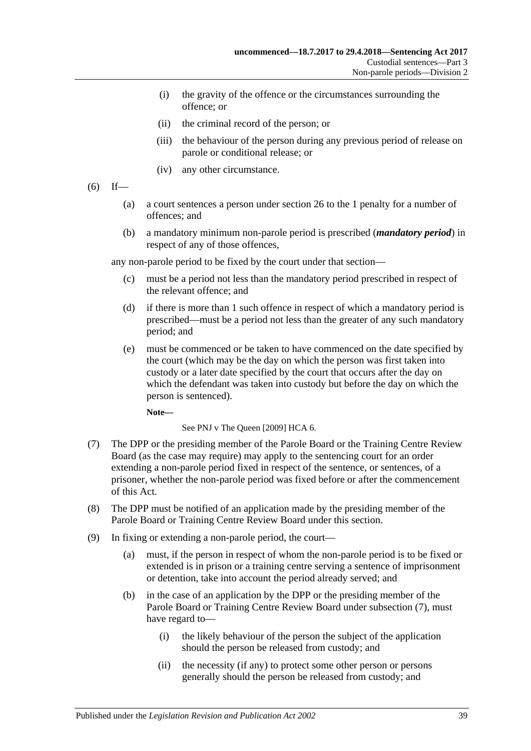(i) the gravity of the offence or the circumstances surrounding the offence; or

(ii) the criminal record of the person; or

(iii) the behaviour of the person during any previous period of release on parole or conditional release; or

(iv) any other circumstance.

(6) If—

(a) a court sentences a person under section 26 to the 1 penalty for a number of offences; and

(b) a mandatory minimum non-parole period is prescribed (***mandatory period***) in respect of any of those offences,

any non-parole period to be fixed by the court under that section—

(c) must be a period not less than the mandatory period prescribed in respect of the relevant offence; and

(d) if there is more than 1 such offence in respect of which a mandatory period is prescribed—must be a period not less than the greater of any such mandatory period; and

(e) must be commenced or be taken to have commenced on the date specified by the court (which may be the day on which the person was first taken into custody or a later date specified by the court that occurs after the day on which the defendant was taken into custody but before the day on which the person is sentenced).

**Note—**

See PNJ v The Queen [2009] HCA 6.

(7) The DPP or the presiding member of the Parole Board or the Training Centre Review Board (as the case may require) may apply to the sentencing court for an order extending a non-parole period fixed in respect of the sentence, or sentences, of a prisoner, whether the non-parole period was fixed before or after the commencement of this Act.

(8) The DPP must be notified of an application made by the presiding member of the Parole Board or Training Centre Review Board under this section.

(9) In fixing or extending a non-parole period, the court—

(a) must, if the person in respect of whom the non-parole period is to be fixed or extended is in prison or a training centre serving a sentence of imprisonment or detention, take into account the period already served; and

(b) in the case of an application by the DPP or the presiding member of the Parole Board or Training Centre Review Board under subsection (7), must have regard to—

(i) the likely behaviour of the person the subject of the application should the person be released from custody; and

(ii) the necessity (if any) to protect some other person or persons generally should the person be released from custody; and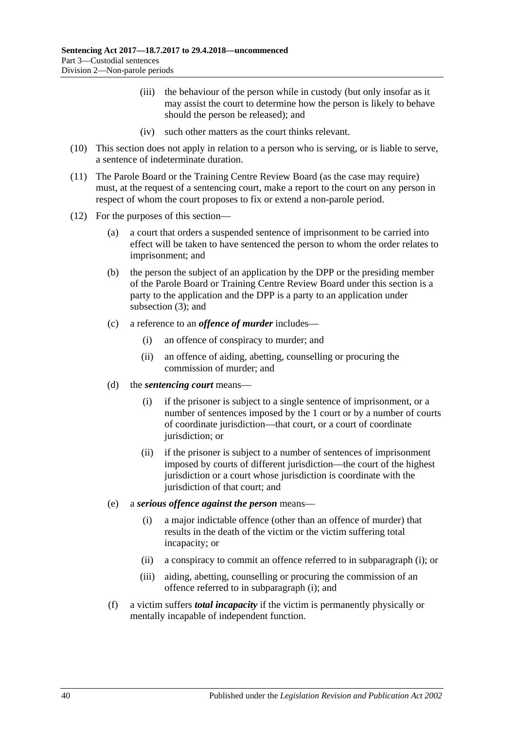(iii) the behaviour of the person while in custody (but only insofar as it may assist the court to determine how the person is likely to behave should the person be released); and

(iv) such other matters as the court thinks relevant.

(10) This section does not apply in relation to a person who is serving, or is liable to serve, a sentence of indeterminate duration.

(11) The Parole Board or the Training Centre Review Board (as the case may require) must, at the request of a sentencing court, make a report to the court on any person in respect of whom the court proposes to fix or extend a non-parole period.

(12) For the purposes of this section—

(a) a court that orders a suspended sentence of imprisonment to be carried into effect will be taken to have sentenced the person to whom the order relates to imprisonment; and

(b) the person the subject of an application by the DPP or the presiding member of the Parole Board or Training Centre Review Board under this section is a party to the application and the DPP is a party to an application under subsection (3); and

(c) a reference to an ***offence of murder*** includes—

(i) an offence of conspiracy to murder; and

(ii) an offence of aiding, abetting, counselling or procuring the commission of murder; and

(d) the ***sentencing court*** means—

(i) if the prisoner is subject to a single sentence of imprisonment, or a number of sentences imposed by the 1 court or by a number of courts of coordinate jurisdiction—that court, or a court of coordinate jurisdiction; or

(ii) if the prisoner is subject to a number of sentences of imprisonment imposed by courts of different jurisdiction—the court of the highest jurisdiction or a court whose jurisdiction is coordinate with the jurisdiction of that court; and

(e) a ***serious offence against the person*** means—

(i) a major indictable offence (other than an offence of murder) that results in the death of the victim or the victim suffering total incapacity; or

(ii) a conspiracy to commit an offence referred to in subparagraph (i); or

(iii) aiding, abetting, counselling or procuring the commission of an offence referred to in subparagraph (i); and

(f) a victim suffers ***total incapacity*** if the victim is permanently physically or mentally incapable of independent function.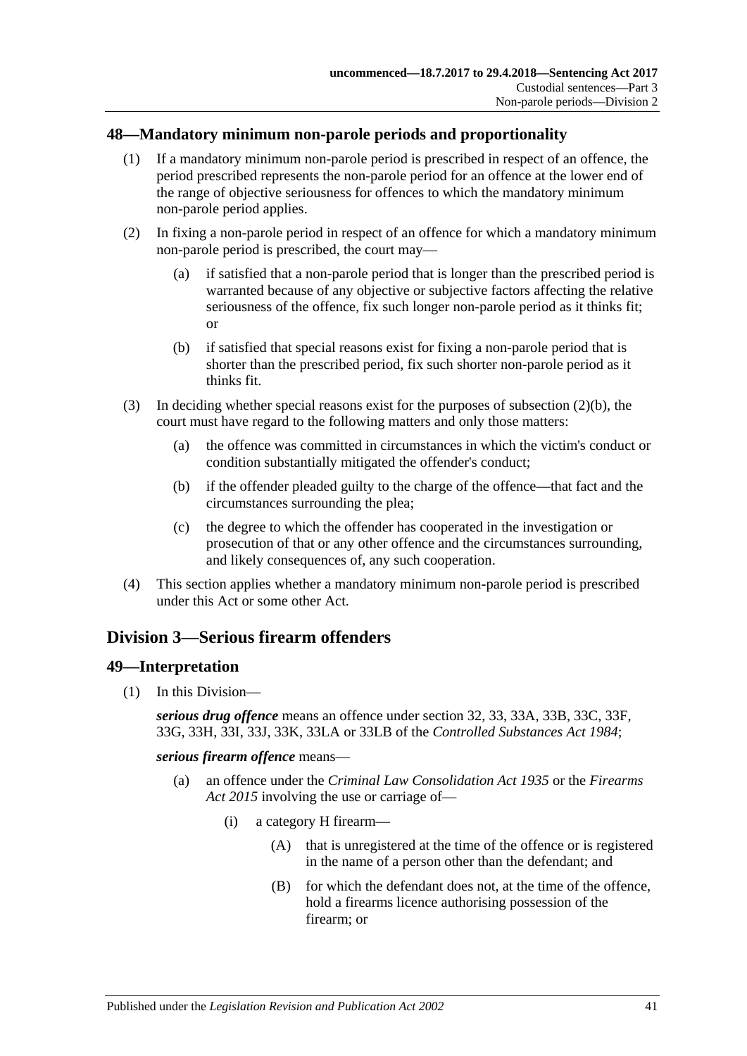## 48—Mandatory minimum non-parole periods and proportionality

(1) If a mandatory minimum non-parole period is prescribed in respect of an offence, the period prescribed represents the non-parole period for an offence at the lower end of the range of objective seriousness for offences to which the mandatory minimum non-parole period applies.

(2) In fixing a non-parole period in respect of an offence for which a mandatory minimum non-parole period is prescribed, the court may—

(a) if satisfied that a non-parole period that is longer than the prescribed period is warranted because of any objective or subjective factors affecting the relative seriousness of the offence, fix such longer non-parole period as it thinks fit; or

(b) if satisfied that special reasons exist for fixing a non-parole period that is shorter than the prescribed period, fix such shorter non-parole period as it thinks fit.

(3) In deciding whether special reasons exist for the purposes of subsection (2)(b), the court must have regard to the following matters and only those matters:

(a) the offence was committed in circumstances in which the victim's conduct or condition substantially mitigated the offender's conduct;

(b) if the offender pleaded guilty to the charge of the offence—that fact and the circumstances surrounding the plea;

(c) the degree to which the offender has cooperated in the investigation or prosecution of that or any other offence and the circumstances surrounding, and likely consequences of, any such cooperation.

(4) This section applies whether a mandatory minimum non-parole period is prescribed under this Act or some other Act.

# Division 3—Serious firearm offenders

## 49—Interpretation

(1) In this Division—

***serious drug offence*** means an offence under section 32, 33, 33A, 33B, 33C, 33F, 33G, 33H, 33I, 33J, 33K, 33LA or 33LB of the *Controlled Substances Act 1984*;

***serious firearm offence*** means—

(a) an offence under the *Criminal Law Consolidation Act 1935* or the *Firearms Act 2015* involving the use or carriage of—

(i) a category H firearm—

(A) that is unregistered at the time of the offence or is registered in the name of a person other than the defendant; and

(B) for which the defendant does not, at the time of the offence, hold a firearms licence authorising possession of the firearm; or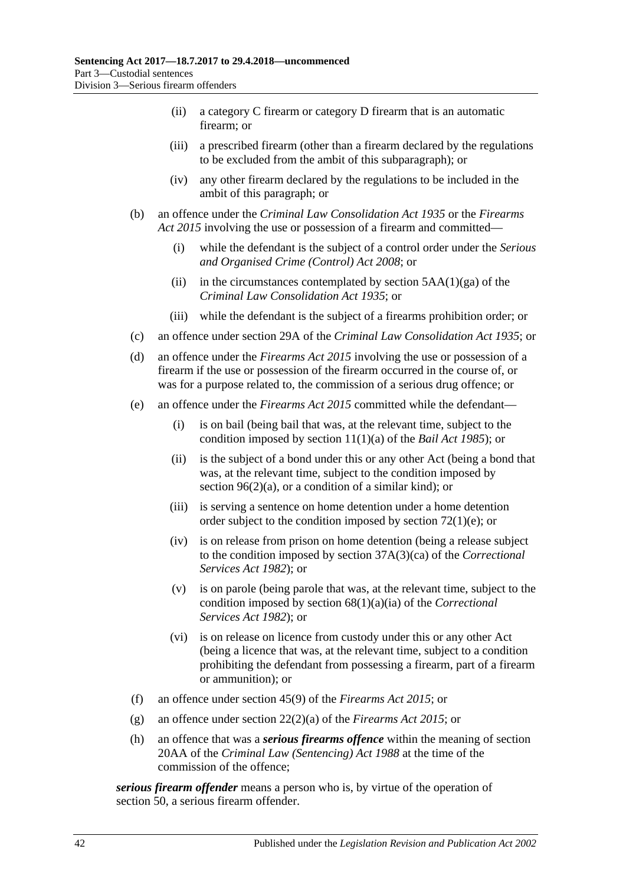(ii) a category C firearm or category D firearm that is an automatic firearm; or

(iii) a prescribed firearm (other than a firearm declared by the regulations to be excluded from the ambit of this subparagraph); or

(iv) any other firearm declared by the regulations to be included in the ambit of this paragraph; or

(b) an offence under the *Criminal Law Consolidation Act 1935* or the *Firearms Act 2015* involving the use or possession of a firearm and committed—

(i) while the defendant is the subject of a control order under the *Serious and Organised Crime (Control) Act 2008*; or

(ii) in the circumstances contemplated by section 5AA(1)(ga) of the *Criminal Law Consolidation Act 1935*; or

(iii) while the defendant is the subject of a firearms prohibition order; or

(c) an offence under section 29A of the *Criminal Law Consolidation Act 1935*; or

(d) an offence under the *Firearms Act 2015* involving the use or possession of a firearm if the use or possession of the firearm occurred in the course of, or was for a purpose related to, the commission of a serious drug offence; or

(e) an offence under the *Firearms Act 2015* committed while the defendant—

(i) is on bail (being bail that was, at the relevant time, subject to the condition imposed by section 11(1)(a) of the *Bail Act 1985*); or

(ii) is the subject of a bond under this or any other Act (being a bond that was, at the relevant time, subject to the condition imposed by section 96(2)(a), or a condition of a similar kind); or

(iii) is serving a sentence on home detention under a home detention order subject to the condition imposed by section 72(1)(e); or

(iv) is on release from prison on home detention (being a release subject to the condition imposed by section 37A(3)(ca) of the *Correctional Services Act 1982*); or

(v) is on parole (being parole that was, at the relevant time, subject to the condition imposed by section 68(1)(a)(ia) of the *Correctional Services Act 1982*); or

(vi) is on release on licence from custody under this or any other Act (being a licence that was, at the relevant time, subject to a condition prohibiting the defendant from possessing a firearm, part of a firearm or ammunition); or

(f) an offence under section 45(9) of the *Firearms Act 2015*; or

(g) an offence under section 22(2)(a) of the *Firearms Act 2015*; or

(h) an offence that was a ***serious firearms offence*** within the meaning of section 20AA of the *Criminal Law (Sentencing) Act 1988* at the time of the commission of the offence;

***serious firearm offender*** means a person who is, by virtue of the operation of section 50, a serious firearm offender.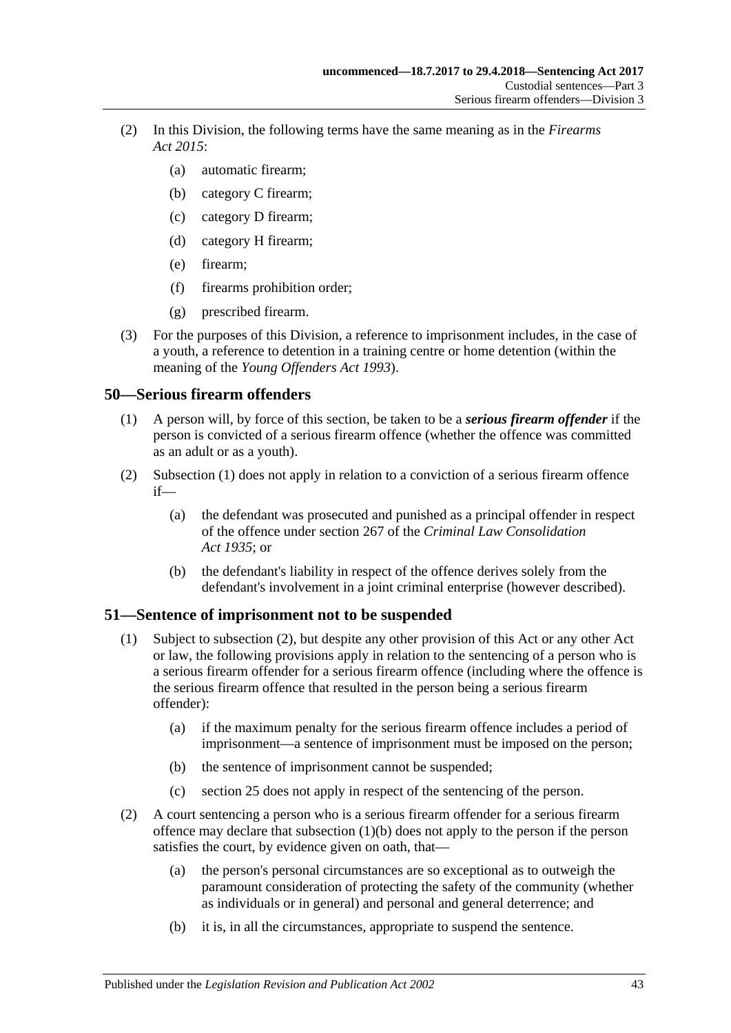(2) In this Division, the following terms have the same meaning as in the *Firearms Act 2015*:

- (a) automatic firearm;
- (b) category C firearm;
- (c) category D firearm;
- (d) category H firearm;
- (e) firearm;
- (f) firearms prohibition order;
- (g) prescribed firearm.

(3) For the purposes of this Division, a reference to imprisonment includes, in the case of a youth, a reference to detention in a training centre or home detention (within the meaning of the *Young Offenders Act 1993*).

## 50—Serious firearm offenders

(1) A person will, by force of this section, be taken to be a ***serious firearm offender*** if the person is convicted of a serious firearm offence (whether the offence was committed as an adult or as a youth).

(2) Subsection (1) does not apply in relation to a conviction of a serious firearm offence if—

- (a) the defendant was prosecuted and punished as a principal offender in respect of the offence under section 267 of the *Criminal Law Consolidation Act 1935*; or
- (b) the defendant's liability in respect of the offence derives solely from the defendant's involvement in a joint criminal enterprise (however described).

## 51—Sentence of imprisonment not to be suspended

(1) Subject to subsection (2), but despite any other provision of this Act or any other Act or law, the following provisions apply in relation to the sentencing of a person who is a serious firearm offender for a serious firearm offence (including where the offence is the serious firearm offence that resulted in the person being a serious firearm offender):

- (a) if the maximum penalty for the serious firearm offence includes a period of imprisonment—a sentence of imprisonment must be imposed on the person;
- (b) the sentence of imprisonment cannot be suspended;
- (c) section 25 does not apply in respect of the sentencing of the person.

(2) A court sentencing a person who is a serious firearm offender for a serious firearm offence may declare that subsection (1)(b) does not apply to the person if the person satisfies the court, by evidence given on oath, that—

- (a) the person's personal circumstances are so exceptional as to outweigh the paramount consideration of protecting the safety of the community (whether as individuals or in general) and personal and general deterrence; and
- (b) it is, in all the circumstances, appropriate to suspend the sentence.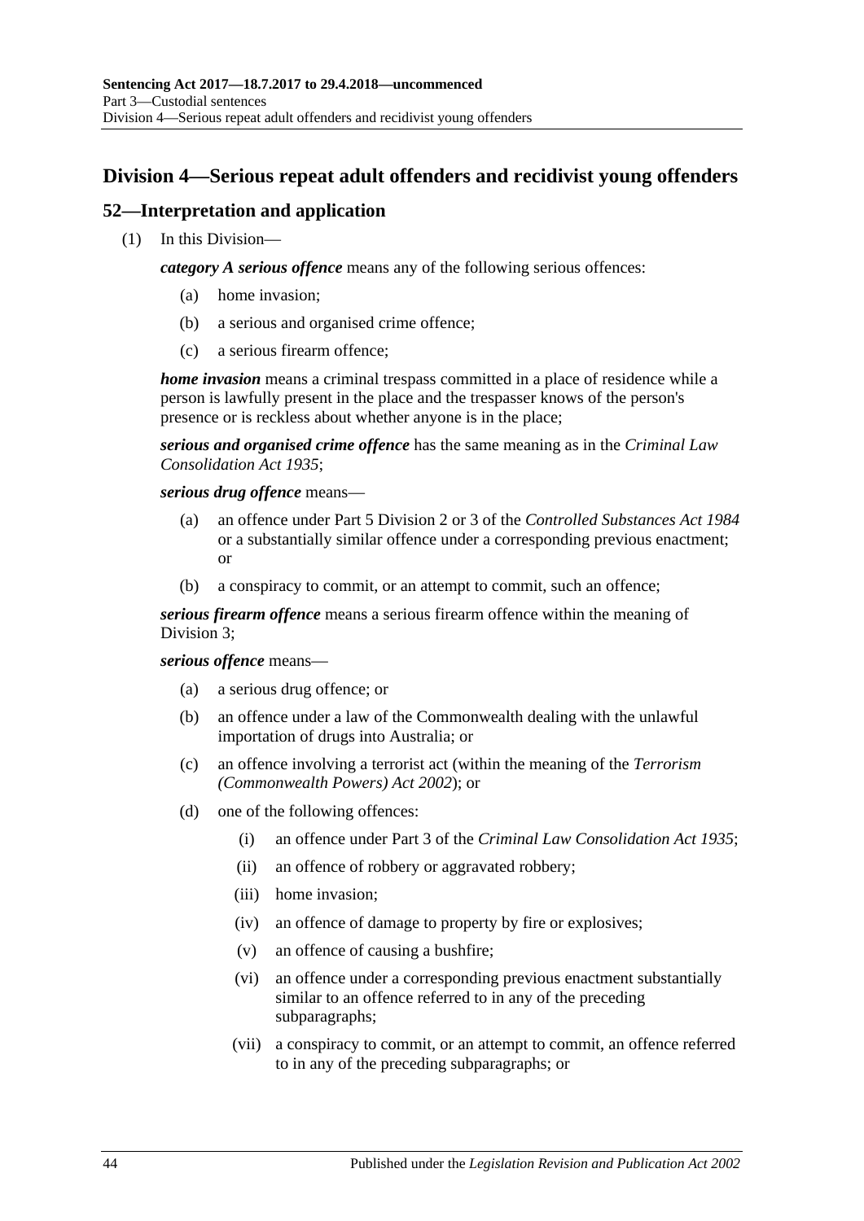## Division 4—Serious repeat adult offenders and recidivist young offenders

### 52—Interpretation and application

(1) In this Division—

***category A serious offence*** means any of the following serious offences:

- (a) home invasion;
- (b) a serious and organised crime offence;
- (c) a serious firearm offence;

***home invasion*** means a criminal trespass committed in a place of residence while a person is lawfully present in the place and the trespasser knows of the person's presence or is reckless about whether anyone is in the place;

***serious and organised crime offence*** has the same meaning as in the *Criminal Law Consolidation Act 1935*;

***serious drug offence*** means—

- (a) an offence under Part 5 Division 2 or 3 of the *Controlled Substances Act 1984* or a substantially similar offence under a corresponding previous enactment; or
- (b) a conspiracy to commit, or an attempt to commit, such an offence;

***serious firearm offence*** means a serious firearm offence within the meaning of Division 3;

***serious offence*** means—

- (a) a serious drug offence; or
- (b) an offence under a law of the Commonwealth dealing with the unlawful importation of drugs into Australia; or
- (c) an offence involving a terrorist act (within the meaning of the *Terrorism (Commonwealth Powers) Act 2002*); or
- (d) one of the following offences:
  - (i) an offence under Part 3 of the *Criminal Law Consolidation Act 1935*;
  - (ii) an offence of robbery or aggravated robbery;
  - (iii) home invasion;
  - (iv) an offence of damage to property by fire or explosives;
  - (v) an offence of causing a bushfire;
  - (vi) an offence under a corresponding previous enactment substantially similar to an offence referred to in any of the preceding subparagraphs;
  - (vii) a conspiracy to commit, or an attempt to commit, an offence referred to in any of the preceding subparagraphs; or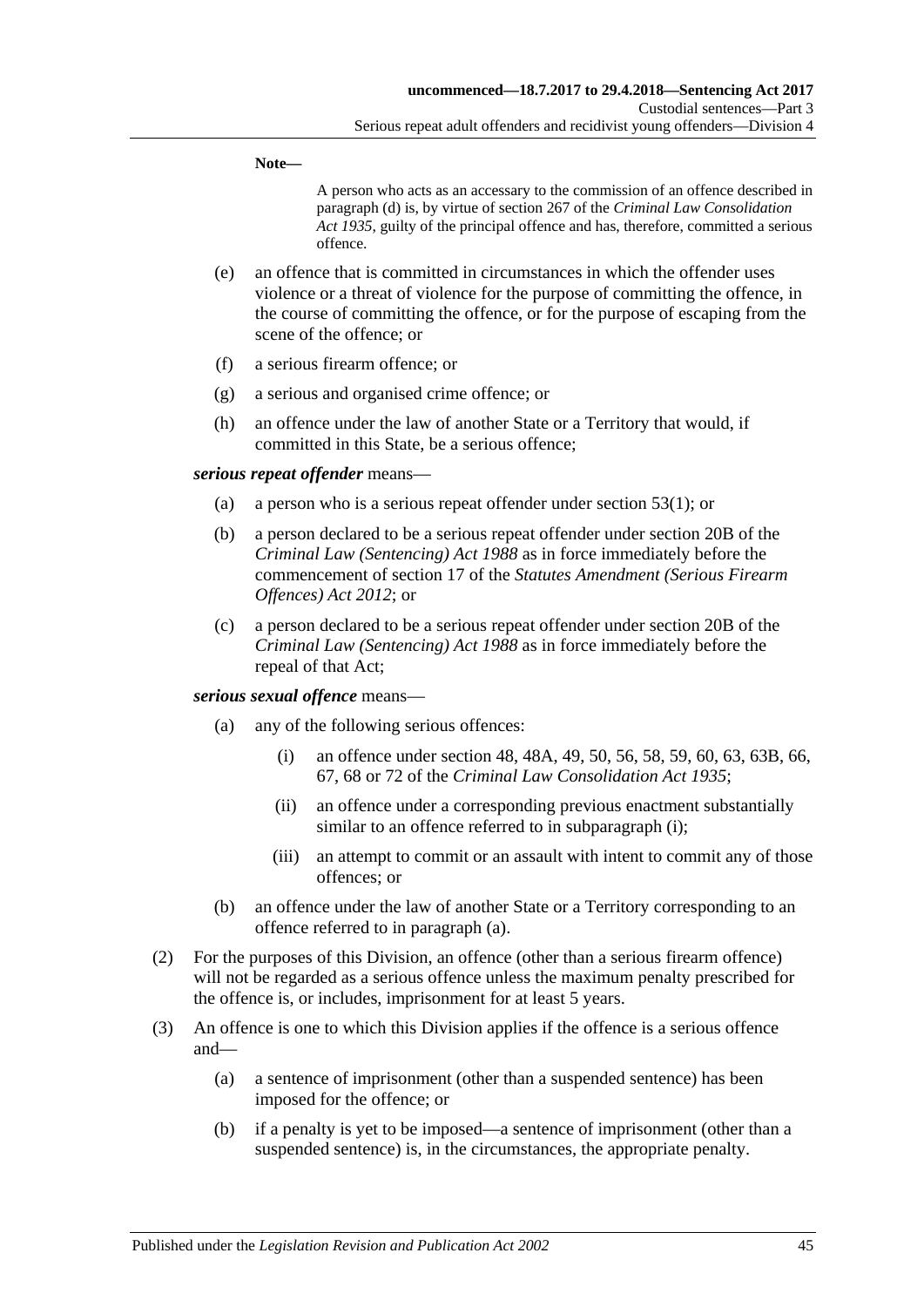**Note—**

A person who acts as an accessary to the commission of an offence described in paragraph (d) is, by virtue of section 267 of the *Criminal Law Consolidation Act 1935*, guilty of the principal offence and has, therefore, committed a serious offence.

- (e) an offence that is committed in circumstances in which the offender uses violence or a threat of violence for the purpose of committing the offence, in the course of committing the offence, or for the purpose of escaping from the scene of the offence; or
- (f) a serious firearm offence; or
- (g) a serious and organised crime offence; or
- (h) an offence under the law of another State or a Territory that would, if committed in this State, be a serious offence;

***serious repeat offender*** means—

- (a) a person who is a serious repeat offender under section 53(1); or
- (b) a person declared to be a serious repeat offender under section 20B of the *Criminal Law (Sentencing) Act 1988* as in force immediately before the commencement of section 17 of the *Statutes Amendment (Serious Firearm Offences) Act 2012*; or
- (c) a person declared to be a serious repeat offender under section 20B of the *Criminal Law (Sentencing) Act 1988* as in force immediately before the repeal of that Act;

***serious sexual offence*** means—

- (a) any of the following serious offences:
  - (i) an offence under section 48, 48A, 49, 50, 56, 58, 59, 60, 63, 63B, 66, 67, 68 or 72 of the *Criminal Law Consolidation Act 1935*;
  - (ii) an offence under a corresponding previous enactment substantially similar to an offence referred to in subparagraph (i);
  - (iii) an attempt to commit or an assault with intent to commit any of those offences; or
- (b) an offence under the law of another State or a Territory corresponding to an offence referred to in paragraph (a).

(2) For the purposes of this Division, an offence (other than a serious firearm offence) will not be regarded as a serious offence unless the maximum penalty prescribed for the offence is, or includes, imprisonment for at least 5 years.

(3) An offence is one to which this Division applies if the offence is a serious offence and—

- (a) a sentence of imprisonment (other than a suspended sentence) has been imposed for the offence; or
- (b) if a penalty is yet to be imposed—a sentence of imprisonment (other than a suspended sentence) is, in the circumstances, the appropriate penalty.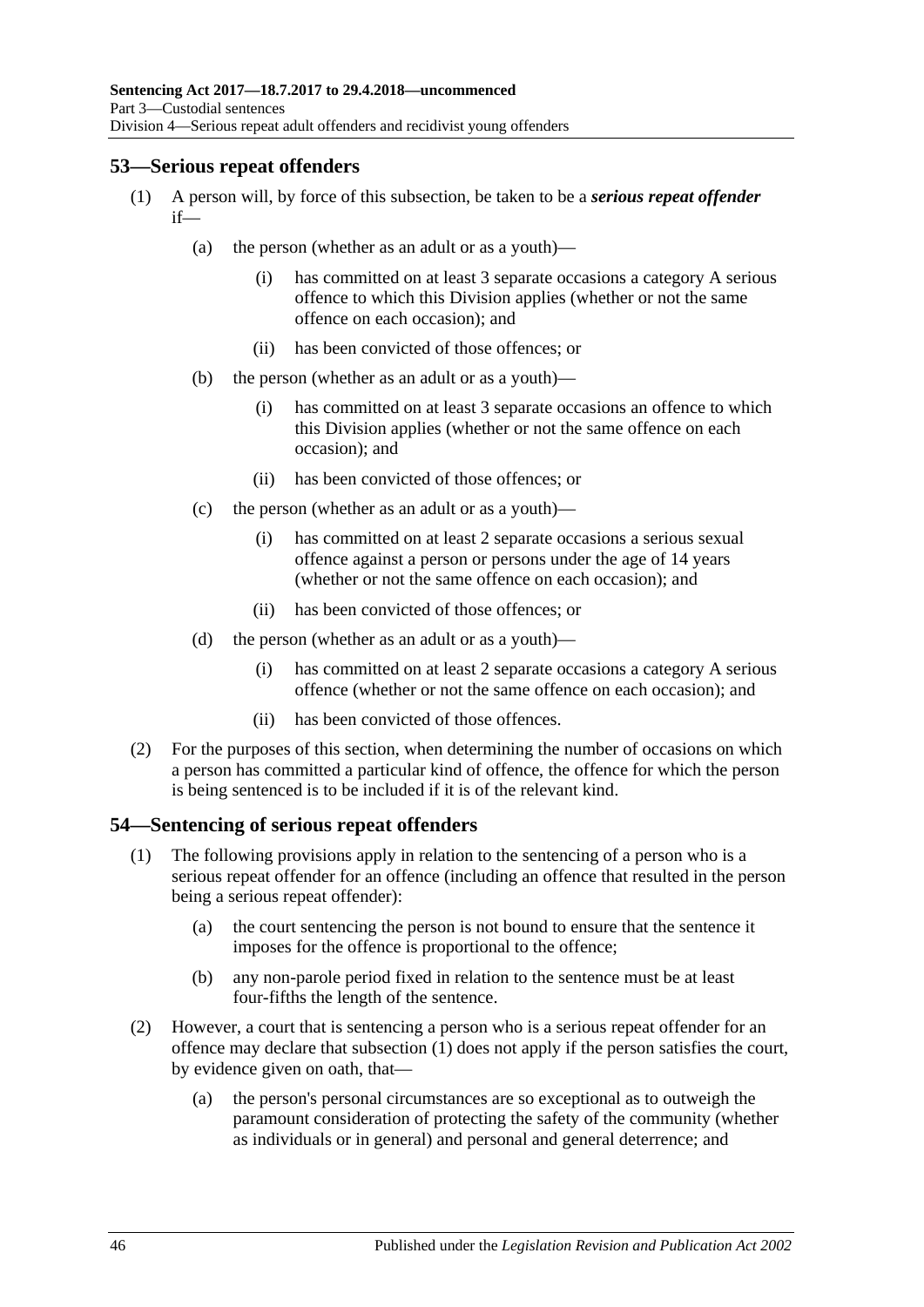## 53—Serious repeat offenders

(1) A person will, by force of this subsection, be taken to be a ***serious repeat offender*** if—

(a) the person (whether as an adult or as a youth)—

(i) has committed on at least 3 separate occasions a category A serious offence to which this Division applies (whether or not the same offence on each occasion); and

(ii) has been convicted of those offences; or

(b) the person (whether as an adult or as a youth)—

(i) has committed on at least 3 separate occasions an offence to which this Division applies (whether or not the same offence on each occasion); and

(ii) has been convicted of those offences; or

(c) the person (whether as an adult or as a youth)—

(i) has committed on at least 2 separate occasions a serious sexual offence against a person or persons under the age of 14 years (whether or not the same offence on each occasion); and

(ii) has been convicted of those offences; or

(d) the person (whether as an adult or as a youth)—

(i) has committed on at least 2 separate occasions a category A serious offence (whether or not the same offence on each occasion); and

(ii) has been convicted of those offences.

(2) For the purposes of this section, when determining the number of occasions on which a person has committed a particular kind of offence, the offence for which the person is being sentenced is to be included if it is of the relevant kind.

## 54—Sentencing of serious repeat offenders

(1) The following provisions apply in relation to the sentencing of a person who is a serious repeat offender for an offence (including an offence that resulted in the person being a serious repeat offender):

(a) the court sentencing the person is not bound to ensure that the sentence it imposes for the offence is proportional to the offence;

(b) any non-parole period fixed in relation to the sentence must be at least four-fifths the length of the sentence.

(2) However, a court that is sentencing a person who is a serious repeat offender for an offence may declare that subsection (1) does not apply if the person satisfies the court, by evidence given on oath, that—

(a) the person's personal circumstances are so exceptional as to outweigh the paramount consideration of protecting the safety of the community (whether as individuals or in general) and personal and general deterrence; and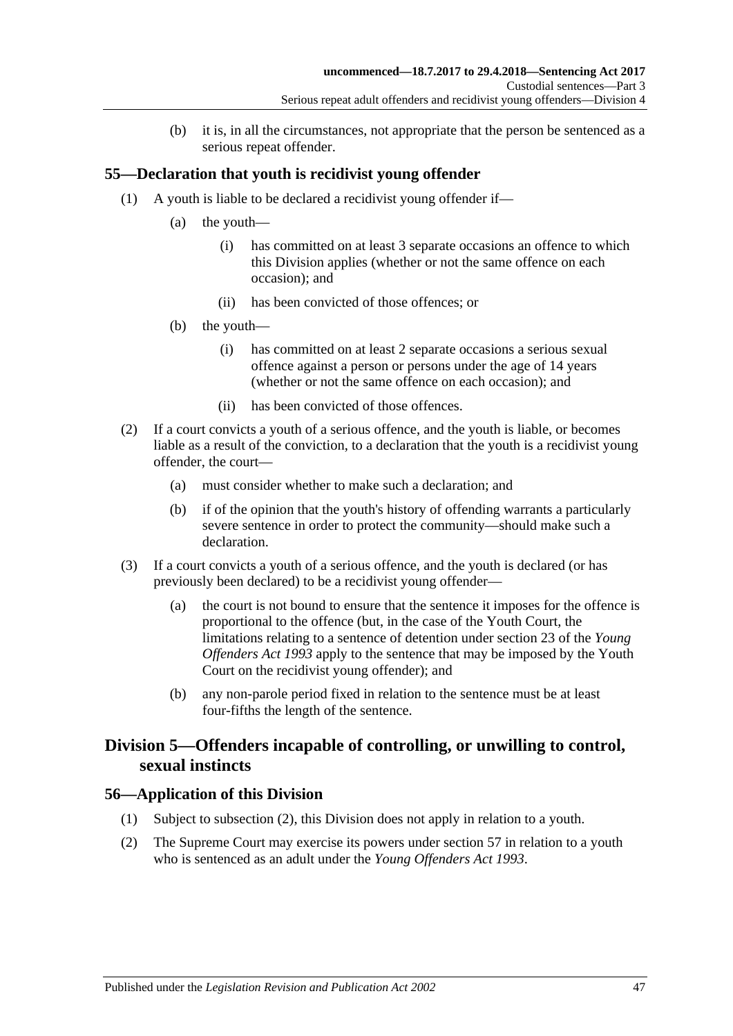(b) it is, in all the circumstances, not appropriate that the person be sentenced as a serious repeat offender.

## 55—Declaration that youth is recidivist young offender

(1) A youth is liable to be declared a recidivist young offender if—

(a) the youth—

(i) has committed on at least 3 separate occasions an offence to which this Division applies (whether or not the same offence on each occasion); and

(ii) has been convicted of those offences; or

(b) the youth—

(i) has committed on at least 2 separate occasions a serious sexual offence against a person or persons under the age of 14 years (whether or not the same offence on each occasion); and

(ii) has been convicted of those offences.

(2) If a court convicts a youth of a serious offence, and the youth is liable, or becomes liable as a result of the conviction, to a declaration that the youth is a recidivist young offender, the court—

(a) must consider whether to make such a declaration; and

(b) if of the opinion that the youth's history of offending warrants a particularly severe sentence in order to protect the community—should make such a declaration.

(3) If a court convicts a youth of a serious offence, and the youth is declared (or has previously been declared) to be a recidivist young offender—

(a) the court is not bound to ensure that the sentence it imposes for the offence is proportional to the offence (but, in the case of the Youth Court, the limitations relating to a sentence of detention under section 23 of the *Young Offenders Act 1993* apply to the sentence that may be imposed by the Youth Court on the recidivist young offender); and

(b) any non-parole period fixed in relation to the sentence must be at least four-fifths the length of the sentence.

# Division 5—Offenders incapable of controlling, or unwilling to control, sexual instincts

## 56—Application of this Division

(1) Subject to subsection (2), this Division does not apply in relation to a youth.

(2) The Supreme Court may exercise its powers under section 57 in relation to a youth who is sentenced as an adult under the *Young Offenders Act 1993*.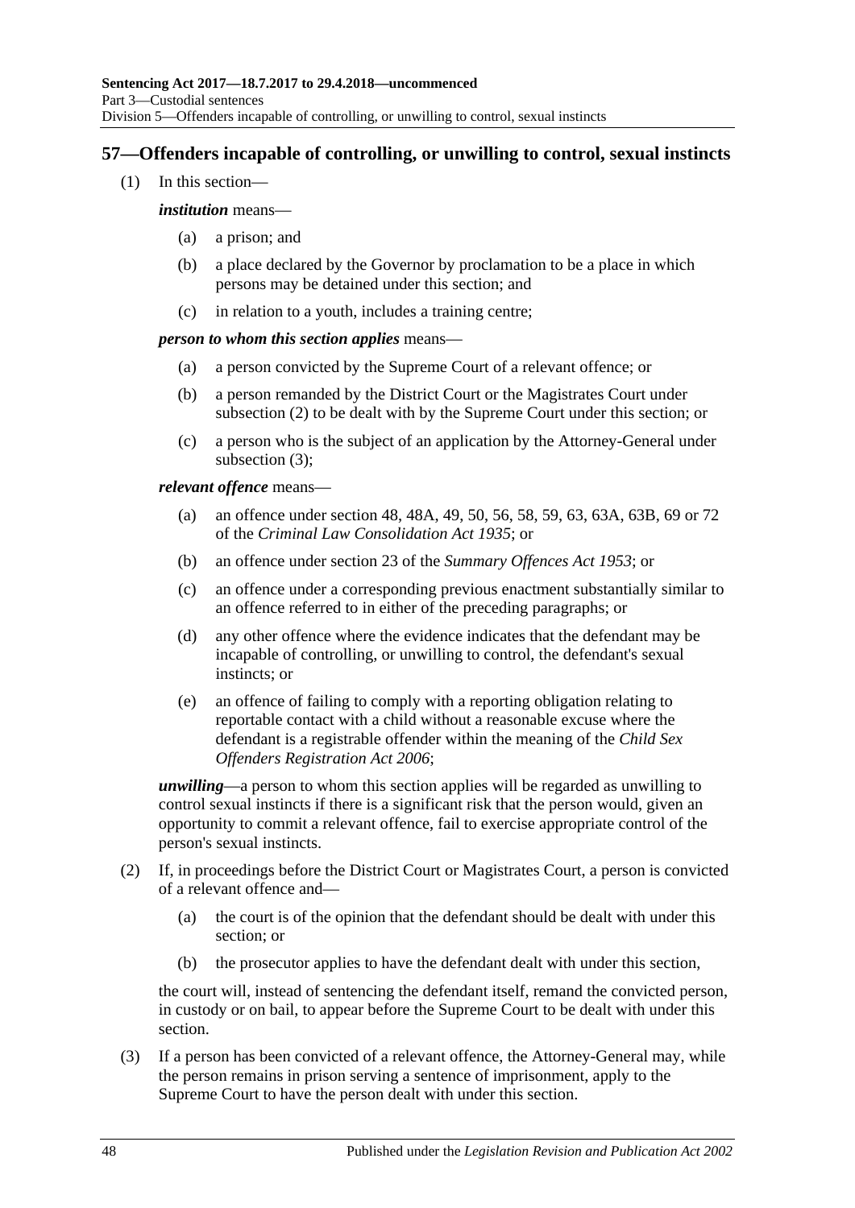## 57—Offenders incapable of controlling, or unwilling to control, sexual instincts

(1) In this section—

***institution*** means—

- (a) a prison; and
- (b) a place declared by the Governor by proclamation to be a place in which persons may be detained under this section; and
- (c) in relation to a youth, includes a training centre;

***person to whom this section applies*** means—

- (a) a person convicted by the Supreme Court of a relevant offence; or
- (b) a person remanded by the District Court or the Magistrates Court under subsection (2) to be dealt with by the Supreme Court under this section; or
- (c) a person who is the subject of an application by the Attorney-General under subsection (3);

***relevant offence*** means—

- (a) an offence under section 48, 48A, 49, 50, 56, 58, 59, 63, 63A, 63B, 69 or 72 of the *Criminal Law Consolidation Act 1935*; or
- (b) an offence under section 23 of the *Summary Offences Act 1953*; or
- (c) an offence under a corresponding previous enactment substantially similar to an offence referred to in either of the preceding paragraphs; or
- (d) any other offence where the evidence indicates that the defendant may be incapable of controlling, or unwilling to control, the defendant's sexual instincts; or
- (e) an offence of failing to comply with a reporting obligation relating to reportable contact with a child without a reasonable excuse where the defendant is a registrable offender within the meaning of the *Child Sex Offenders Registration Act 2006*;

***unwilling***—a person to whom this section applies will be regarded as unwilling to control sexual instincts if there is a significant risk that the person would, given an opportunity to commit a relevant offence, fail to exercise appropriate control of the person's sexual instincts.

(2) If, in proceedings before the District Court or Magistrates Court, a person is convicted of a relevant offence and—

- (a) the court is of the opinion that the defendant should be dealt with under this section; or
- (b) the prosecutor applies to have the defendant dealt with under this section,

the court will, instead of sentencing the defendant itself, remand the convicted person, in custody or on bail, to appear before the Supreme Court to be dealt with under this section.

(3) If a person has been convicted of a relevant offence, the Attorney-General may, while the person remains in prison serving a sentence of imprisonment, apply to the Supreme Court to have the person dealt with under this section.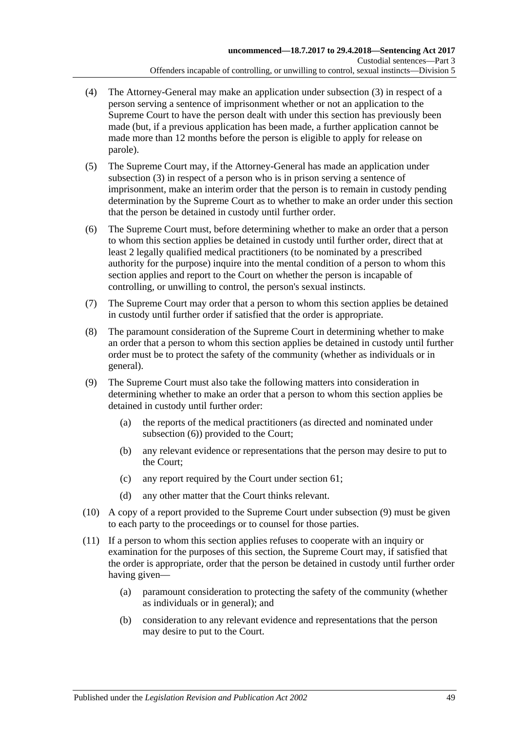(4) The Attorney-General may make an application under subsection (3) in respect of a person serving a sentence of imprisonment whether or not an application to the Supreme Court to have the person dealt with under this section has previously been made (but, if a previous application has been made, a further application cannot be made more than 12 months before the person is eligible to apply for release on parole).

(5) The Supreme Court may, if the Attorney-General has made an application under subsection (3) in respect of a person who is in prison serving a sentence of imprisonment, make an interim order that the person is to remain in custody pending determination by the Supreme Court as to whether to make an order under this section that the person be detained in custody until further order.

(6) The Supreme Court must, before determining whether to make an order that a person to whom this section applies be detained in custody until further order, direct that at least 2 legally qualified medical practitioners (to be nominated by a prescribed authority for the purpose) inquire into the mental condition of a person to whom this section applies and report to the Court on whether the person is incapable of controlling, or unwilling to control, the person's sexual instincts.

(7) The Supreme Court may order that a person to whom this section applies be detained in custody until further order if satisfied that the order is appropriate.

(8) The paramount consideration of the Supreme Court in determining whether to make an order that a person to whom this section applies be detained in custody until further order must be to protect the safety of the community (whether as individuals or in general).

(9) The Supreme Court must also take the following matters into consideration in determining whether to make an order that a person to whom this section applies be detained in custody until further order:

  (a) the reports of the medical practitioners (as directed and nominated under subsection (6)) provided to the Court;

  (b) any relevant evidence or representations that the person may desire to put to the Court;

  (c) any report required by the Court under section 61;

  (d) any other matter that the Court thinks relevant.

(10) A copy of a report provided to the Supreme Court under subsection (9) must be given to each party to the proceedings or to counsel for those parties.

(11) If a person to whom this section applies refuses to cooperate with an inquiry or examination for the purposes of this section, the Supreme Court may, if satisfied that the order is appropriate, order that the person be detained in custody until further order having given—

  (a) paramount consideration to protecting the safety of the community (whether as individuals or in general); and

  (b) consideration to any relevant evidence and representations that the person may desire to put to the Court.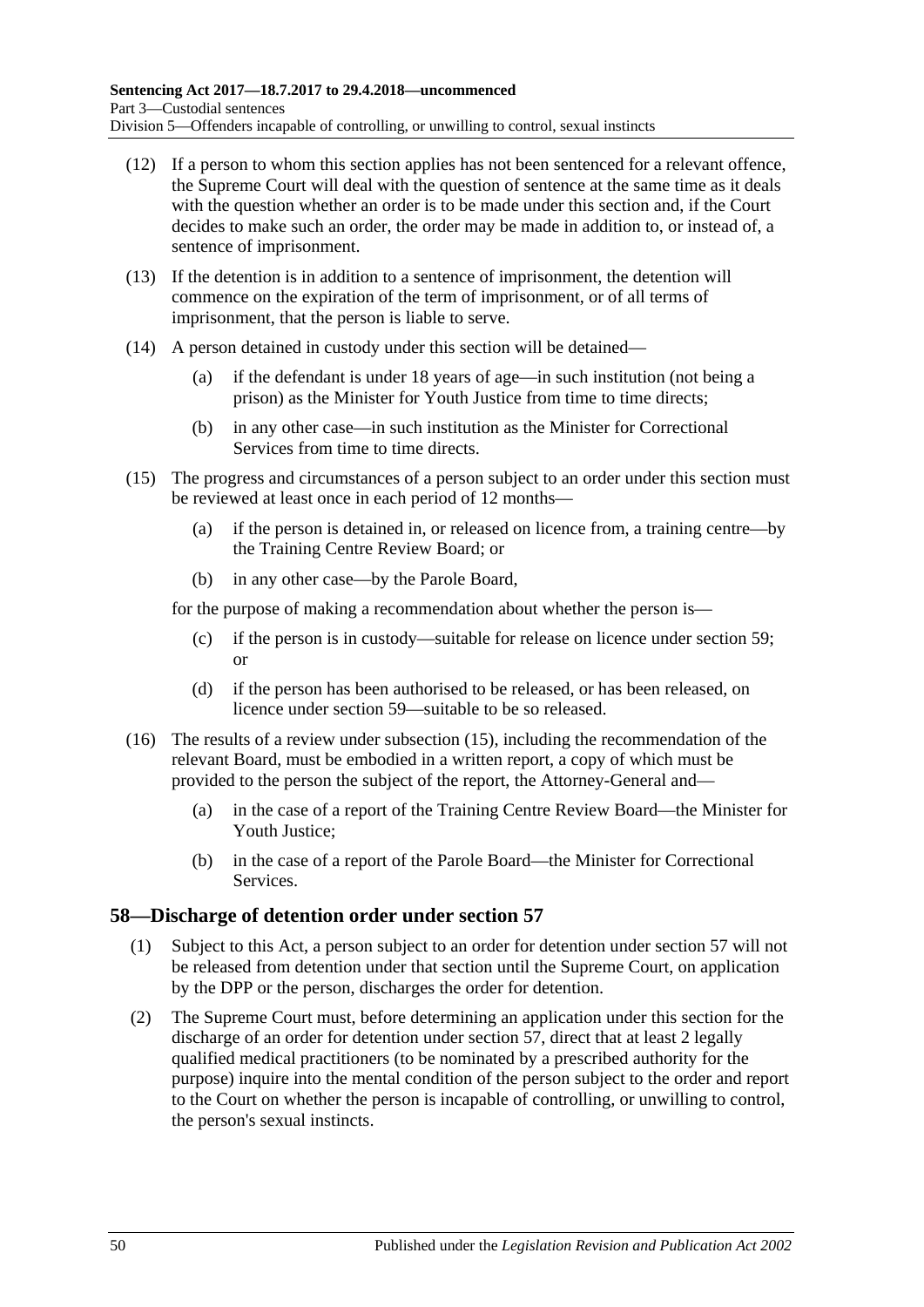(12) If a person to whom this section applies has not been sentenced for a relevant offence, the Supreme Court will deal with the question of sentence at the same time as it deals with the question whether an order is to be made under this section and, if the Court decides to make such an order, the order may be made in addition to, or instead of, a sentence of imprisonment.

(13) If the detention is in addition to a sentence of imprisonment, the detention will commence on the expiration of the term of imprisonment, or of all terms of imprisonment, that the person is liable to serve.

(14) A person detained in custody under this section will be detained—

- (a) if the defendant is under 18 years of age—in such institution (not being a prison) as the Minister for Youth Justice from time to time directs;
- (b) in any other case—in such institution as the Minister for Correctional Services from time to time directs.

(15) The progress and circumstances of a person subject to an order under this section must be reviewed at least once in each period of 12 months—

- (a) if the person is detained in, or released on licence from, a training centre—by the Training Centre Review Board; or
- (b) in any other case—by the Parole Board,

for the purpose of making a recommendation about whether the person is—

- (c) if the person is in custody—suitable for release on licence under section 59; or
- (d) if the person has been authorised to be released, or has been released, on licence under section 59—suitable to be so released.

(16) The results of a review under subsection (15), including the recommendation of the relevant Board, must be embodied in a written report, a copy of which must be provided to the person the subject of the report, the Attorney-General and—

- (a) in the case of a report of the Training Centre Review Board—the Minister for Youth Justice;
- (b) in the case of a report of the Parole Board—the Minister for Correctional Services.

## 58—Discharge of detention order under section 57

(1) Subject to this Act, a person subject to an order for detention under section 57 will not be released from detention under that section until the Supreme Court, on application by the DPP or the person, discharges the order for detention.

(2) The Supreme Court must, before determining an application under this section for the discharge of an order for detention under section 57, direct that at least 2 legally qualified medical practitioners (to be nominated by a prescribed authority for the purpose) inquire into the mental condition of the person subject to the order and report to the Court on whether the person is incapable of controlling, or unwilling to control, the person's sexual instincts.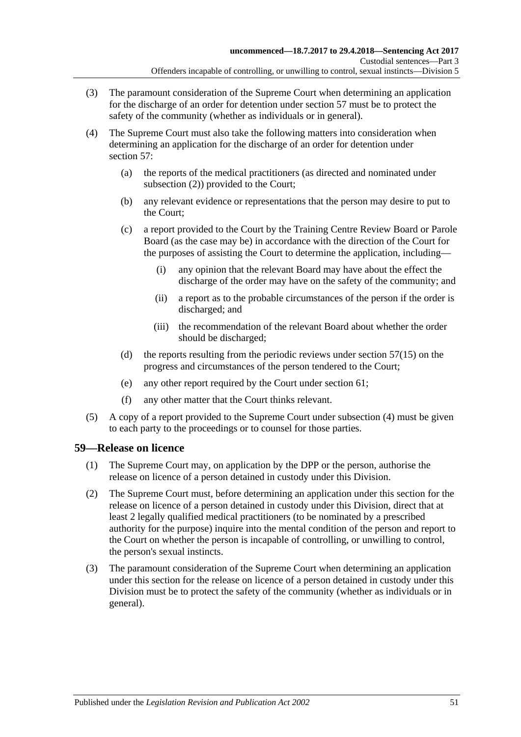(3) The paramount consideration of the Supreme Court when determining an application for the discharge of an order for detention under section 57 must be to protect the safety of the community (whether as individuals or in general).

(4) The Supreme Court must also take the following matters into consideration when determining an application for the discharge of an order for detention under section 57:

(a) the reports of the medical practitioners (as directed and nominated under subsection (2)) provided to the Court;

(b) any relevant evidence or representations that the person may desire to put to the Court;

(c) a report provided to the Court by the Training Centre Review Board or Parole Board (as the case may be) in accordance with the direction of the Court for the purposes of assisting the Court to determine the application, including—

(i) any opinion that the relevant Board may have about the effect the discharge of the order may have on the safety of the community; and

(ii) a report as to the probable circumstances of the person if the order is discharged; and

(iii) the recommendation of the relevant Board about whether the order should be discharged;

(d) the reports resulting from the periodic reviews under section 57(15) on the progress and circumstances of the person tendered to the Court;

(e) any other report required by the Court under section 61;

(f) any other matter that the Court thinks relevant.

(5) A copy of a report provided to the Supreme Court under subsection (4) must be given to each party to the proceedings or to counsel for those parties.

## 59—Release on licence

(1) The Supreme Court may, on application by the DPP or the person, authorise the release on licence of a person detained in custody under this Division.

(2) The Supreme Court must, before determining an application under this section for the release on licence of a person detained in custody under this Division, direct that at least 2 legally qualified medical practitioners (to be nominated by a prescribed authority for the purpose) inquire into the mental condition of the person and report to the Court on whether the person is incapable of controlling, or unwilling to control, the person's sexual instincts.

(3) The paramount consideration of the Supreme Court when determining an application under this section for the release on licence of a person detained in custody under this Division must be to protect the safety of the community (whether as individuals or in general).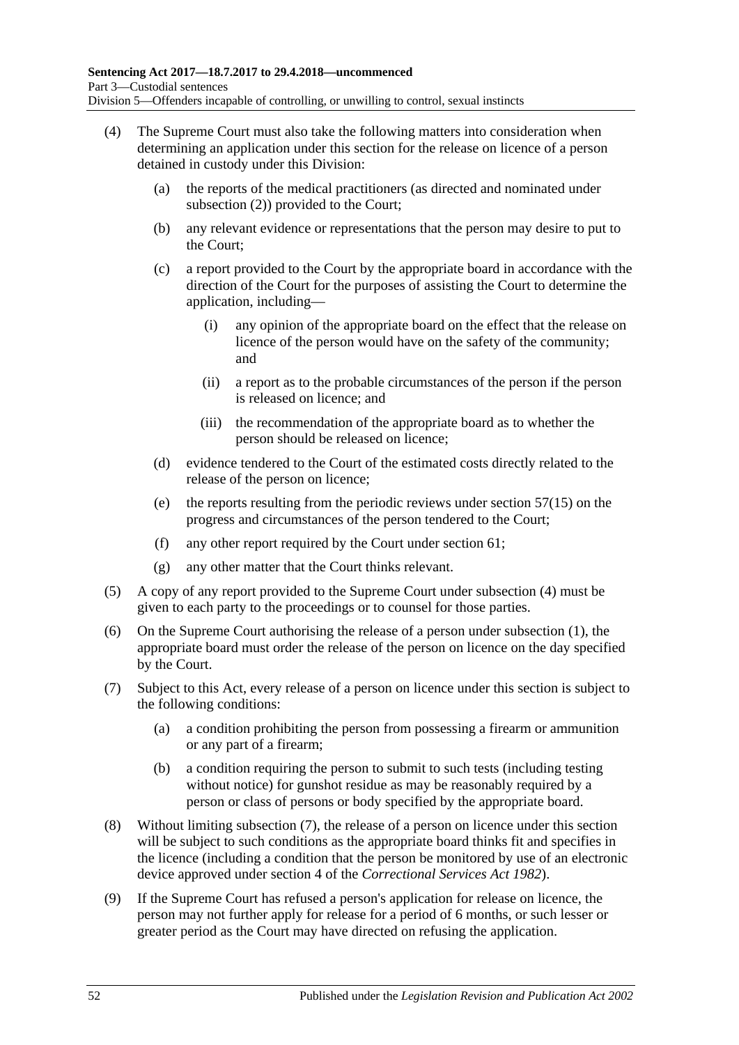(4) The Supreme Court must also take the following matters into consideration when determining an application under this section for the release on licence of a person detained in custody under this Division:

(a) the reports of the medical practitioners (as directed and nominated under subsection (2)) provided to the Court;

(b) any relevant evidence or representations that the person may desire to put to the Court;

(c) a report provided to the Court by the appropriate board in accordance with the direction of the Court for the purposes of assisting the Court to determine the application, including—

(i) any opinion of the appropriate board on the effect that the release on licence of the person would have on the safety of the community; and

(ii) a report as to the probable circumstances of the person if the person is released on licence; and

(iii) the recommendation of the appropriate board as to whether the person should be released on licence;

(d) evidence tendered to the Court of the estimated costs directly related to the release of the person on licence;

(e) the reports resulting from the periodic reviews under section 57(15) on the progress and circumstances of the person tendered to the Court;

(f) any other report required by the Court under section 61;

(g) any other matter that the Court thinks relevant.

(5) A copy of any report provided to the Supreme Court under subsection (4) must be given to each party to the proceedings or to counsel for those parties.

(6) On the Supreme Court authorising the release of a person under subsection (1), the appropriate board must order the release of the person on licence on the day specified by the Court.

(7) Subject to this Act, every release of a person on licence under this section is subject to the following conditions:

(a) a condition prohibiting the person from possessing a firearm or ammunition or any part of a firearm;

(b) a condition requiring the person to submit to such tests (including testing without notice) for gunshot residue as may be reasonably required by a person or class of persons or body specified by the appropriate board.

(8) Without limiting subsection (7), the release of a person on licence under this section will be subject to such conditions as the appropriate board thinks fit and specifies in the licence (including a condition that the person be monitored by use of an electronic device approved under section 4 of the *Correctional Services Act 1982*).

(9) If the Supreme Court has refused a person's application for release on licence, the person may not further apply for release for a period of 6 months, or such lesser or greater period as the Court may have directed on refusing the application.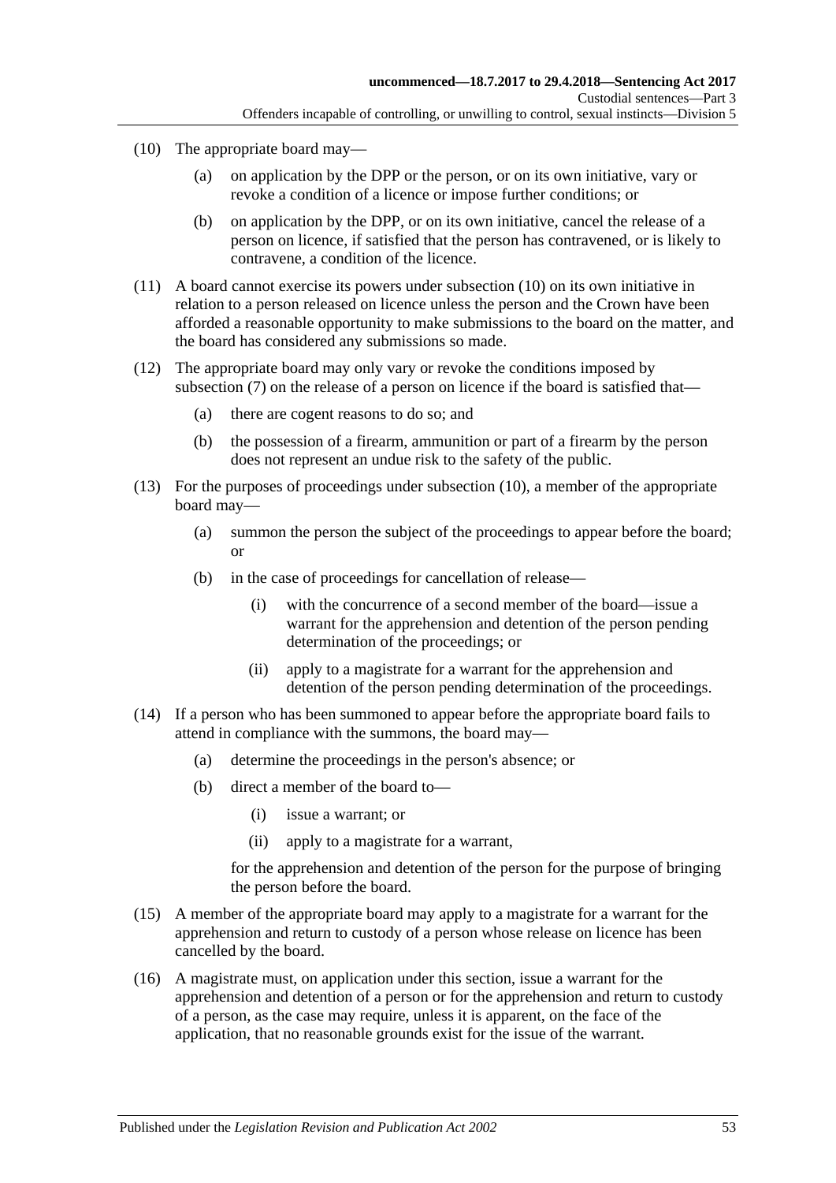(10) The appropriate board may—

(a) on application by the DPP or the person, or on its own initiative, vary or revoke a condition of a licence or impose further conditions; or

(b) on application by the DPP, or on its own initiative, cancel the release of a person on licence, if satisfied that the person has contravened, or is likely to contravene, a condition of the licence.

(11) A board cannot exercise its powers under subsection (10) on its own initiative in relation to a person released on licence unless the person and the Crown have been afforded a reasonable opportunity to make submissions to the board on the matter, and the board has considered any submissions so made.

(12) The appropriate board may only vary or revoke the conditions imposed by subsection (7) on the release of a person on licence if the board is satisfied that—

(a) there are cogent reasons to do so; and

(b) the possession of a firearm, ammunition or part of a firearm by the person does not represent an undue risk to the safety of the public.

(13) For the purposes of proceedings under subsection (10), a member of the appropriate board may—

(a) summon the person the subject of the proceedings to appear before the board; or

(b) in the case of proceedings for cancellation of release—

(i) with the concurrence of a second member of the board—issue a warrant for the apprehension and detention of the person pending determination of the proceedings; or

(ii) apply to a magistrate for a warrant for the apprehension and detention of the person pending determination of the proceedings.

(14) If a person who has been summoned to appear before the appropriate board fails to attend in compliance with the summons, the board may—

(a) determine the proceedings in the person's absence; or

(b) direct a member of the board to—

(i) issue a warrant; or

(ii) apply to a magistrate for a warrant,

for the apprehension and detention of the person for the purpose of bringing the person before the board.

(15) A member of the appropriate board may apply to a magistrate for a warrant for the apprehension and return to custody of a person whose release on licence has been cancelled by the board.

(16) A magistrate must, on application under this section, issue a warrant for the apprehension and detention of a person or for the apprehension and return to custody of a person, as the case may require, unless it is apparent, on the face of the application, that no reasonable grounds exist for the issue of the warrant.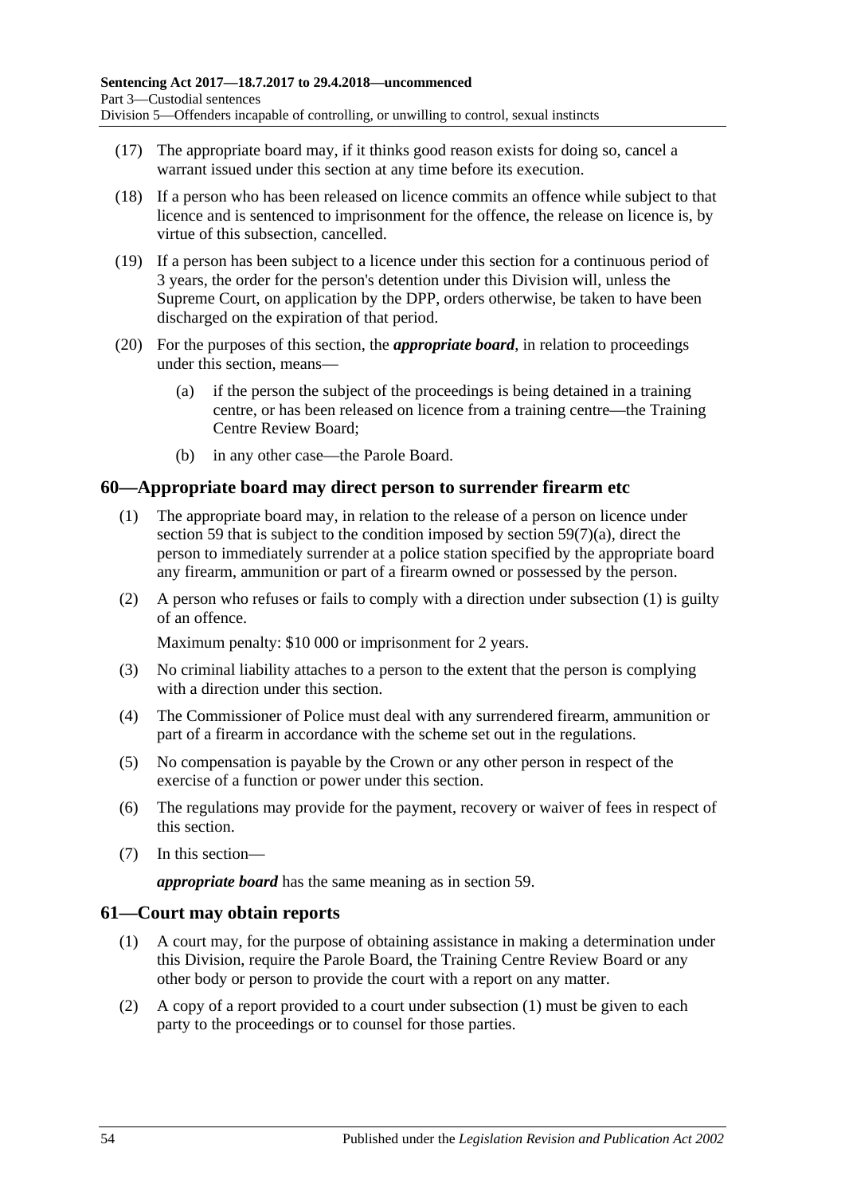(17) The appropriate board may, if it thinks good reason exists for doing so, cancel a warrant issued under this section at any time before its execution.

(18) If a person who has been released on licence commits an offence while subject to that licence and is sentenced to imprisonment for the offence, the release on licence is, by virtue of this subsection, cancelled.

(19) If a person has been subject to a licence under this section for a continuous period of 3 years, the order for the person's detention under this Division will, unless the Supreme Court, on application by the DPP, orders otherwise, be taken to have been discharged on the expiration of that period.

(20) For the purposes of this section, the ***appropriate board***, in relation to proceedings under this section, means—

- (a) if the person the subject of the proceedings is being detained in a training centre, or has been released on licence from a training centre—the Training Centre Review Board;
- (b) in any other case—the Parole Board.

## 60—Appropriate board may direct person to surrender firearm etc

(1) The appropriate board may, in relation to the release of a person on licence under section 59 that is subject to the condition imposed by section 59(7)(a), direct the person to immediately surrender at a police station specified by the appropriate board any firearm, ammunition or part of a firearm owned or possessed by the person.

(2) A person who refuses or fails to comply with a direction under subsection (1) is guilty of an offence.

Maximum penalty: $10 000 or imprisonment for 2 years.

(3) No criminal liability attaches to a person to the extent that the person is complying with a direction under this section.

(4) The Commissioner of Police must deal with any surrendered firearm, ammunition or part of a firearm in accordance with the scheme set out in the regulations.

(5) No compensation is payable by the Crown or any other person in respect of the exercise of a function or power under this section.

(6) The regulations may provide for the payment, recovery or waiver of fees in respect of this section.

(7) In this section—

***appropriate board*** has the same meaning as in section 59.

## 61—Court may obtain reports

(1) A court may, for the purpose of obtaining assistance in making a determination under this Division, require the Parole Board, the Training Centre Review Board or any other body or person to provide the court with a report on any matter.

(2) A copy of a report provided to a court under subsection (1) must be given to each party to the proceedings or to counsel for those parties.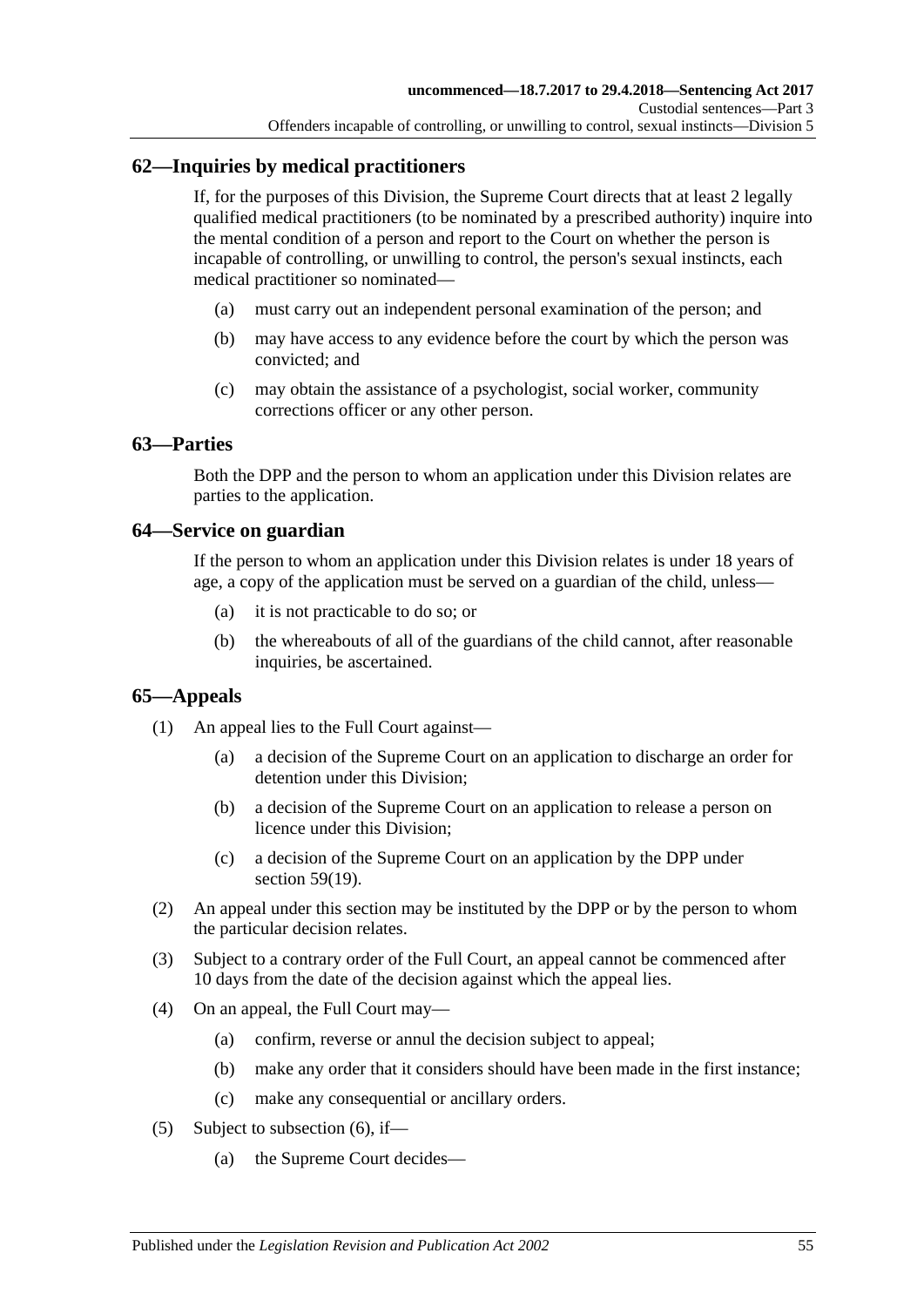## 62—Inquiries by medical practitioners

If, for the purposes of this Division, the Supreme Court directs that at least 2 legally qualified medical practitioners (to be nominated by a prescribed authority) inquire into the mental condition of a person and report to the Court on whether the person is incapable of controlling, or unwilling to control, the person's sexual instincts, each medical practitioner so nominated—

- (a) must carry out an independent personal examination of the person; and
- (b) may have access to any evidence before the court by which the person was convicted; and
- (c) may obtain the assistance of a psychologist, social worker, community corrections officer or any other person.

## 63—Parties

Both the DPP and the person to whom an application under this Division relates are parties to the application.

## 64—Service on guardian

If the person to whom an application under this Division relates is under 18 years of age, a copy of the application must be served on a guardian of the child, unless—

- (a) it is not practicable to do so; or
- (b) the whereabouts of all of the guardians of the child cannot, after reasonable inquiries, be ascertained.

## 65—Appeals

(1) An appeal lies to the Full Court against—

- (a) a decision of the Supreme Court on an application to discharge an order for detention under this Division;
- (b) a decision of the Supreme Court on an application to release a person on licence under this Division;
- (c) a decision of the Supreme Court on an application by the DPP under section 59(19).

(2) An appeal under this section may be instituted by the DPP or by the person to whom the particular decision relates.

(3) Subject to a contrary order of the Full Court, an appeal cannot be commenced after 10 days from the date of the decision against which the appeal lies.

(4) On an appeal, the Full Court may—

- (a) confirm, reverse or annul the decision subject to appeal;
- (b) make any order that it considers should have been made in the first instance;
- (c) make any consequential or ancillary orders.

(5) Subject to subsection (6), if—

- (a) the Supreme Court decides—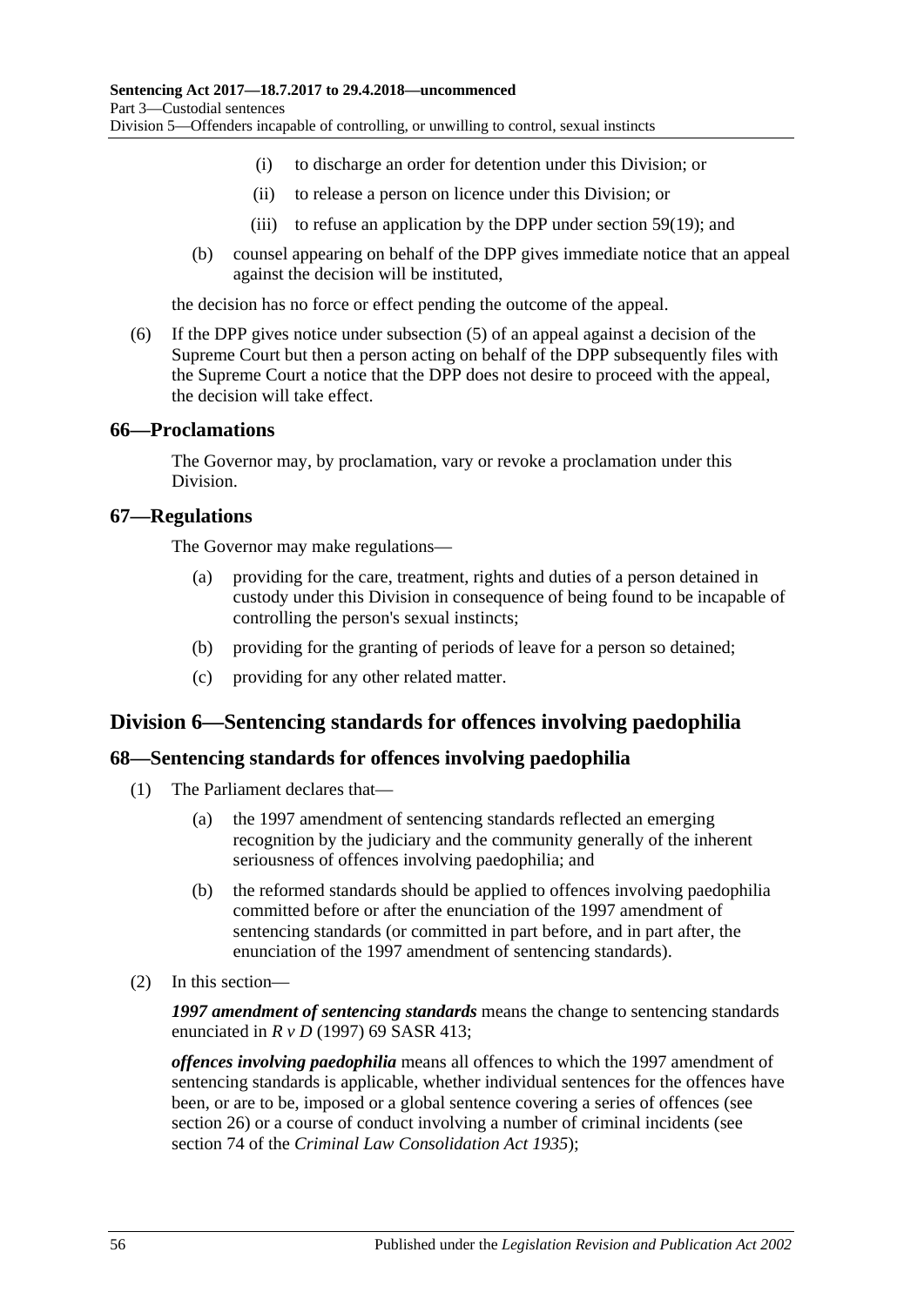(i) to discharge an order for detention under this Division; or

(ii) to release a person on licence under this Division; or

(iii) to refuse an application by the DPP under section 59(19); and

(b) counsel appearing on behalf of the DPP gives immediate notice that an appeal against the decision will be instituted,

the decision has no force or effect pending the outcome of the appeal.

(6) If the DPP gives notice under subsection (5) of an appeal against a decision of the Supreme Court but then a person acting on behalf of the DPP subsequently files with the Supreme Court a notice that the DPP does not desire to proceed with the appeal, the decision will take effect.

### 66—Proclamations

The Governor may, by proclamation, vary or revoke a proclamation under this Division.

### 67—Regulations

The Governor may make regulations—

(a) providing for the care, treatment, rights and duties of a person detained in custody under this Division in consequence of being found to be incapable of controlling the person's sexual instincts;

(b) providing for the granting of periods of leave for a person so detained;

(c) providing for any other related matter.

## Division 6—Sentencing standards for offences involving paedophilia

### 68—Sentencing standards for offences involving paedophilia

(1) The Parliament declares that—

(a) the 1997 amendment of sentencing standards reflected an emerging recognition by the judiciary and the community generally of the inherent seriousness of offences involving paedophilia; and

(b) the reformed standards should be applied to offences involving paedophilia committed before or after the enunciation of the 1997 amendment of sentencing standards (or committed in part before, and in part after, the enunciation of the 1997 amendment of sentencing standards).

(2) In this section—

***1997 amendment of sentencing standards*** means the change to sentencing standards enunciated in *R v D* (1997) 69 SASR 413;

***offences involving paedophilia*** means all offences to which the 1997 amendment of sentencing standards is applicable, whether individual sentences for the offences have been, or are to be, imposed or a global sentence covering a series of offences (see section 26) or a course of conduct involving a number of criminal incidents (see section 74 of the *Criminal Law Consolidation Act 1935*);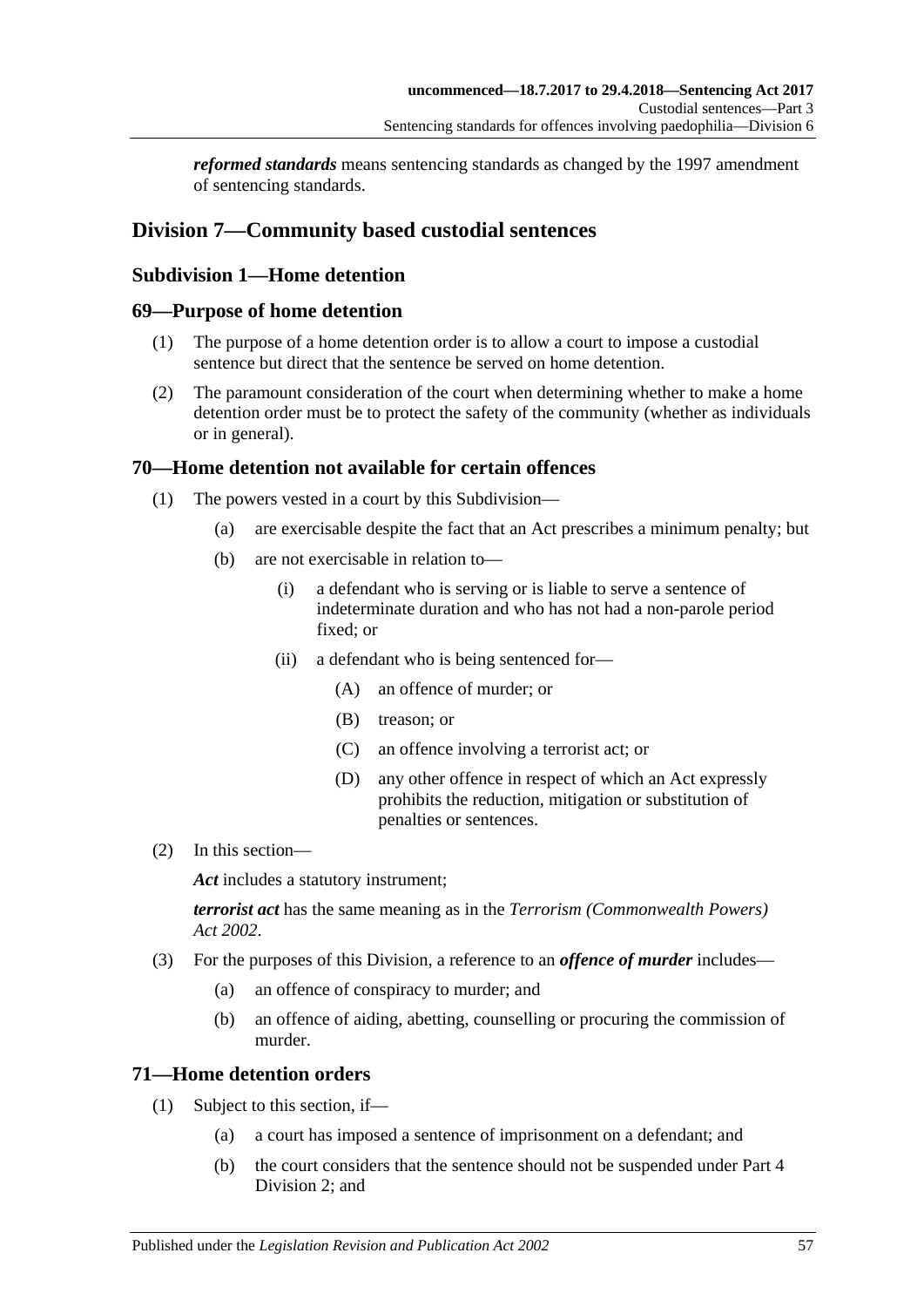***reformed standards*** means sentencing standards as changed by the 1997 amendment of sentencing standards.

## Division 7—Community based custodial sentences

### Subdivision 1—Home detention

### 69—Purpose of home detention

(1) The purpose of a home detention order is to allow a court to impose a custodial sentence but direct that the sentence be served on home detention.

(2) The paramount consideration of the court when determining whether to make a home detention order must be to protect the safety of the community (whether as individuals or in general).

### 70—Home detention not available for certain offences

(1) The powers vested in a court by this Subdivision—

- (a) are exercisable despite the fact that an Act prescribes a minimum penalty; but
- (b) are not exercisable in relation to—
  - (i) a defendant who is serving or is liable to serve a sentence of indeterminate duration and who has not had a non-parole period fixed; or
  - (ii) a defendant who is being sentenced for—
    - (A) an offence of murder; or
    - (B) treason; or
    - (C) an offence involving a terrorist act; or
    - (D) any other offence in respect of which an Act expressly prohibits the reduction, mitigation or substitution of penalties or sentences.

(2) In this section—

***Act*** includes a statutory instrument;

***terrorist act*** has the same meaning as in the *Terrorism (Commonwealth Powers) Act 2002*.

(3) For the purposes of this Division, a reference to an ***offence of murder*** includes—

- (a) an offence of conspiracy to murder; and
- (b) an offence of aiding, abetting, counselling or procuring the commission of murder.

### 71—Home detention orders

(1) Subject to this section, if—

- (a) a court has imposed a sentence of imprisonment on a defendant; and
- (b) the court considers that the sentence should not be suspended under Part 4 Division 2; and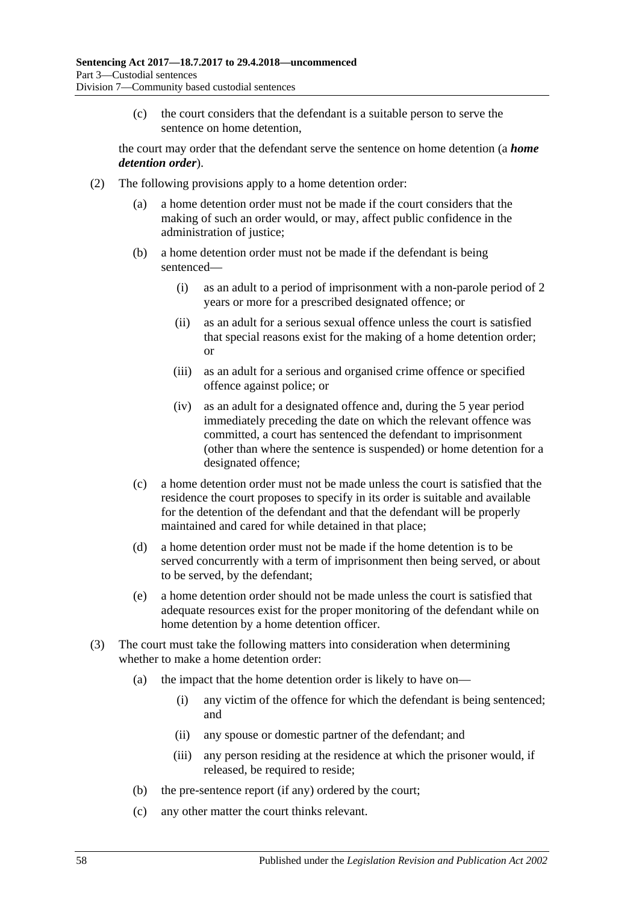(c) the court considers that the defendant is a suitable person to serve the sentence on home detention,

the court may order that the defendant serve the sentence on home detention (a ***home detention order***).

(2) The following provisions apply to a home detention order:

(a) a home detention order must not be made if the court considers that the making of such an order would, or may, affect public confidence in the administration of justice;

(b) a home detention order must not be made if the defendant is being sentenced—

(i) as an adult to a period of imprisonment with a non-parole period of 2 years or more for a prescribed designated offence; or

(ii) as an adult for a serious sexual offence unless the court is satisfied that special reasons exist for the making of a home detention order; or

(iii) as an adult for a serious and organised crime offence or specified offence against police; or

(iv) as an adult for a designated offence and, during the 5 year period immediately preceding the date on which the relevant offence was committed, a court has sentenced the defendant to imprisonment (other than where the sentence is suspended) or home detention for a designated offence;

(c) a home detention order must not be made unless the court is satisfied that the residence the court proposes to specify in its order is suitable and available for the detention of the defendant and that the defendant will be properly maintained and cared for while detained in that place;

(d) a home detention order must not be made if the home detention is to be served concurrently with a term of imprisonment then being served, or about to be served, by the defendant;

(e) a home detention order should not be made unless the court is satisfied that adequate resources exist for the proper monitoring of the defendant while on home detention by a home detention officer.

(3) The court must take the following matters into consideration when determining whether to make a home detention order:

(a) the impact that the home detention order is likely to have on—

(i) any victim of the offence for which the defendant is being sentenced; and

(ii) any spouse or domestic partner of the defendant; and

(iii) any person residing at the residence at which the prisoner would, if released, be required to reside;

(b) the pre-sentence report (if any) ordered by the court;

(c) any other matter the court thinks relevant.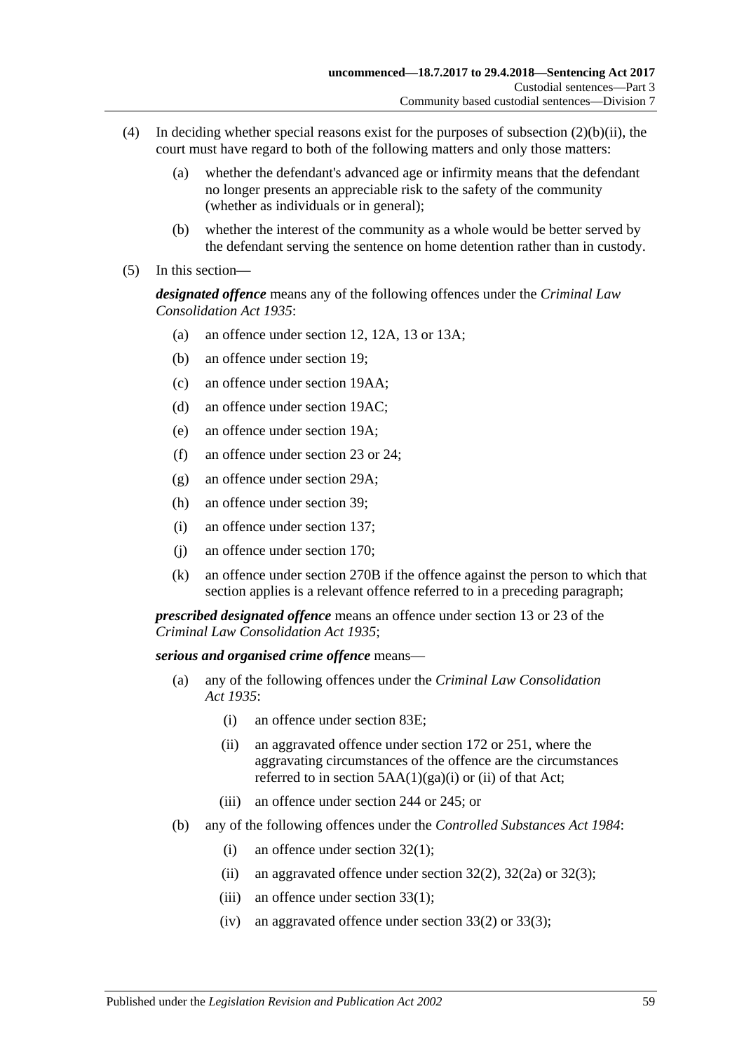(4) In deciding whether special reasons exist for the purposes of subsection (2)(b)(ii), the court must have regard to both of the following matters and only those matters:

(a) whether the defendant's advanced age or infirmity means that the defendant no longer presents an appreciable risk to the safety of the community (whether as individuals or in general);

(b) whether the interest of the community as a whole would be better served by the defendant serving the sentence on home detention rather than in custody.

(5) In this section—

***designated offence*** means any of the following offences under the *Criminal Law Consolidation Act 1935*:

(a) an offence under section 12, 12A, 13 or 13A;

(b) an offence under section 19;

(c) an offence under section 19AA;

(d) an offence under section 19AC;

(e) an offence under section 19A;

(f) an offence under section 23 or 24;

(g) an offence under section 29A;

(h) an offence under section 39;

(i) an offence under section 137;

(j) an offence under section 170;

(k) an offence under section 270B if the offence against the person to which that section applies is a relevant offence referred to in a preceding paragraph;

***prescribed designated offence*** means an offence under section 13 or 23 of the *Criminal Law Consolidation Act 1935*;

***serious and organised crime offence*** means—

(a) any of the following offences under the *Criminal Law Consolidation Act 1935*:

(i) an offence under section 83E;

(ii) an aggravated offence under section 172 or 251, where the aggravating circumstances of the offence are the circumstances referred to in section 5AA(1)(ga)(i) or (ii) of that Act;

(iii) an offence under section 244 or 245; or

(b) any of the following offences under the *Controlled Substances Act 1984*:

(i) an offence under section 32(1);

(ii) an aggravated offence under section 32(2), 32(2a) or 32(3);

(iii) an offence under section 33(1);

(iv) an aggravated offence under section 33(2) or 33(3);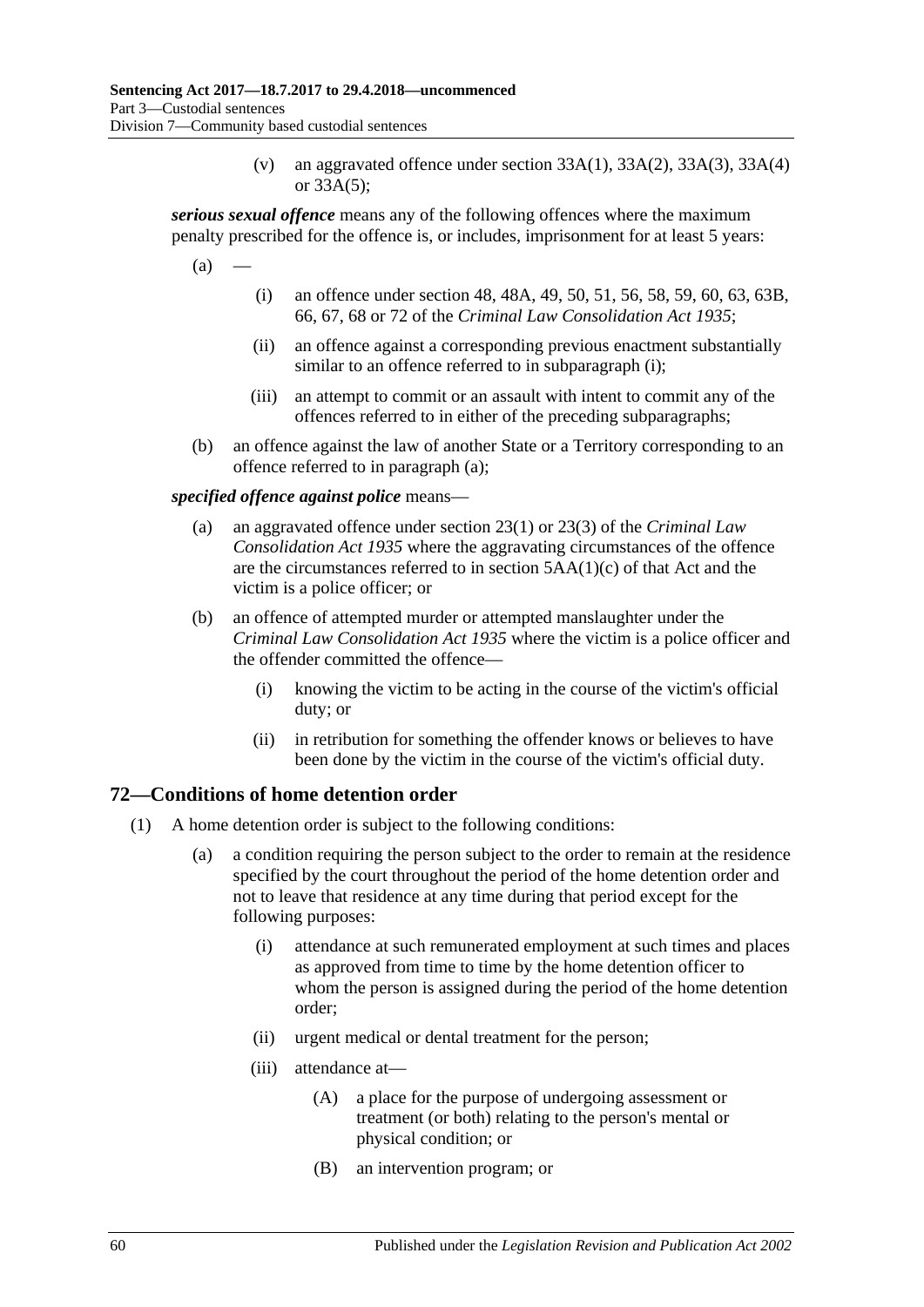(v) an aggravated offence under section 33A(1), 33A(2), 33A(3), 33A(4) or 33A(5);

***serious sexual offence*** means any of the following offences where the maximum penalty prescribed for the offence is, or includes, imprisonment for at least 5 years:

(a) —

(i) an offence under section 48, 48A, 49, 50, 51, 56, 58, 59, 60, 63, 63B, 66, 67, 68 or 72 of the *Criminal Law Consolidation Act 1935*;

(ii) an offence against a corresponding previous enactment substantially similar to an offence referred to in subparagraph (i);

(iii) an attempt to commit or an assault with intent to commit any of the offences referred to in either of the preceding subparagraphs;

(b) an offence against the law of another State or a Territory corresponding to an offence referred to in paragraph (a);

***specified offence against police*** means—

(a) an aggravated offence under section 23(1) or 23(3) of the *Criminal Law Consolidation Act 1935* where the aggravating circumstances of the offence are the circumstances referred to in section 5AA(1)(c) of that Act and the victim is a police officer; or

(b) an offence of attempted murder or attempted manslaughter under the *Criminal Law Consolidation Act 1935* where the victim is a police officer and the offender committed the offence—

(i) knowing the victim to be acting in the course of the victim's official duty; or

(ii) in retribution for something the offender knows or believes to have been done by the victim in the course of the victim's official duty.

## 72—Conditions of home detention order

(1) A home detention order is subject to the following conditions:

(a) a condition requiring the person subject to the order to remain at the residence specified by the court throughout the period of the home detention order and not to leave that residence at any time during that period except for the following purposes:

(i) attendance at such remunerated employment at such times and places as approved from time to time by the home detention officer to whom the person is assigned during the period of the home detention order;

(ii) urgent medical or dental treatment for the person;

(iii) attendance at—

(A) a place for the purpose of undergoing assessment or treatment (or both) relating to the person's mental or physical condition; or

(B) an intervention program; or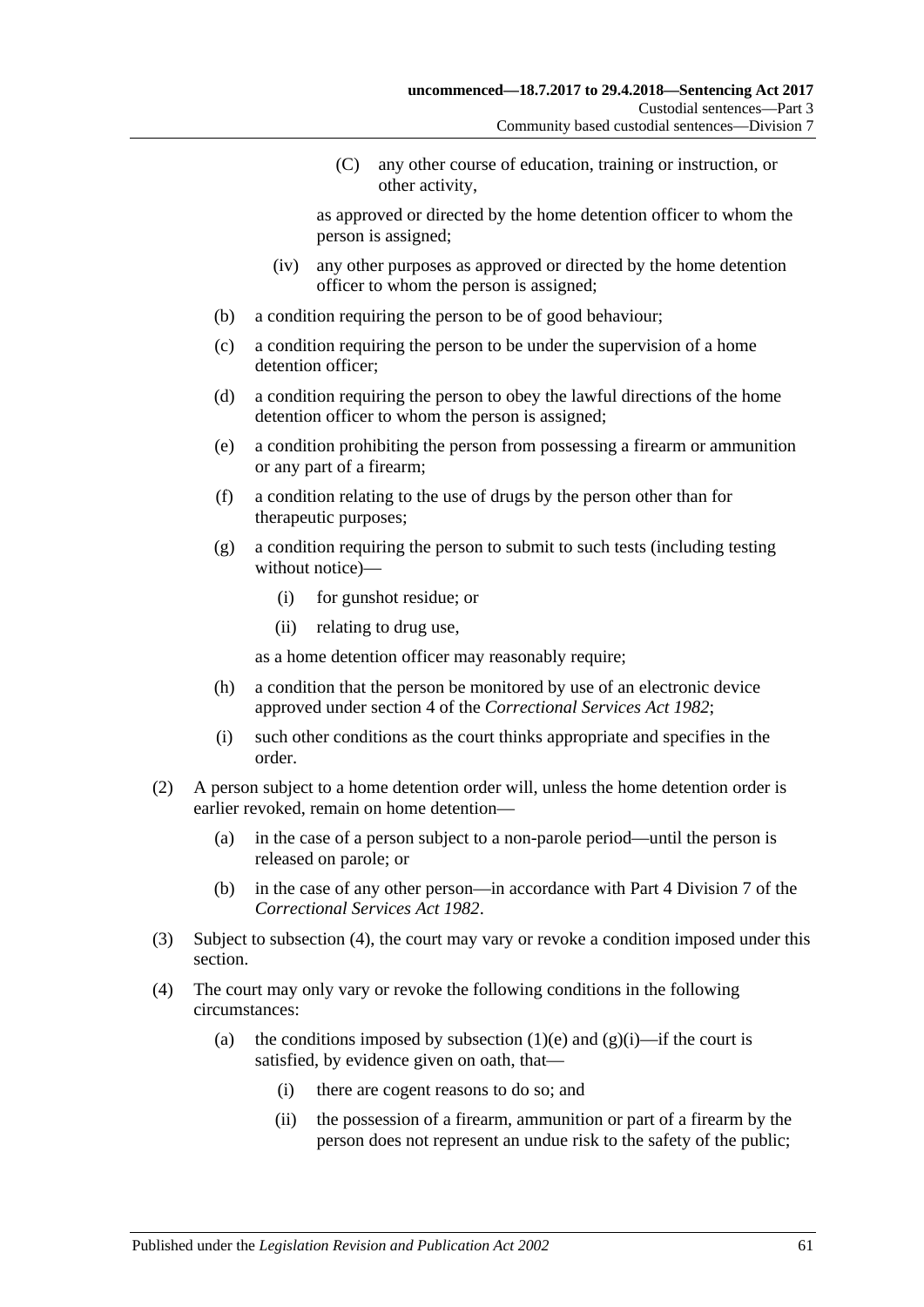(C) any other course of education, training or instruction, or other activity,

as approved or directed by the home detention officer to whom the person is assigned;

(iv) any other purposes as approved or directed by the home detention officer to whom the person is assigned;

(b) a condition requiring the person to be of good behaviour;

(c) a condition requiring the person to be under the supervision of a home detention officer;

(d) a condition requiring the person to obey the lawful directions of the home detention officer to whom the person is assigned;

(e) a condition prohibiting the person from possessing a firearm or ammunition or any part of a firearm;

(f) a condition relating to the use of drugs by the person other than for therapeutic purposes;

(g) a condition requiring the person to submit to such tests (including testing without notice)—

(i) for gunshot residue; or

(ii) relating to drug use,

as a home detention officer may reasonably require;

(h) a condition that the person be monitored by use of an electronic device approved under section 4 of the *Correctional Services Act 1982*;

(i) such other conditions as the court thinks appropriate and specifies in the order.

(2) A person subject to a home detention order will, unless the home detention order is earlier revoked, remain on home detention—

(a) in the case of a person subject to a non-parole period—until the person is released on parole; or

(b) in the case of any other person—in accordance with Part 4 Division 7 of the *Correctional Services Act 1982*.

(3) Subject to subsection (4), the court may vary or revoke a condition imposed under this section.

(4) The court may only vary or revoke the following conditions in the following circumstances:

(a) the conditions imposed by subsection (1)(e) and (g)(i)—if the court is satisfied, by evidence given on oath, that—

(i) there are cogent reasons to do so; and

(ii) the possession of a firearm, ammunition or part of a firearm by the person does not represent an undue risk to the safety of the public;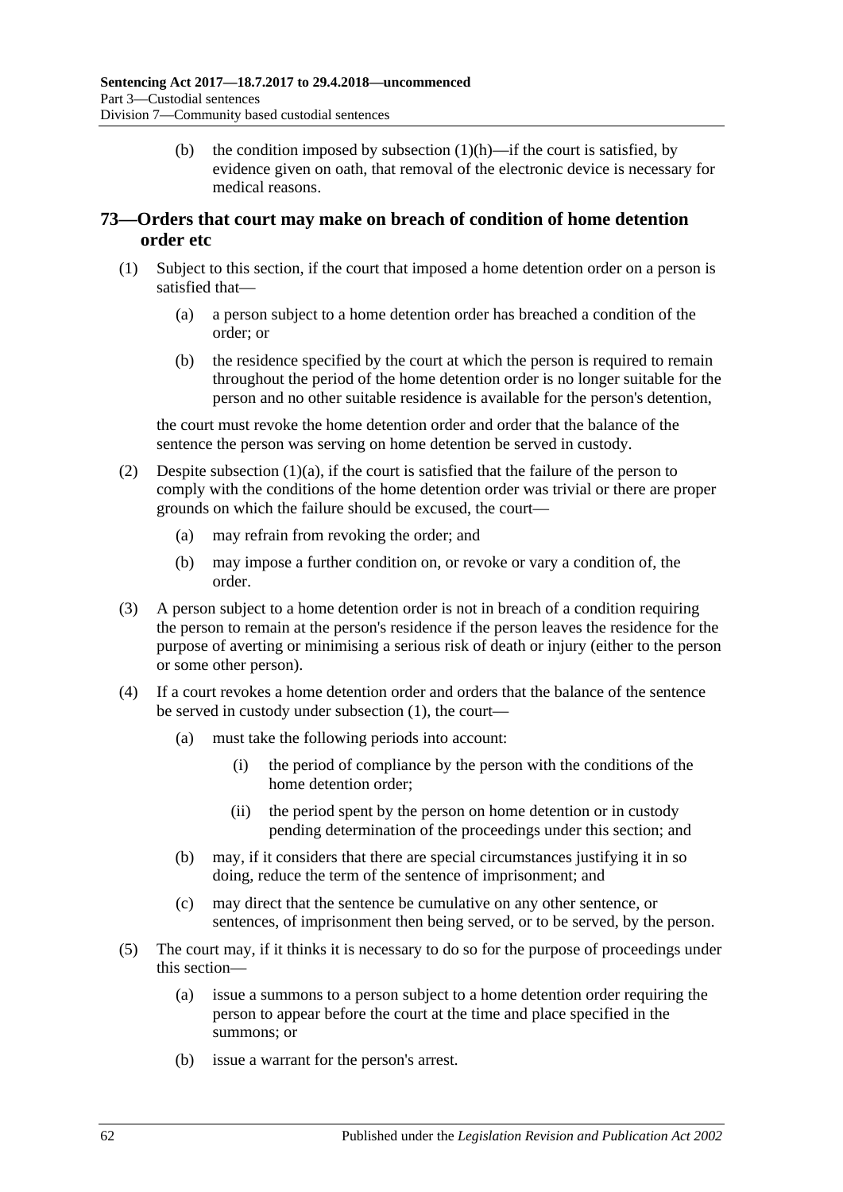(b) the condition imposed by subsection (1)(h)—if the court is satisfied, by evidence given on oath, that removal of the electronic device is necessary for medical reasons.

## 73—Orders that court may make on breach of condition of home detention order etc

(1) Subject to this section, if the court that imposed a home detention order on a person is satisfied that—

(a) a person subject to a home detention order has breached a condition of the order; or

(b) the residence specified by the court at which the person is required to remain throughout the period of the home detention order is no longer suitable for the person and no other suitable residence is available for the person's detention,

the court must revoke the home detention order and order that the balance of the sentence the person was serving on home detention be served in custody.

(2) Despite subsection (1)(a), if the court is satisfied that the failure of the person to comply with the conditions of the home detention order was trivial or there are proper grounds on which the failure should be excused, the court—

(a) may refrain from revoking the order; and

(b) may impose a further condition on, or revoke or vary a condition of, the order.

(3) A person subject to a home detention order is not in breach of a condition requiring the person to remain at the person's residence if the person leaves the residence for the purpose of averting or minimising a serious risk of death or injury (either to the person or some other person).

(4) If a court revokes a home detention order and orders that the balance of the sentence be served in custody under subsection (1), the court—

(a) must take the following periods into account:

(i) the period of compliance by the person with the conditions of the home detention order;

(ii) the period spent by the person on home detention or in custody pending determination of the proceedings under this section; and

(b) may, if it considers that there are special circumstances justifying it in so doing, reduce the term of the sentence of imprisonment; and

(c) may direct that the sentence be cumulative on any other sentence, or sentences, of imprisonment then being served, or to be served, by the person.

(5) The court may, if it thinks it is necessary to do so for the purpose of proceedings under this section—

(a) issue a summons to a person subject to a home detention order requiring the person to appear before the court at the time and place specified in the summons; or

(b) issue a warrant for the person's arrest.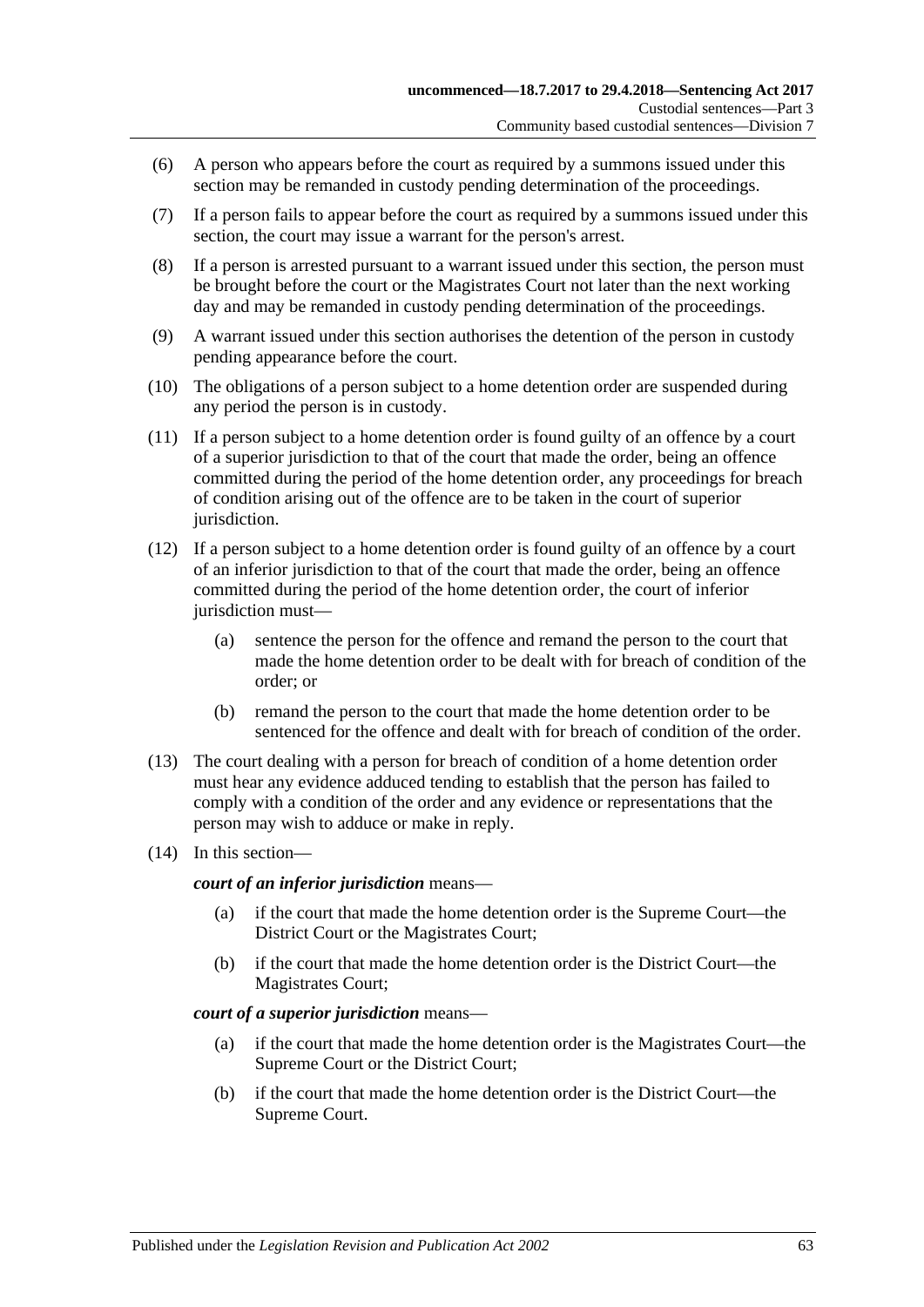(6) A person who appears before the court as required by a summons issued under this section may be remanded in custody pending determination of the proceedings.

(7) If a person fails to appear before the court as required by a summons issued under this section, the court may issue a warrant for the person's arrest.

(8) If a person is arrested pursuant to a warrant issued under this section, the person must be brought before the court or the Magistrates Court not later than the next working day and may be remanded in custody pending determination of the proceedings.

(9) A warrant issued under this section authorises the detention of the person in custody pending appearance before the court.

(10) The obligations of a person subject to a home detention order are suspended during any period the person is in custody.

(11) If a person subject to a home detention order is found guilty of an offence by a court of a superior jurisdiction to that of the court that made the order, being an offence committed during the period of the home detention order, any proceedings for breach of condition arising out of the offence are to be taken in the court of superior jurisdiction.

(12) If a person subject to a home detention order is found guilty of an offence by a court of an inferior jurisdiction to that of the court that made the order, being an offence committed during the period of the home detention order, the court of inferior jurisdiction must—

  (a) sentence the person for the offence and remand the person to the court that made the home detention order to be dealt with for breach of condition of the order; or

  (b) remand the person to the court that made the home detention order to be sentenced for the offence and dealt with for breach of condition of the order.

(13) The court dealing with a person for breach of condition of a home detention order must hear any evidence adduced tending to establish that the person has failed to comply with a condition of the order and any evidence or representations that the person may wish to adduce or make in reply.

(14) In this section—

***court of an inferior jurisdiction*** means—

  (a) if the court that made the home detention order is the Supreme Court—the District Court or the Magistrates Court;

  (b) if the court that made the home detention order is the District Court—the Magistrates Court;

***court of a superior jurisdiction*** means—

  (a) if the court that made the home detention order is the Magistrates Court—the Supreme Court or the District Court;

  (b) if the court that made the home detention order is the District Court—the Supreme Court.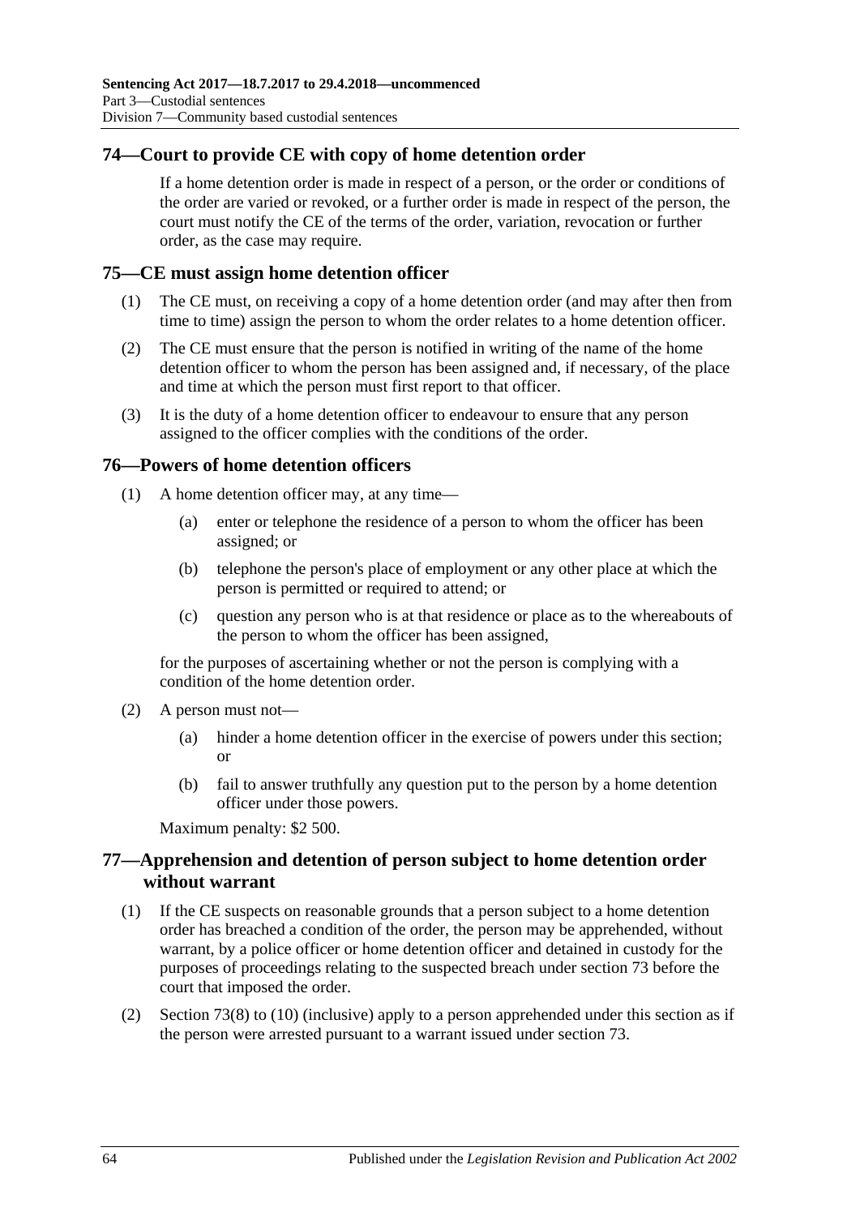## 74—Court to provide CE with copy of home detention order

If a home detention order is made in respect of a person, or the order or conditions of the order are varied or revoked, or a further order is made in respect of the person, the court must notify the CE of the terms of the order, variation, revocation or further order, as the case may require.

## 75—CE must assign home detention officer

(1) The CE must, on receiving a copy of a home detention order (and may after then from time to time) assign the person to whom the order relates to a home detention officer.

(2) The CE must ensure that the person is notified in writing of the name of the home detention officer to whom the person has been assigned and, if necessary, of the place and time at which the person must first report to that officer.

(3) It is the duty of a home detention officer to endeavour to ensure that any person assigned to the officer complies with the conditions of the order.

## 76—Powers of home detention officers

(1) A home detention officer may, at any time—

(a) enter or telephone the residence of a person to whom the officer has been assigned; or

(b) telephone the person's place of employment or any other place at which the person is permitted or required to attend; or

(c) question any person who is at that residence or place as to the whereabouts of the person to whom the officer has been assigned,

for the purposes of ascertaining whether or not the person is complying with a condition of the home detention order.

(2) A person must not—

(a) hinder a home detention officer in the exercise of powers under this section; or

(b) fail to answer truthfully any question put to the person by a home detention officer under those powers.

Maximum penalty: $2 500.

## 77—Apprehension and detention of person subject to home detention order without warrant

(1) If the CE suspects on reasonable grounds that a person subject to a home detention order has breached a condition of the order, the person may be apprehended, without warrant, by a police officer or home detention officer and detained in custody for the purposes of proceedings relating to the suspected breach under section 73 before the court that imposed the order.

(2) Section 73(8) to (10) (inclusive) apply to a person apprehended under this section as if the person were arrested pursuant to a warrant issued under section 73.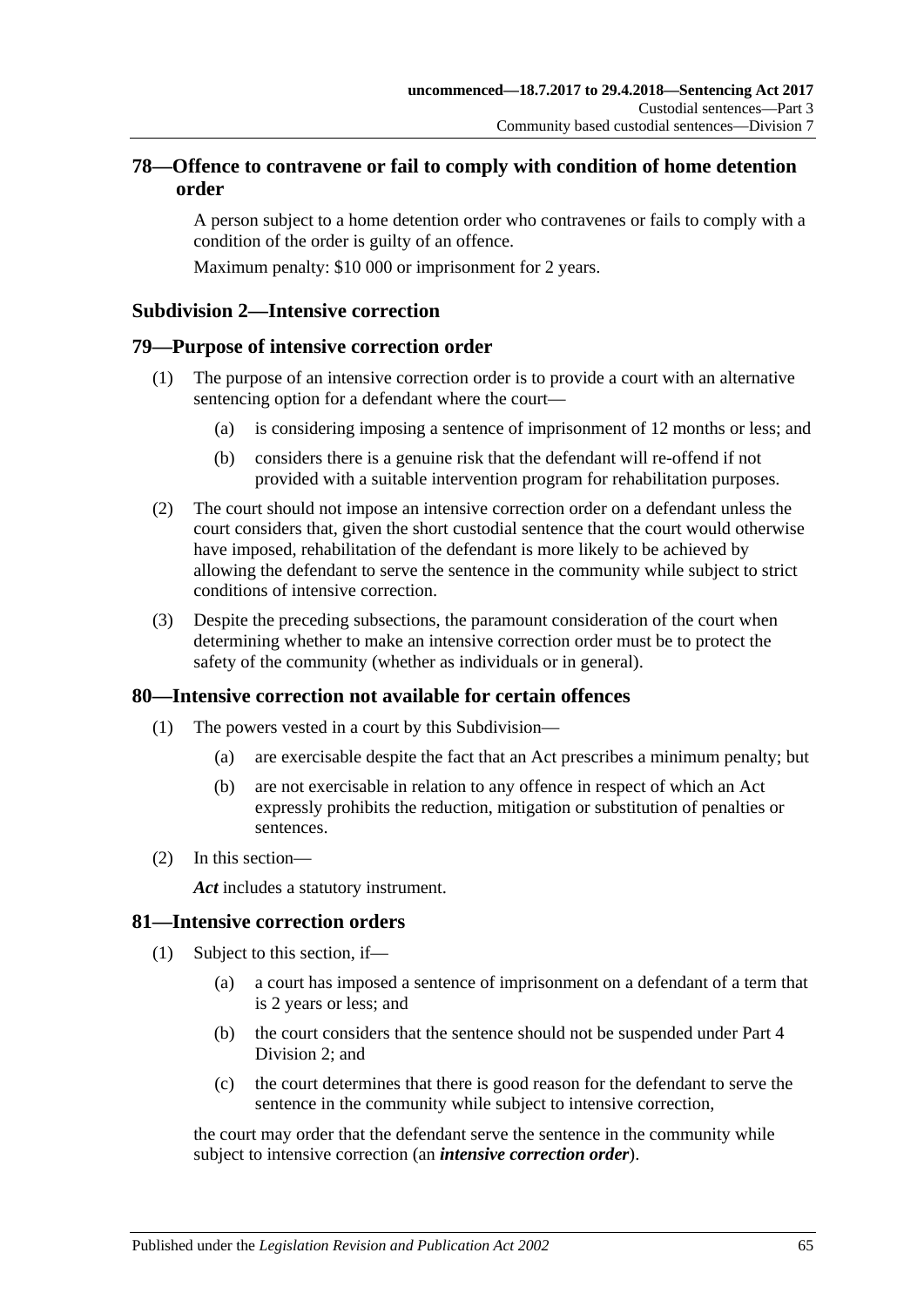## 78—Offence to contravene or fail to comply with condition of home detention order

A person subject to a home detention order who contravenes or fails to comply with a condition of the order is guilty of an offence.

Maximum penalty: $10 000 or imprisonment for 2 years.

### Subdivision 2—Intensive correction

## 79—Purpose of intensive correction order

(1) The purpose of an intensive correction order is to provide a court with an alternative sentencing option for a defendant where the court—

(a) is considering imposing a sentence of imprisonment of 12 months or less; and

(b) considers there is a genuine risk that the defendant will re-offend if not provided with a suitable intervention program for rehabilitation purposes.

(2) The court should not impose an intensive correction order on a defendant unless the court considers that, given the short custodial sentence that the court would otherwise have imposed, rehabilitation of the defendant is more likely to be achieved by allowing the defendant to serve the sentence in the community while subject to strict conditions of intensive correction.

(3) Despite the preceding subsections, the paramount consideration of the court when determining whether to make an intensive correction order must be to protect the safety of the community (whether as individuals or in general).

## 80—Intensive correction not available for certain offences

(1) The powers vested in a court by this Subdivision—

(a) are exercisable despite the fact that an Act prescribes a minimum penalty; but

(b) are not exercisable in relation to any offence in respect of which an Act expressly prohibits the reduction, mitigation or substitution of penalties or sentences.

(2) In this section—

***Act*** includes a statutory instrument.

## 81—Intensive correction orders

(1) Subject to this section, if—

(a) a court has imposed a sentence of imprisonment on a defendant of a term that is 2 years or less; and

(b) the court considers that the sentence should not be suspended under Part 4 Division 2; and

(c) the court determines that there is good reason for the defendant to serve the sentence in the community while subject to intensive correction,

the court may order that the defendant serve the sentence in the community while subject to intensive correction (an ***intensive correction order***).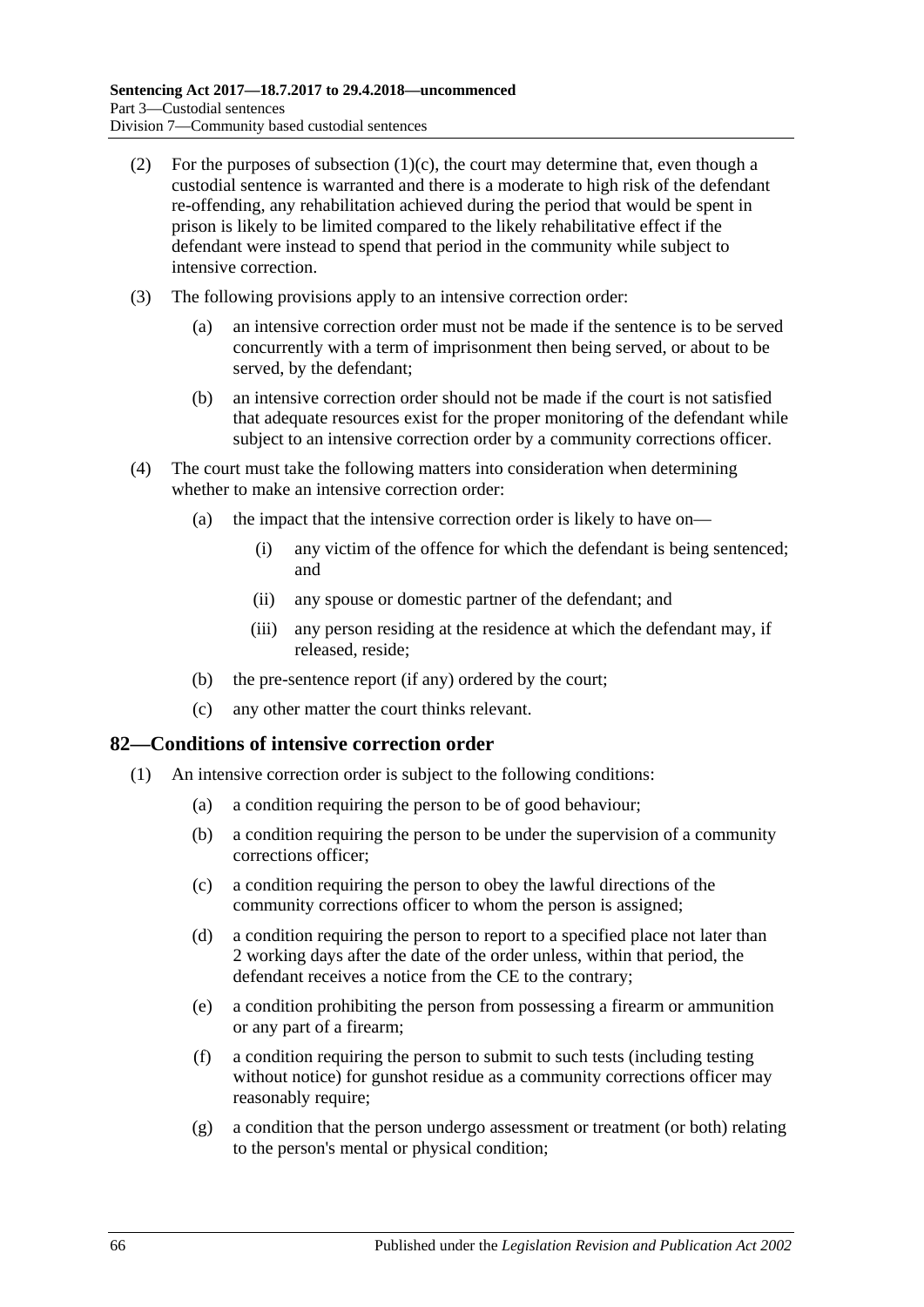(2) For the purposes of subsection (1)(c), the court may determine that, even though a custodial sentence is warranted and there is a moderate to high risk of the defendant re-offending, any rehabilitation achieved during the period that would be spent in prison is likely to be limited compared to the likely rehabilitative effect if the defendant were instead to spend that period in the community while subject to intensive correction.

(3) The following provisions apply to an intensive correction order:

  (a) an intensive correction order must not be made if the sentence is to be served concurrently with a term of imprisonment then being served, or about to be served, by the defendant;

  (b) an intensive correction order should not be made if the court is not satisfied that adequate resources exist for the proper monitoring of the defendant while subject to an intensive correction order by a community corrections officer.

(4) The court must take the following matters into consideration when determining whether to make an intensive correction order:

  (a) the impact that the intensive correction order is likely to have on—

    (i) any victim of the offence for which the defendant is being sentenced; and

    (ii) any spouse or domestic partner of the defendant; and

    (iii) any person residing at the residence at which the defendant may, if released, reside;

  (b) the pre-sentence report (if any) ordered by the court;

  (c) any other matter the court thinks relevant.

## 82—Conditions of intensive correction order

(1) An intensive correction order is subject to the following conditions:

  (a) a condition requiring the person to be of good behaviour;

  (b) a condition requiring the person to be under the supervision of a community corrections officer;

  (c) a condition requiring the person to obey the lawful directions of the community corrections officer to whom the person is assigned;

  (d) a condition requiring the person to report to a specified place not later than 2 working days after the date of the order unless, within that period, the defendant receives a notice from the CE to the contrary;

  (e) a condition prohibiting the person from possessing a firearm or ammunition or any part of a firearm;

  (f) a condition requiring the person to submit to such tests (including testing without notice) for gunshot residue as a community corrections officer may reasonably require;

  (g) a condition that the person undergo assessment or treatment (or both) relating to the person's mental or physical condition;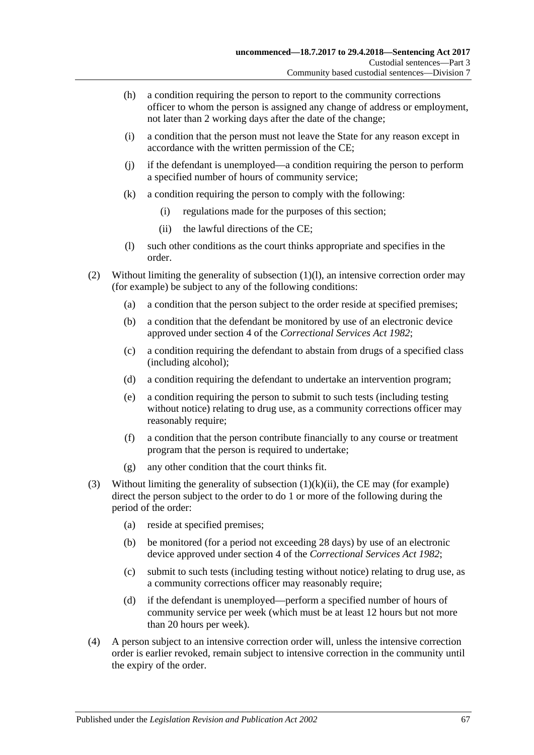(h) a condition requiring the person to report to the community corrections officer to whom the person is assigned any change of address or employment, not later than 2 working days after the date of the change;

(i) a condition that the person must not leave the State for any reason except in accordance with the written permission of the CE;

(j) if the defendant is unemployed—a condition requiring the person to perform a specified number of hours of community service;

(k) a condition requiring the person to comply with the following:

(i) regulations made for the purposes of this section;

(ii) the lawful directions of the CE;

(l) such other conditions as the court thinks appropriate and specifies in the order.

(2) Without limiting the generality of subsection (1)(l), an intensive correction order may (for example) be subject to any of the following conditions:

(a) a condition that the person subject to the order reside at specified premises;

(b) a condition that the defendant be monitored by use of an electronic device approved under section 4 of the *Correctional Services Act 1982*;

(c) a condition requiring the defendant to abstain from drugs of a specified class (including alcohol);

(d) a condition requiring the defendant to undertake an intervention program;

(e) a condition requiring the person to submit to such tests (including testing without notice) relating to drug use, as a community corrections officer may reasonably require;

(f) a condition that the person contribute financially to any course or treatment program that the person is required to undertake;

(g) any other condition that the court thinks fit.

(3) Without limiting the generality of subsection (1)(k)(ii), the CE may (for example) direct the person subject to the order to do 1 or more of the following during the period of the order:

(a) reside at specified premises;

(b) be monitored (for a period not exceeding 28 days) by use of an electronic device approved under section 4 of the *Correctional Services Act 1982*;

(c) submit to such tests (including testing without notice) relating to drug use, as a community corrections officer may reasonably require;

(d) if the defendant is unemployed—perform a specified number of hours of community service per week (which must be at least 12 hours but not more than 20 hours per week).

(4) A person subject to an intensive correction order will, unless the intensive correction order is earlier revoked, remain subject to intensive correction in the community until the expiry of the order.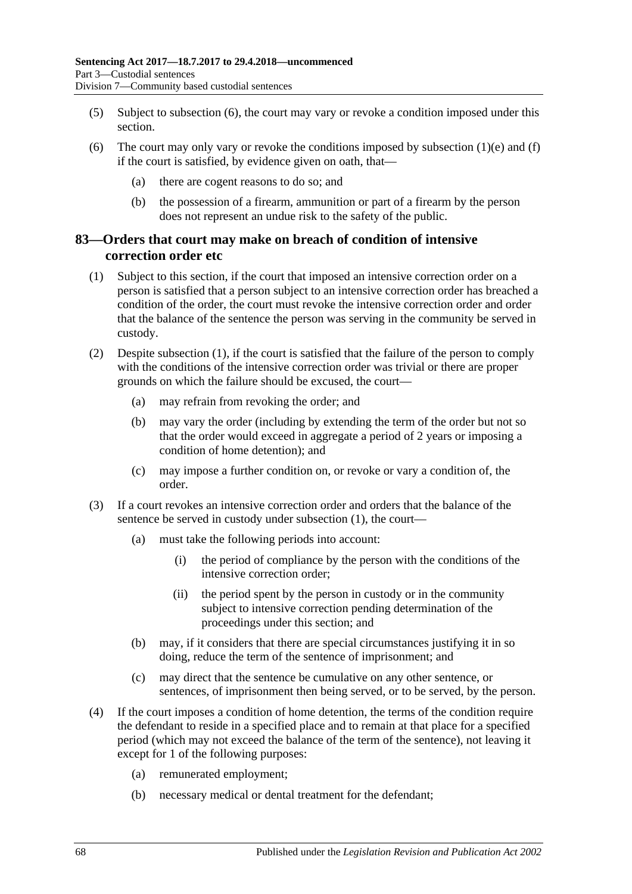(5) Subject to subsection (6), the court may vary or revoke a condition imposed under this section.

(6) The court may only vary or revoke the conditions imposed by subsection (1)(e) and (f) if the court is satisfied, by evidence given on oath, that—

(a) there are cogent reasons to do so; and

(b) the possession of a firearm, ammunition or part of a firearm by the person does not represent an undue risk to the safety of the public.

## 83—Orders that court may make on breach of condition of intensive correction order etc

(1) Subject to this section, if the court that imposed an intensive correction order on a person is satisfied that a person subject to an intensive correction order has breached a condition of the order, the court must revoke the intensive correction order and order that the balance of the sentence the person was serving in the community be served in custody.

(2) Despite subsection (1), if the court is satisfied that the failure of the person to comply with the conditions of the intensive correction order was trivial or there are proper grounds on which the failure should be excused, the court—

(a) may refrain from revoking the order; and

(b) may vary the order (including by extending the term of the order but not so that the order would exceed in aggregate a period of 2 years or imposing a condition of home detention); and

(c) may impose a further condition on, or revoke or vary a condition of, the order.

(3) If a court revokes an intensive correction order and orders that the balance of the sentence be served in custody under subsection (1), the court—

(a) must take the following periods into account:

(i) the period of compliance by the person with the conditions of the intensive correction order;

(ii) the period spent by the person in custody or in the community subject to intensive correction pending determination of the proceedings under this section; and

(b) may, if it considers that there are special circumstances justifying it in so doing, reduce the term of the sentence of imprisonment; and

(c) may direct that the sentence be cumulative on any other sentence, or sentences, of imprisonment then being served, or to be served, by the person.

(4) If the court imposes a condition of home detention, the terms of the condition require the defendant to reside in a specified place and to remain at that place for a specified period (which may not exceed the balance of the term of the sentence), not leaving it except for 1 of the following purposes:

(a) remunerated employment;

(b) necessary medical or dental treatment for the defendant;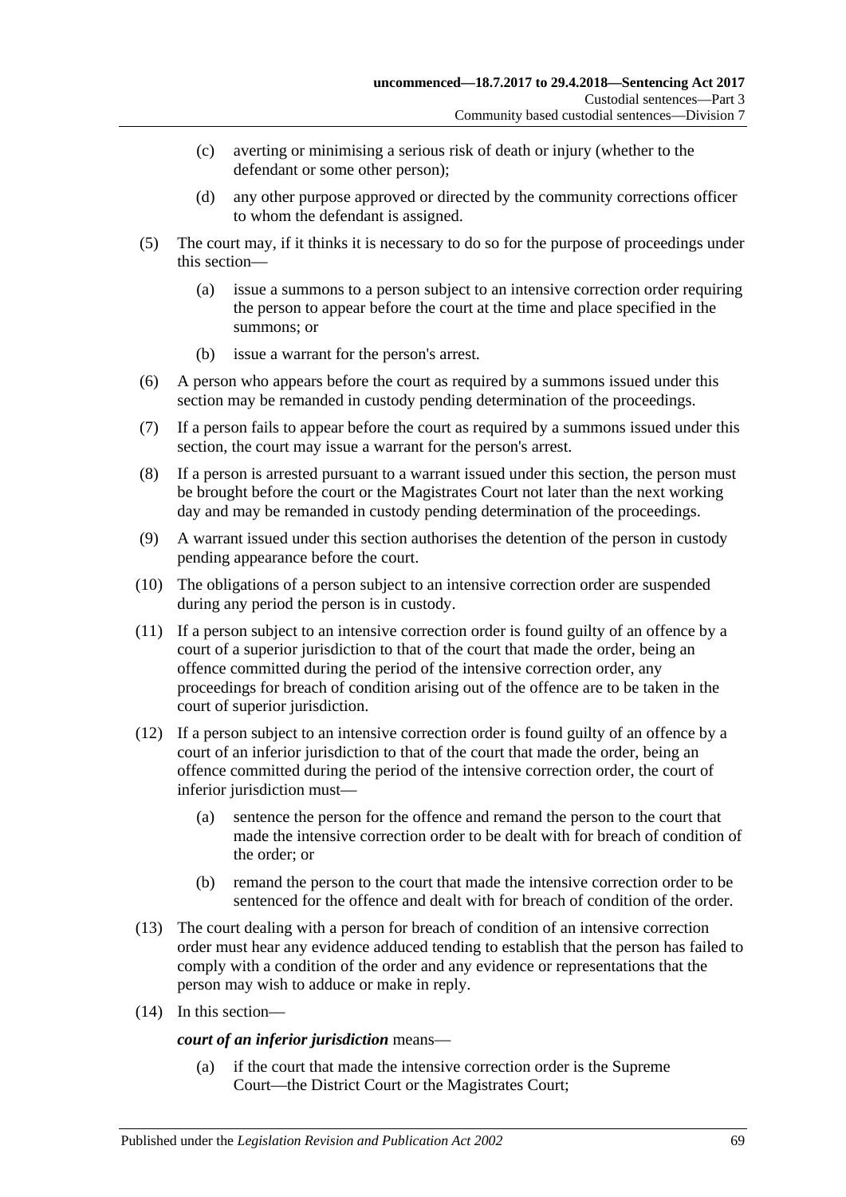(c) averting or minimising a serious risk of death or injury (whether to the defendant or some other person);

(d) any other purpose approved or directed by the community corrections officer to whom the defendant is assigned.

(5) The court may, if it thinks it is necessary to do so for the purpose of proceedings under this section—

(a) issue a summons to a person subject to an intensive correction order requiring the person to appear before the court at the time and place specified in the summons; or

(b) issue a warrant for the person's arrest.

(6) A person who appears before the court as required by a summons issued under this section may be remanded in custody pending determination of the proceedings.

(7) If a person fails to appear before the court as required by a summons issued under this section, the court may issue a warrant for the person's arrest.

(8) If a person is arrested pursuant to a warrant issued under this section, the person must be brought before the court or the Magistrates Court not later than the next working day and may be remanded in custody pending determination of the proceedings.

(9) A warrant issued under this section authorises the detention of the person in custody pending appearance before the court.

(10) The obligations of a person subject to an intensive correction order are suspended during any period the person is in custody.

(11) If a person subject to an intensive correction order is found guilty of an offence by a court of a superior jurisdiction to that of the court that made the order, being an offence committed during the period of the intensive correction order, any proceedings for breach of condition arising out of the offence are to be taken in the court of superior jurisdiction.

(12) If a person subject to an intensive correction order is found guilty of an offence by a court of an inferior jurisdiction to that of the court that made the order, being an offence committed during the period of the intensive correction order, the court of inferior jurisdiction must—

(a) sentence the person for the offence and remand the person to the court that made the intensive correction order to be dealt with for breach of condition of the order; or

(b) remand the person to the court that made the intensive correction order to be sentenced for the offence and dealt with for breach of condition of the order.

(13) The court dealing with a person for breach of condition of an intensive correction order must hear any evidence adduced tending to establish that the person has failed to comply with a condition of the order and any evidence or representations that the person may wish to adduce or make in reply.

(14) In this section—

***court of an inferior jurisdiction*** means—

(a) if the court that made the intensive correction order is the Supreme Court—the District Court or the Magistrates Court;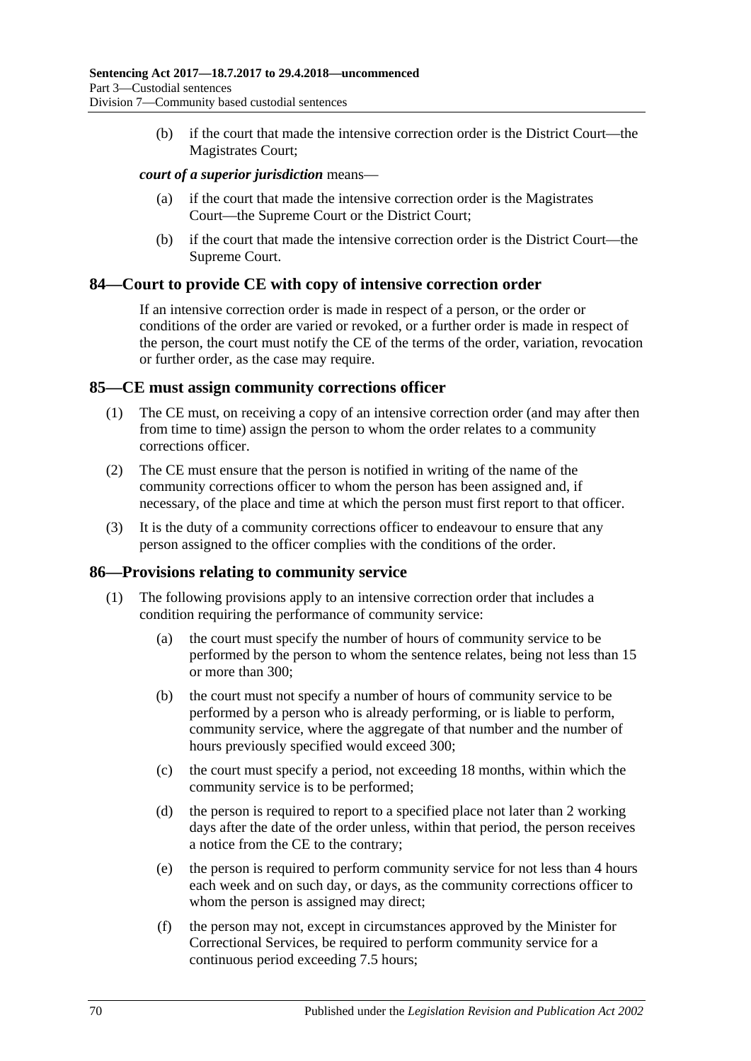(b) if the court that made the intensive correction order is the District Court—the Magistrates Court;

***court of a superior jurisdiction*** means—

(a) if the court that made the intensive correction order is the Magistrates Court—the Supreme Court or the District Court;

(b) if the court that made the intensive correction order is the District Court—the Supreme Court.

## 84—Court to provide CE with copy of intensive correction order

If an intensive correction order is made in respect of a person, or the order or conditions of the order are varied or revoked, or a further order is made in respect of the person, the court must notify the CE of the terms of the order, variation, revocation or further order, as the case may require.

## 85—CE must assign community corrections officer

(1) The CE must, on receiving a copy of an intensive correction order (and may after then from time to time) assign the person to whom the order relates to a community corrections officer.

(2) The CE must ensure that the person is notified in writing of the name of the community corrections officer to whom the person has been assigned and, if necessary, of the place and time at which the person must first report to that officer.

(3) It is the duty of a community corrections officer to endeavour to ensure that any person assigned to the officer complies with the conditions of the order.

## 86—Provisions relating to community service

(1) The following provisions apply to an intensive correction order that includes a condition requiring the performance of community service:

(a) the court must specify the number of hours of community service to be performed by the person to whom the sentence relates, being not less than 15 or more than 300;

(b) the court must not specify a number of hours of community service to be performed by a person who is already performing, or is liable to perform, community service, where the aggregate of that number and the number of hours previously specified would exceed 300;

(c) the court must specify a period, not exceeding 18 months, within which the community service is to be performed;

(d) the person is required to report to a specified place not later than 2 working days after the date of the order unless, within that period, the person receives a notice from the CE to the contrary;

(e) the person is required to perform community service for not less than 4 hours each week and on such day, or days, as the community corrections officer to whom the person is assigned may direct;

(f) the person may not, except in circumstances approved by the Minister for Correctional Services, be required to perform community service for a continuous period exceeding 7.5 hours;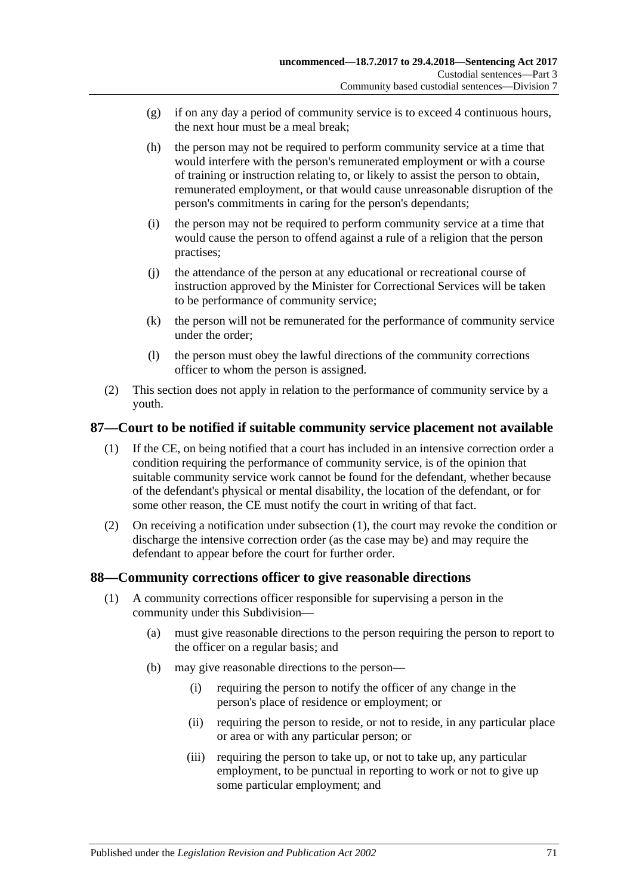(g) if on any day a period of community service is to exceed 4 continuous hours, the next hour must be a meal break;

(h) the person may not be required to perform community service at a time that would interfere with the person's remunerated employment or with a course of training or instruction relating to, or likely to assist the person to obtain, remunerated employment, or that would cause unreasonable disruption of the person's commitments in caring for the person's dependants;

(i) the person may not be required to perform community service at a time that would cause the person to offend against a rule of a religion that the person practises;

(j) the attendance of the person at any educational or recreational course of instruction approved by the Minister for Correctional Services will be taken to be performance of community service;

(k) the person will not be remunerated for the performance of community service under the order;

(l) the person must obey the lawful directions of the community corrections officer to whom the person is assigned.

(2) This section does not apply in relation to the performance of community service by a youth.

## 87—Court to be notified if suitable community service placement not available

(1) If the CE, on being notified that a court has included in an intensive correction order a condition requiring the performance of community service, is of the opinion that suitable community service work cannot be found for the defendant, whether because of the defendant's physical or mental disability, the location of the defendant, or for some other reason, the CE must notify the court in writing of that fact.

(2) On receiving a notification under subsection (1), the court may revoke the condition or discharge the intensive correction order (as the case may be) and may require the defendant to appear before the court for further order.

## 88—Community corrections officer to give reasonable directions

(1) A community corrections officer responsible for supervising a person in the community under this Subdivision—

(a) must give reasonable directions to the person requiring the person to report to the officer on a regular basis; and

(b) may give reasonable directions to the person—

(i) requiring the person to notify the officer of any change in the person's place of residence or employment; or

(ii) requiring the person to reside, or not to reside, in any particular place or area or with any particular person; or

(iii) requiring the person to take up, or not to take up, any particular employment, to be punctual in reporting to work or not to give up some particular employment; and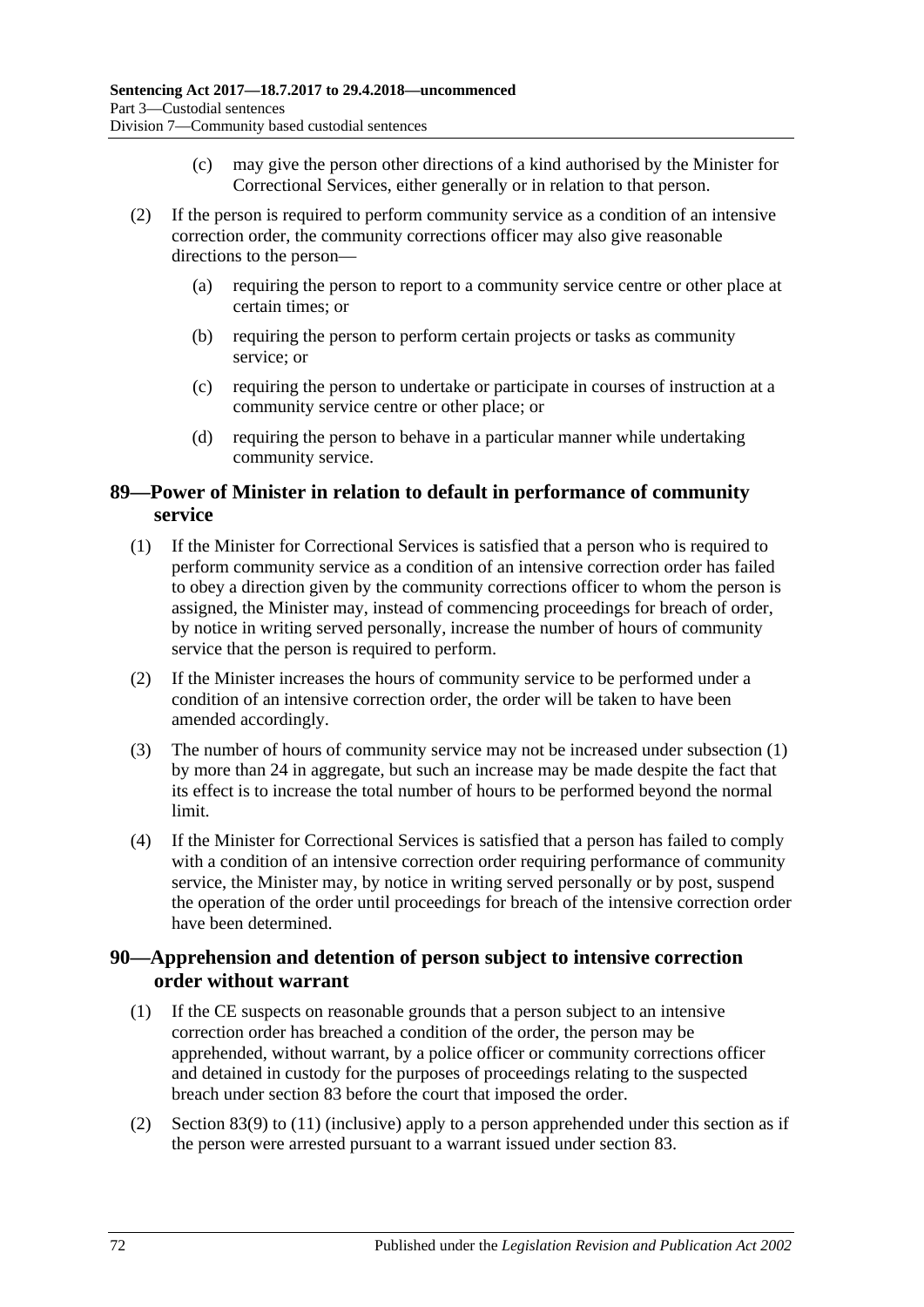(c) may give the person other directions of a kind authorised by the Minister for Correctional Services, either generally or in relation to that person.

(2) If the person is required to perform community service as a condition of an intensive correction order, the community corrections officer may also give reasonable directions to the person—

(a) requiring the person to report to a community service centre or other place at certain times; or

(b) requiring the person to perform certain projects or tasks as community service; or

(c) requiring the person to undertake or participate in courses of instruction at a community service centre or other place; or

(d) requiring the person to behave in a particular manner while undertaking community service.

## 89—Power of Minister in relation to default in performance of community service

(1) If the Minister for Correctional Services is satisfied that a person who is required to perform community service as a condition of an intensive correction order has failed to obey a direction given by the community corrections officer to whom the person is assigned, the Minister may, instead of commencing proceedings for breach of order, by notice in writing served personally, increase the number of hours of community service that the person is required to perform.

(2) If the Minister increases the hours of community service to be performed under a condition of an intensive correction order, the order will be taken to have been amended accordingly.

(3) The number of hours of community service may not be increased under subsection (1) by more than 24 in aggregate, but such an increase may be made despite the fact that its effect is to increase the total number of hours to be performed beyond the normal limit.

(4) If the Minister for Correctional Services is satisfied that a person has failed to comply with a condition of an intensive correction order requiring performance of community service, the Minister may, by notice in writing served personally or by post, suspend the operation of the order until proceedings for breach of the intensive correction order have been determined.

## 90—Apprehension and detention of person subject to intensive correction order without warrant

(1) If the CE suspects on reasonable grounds that a person subject to an intensive correction order has breached a condition of the order, the person may be apprehended, without warrant, by a police officer or community corrections officer and detained in custody for the purposes of proceedings relating to the suspected breach under section 83 before the court that imposed the order.

(2) Section 83(9) to (11) (inclusive) apply to a person apprehended under this section as if the person were arrested pursuant to a warrant issued under section 83.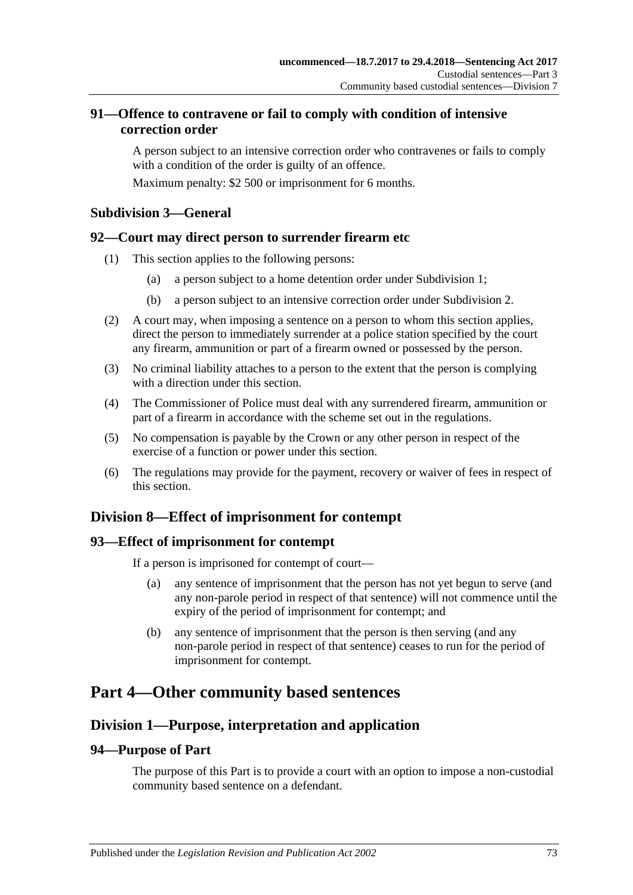## 91—Offence to contravene or fail to comply with condition of intensive correction order

A person subject to an intensive correction order who contravenes or fails to comply with a condition of the order is guilty of an offence.

Maximum penalty: $2 500 or imprisonment for 6 months.

### Subdivision 3—General

## 92—Court may direct person to surrender firearm etc

(1) This section applies to the following persons:

(a) a person subject to a home detention order under Subdivision 1;

(b) a person subject to an intensive correction order under Subdivision 2.

(2) A court may, when imposing a sentence on a person to whom this section applies, direct the person to immediately surrender at a police station specified by the court any firearm, ammunition or part of a firearm owned or possessed by the person.

(3) No criminal liability attaches to a person to the extent that the person is complying with a direction under this section.

(4) The Commissioner of Police must deal with any surrendered firearm, ammunition or part of a firearm in accordance with the scheme set out in the regulations.

(5) No compensation is payable by the Crown or any other person in respect of the exercise of a function or power under this section.

(6) The regulations may provide for the payment, recovery or waiver of fees in respect of this section.

## Division 8—Effect of imprisonment for contempt

## 93—Effect of imprisonment for contempt

If a person is imprisoned for contempt of court—

(a) any sentence of imprisonment that the person has not yet begun to serve (and any non-parole period in respect of that sentence) will not commence until the expiry of the period of imprisonment for contempt; and

(b) any sentence of imprisonment that the person is then serving (and any non-parole period in respect of that sentence) ceases to run for the period of imprisonment for contempt.

# Part 4—Other community based sentences

## Division 1—Purpose, interpretation and application

## 94—Purpose of Part

The purpose of this Part is to provide a court with an option to impose a non-custodial community based sentence on a defendant.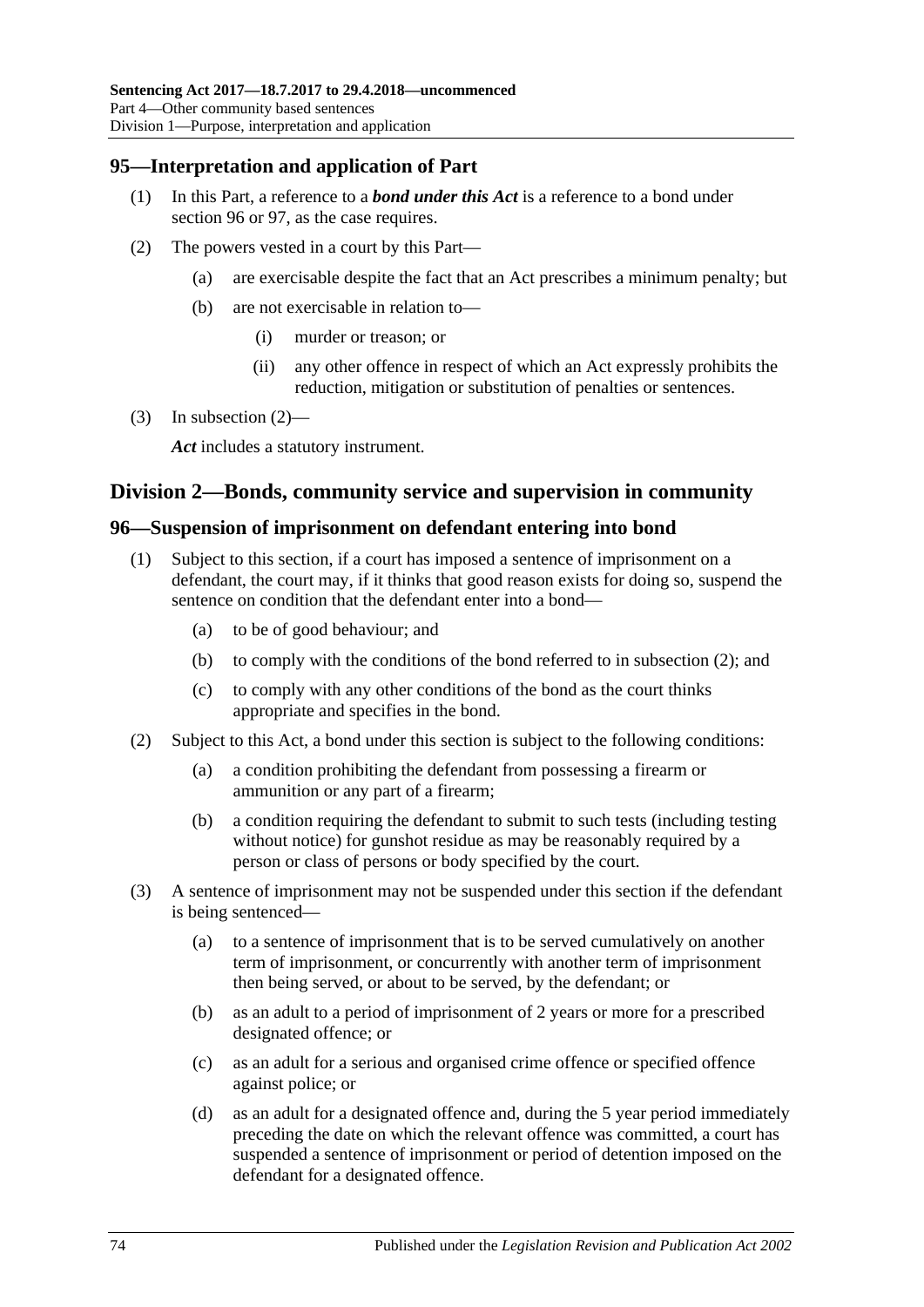## 95—Interpretation and application of Part

(1) In this Part, a reference to a ***bond under this Act*** is a reference to a bond under section 96 or 97, as the case requires.

(2) The powers vested in a court by this Part—

- (a) are exercisable despite the fact that an Act prescribes a minimum penalty; but
- (b) are not exercisable in relation to—
  - (i) murder or treason; or
  - (ii) any other offence in respect of which an Act expressly prohibits the reduction, mitigation or substitution of penalties or sentences.

(3) In subsection (2)—

***Act*** includes a statutory instrument.

# Division 2—Bonds, community service and supervision in community

## 96—Suspension of imprisonment on defendant entering into bond

(1) Subject to this section, if a court has imposed a sentence of imprisonment on a defendant, the court may, if it thinks that good reason exists for doing so, suspend the sentence on condition that the defendant enter into a bond—

- (a) to be of good behaviour; and
- (b) to comply with the conditions of the bond referred to in subsection (2); and
- (c) to comply with any other conditions of the bond as the court thinks appropriate and specifies in the bond.

(2) Subject to this Act, a bond under this section is subject to the following conditions:

- (a) a condition prohibiting the defendant from possessing a firearm or ammunition or any part of a firearm;
- (b) a condition requiring the defendant to submit to such tests (including testing without notice) for gunshot residue as may be reasonably required by a person or class of persons or body specified by the court.

(3) A sentence of imprisonment may not be suspended under this section if the defendant is being sentenced—

- (a) to a sentence of imprisonment that is to be served cumulatively on another term of imprisonment, or concurrently with another term of imprisonment then being served, or about to be served, by the defendant; or
- (b) as an adult to a period of imprisonment of 2 years or more for a prescribed designated offence; or
- (c) as an adult for a serious and organised crime offence or specified offence against police; or
- (d) as an adult for a designated offence and, during the 5 year period immediately preceding the date on which the relevant offence was committed, a court has suspended a sentence of imprisonment or period of detention imposed on the defendant for a designated offence.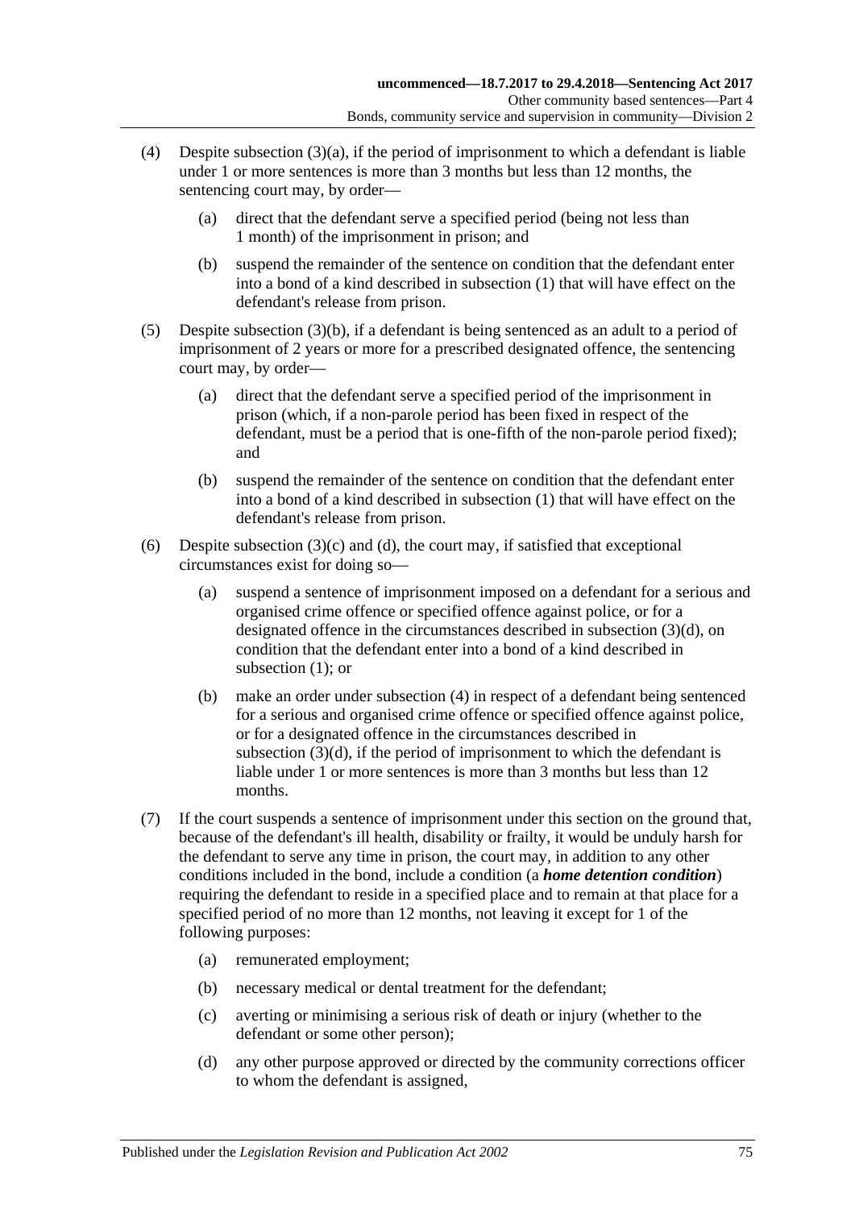(4) Despite subsection (3)(a), if the period of imprisonment to which a defendant is liable under 1 or more sentences is more than 3 months but less than 12 months, the sentencing court may, by order—

(a) direct that the defendant serve a specified period (being not less than 1 month) of the imprisonment in prison; and

(b) suspend the remainder of the sentence on condition that the defendant enter into a bond of a kind described in subsection (1) that will have effect on the defendant's release from prison.

(5) Despite subsection (3)(b), if a defendant is being sentenced as an adult to a period of imprisonment of 2 years or more for a prescribed designated offence, the sentencing court may, by order—

(a) direct that the defendant serve a specified period of the imprisonment in prison (which, if a non-parole period has been fixed in respect of the defendant, must be a period that is one-fifth of the non-parole period fixed); and

(b) suspend the remainder of the sentence on condition that the defendant enter into a bond of a kind described in subsection (1) that will have effect on the defendant's release from prison.

(6) Despite subsection (3)(c) and (d), the court may, if satisfied that exceptional circumstances exist for doing so—

(a) suspend a sentence of imprisonment imposed on a defendant for a serious and organised crime offence or specified offence against police, or for a designated offence in the circumstances described in subsection (3)(d), on condition that the defendant enter into a bond of a kind described in subsection (1); or

(b) make an order under subsection (4) in respect of a defendant being sentenced for a serious and organised crime offence or specified offence against police, or for a designated offence in the circumstances described in subsection (3)(d), if the period of imprisonment to which the defendant is liable under 1 or more sentences is more than 3 months but less than 12 months.

(7) If the court suspends a sentence of imprisonment under this section on the ground that, because of the defendant's ill health, disability or frailty, it would be unduly harsh for the defendant to serve any time in prison, the court may, in addition to any other conditions included in the bond, include a condition (a ***home detention condition***) requiring the defendant to reside in a specified place and to remain at that place for a specified period of no more than 12 months, not leaving it except for 1 of the following purposes:

(a) remunerated employment;

(b) necessary medical or dental treatment for the defendant;

(c) averting or minimising a serious risk of death or injury (whether to the defendant or some other person);

(d) any other purpose approved or directed by the community corrections officer to whom the defendant is assigned,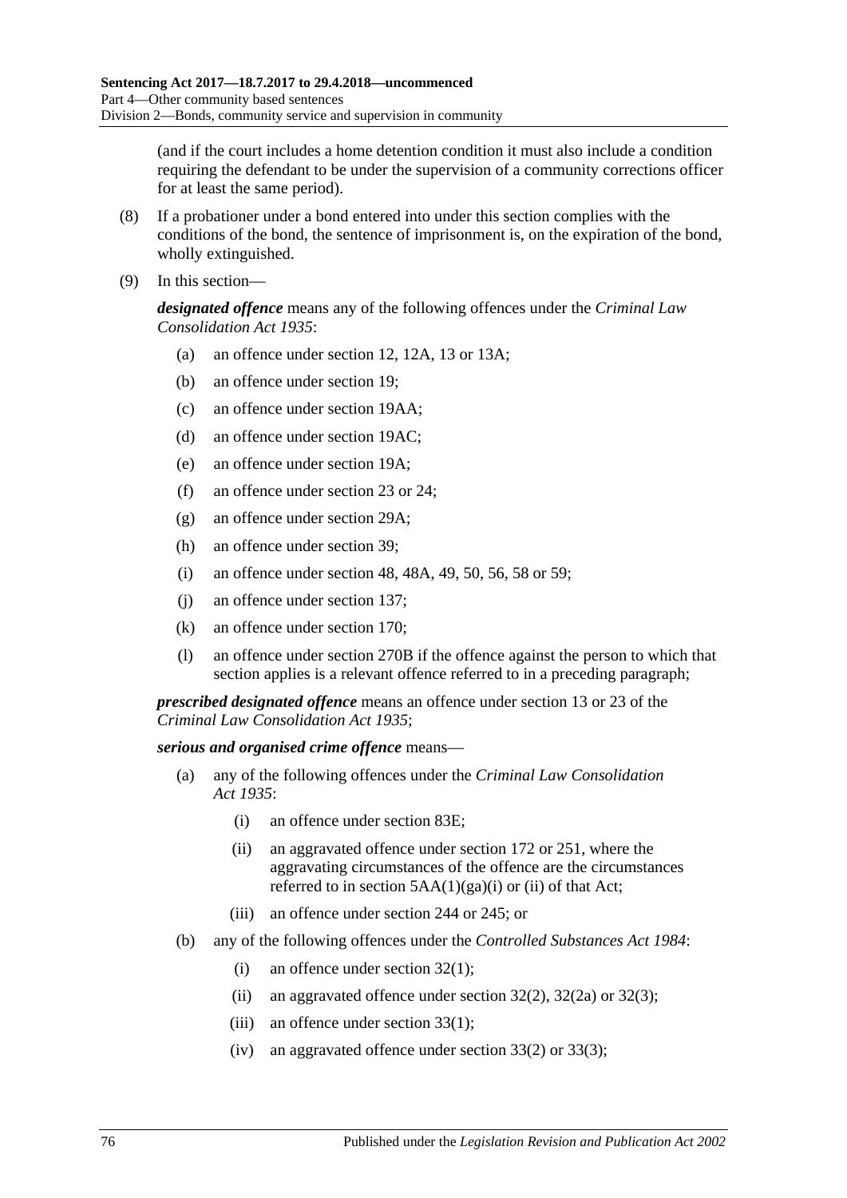(and if the court includes a home detention condition it must also include a condition requiring the defendant to be under the supervision of a community corrections officer for at least the same period).

(8) If a probationer under a bond entered into under this section complies with the conditions of the bond, the sentence of imprisonment is, on the expiration of the bond, wholly extinguished.

(9) In this section—

***designated offence*** means any of the following offences under the *Criminal Law Consolidation Act 1935*:

- (a) an offence under section 12, 12A, 13 or 13A;
- (b) an offence under section 19;
- (c) an offence under section 19AA;
- (d) an offence under section 19AC;
- (e) an offence under section 19A;
- (f) an offence under section 23 or 24;
- (g) an offence under section 29A;
- (h) an offence under section 39;
- (i) an offence under section 48, 48A, 49, 50, 56, 58 or 59;
- (j) an offence under section 137;
- (k) an offence under section 170;
- (l) an offence under section 270B if the offence against the person to which that section applies is a relevant offence referred to in a preceding paragraph;

***prescribed designated offence*** means an offence under section 13 or 23 of the *Criminal Law Consolidation Act 1935*;

***serious and organised crime offence*** means—

- (a) any of the following offences under the *Criminal Law Consolidation Act 1935*:
  - (i) an offence under section 83E;
  - (ii) an aggravated offence under section 172 or 251, where the aggravating circumstances of the offence are the circumstances referred to in section 5AA(1)(ga)(i) or (ii) of that Act;
  - (iii) an offence under section 244 or 245; or
- (b) any of the following offences under the *Controlled Substances Act 1984*:
  - (i) an offence under section 32(1);
  - (ii) an aggravated offence under section 32(2), 32(2a) or 32(3);
  - (iii) an offence under section 33(1);
  - (iv) an aggravated offence under section 33(2) or 33(3);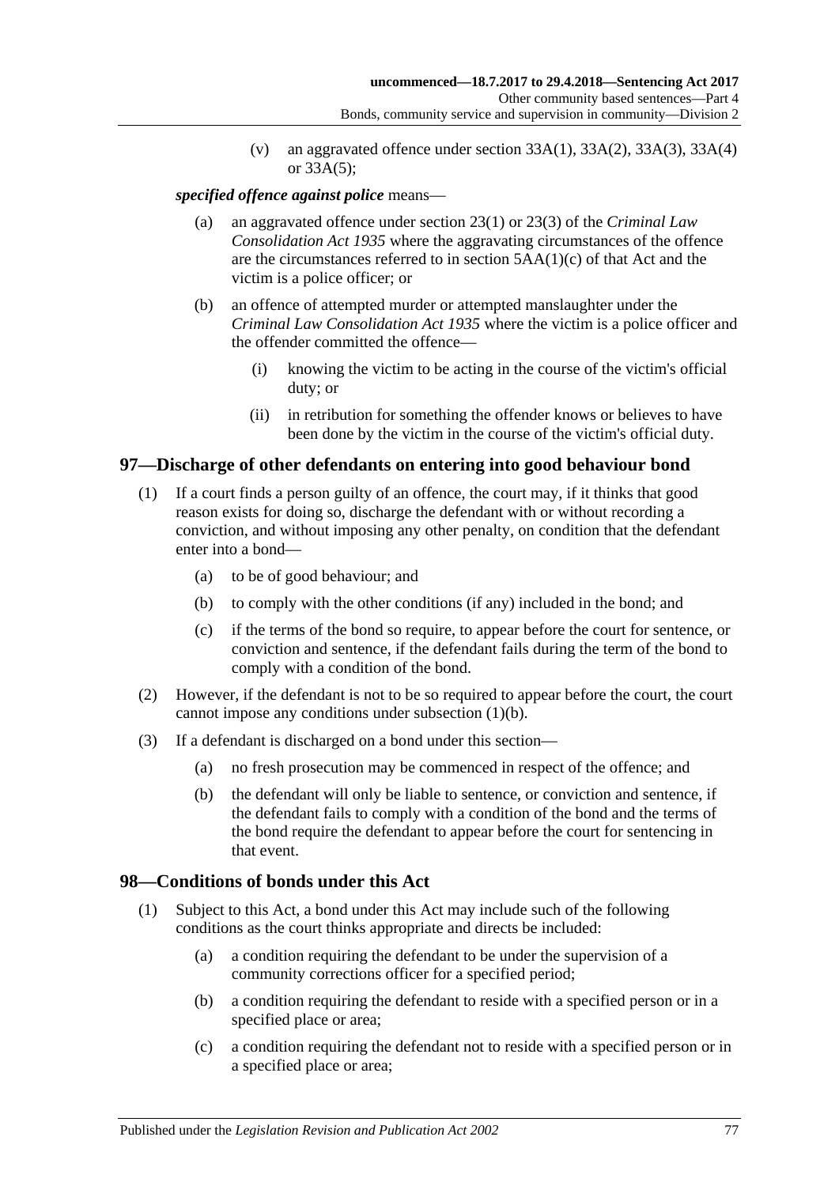(v) an aggravated offence under section 33A(1), 33A(2), 33A(3), 33A(4) or 33A(5);

***specified offence against police*** means—

(a) an aggravated offence under section 23(1) or 23(3) of the *Criminal Law Consolidation Act 1935* where the aggravating circumstances of the offence are the circumstances referred to in section 5AA(1)(c) of that Act and the victim is a police officer; or

(b) an offence of attempted murder or attempted manslaughter under the *Criminal Law Consolidation Act 1935* where the victim is a police officer and the offender committed the offence—

(i) knowing the victim to be acting in the course of the victim's official duty; or

(ii) in retribution for something the offender knows or believes to have been done by the victim in the course of the victim's official duty.

## 97—Discharge of other defendants on entering into good behaviour bond

(1) If a court finds a person guilty of an offence, the court may, if it thinks that good reason exists for doing so, discharge the defendant with or without recording a conviction, and without imposing any other penalty, on condition that the defendant enter into a bond—

(a) to be of good behaviour; and

(b) to comply with the other conditions (if any) included in the bond; and

(c) if the terms of the bond so require, to appear before the court for sentence, or conviction and sentence, if the defendant fails during the term of the bond to comply with a condition of the bond.

(2) However, if the defendant is not to be so required to appear before the court, the court cannot impose any conditions under subsection (1)(b).

(3) If a defendant is discharged on a bond under this section—

(a) no fresh prosecution may be commenced in respect of the offence; and

(b) the defendant will only be liable to sentence, or conviction and sentence, if the defendant fails to comply with a condition of the bond and the terms of the bond require the defendant to appear before the court for sentencing in that event.

## 98—Conditions of bonds under this Act

(1) Subject to this Act, a bond under this Act may include such of the following conditions as the court thinks appropriate and directs be included:

(a) a condition requiring the defendant to be under the supervision of a community corrections officer for a specified period;

(b) a condition requiring the defendant to reside with a specified person or in a specified place or area;

(c) a condition requiring the defendant not to reside with a specified person or in a specified place or area;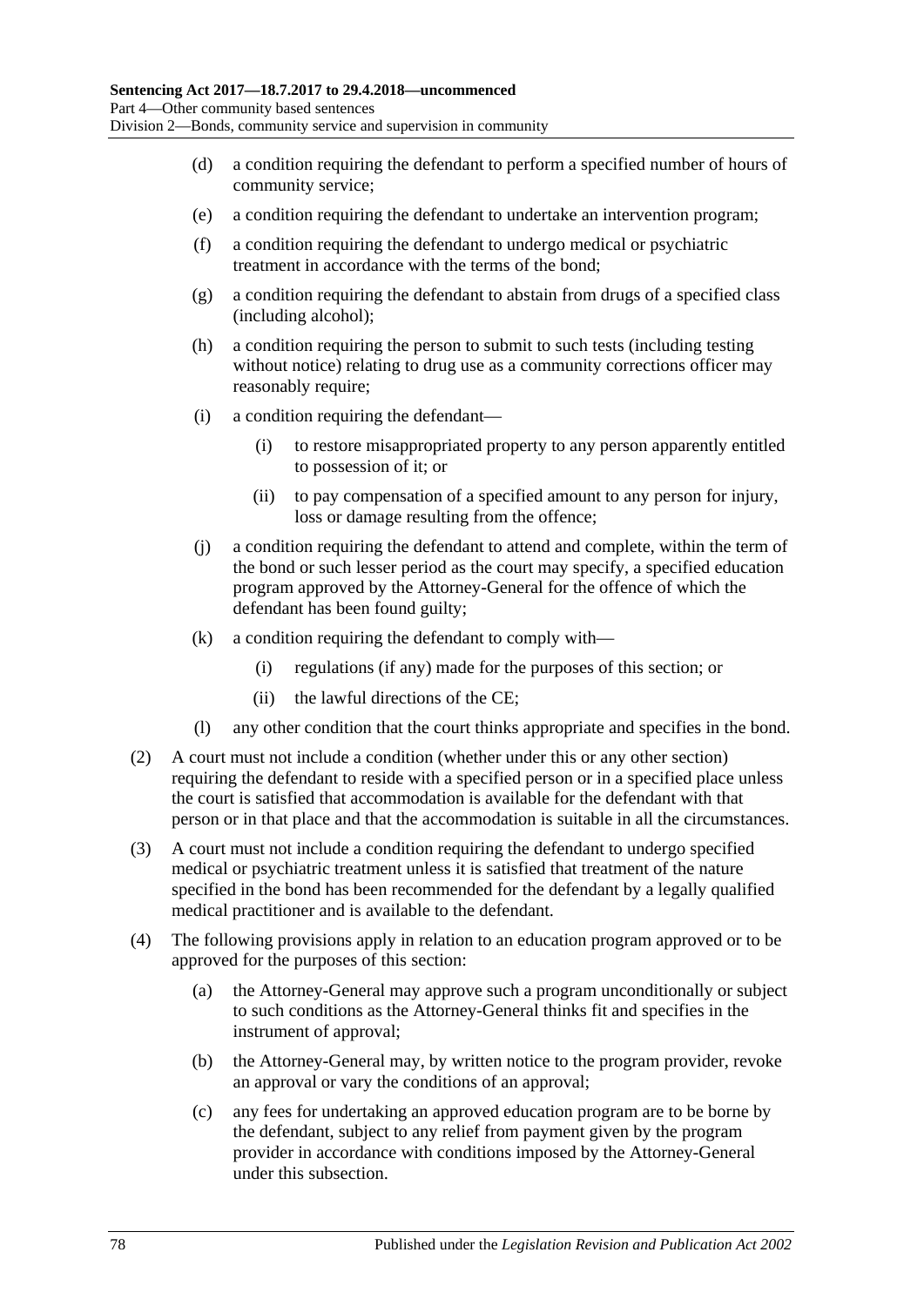(d) a condition requiring the defendant to perform a specified number of hours of community service;

(e) a condition requiring the defendant to undertake an intervention program;

(f) a condition requiring the defendant to undergo medical or psychiatric treatment in accordance with the terms of the bond;

(g) a condition requiring the defendant to abstain from drugs of a specified class (including alcohol);

(h) a condition requiring the person to submit to such tests (including testing without notice) relating to drug use as a community corrections officer may reasonably require;

(i) a condition requiring the defendant—

(i) to restore misappropriated property to any person apparently entitled to possession of it; or

(ii) to pay compensation of a specified amount to any person for injury, loss or damage resulting from the offence;

(j) a condition requiring the defendant to attend and complete, within the term of the bond or such lesser period as the court may specify, a specified education program approved by the Attorney-General for the offence of which the defendant has been found guilty;

(k) a condition requiring the defendant to comply with—

(i) regulations (if any) made for the purposes of this section; or

(ii) the lawful directions of the CE;

(l) any other condition that the court thinks appropriate and specifies in the bond.

(2) A court must not include a condition (whether under this or any other section) requiring the defendant to reside with a specified person or in a specified place unless the court is satisfied that accommodation is available for the defendant with that person or in that place and that the accommodation is suitable in all the circumstances.

(3) A court must not include a condition requiring the defendant to undergo specified medical or psychiatric treatment unless it is satisfied that treatment of the nature specified in the bond has been recommended for the defendant by a legally qualified medical practitioner and is available to the defendant.

(4) The following provisions apply in relation to an education program approved or to be approved for the purposes of this section:

(a) the Attorney-General may approve such a program unconditionally or subject to such conditions as the Attorney-General thinks fit and specifies in the instrument of approval;

(b) the Attorney-General may, by written notice to the program provider, revoke an approval or vary the conditions of an approval;

(c) any fees for undertaking an approved education program are to be borne by the defendant, subject to any relief from payment given by the program provider in accordance with conditions imposed by the Attorney-General under this subsection.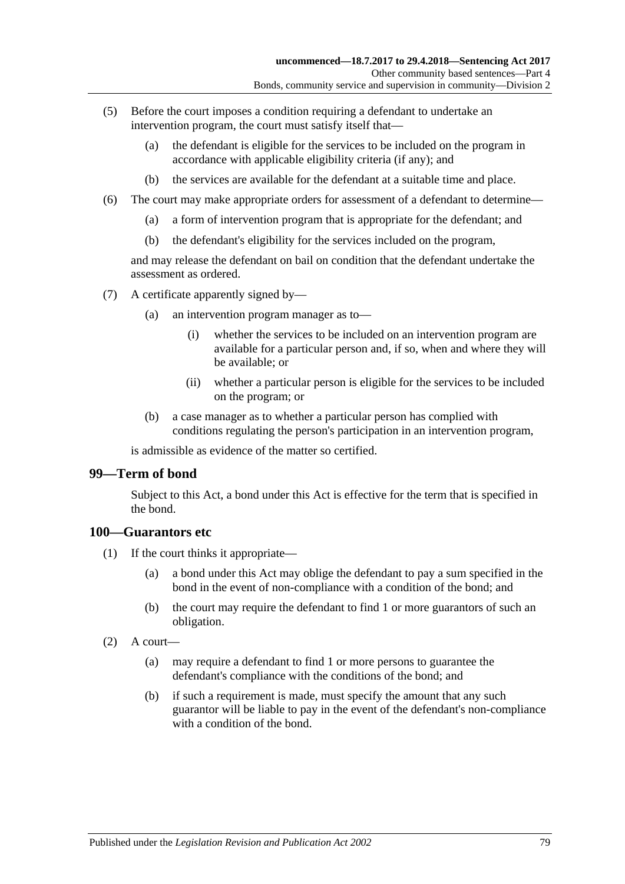(5) Before the court imposes a condition requiring a defendant to undertake an intervention program, the court must satisfy itself that—

(a) the defendant is eligible for the services to be included on the program in accordance with applicable eligibility criteria (if any); and

(b) the services are available for the defendant at a suitable time and place.

(6) The court may make appropriate orders for assessment of a defendant to determine—

(a) a form of intervention program that is appropriate for the defendant; and

(b) the defendant's eligibility for the services included on the program,

and may release the defendant on bail on condition that the defendant undertake the assessment as ordered.

(7) A certificate apparently signed by—

(a) an intervention program manager as to—

(i) whether the services to be included on an intervention program are available for a particular person and, if so, when and where they will be available; or

(ii) whether a particular person is eligible for the services to be included on the program; or

(b) a case manager as to whether a particular person has complied with conditions regulating the person's participation in an intervention program,

is admissible as evidence of the matter so certified.

## 99—Term of bond

Subject to this Act, a bond under this Act is effective for the term that is specified in the bond.

## 100—Guarantors etc

(1) If the court thinks it appropriate—

(a) a bond under this Act may oblige the defendant to pay a sum specified in the bond in the event of non-compliance with a condition of the bond; and

(b) the court may require the defendant to find 1 or more guarantors of such an obligation.

(2) A court—

(a) may require a defendant to find 1 or more persons to guarantee the defendant's compliance with the conditions of the bond; and

(b) if such a requirement is made, must specify the amount that any such guarantor will be liable to pay in the event of the defendant's non-compliance with a condition of the bond.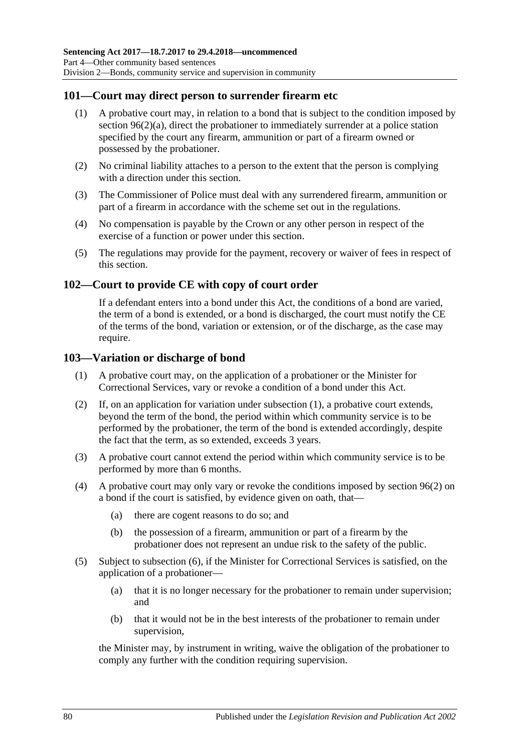## 101—Court may direct person to surrender firearm etc

(1) A probative court may, in relation to a bond that is subject to the condition imposed by section 96(2)(a), direct the probationer to immediately surrender at a police station specified by the court any firearm, ammunition or part of a firearm owned or possessed by the probationer.

(2) No criminal liability attaches to a person to the extent that the person is complying with a direction under this section.

(3) The Commissioner of Police must deal with any surrendered firearm, ammunition or part of a firearm in accordance with the scheme set out in the regulations.

(4) No compensation is payable by the Crown or any other person in respect of the exercise of a function or power under this section.

(5) The regulations may provide for the payment, recovery or waiver of fees in respect of this section.

## 102—Court to provide CE with copy of court order

If a defendant enters into a bond under this Act, the conditions of a bond are varied, the term of a bond is extended, or a bond is discharged, the court must notify the CE of the terms of the bond, variation or extension, or of the discharge, as the case may require.

## 103—Variation or discharge of bond

(1) A probative court may, on the application of a probationer or the Minister for Correctional Services, vary or revoke a condition of a bond under this Act.

(2) If, on an application for variation under subsection (1), a probative court extends, beyond the term of the bond, the period within which community service is to be performed by the probationer, the term of the bond is extended accordingly, despite the fact that the term, as so extended, exceeds 3 years.

(3) A probative court cannot extend the period within which community service is to be performed by more than 6 months.

(4) A probative court may only vary or revoke the conditions imposed by section 96(2) on a bond if the court is satisfied, by evidence given on oath, that—

- (a) there are cogent reasons to do so; and
- (b) the possession of a firearm, ammunition or part of a firearm by the probationer does not represent an undue risk to the safety of the public.

(5) Subject to subsection (6), if the Minister for Correctional Services is satisfied, on the application of a probationer—

- (a) that it is no longer necessary for the probationer to remain under supervision; and
- (b) that it would not be in the best interests of the probationer to remain under supervision,

the Minister may, by instrument in writing, waive the obligation of the probationer to comply any further with the condition requiring supervision.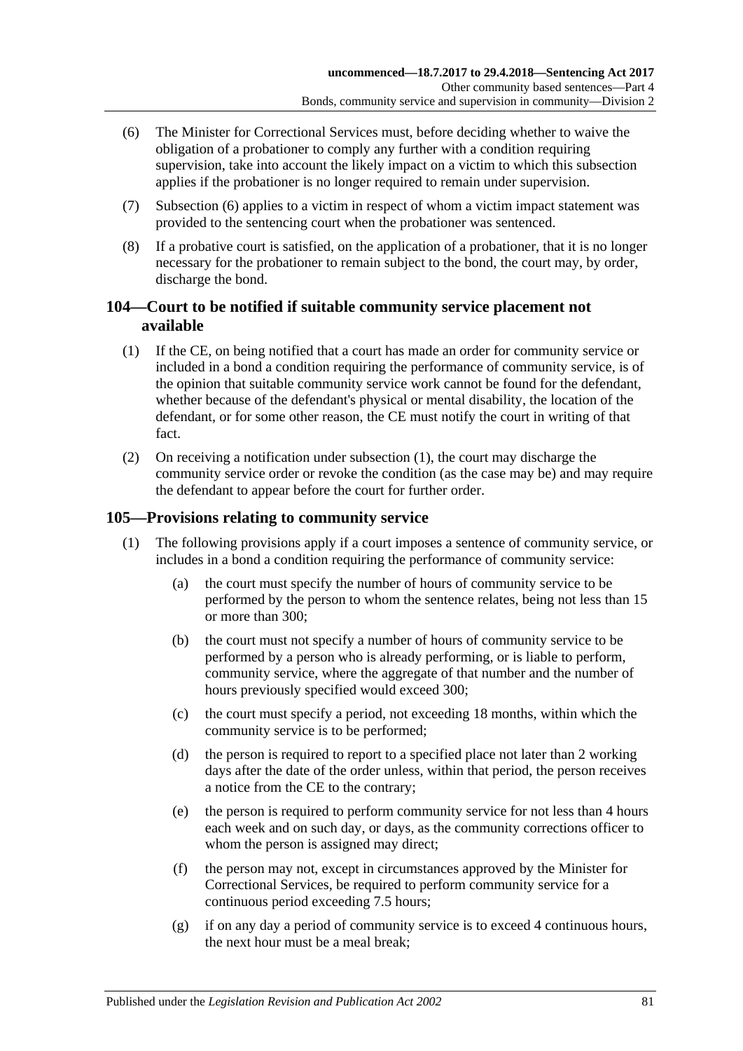(6) The Minister for Correctional Services must, before deciding whether to waive the obligation of a probationer to comply any further with a condition requiring supervision, take into account the likely impact on a victim to which this subsection applies if the probationer is no longer required to remain under supervision.

(7) Subsection (6) applies to a victim in respect of whom a victim impact statement was provided to the sentencing court when the probationer was sentenced.

(8) If a probative court is satisfied, on the application of a probationer, that it is no longer necessary for the probationer to remain subject to the bond, the court may, by order, discharge the bond.

## 104—Court to be notified if suitable community service placement not available

(1) If the CE, on being notified that a court has made an order for community service or included in a bond a condition requiring the performance of community service, is of the opinion that suitable community service work cannot be found for the defendant, whether because of the defendant's physical or mental disability, the location of the defendant, or for some other reason, the CE must notify the court in writing of that fact.

(2) On receiving a notification under subsection (1), the court may discharge the community service order or revoke the condition (as the case may be) and may require the defendant to appear before the court for further order.

## 105—Provisions relating to community service

(1) The following provisions apply if a court imposes a sentence of community service, or includes in a bond a condition requiring the performance of community service:

- (a) the court must specify the number of hours of community service to be performed by the person to whom the sentence relates, being not less than 15 or more than 300;
- (b) the court must not specify a number of hours of community service to be performed by a person who is already performing, or is liable to perform, community service, where the aggregate of that number and the number of hours previously specified would exceed 300;
- (c) the court must specify a period, not exceeding 18 months, within which the community service is to be performed;
- (d) the person is required to report to a specified place not later than 2 working days after the date of the order unless, within that period, the person receives a notice from the CE to the contrary;
- (e) the person is required to perform community service for not less than 4 hours each week and on such day, or days, as the community corrections officer to whom the person is assigned may direct;
- (f) the person may not, except in circumstances approved by the Minister for Correctional Services, be required to perform community service for a continuous period exceeding 7.5 hours;
- (g) if on any day a period of community service is to exceed 4 continuous hours, the next hour must be a meal break;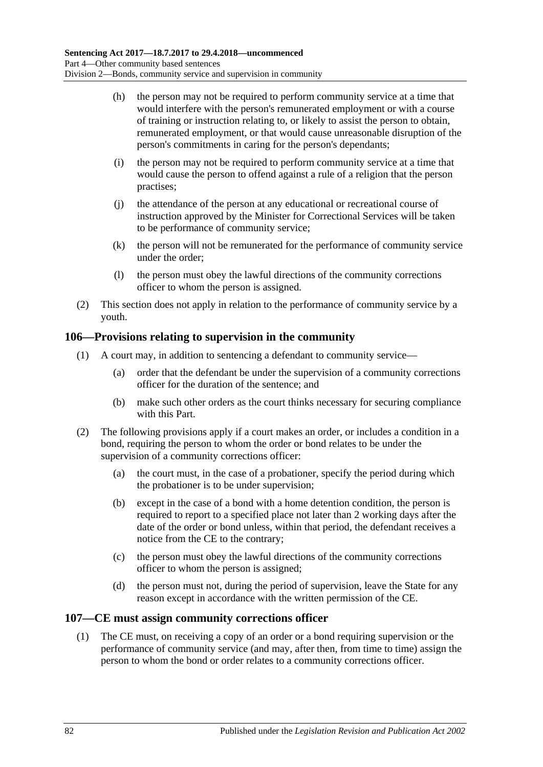(h) the person may not be required to perform community service at a time that would interfere with the person's remunerated employment or with a course of training or instruction relating to, or likely to assist the person to obtain, remunerated employment, or that would cause unreasonable disruption of the person's commitments in caring for the person's dependants;

(i) the person may not be required to perform community service at a time that would cause the person to offend against a rule of a religion that the person practises;

(j) the attendance of the person at any educational or recreational course of instruction approved by the Minister for Correctional Services will be taken to be performance of community service;

(k) the person will not be remunerated for the performance of community service under the order;

(l) the person must obey the lawful directions of the community corrections officer to whom the person is assigned.

(2) This section does not apply in relation to the performance of community service by a youth.

## 106—Provisions relating to supervision in the community

(1) A court may, in addition to sentencing a defendant to community service—

(a) order that the defendant be under the supervision of a community corrections officer for the duration of the sentence; and

(b) make such other orders as the court thinks necessary for securing compliance with this Part.

(2) The following provisions apply if a court makes an order, or includes a condition in a bond, requiring the person to whom the order or bond relates to be under the supervision of a community corrections officer:

(a) the court must, in the case of a probationer, specify the period during which the probationer is to be under supervision;

(b) except in the case of a bond with a home detention condition, the person is required to report to a specified place not later than 2 working days after the date of the order or bond unless, within that period, the defendant receives a notice from the CE to the contrary;

(c) the person must obey the lawful directions of the community corrections officer to whom the person is assigned;

(d) the person must not, during the period of supervision, leave the State for any reason except in accordance with the written permission of the CE.

## 107—CE must assign community corrections officer

(1) The CE must, on receiving a copy of an order or a bond requiring supervision or the performance of community service (and may, after then, from time to time) assign the person to whom the bond or order relates to a community corrections officer.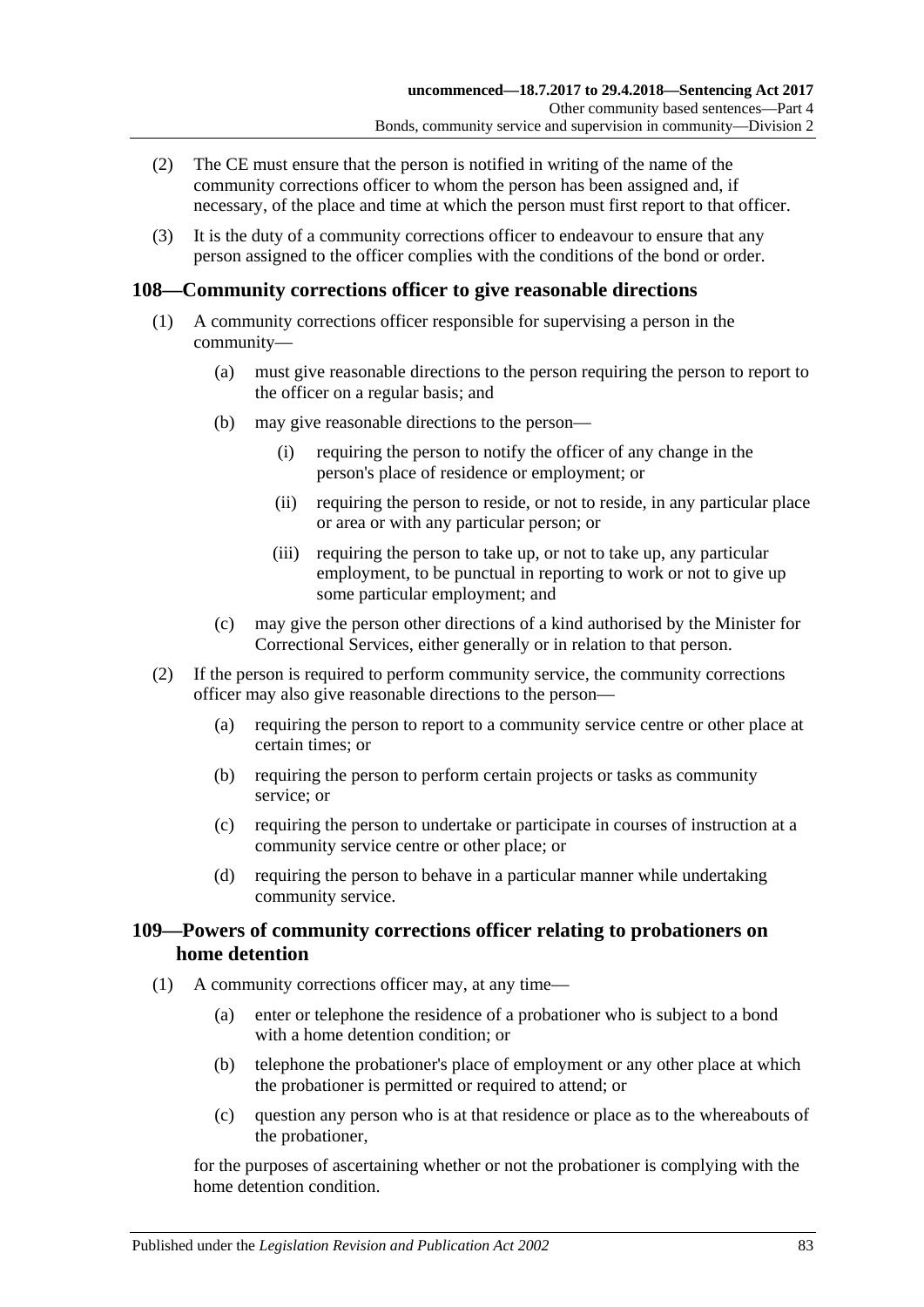(2) The CE must ensure that the person is notified in writing of the name of the community corrections officer to whom the person has been assigned and, if necessary, of the place and time at which the person must first report to that officer.

(3) It is the duty of a community corrections officer to endeavour to ensure that any person assigned to the officer complies with the conditions of the bond or order.

## 108—Community corrections officer to give reasonable directions

(1) A community corrections officer responsible for supervising a person in the community—

(a) must give reasonable directions to the person requiring the person to report to the officer on a regular basis; and

(b) may give reasonable directions to the person—

(i) requiring the person to notify the officer of any change in the person's place of residence or employment; or

(ii) requiring the person to reside, or not to reside, in any particular place or area or with any particular person; or

(iii) requiring the person to take up, or not to take up, any particular employment, to be punctual in reporting to work or not to give up some particular employment; and

(c) may give the person other directions of a kind authorised by the Minister for Correctional Services, either generally or in relation to that person.

(2) If the person is required to perform community service, the community corrections officer may also give reasonable directions to the person—

(a) requiring the person to report to a community service centre or other place at certain times; or

(b) requiring the person to perform certain projects or tasks as community service; or

(c) requiring the person to undertake or participate in courses of instruction at a community service centre or other place; or

(d) requiring the person to behave in a particular manner while undertaking community service.

## 109—Powers of community corrections officer relating to probationers on home detention

(1) A community corrections officer may, at any time—

(a) enter or telephone the residence of a probationer who is subject to a bond with a home detention condition; or

(b) telephone the probationer's place of employment or any other place at which the probationer is permitted or required to attend; or

(c) question any person who is at that residence or place as to the whereabouts of the probationer,

for the purposes of ascertaining whether or not the probationer is complying with the home detention condition.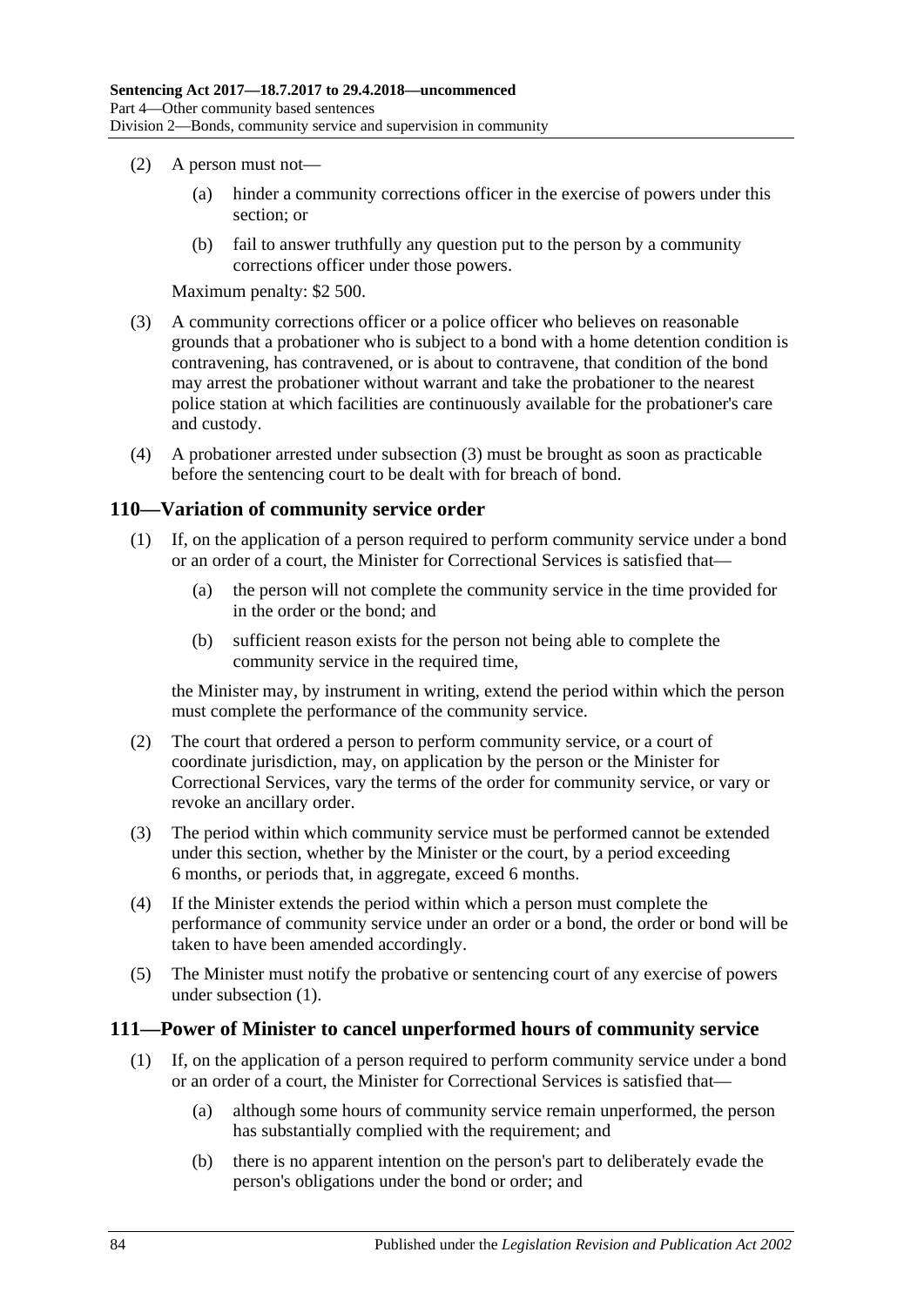(2) A person must not—

(a) hinder a community corrections officer in the exercise of powers under this section; or

(b) fail to answer truthfully any question put to the person by a community corrections officer under those powers.

Maximum penalty: $2 500.

(3) A community corrections officer or a police officer who believes on reasonable grounds that a probationer who is subject to a bond with a home detention condition is contravening, has contravened, or is about to contravene, that condition of the bond may arrest the probationer without warrant and take the probationer to the nearest police station at which facilities are continuously available for the probationer's care and custody.

(4) A probationer arrested under subsection (3) must be brought as soon as practicable before the sentencing court to be dealt with for breach of bond.

## 110—Variation of community service order

(1) If, on the application of a person required to perform community service under a bond or an order of a court, the Minister for Correctional Services is satisfied that—

(a) the person will not complete the community service in the time provided for in the order or the bond; and

(b) sufficient reason exists for the person not being able to complete the community service in the required time,

the Minister may, by instrument in writing, extend the period within which the person must complete the performance of the community service.

(2) The court that ordered a person to perform community service, or a court of coordinate jurisdiction, may, on application by the person or the Minister for Correctional Services, vary the terms of the order for community service, or vary or revoke an ancillary order.

(3) The period within which community service must be performed cannot be extended under this section, whether by the Minister or the court, by a period exceeding 6 months, or periods that, in aggregate, exceed 6 months.

(4) If the Minister extends the period within which a person must complete the performance of community service under an order or a bond, the order or bond will be taken to have been amended accordingly.

(5) The Minister must notify the probative or sentencing court of any exercise of powers under subsection (1).

## 111—Power of Minister to cancel unperformed hours of community service

(1) If, on the application of a person required to perform community service under a bond or an order of a court, the Minister for Correctional Services is satisfied that—

(a) although some hours of community service remain unperformed, the person has substantially complied with the requirement; and

(b) there is no apparent intention on the person's part to deliberately evade the person's obligations under the bond or order; and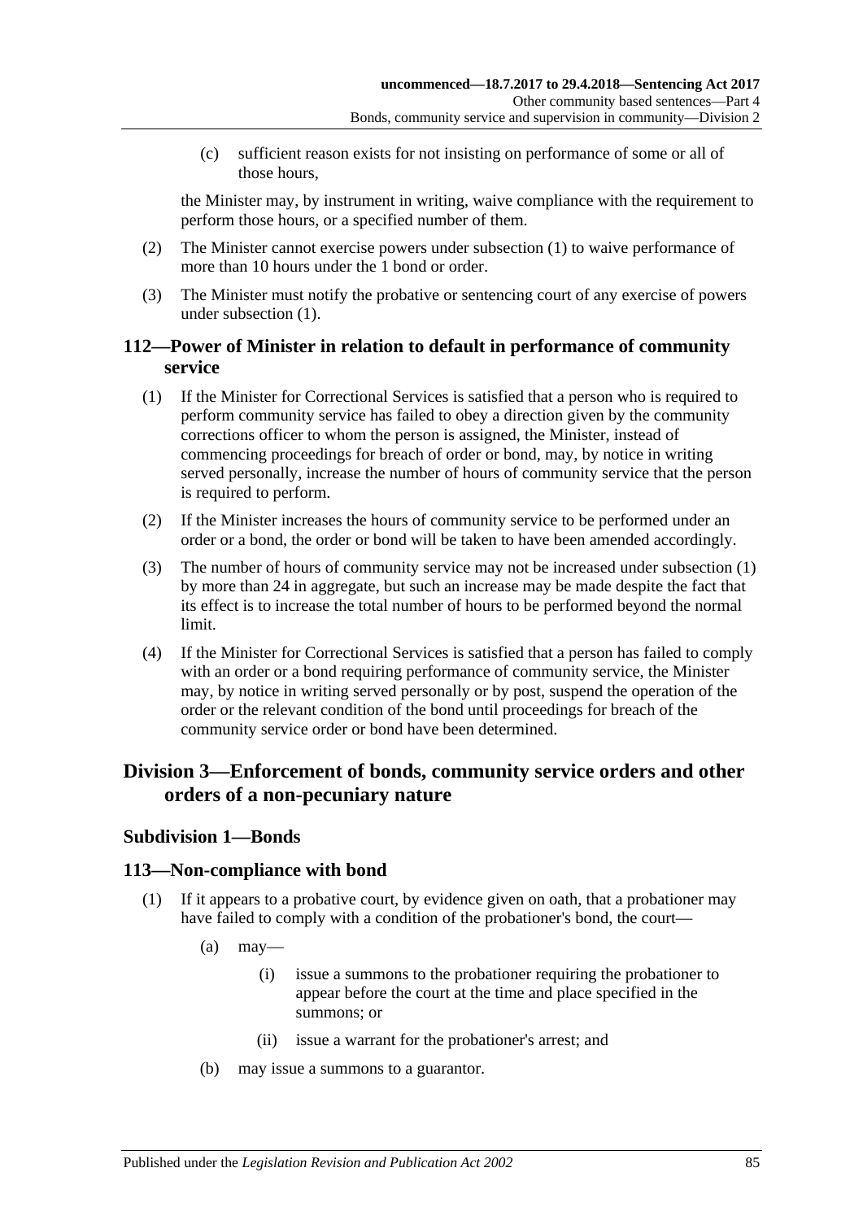(c) sufficient reason exists for not insisting on performance of some or all of those hours,

the Minister may, by instrument in writing, waive compliance with the requirement to perform those hours, or a specified number of them.

(2) The Minister cannot exercise powers under subsection (1) to waive performance of more than 10 hours under the 1 bond or order.

(3) The Minister must notify the probative or sentencing court of any exercise of powers under subsection (1).

### 112—Power of Minister in relation to default in performance of community service

(1) If the Minister for Correctional Services is satisfied that a person who is required to perform community service has failed to obey a direction given by the community corrections officer to whom the person is assigned, the Minister, instead of commencing proceedings for breach of order or bond, may, by notice in writing served personally, increase the number of hours of community service that the person is required to perform.

(2) If the Minister increases the hours of community service to be performed under an order or a bond, the order or bond will be taken to have been amended accordingly.

(3) The number of hours of community service may not be increased under subsection (1) by more than 24 in aggregate, but such an increase may be made despite the fact that its effect is to increase the total number of hours to be performed beyond the normal limit.

(4) If the Minister for Correctional Services is satisfied that a person has failed to comply with an order or a bond requiring performance of community service, the Minister may, by notice in writing served personally or by post, suspend the operation of the order or the relevant condition of the bond until proceedings for breach of the community service order or bond have been determined.

## Division 3—Enforcement of bonds, community service orders and other orders of a non-pecuniary nature

### Subdivision 1—Bonds

### 113—Non-compliance with bond

(1) If it appears to a probative court, by evidence given on oath, that a probationer may have failed to comply with a condition of the probationer's bond, the court—

(a) may—

(i) issue a summons to the probationer requiring the probationer to appear before the court at the time and place specified in the summons; or

(ii) issue a warrant for the probationer's arrest; and

(b) may issue a summons to a guarantor.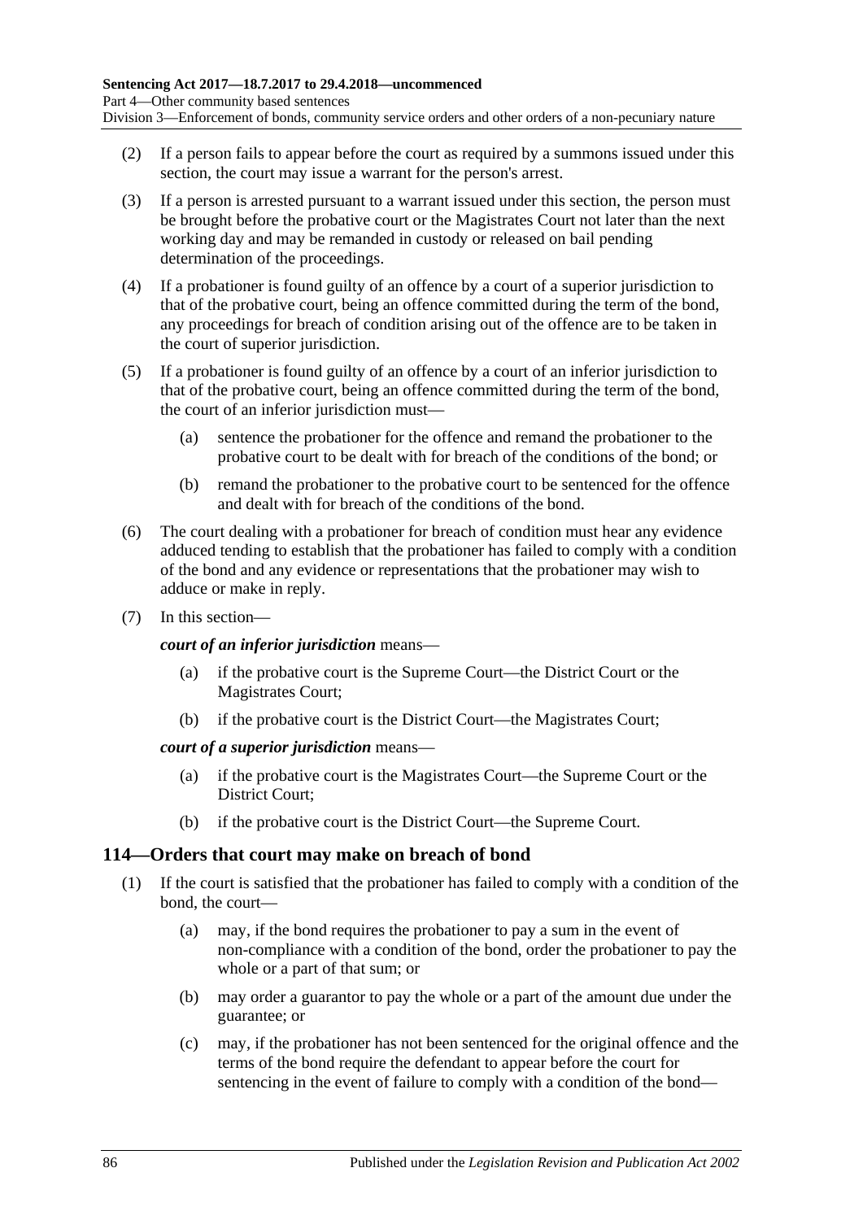(2) If a person fails to appear before the court as required by a summons issued under this section, the court may issue a warrant for the person's arrest.

(3) If a person is arrested pursuant to a warrant issued under this section, the person must be brought before the probative court or the Magistrates Court not later than the next working day and may be remanded in custody or released on bail pending determination of the proceedings.

(4) If a probationer is found guilty of an offence by a court of a superior jurisdiction to that of the probative court, being an offence committed during the term of the bond, any proceedings for breach of condition arising out of the offence are to be taken in the court of superior jurisdiction.

(5) If a probationer is found guilty of an offence by a court of an inferior jurisdiction to that of the probative court, being an offence committed during the term of the bond, the court of an inferior jurisdiction must—

(a) sentence the probationer for the offence and remand the probationer to the probative court to be dealt with for breach of the conditions of the bond; or

(b) remand the probationer to the probative court to be sentenced for the offence and dealt with for breach of the conditions of the bond.

(6) The court dealing with a probationer for breach of condition must hear any evidence adduced tending to establish that the probationer has failed to comply with a condition of the bond and any evidence or representations that the probationer may wish to adduce or make in reply.

(7) In this section—

***court of an inferior jurisdiction*** means—

(a) if the probative court is the Supreme Court—the District Court or the Magistrates Court;

(b) if the probative court is the District Court—the Magistrates Court;

***court of a superior jurisdiction*** means—

(a) if the probative court is the Magistrates Court—the Supreme Court or the District Court;

(b) if the probative court is the District Court—the Supreme Court.

## 114—Orders that court may make on breach of bond

(1) If the court is satisfied that the probationer has failed to comply with a condition of the bond, the court—

(a) may, if the bond requires the probationer to pay a sum in the event of non-compliance with a condition of the bond, order the probationer to pay the whole or a part of that sum; or

(b) may order a guarantor to pay the whole or a part of the amount due under the guarantee; or

(c) may, if the probationer has not been sentenced for the original offence and the terms of the bond require the defendant to appear before the court for sentencing in the event of failure to comply with a condition of the bond—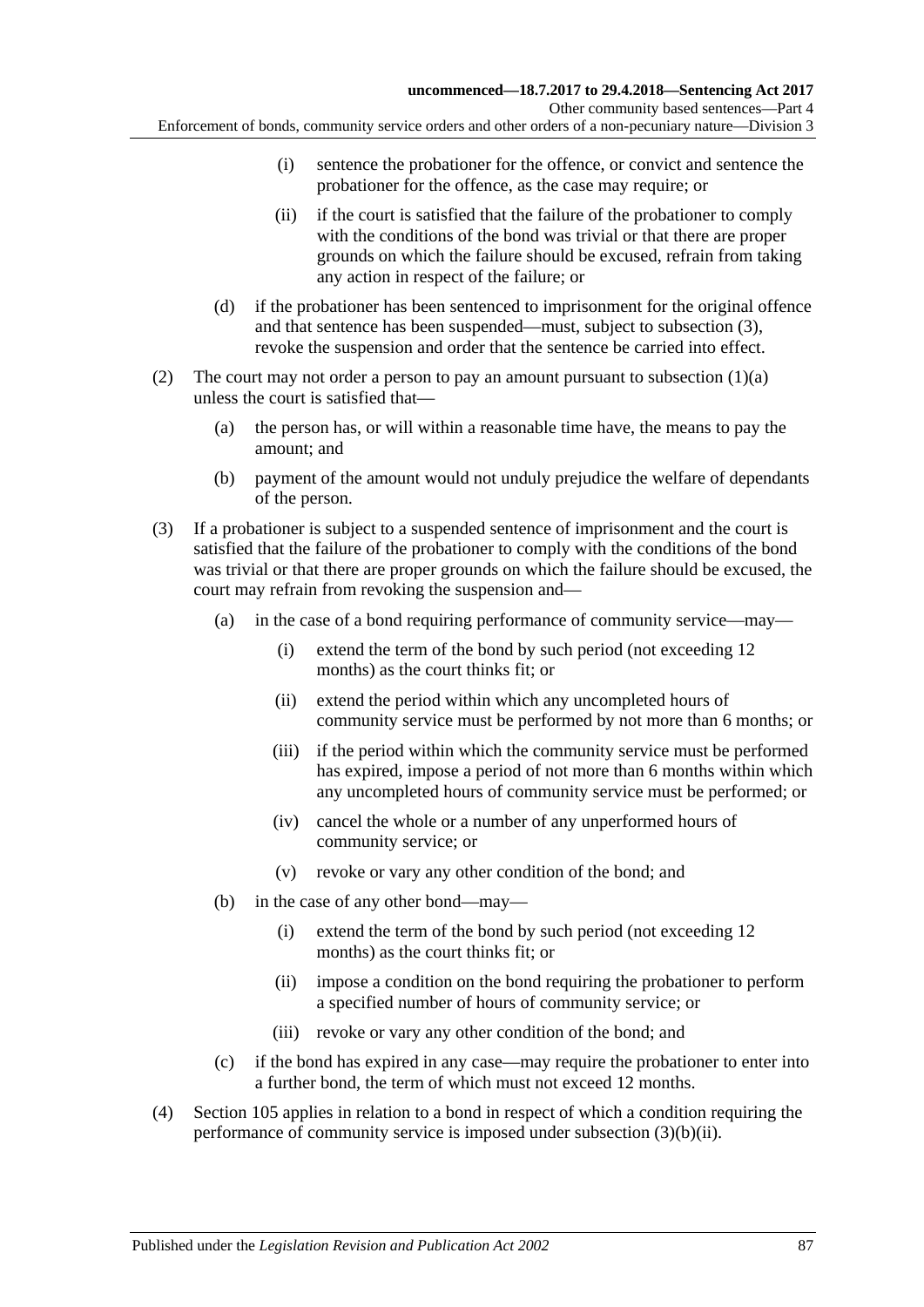(i) sentence the probationer for the offence, or convict and sentence the probationer for the offence, as the case may require; or

(ii) if the court is satisfied that the failure of the probationer to comply with the conditions of the bond was trivial or that there are proper grounds on which the failure should be excused, refrain from taking any action in respect of the failure; or

(d) if the probationer has been sentenced to imprisonment for the original offence and that sentence has been suspended—must, subject to subsection (3), revoke the suspension and order that the sentence be carried into effect.

(2) The court may not order a person to pay an amount pursuant to subsection (1)(a) unless the court is satisfied that—

(a) the person has, or will within a reasonable time have, the means to pay the amount; and

(b) payment of the amount would not unduly prejudice the welfare of dependants of the person.

(3) If a probationer is subject to a suspended sentence of imprisonment and the court is satisfied that the failure of the probationer to comply with the conditions of the bond was trivial or that there are proper grounds on which the failure should be excused, the court may refrain from revoking the suspension and—

(a) in the case of a bond requiring performance of community service—may—

(i) extend the term of the bond by such period (not exceeding 12 months) as the court thinks fit; or

(ii) extend the period within which any uncompleted hours of community service must be performed by not more than 6 months; or

(iii) if the period within which the community service must be performed has expired, impose a period of not more than 6 months within which any uncompleted hours of community service must be performed; or

(iv) cancel the whole or a number of any unperformed hours of community service; or

(v) revoke or vary any other condition of the bond; and

(b) in the case of any other bond—may—

(i) extend the term of the bond by such period (not exceeding 12 months) as the court thinks fit; or

(ii) impose a condition on the bond requiring the probationer to perform a specified number of hours of community service; or

(iii) revoke or vary any other condition of the bond; and

(c) if the bond has expired in any case—may require the probationer to enter into a further bond, the term of which must not exceed 12 months.

(4) Section 105 applies in relation to a bond in respect of which a condition requiring the performance of community service is imposed under subsection (3)(b)(ii).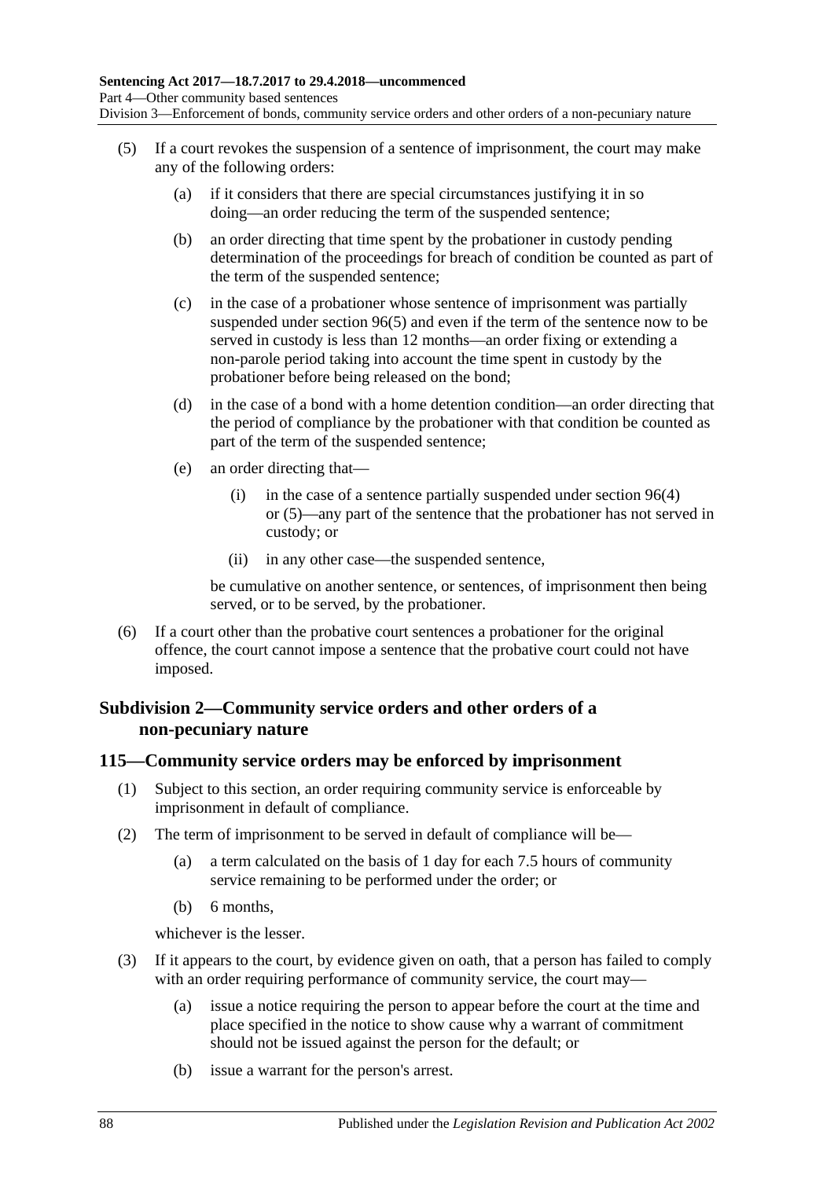(5) If a court revokes the suspension of a sentence of imprisonment, the court may make any of the following orders:

  (a) if it considers that there are special circumstances justifying it in so doing—an order reducing the term of the suspended sentence;

  (b) an order directing that time spent by the probationer in custody pending determination of the proceedings for breach of condition be counted as part of the term of the suspended sentence;

  (c) in the case of a probationer whose sentence of imprisonment was partially suspended under section 96(5) and even if the term of the sentence now to be served in custody is less than 12 months—an order fixing or extending a non-parole period taking into account the time spent in custody by the probationer before being released on the bond;

  (d) in the case of a bond with a home detention condition—an order directing that the period of compliance by the probationer with that condition be counted as part of the term of the suspended sentence;

  (e) an order directing that—

    (i) in the case of a sentence partially suspended under section 96(4) or (5)—any part of the sentence that the probationer has not served in custody; or

    (ii) in any other case—the suspended sentence,

  be cumulative on another sentence, or sentences, of imprisonment then being served, or to be served, by the probationer.

(6) If a court other than the probative court sentences a probationer for the original offence, the court cannot impose a sentence that the probative court could not have imposed.

## Subdivision 2—Community service orders and other orders of a non-pecuniary nature

### 115—Community service orders may be enforced by imprisonment

(1) Subject to this section, an order requiring community service is enforceable by imprisonment in default of compliance.

(2) The term of imprisonment to be served in default of compliance will be—

  (a) a term calculated on the basis of 1 day for each 7.5 hours of community service remaining to be performed under the order; or

  (b) 6 months,

  whichever is the lesser.

(3) If it appears to the court, by evidence given on oath, that a person has failed to comply with an order requiring performance of community service, the court may—

  (a) issue a notice requiring the person to appear before the court at the time and place specified in the notice to show cause why a warrant of commitment should not be issued against the person for the default; or

  (b) issue a warrant for the person's arrest.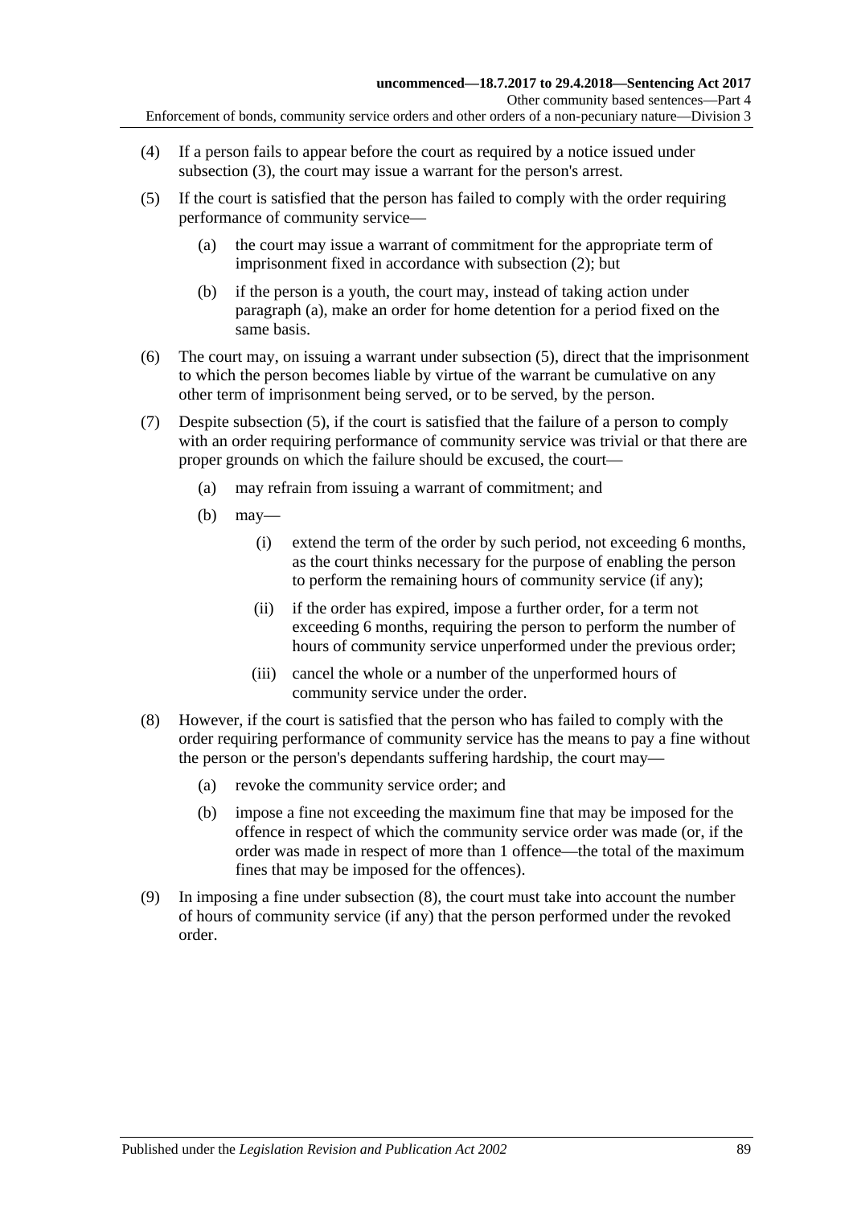(4) If a person fails to appear before the court as required by a notice issued under subsection (3), the court may issue a warrant for the person's arrest.

(5) If the court is satisfied that the person has failed to comply with the order requiring performance of community service—

  (a) the court may issue a warrant of commitment for the appropriate term of imprisonment fixed in accordance with subsection (2); but

  (b) if the person is a youth, the court may, instead of taking action under paragraph (a), make an order for home detention for a period fixed on the same basis.

(6) The court may, on issuing a warrant under subsection (5), direct that the imprisonment to which the person becomes liable by virtue of the warrant be cumulative on any other term of imprisonment being served, or to be served, by the person.

(7) Despite subsection (5), if the court is satisfied that the failure of a person to comply with an order requiring performance of community service was trivial or that there are proper grounds on which the failure should be excused, the court—

  (a) may refrain from issuing a warrant of commitment; and

  (b) may—

    (i) extend the term of the order by such period, not exceeding 6 months, as the court thinks necessary for the purpose of enabling the person to perform the remaining hours of community service (if any);

    (ii) if the order has expired, impose a further order, for a term not exceeding 6 months, requiring the person to perform the number of hours of community service unperformed under the previous order;

    (iii) cancel the whole or a number of the unperformed hours of community service under the order.

(8) However, if the court is satisfied that the person who has failed to comply with the order requiring performance of community service has the means to pay a fine without the person or the person's dependants suffering hardship, the court may—

  (a) revoke the community service order; and

  (b) impose a fine not exceeding the maximum fine that may be imposed for the offence in respect of which the community service order was made (or, if the order was made in respect of more than 1 offence—the total of the maximum fines that may be imposed for the offences).

(9) In imposing a fine under subsection (8), the court must take into account the number of hours of community service (if any) that the person performed under the revoked order.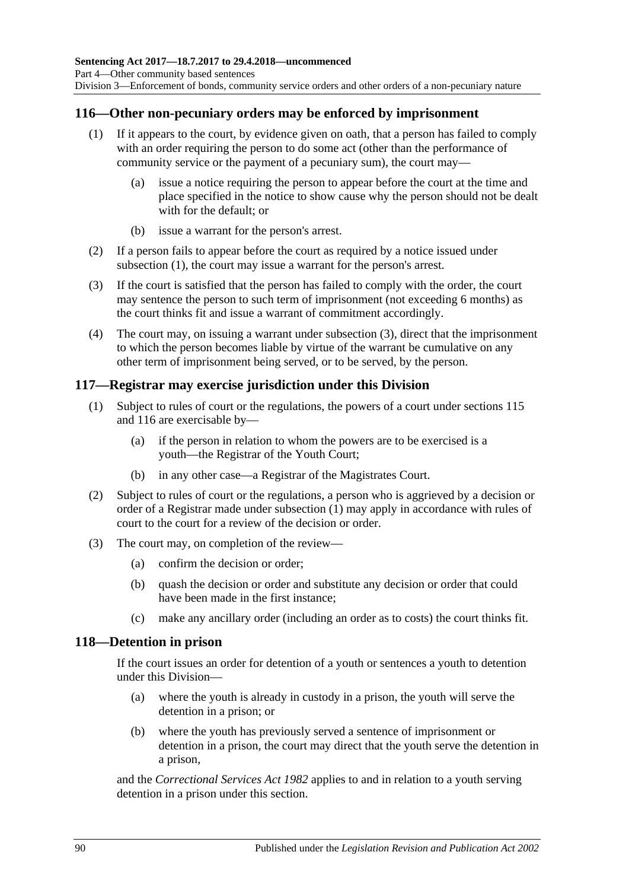## 116—Other non-pecuniary orders may be enforced by imprisonment

(1) If it appears to the court, by evidence given on oath, that a person has failed to comply with an order requiring the person to do some act (other than the performance of community service or the payment of a pecuniary sum), the court may—

- (a) issue a notice requiring the person to appear before the court at the time and place specified in the notice to show cause why the person should not be dealt with for the default; or
- (b) issue a warrant for the person's arrest.

(2) If a person fails to appear before the court as required by a notice issued under subsection (1), the court may issue a warrant for the person's arrest.

(3) If the court is satisfied that the person has failed to comply with the order, the court may sentence the person to such term of imprisonment (not exceeding 6 months) as the court thinks fit and issue a warrant of commitment accordingly.

(4) The court may, on issuing a warrant under subsection (3), direct that the imprisonment to which the person becomes liable by virtue of the warrant be cumulative on any other term of imprisonment being served, or to be served, by the person.

## 117—Registrar may exercise jurisdiction under this Division

(1) Subject to rules of court or the regulations, the powers of a court under sections 115 and 116 are exercisable by—

- (a) if the person in relation to whom the powers are to be exercised is a youth—the Registrar of the Youth Court;
- (b) in any other case—a Registrar of the Magistrates Court.

(2) Subject to rules of court or the regulations, a person who is aggrieved by a decision or order of a Registrar made under subsection (1) may apply in accordance with rules of court to the court for a review of the decision or order.

(3) The court may, on completion of the review—

- (a) confirm the decision or order;
- (b) quash the decision or order and substitute any decision or order that could have been made in the first instance;
- (c) make any ancillary order (including an order as to costs) the court thinks fit.

## 118—Detention in prison

If the court issues an order for detention of a youth or sentences a youth to detention under this Division—

- (a) where the youth is already in custody in a prison, the youth will serve the detention in a prison; or
- (b) where the youth has previously served a sentence of imprisonment or detention in a prison, the court may direct that the youth serve the detention in a prison,

and the *Correctional Services Act 1982* applies to and in relation to a youth serving detention in a prison under this section.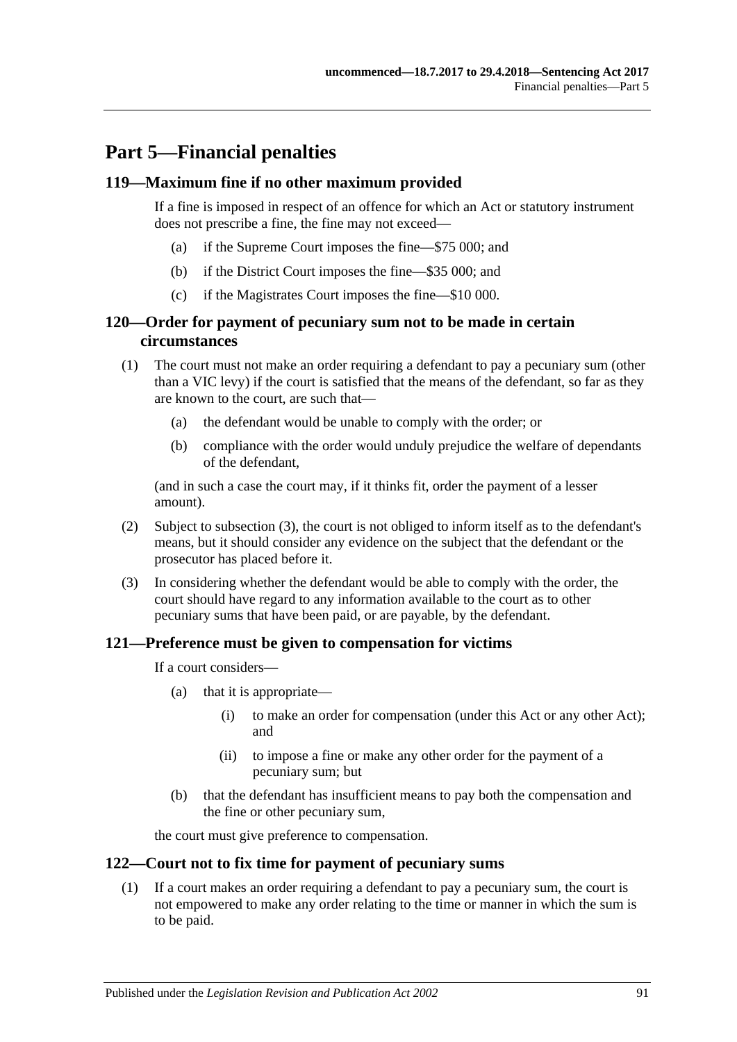# Part 5—Financial penalties

## 119—Maximum fine if no other maximum provided

If a fine is imposed in respect of an offence for which an Act or statutory instrument does not prescribe a fine, the fine may not exceed—

- (a) if the Supreme Court imposes the fine—$75 000; and
- (b) if the District Court imposes the fine—$35 000; and
- (c) if the Magistrates Court imposes the fine—$10 000.

## 120—Order for payment of pecuniary sum not to be made in certain circumstances

(1) The court must not make an order requiring a defendant to pay a pecuniary sum (other than a VIC levy) if the court is satisfied that the means of the defendant, so far as they are known to the court, are such that—

- (a) the defendant would be unable to comply with the order; or
- (b) compliance with the order would unduly prejudice the welfare of dependants of the defendant,

(and in such a case the court may, if it thinks fit, order the payment of a lesser amount).

(2) Subject to subsection (3), the court is not obliged to inform itself as to the defendant's means, but it should consider any evidence on the subject that the defendant or the prosecutor has placed before it.

(3) In considering whether the defendant would be able to comply with the order, the court should have regard to any information available to the court as to other pecuniary sums that have been paid, or are payable, by the defendant.

## 121—Preference must be given to compensation for victims

If a court considers—

- (a) that it is appropriate—
  - (i) to make an order for compensation (under this Act or any other Act); and
  - (ii) to impose a fine or make any other order for the payment of a pecuniary sum; but
- (b) that the defendant has insufficient means to pay both the compensation and the fine or other pecuniary sum,

the court must give preference to compensation.

## 122—Court not to fix time for payment of pecuniary sums

(1) If a court makes an order requiring a defendant to pay a pecuniary sum, the court is not empowered to make any order relating to the time or manner in which the sum is to be paid.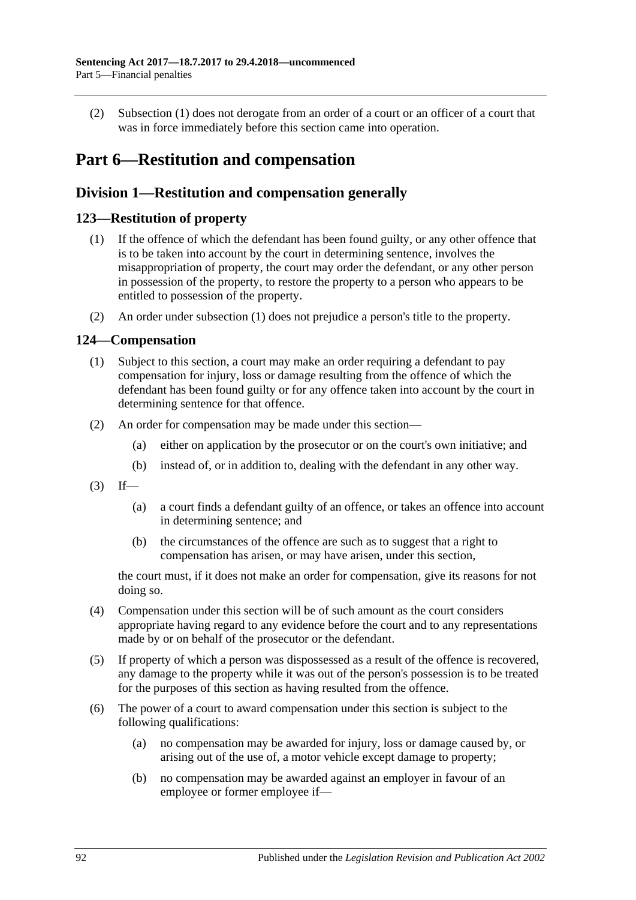(2) Subsection (1) does not derogate from an order of a court or an officer of a court that was in force immediately before this section came into operation.

# Part 6—Restitution and compensation

## Division 1—Restitution and compensation generally

### 123—Restitution of property

(1) If the offence of which the defendant has been found guilty, or any other offence that is to be taken into account by the court in determining sentence, involves the misappropriation of property, the court may order the defendant, or any other person in possession of the property, to restore the property to a person who appears to be entitled to possession of the property.

(2) An order under subsection (1) does not prejudice a person's title to the property.

### 124—Compensation

(1) Subject to this section, a court may make an order requiring a defendant to pay compensation for injury, loss or damage resulting from the offence of which the defendant has been found guilty or for any offence taken into account by the court in determining sentence for that offence.

(2) An order for compensation may be made under this section—

  (a) either on application by the prosecutor or on the court's own initiative; and

  (b) instead of, or in addition to, dealing with the defendant in any other way.

(3) If—

  (a) a court finds a defendant guilty of an offence, or takes an offence into account in determining sentence; and

  (b) the circumstances of the offence are such as to suggest that a right to compensation has arisen, or may have arisen, under this section,

the court must, if it does not make an order for compensation, give its reasons for not doing so.

(4) Compensation under this section will be of such amount as the court considers appropriate having regard to any evidence before the court and to any representations made by or on behalf of the prosecutor or the defendant.

(5) If property of which a person was dispossessed as a result of the offence is recovered, any damage to the property while it was out of the person's possession is to be treated for the purposes of this section as having resulted from the offence.

(6) The power of a court to award compensation under this section is subject to the following qualifications:

  (a) no compensation may be awarded for injury, loss or damage caused by, or arising out of the use of, a motor vehicle except damage to property;

  (b) no compensation may be awarded against an employer in favour of an employee or former employee if—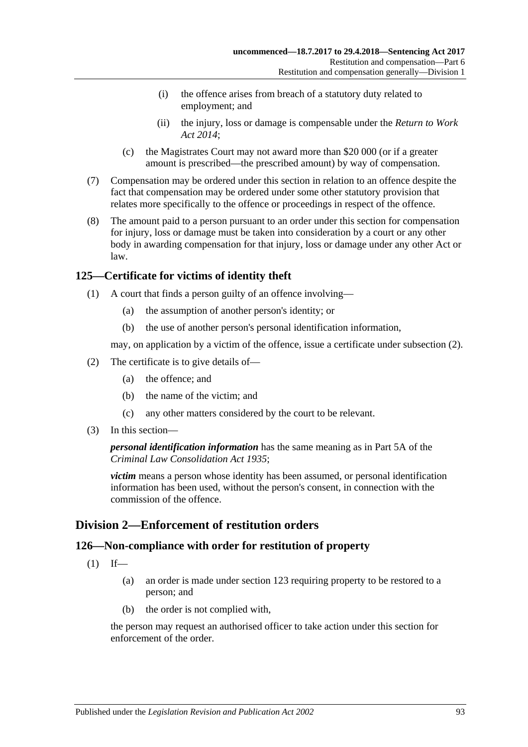(i) the offence arises from breach of a statutory duty related to employment; and

(ii) the injury, loss or damage is compensable under the *Return to Work Act 2014*;

(c) the Magistrates Court may not award more than $20 000 (or if a greater amount is prescribed—the prescribed amount) by way of compensation.

(7) Compensation may be ordered under this section in relation to an offence despite the fact that compensation may be ordered under some other statutory provision that relates more specifically to the offence or proceedings in respect of the offence.

(8) The amount paid to a person pursuant to an order under this section for compensation for injury, loss or damage must be taken into consideration by a court or any other body in awarding compensation for that injury, loss or damage under any other Act or law.

## 125—Certificate for victims of identity theft

(1) A court that finds a person guilty of an offence involving—

(a) the assumption of another person's identity; or

(b) the use of another person's personal identification information,

may, on application by a victim of the offence, issue a certificate under subsection (2).

(2) The certificate is to give details of—

(a) the offence; and

(b) the name of the victim; and

(c) any other matters considered by the court to be relevant.

(3) In this section—

***personal identification information*** has the same meaning as in Part 5A of the *Criminal Law Consolidation Act 1935*;

***victim*** means a person whose identity has been assumed, or personal identification information has been used, without the person's consent, in connection with the commission of the offence.

# Division 2—Enforcement of restitution orders

## 126—Non-compliance with order for restitution of property

(1) If—

(a) an order is made under section 123 requiring property to be restored to a person; and

(b) the order is not complied with,

the person may request an authorised officer to take action under this section for enforcement of the order.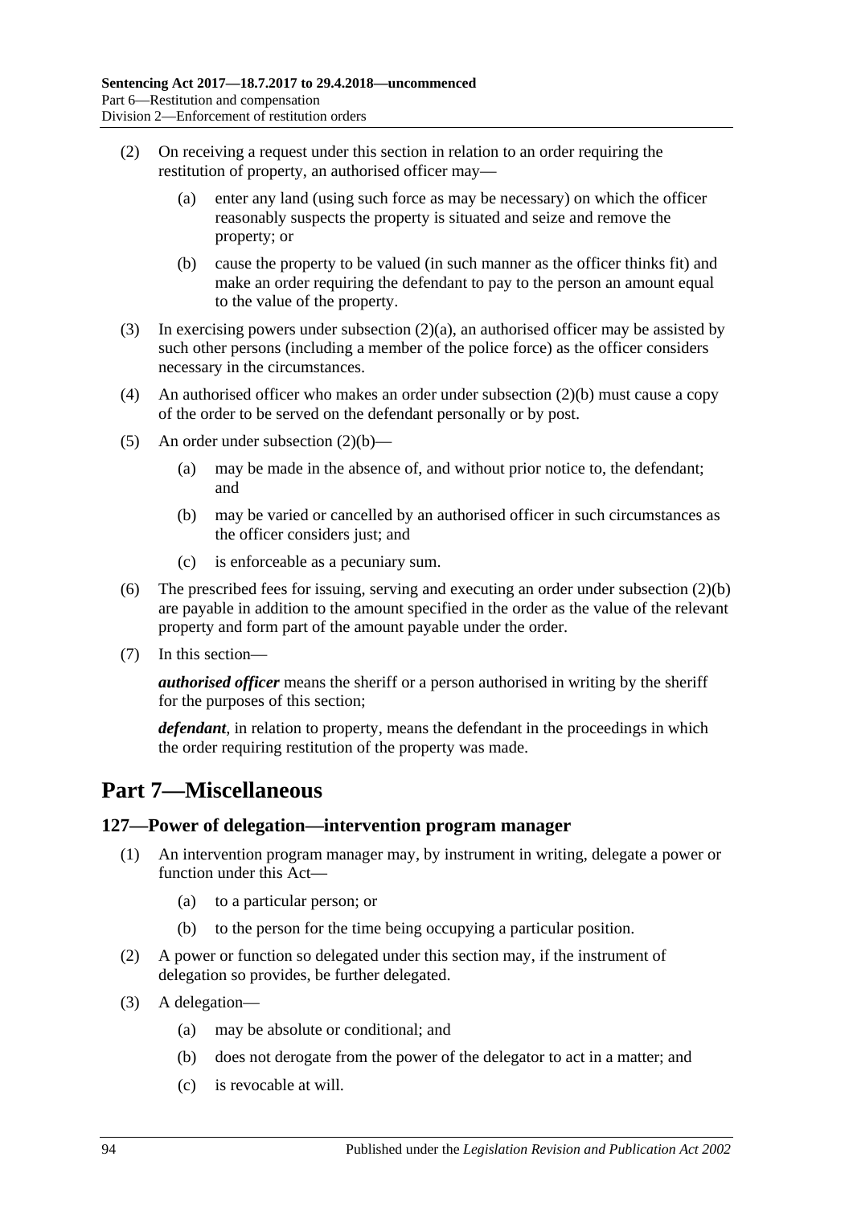(2) On receiving a request under this section in relation to an order requiring the restitution of property, an authorised officer may—

(a) enter any land (using such force as may be necessary) on which the officer reasonably suspects the property is situated and seize and remove the property; or

(b) cause the property to be valued (in such manner as the officer thinks fit) and make an order requiring the defendant to pay to the person an amount equal to the value of the property.

(3) In exercising powers under subsection (2)(a), an authorised officer may be assisted by such other persons (including a member of the police force) as the officer considers necessary in the circumstances.

(4) An authorised officer who makes an order under subsection (2)(b) must cause a copy of the order to be served on the defendant personally or by post.

(5) An order under subsection (2)(b)—

(a) may be made in the absence of, and without prior notice to, the defendant; and

(b) may be varied or cancelled by an authorised officer in such circumstances as the officer considers just; and

(c) is enforceable as a pecuniary sum.

(6) The prescribed fees for issuing, serving and executing an order under subsection (2)(b) are payable in addition to the amount specified in the order as the value of the relevant property and form part of the amount payable under the order.

(7) In this section—

***authorised officer*** means the sheriff or a person authorised in writing by the sheriff for the purposes of this section;

***defendant***, in relation to property, means the defendant in the proceedings in which the order requiring restitution of the property was made.

# Part 7—Miscellaneous

## 127—Power of delegation—intervention program manager

(1) An intervention program manager may, by instrument in writing, delegate a power or function under this Act—

(a) to a particular person; or

(b) to the person for the time being occupying a particular position.

(2) A power or function so delegated under this section may, if the instrument of delegation so provides, be further delegated.

(3) A delegation—

(a) may be absolute or conditional; and

(b) does not derogate from the power of the delegator to act in a matter; and

(c) is revocable at will.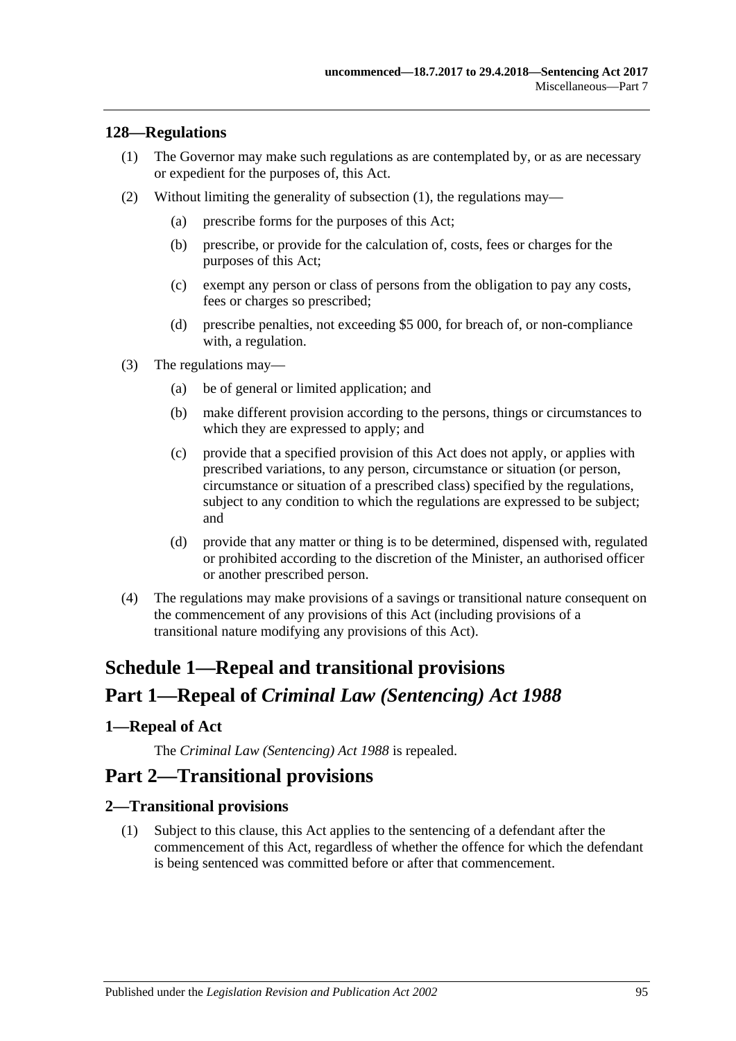### 128—Regulations

(1) The Governor may make such regulations as are contemplated by, or as are necessary or expedient for the purposes of, this Act.

(2) Without limiting the generality of subsection (1), the regulations may—

(a) prescribe forms for the purposes of this Act;

(b) prescribe, or provide for the calculation of, costs, fees or charges for the purposes of this Act;

(c) exempt any person or class of persons from the obligation to pay any costs, fees or charges so prescribed;

(d) prescribe penalties, not exceeding $5 000, for breach of, or non-compliance with, a regulation.

(3) The regulations may—

(a) be of general or limited application; and

(b) make different provision according to the persons, things or circumstances to which they are expressed to apply; and

(c) provide that a specified provision of this Act does not apply, or applies with prescribed variations, to any person, circumstance or situation (or person, circumstance or situation of a prescribed class) specified by the regulations, subject to any condition to which the regulations are expressed to be subject; and

(d) provide that any matter or thing is to be determined, dispensed with, regulated or prohibited according to the discretion of the Minister, an authorised officer or another prescribed person.

(4) The regulations may make provisions of a savings or transitional nature consequent on the commencement of any provisions of this Act (including provisions of a transitional nature modifying any provisions of this Act).

# Schedule 1—Repeal and transitional provisions

# Part 1—Repeal of *Criminal Law (Sentencing) Act 1988*

### 1—Repeal of Act

The *Criminal Law (Sentencing) Act 1988* is repealed.

# Part 2—Transitional provisions

### 2—Transitional provisions

(1) Subject to this clause, this Act applies to the sentencing of a defendant after the commencement of this Act, regardless of whether the offence for which the defendant is being sentenced was committed before or after that commencement.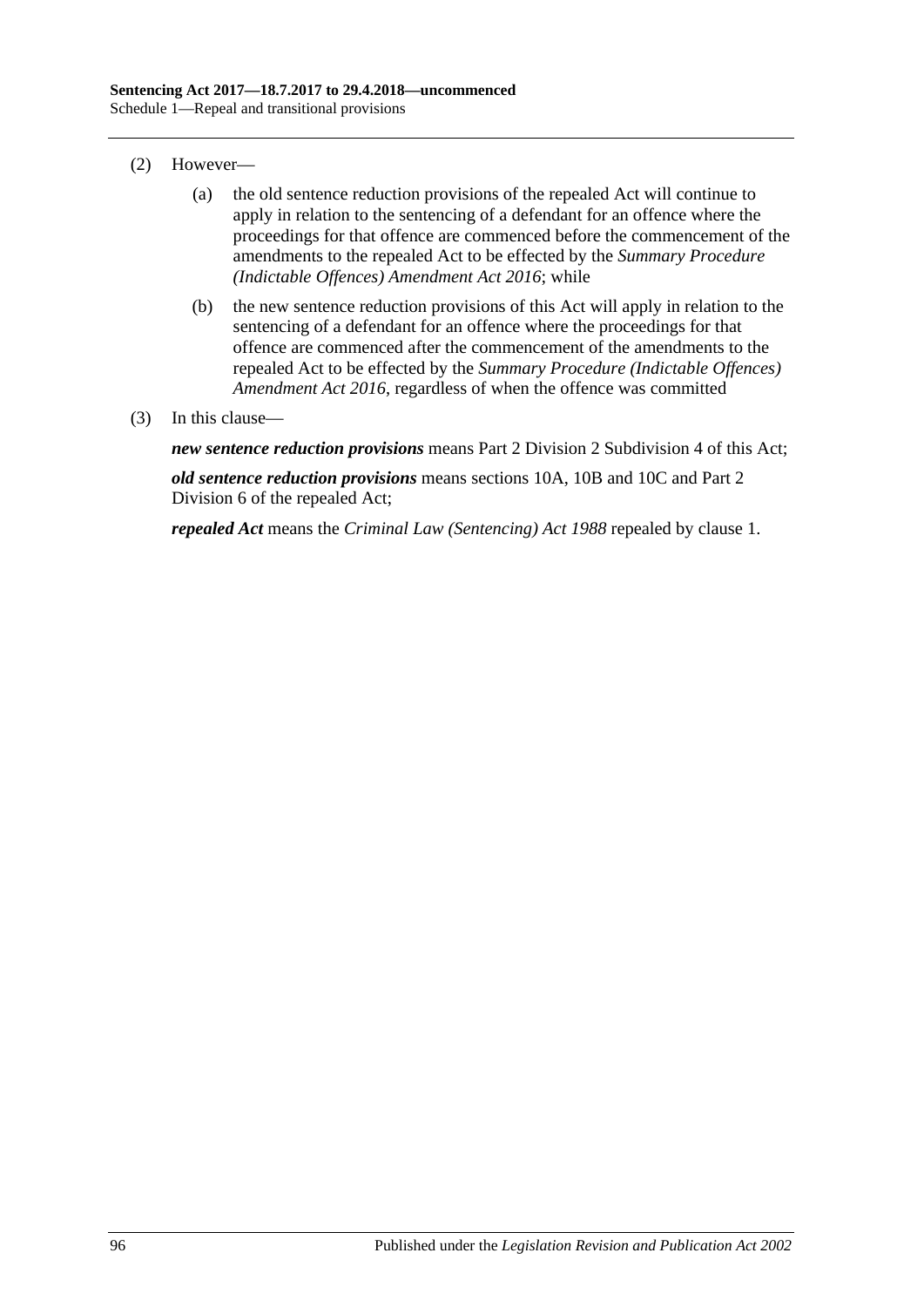(2) However—

(a) the old sentence reduction provisions of the repealed Act will continue to apply in relation to the sentencing of a defendant for an offence where the proceedings for that offence are commenced before the commencement of the amendments to the repealed Act to be effected by the *Summary Procedure (Indictable Offences) Amendment Act 2016*; while

(b) the new sentence reduction provisions of this Act will apply in relation to the sentencing of a defendant for an offence where the proceedings for that offence are commenced after the commencement of the amendments to the repealed Act to be effected by the *Summary Procedure (Indictable Offences) Amendment Act 2016*, regardless of when the offence was committed

(3) In this clause—

***new sentence reduction provisions*** means Part 2 Division 2 Subdivision 4 of this Act;

***old sentence reduction provisions*** means sections 10A, 10B and 10C and Part 2 Division 6 of the repealed Act;

***repealed Act*** means the *Criminal Law (Sentencing) Act 1988* repealed by clause 1.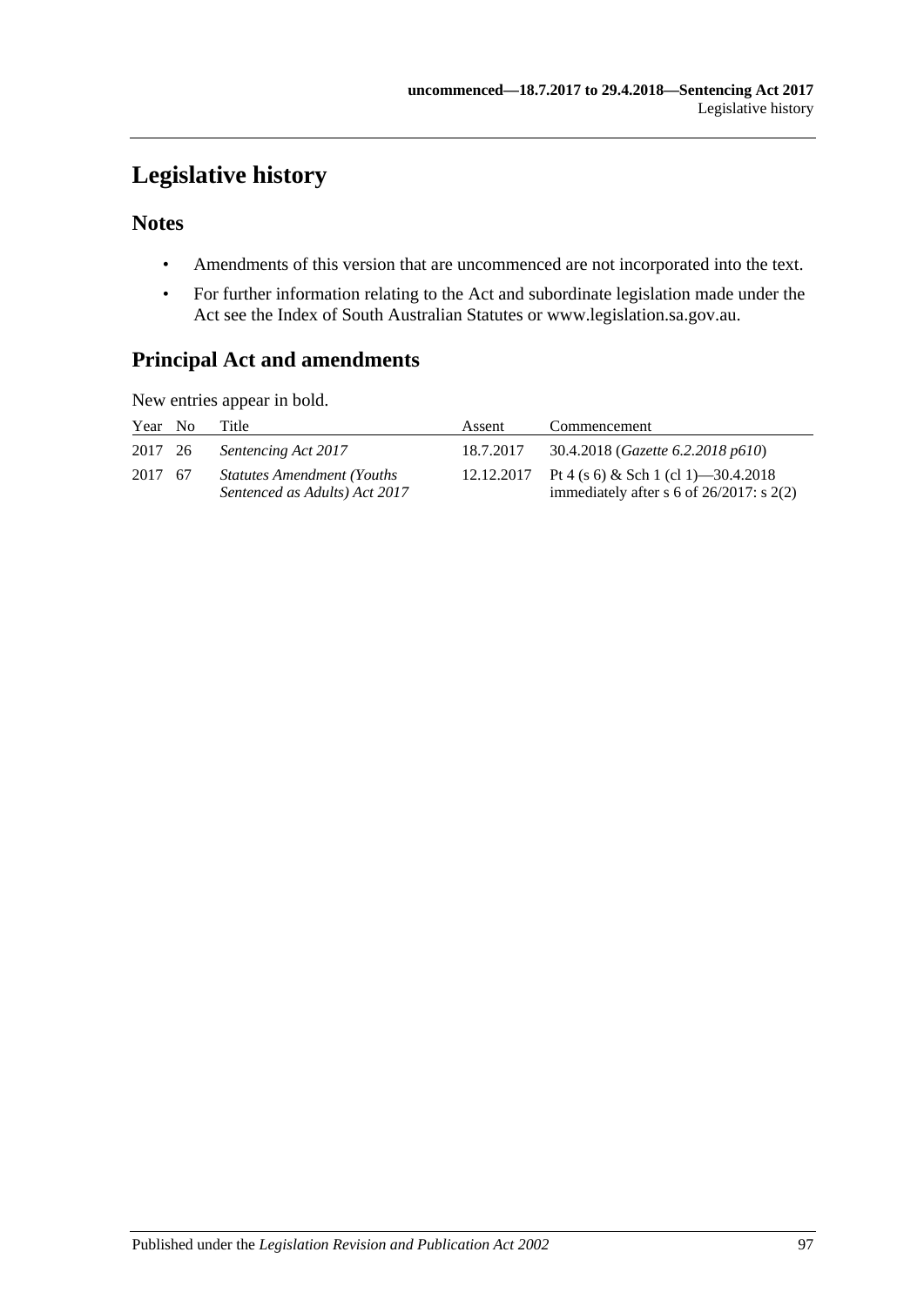# Legislative history

## Notes

- Amendments of this version that are uncommenced are not incorporated into the text.
- For further information relating to the Act and subordinate legislation made under the Act see the Index of South Australian Statutes or www.legislation.sa.gov.au.

## Principal Act and amendments

New entries appear in bold.

| Year | No | Title | Assent | Commencement |
|---|---|---|---|---|
| 2017 | 26 | *Sentencing Act 2017* | 18.7.2017 | 30.4.2018 (*Gazette 6.2.2018 p610*) |
| 2017 | 67 | *Statutes Amendment (Youths Sentenced as Adults) Act 2017* | 12.12.2017 | Pt 4 (s 6) & Sch 1 (cl 1)—30.4.2018 immediately after s 6 of 26/2017: s 2(2) |